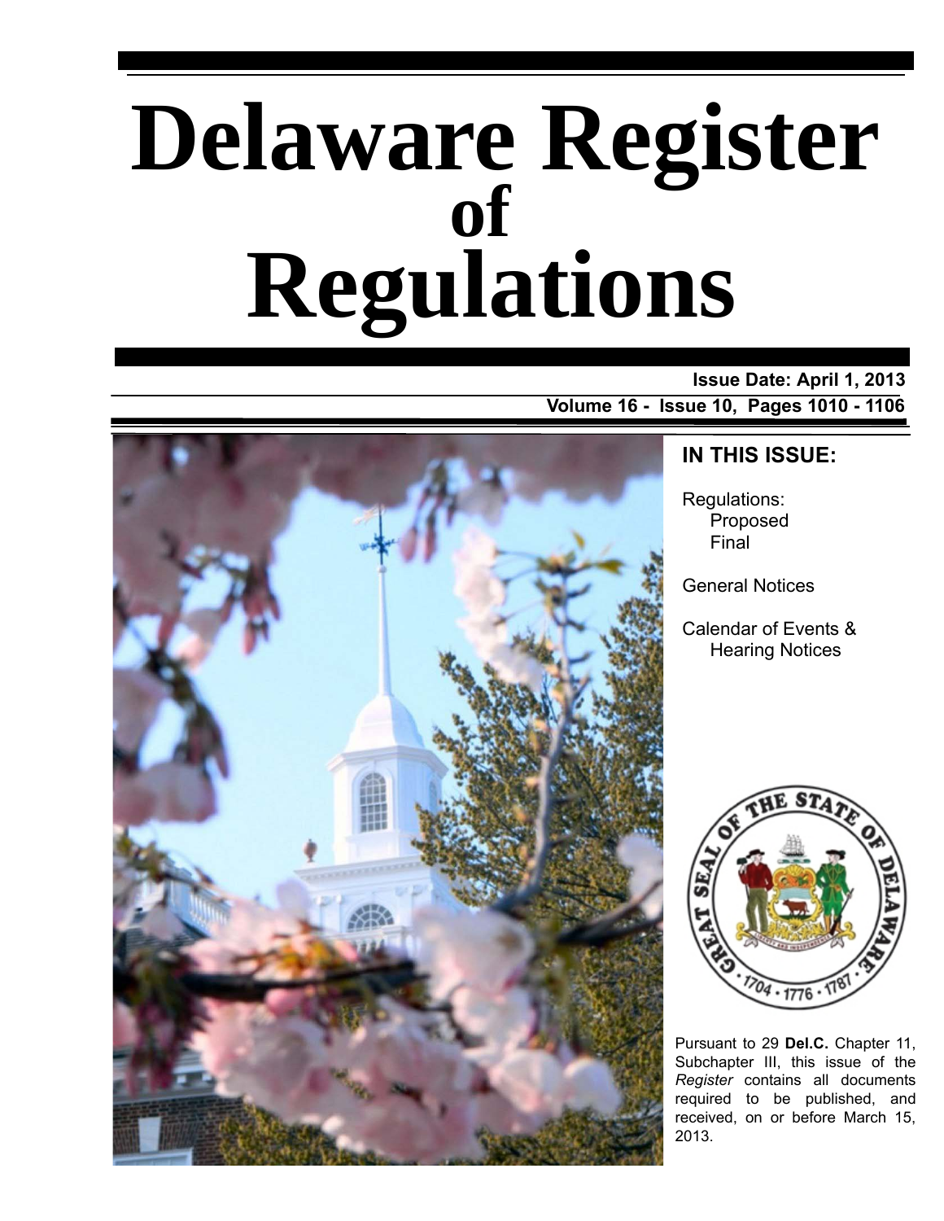# Delaware Register of Regulations

**Issue Date: April 1, 2013**

**Volume 16 - Issue 10, Pages 1010 - 1106**

## IN THIS ISSUE:

Regulations:
- Proposed
- Final

General Notices

Calendar of Events & Hearing Notices

Pursuant to 29 **Del.C.** Chapter 11, Subchapter III, this issue of the *Register* contains all documents required to be published, and received, on or before March 15, 2013.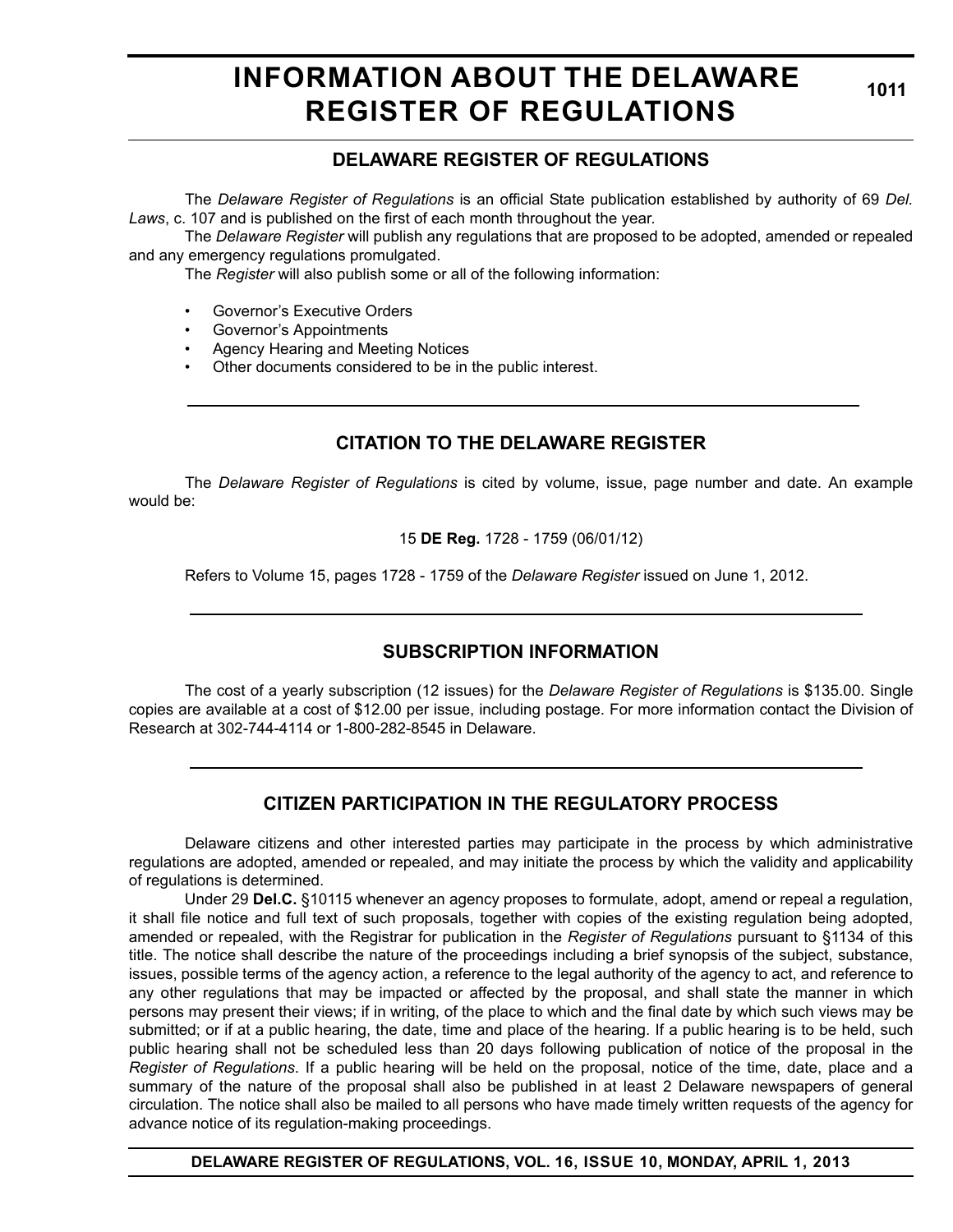# INFORMATION ABOUT THE DELAWARE REGISTER OF REGULATIONS

## DELAWARE REGISTER OF REGULATIONS

The *Delaware Register of Regulations* is an official State publication established by authority of 69 *Del. Laws*, c. 107 and is published on the first of each month throughout the year.

The *Delaware Register* will publish any regulations that are proposed to be adopted, amended or repealed and any emergency regulations promulgated.

The *Register* will also publish some or all of the following information:

- Governor's Executive Orders
- Governor's Appointments
- Agency Hearing and Meeting Notices
- Other documents considered to be in the public interest.

## CITATION TO THE DELAWARE REGISTER

The *Delaware Register of Regulations* is cited by volume, issue, page number and date. An example would be:

15 **DE Reg.** 1728 - 1759 (06/01/12)

Refers to Volume 15, pages 1728 - 1759 of the *Delaware Register* issued on June 1, 2012.

## SUBSCRIPTION INFORMATION

The cost of a yearly subscription (12 issues) for the *Delaware Register of Regulations* is $135.00. Single copies are available at a cost of $12.00 per issue, including postage. For more information contact the Division of Research at 302-744-4114 or 1-800-282-8545 in Delaware.

## CITIZEN PARTICIPATION IN THE REGULATORY PROCESS

Delaware citizens and other interested parties may participate in the process by which administrative regulations are adopted, amended or repealed, and may initiate the process by which the validity and applicability of regulations is determined.

Under 29 **Del.C.** §10115 whenever an agency proposes to formulate, adopt, amend or repeal a regulation, it shall file notice and full text of such proposals, together with copies of the existing regulation being adopted, amended or repealed, with the Registrar for publication in the *Register of Regulations* pursuant to §1134 of this title. The notice shall describe the nature of the proceedings including a brief synopsis of the subject, substance, issues, possible terms of the agency action, a reference to the legal authority of the agency to act, and reference to any other regulations that may be impacted or affected by the proposal, and shall state the manner in which persons may present their views; if in writing, of the place to which and the final date by which such views may be submitted; or if at a public hearing, the date, time and place of the hearing. If a public hearing is to be held, such public hearing shall not be scheduled less than 20 days following publication of notice of the proposal in the *Register of Regulations*. If a public hearing will be held on the proposal, notice of the time, date, place and a summary of the nature of the proposal shall also be published in at least 2 Delaware newspapers of general circulation. The notice shall also be mailed to all persons who have made timely written requests of the agency for advance notice of its regulation-making proceedings.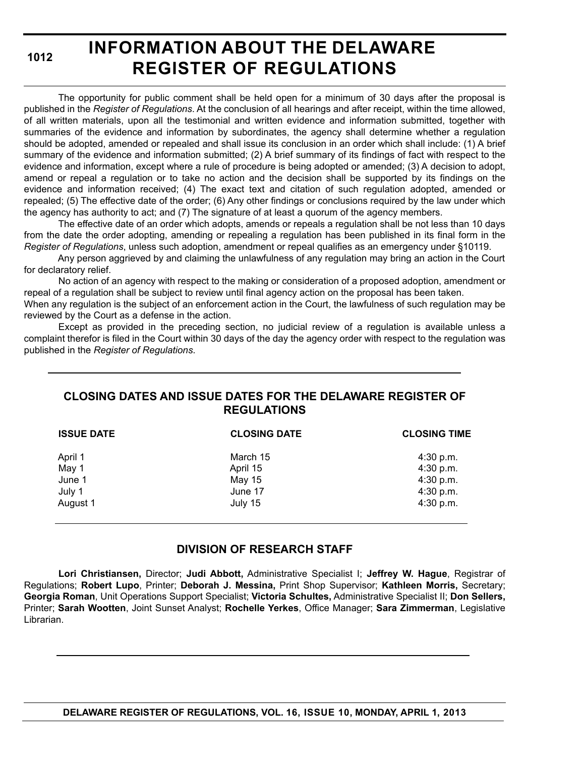# INFORMATION ABOUT THE DELAWARE REGISTER OF REGULATIONS

The opportunity for public comment shall be held open for a minimum of 30 days after the proposal is published in the *Register of Regulations*. At the conclusion of all hearings and after receipt, within the time allowed, of all written materials, upon all the testimonial and written evidence and information submitted, together with summaries of the evidence and information by subordinates, the agency shall determine whether a regulation should be adopted, amended or repealed and shall issue its conclusion in an order which shall include: (1) A brief summary of the evidence and information submitted; (2) A brief summary of its findings of fact with respect to the evidence and information, except where a rule of procedure is being adopted or amended; (3) A decision to adopt, amend or repeal a regulation or to take no action and the decision shall be supported by its findings on the evidence and information received; (4) The exact text and citation of such regulation adopted, amended or repealed; (5) The effective date of the order; (6) Any other findings or conclusions required by the law under which the agency has authority to act; and (7) The signature of at least a quorum of the agency members.

The effective date of an order which adopts, amends or repeals a regulation shall be not less than 10 days from the date the order adopting, amending or repealing a regulation has been published in its final form in the *Register of Regulations*, unless such adoption, amendment or repeal qualifies as an emergency under §10119.

Any person aggrieved by and claiming the unlawfulness of any regulation may bring an action in the Court for declaratory relief.

No action of an agency with respect to the making or consideration of a proposed adoption, amendment or repeal of a regulation shall be subject to review until final agency action on the proposal has been taken.

When any regulation is the subject of an enforcement action in the Court, the lawfulness of such regulation may be reviewed by the Court as a defense in the action.

Except as provided in the preceding section, no judicial review of a regulation is available unless a complaint therefor is filed in the Court within 30 days of the day the agency order with respect to the regulation was published in the *Register of Regulations*.

## CLOSING DATES AND ISSUE DATES FOR THE DELAWARE REGISTER OF REGULATIONS

| ISSUE DATE | CLOSING DATE | CLOSING TIME |
|---|---|---|
| April 1 | March 15 | 4:30 p.m. |
| May 1 | April 15 | 4:30 p.m. |
| June 1 | May 15 | 4:30 p.m. |
| July 1 | June 17 | 4:30 p.m. |
| August 1 | July 15 | 4:30 p.m. |

## DIVISION OF RESEARCH STAFF

**Lori Christiansen,** Director; **Judi Abbott,** Administrative Specialist I; **Jeffrey W. Hague**, Registrar of Regulations; **Robert Lupo**, Printer; **Deborah J. Messina,** Print Shop Supervisor; **Kathleen Morris,** Secretary; **Georgia Roman**, Unit Operations Support Specialist; **Victoria Schultes,** Administrative Specialist II; **Don Sellers,** Printer; **Sarah Wootten**, Joint Sunset Analyst; **Rochelle Yerkes**, Office Manager; **Sara Zimmerman**, Legislative Librarian.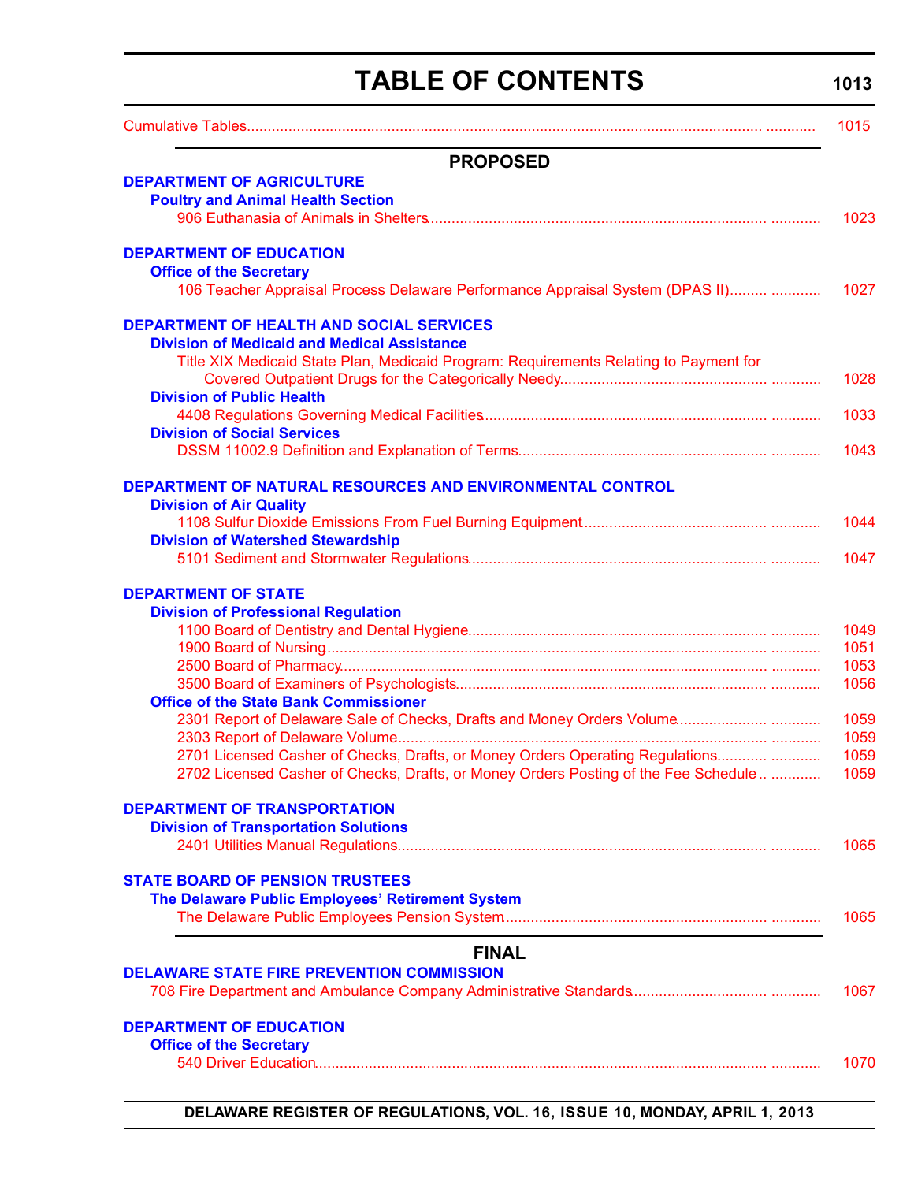# TABLE OF CONTENTS

Cumulative Tables ........................................................................ 1015

## PROPOSED

**DEPARTMENT OF AGRICULTURE**

**Poultry and Animal Health Section**

906 Euthanasia of Animals in Shelters ........................................................................ 1023

**DEPARTMENT OF EDUCATION**

**Office of the Secretary**

106 Teacher Appraisal Process Delaware Performance Appraisal System (DPAS II) ........................................................................ 1027

**DEPARTMENT OF HEALTH AND SOCIAL SERVICES**

**Division of Medicaid and Medical Assistance**

Title XIX Medicaid State Plan, Medicaid Program: Requirements Relating to Payment for Covered Outpatient Drugs for the Categorically Needy ........................................................................ 1028

**Division of Public Health**

4408 Regulations Governing Medical Facilities ........................................................................ 1033

**Division of Social Services**

DSSM 11002.9 Definition and Explanation of Terms ........................................................................ 1043

**DEPARTMENT OF NATURAL RESOURCES AND ENVIRONMENTAL CONTROL**

**Division of Air Quality**

1108 Sulfur Dioxide Emissions From Fuel Burning Equipment ........................................................................ 1044

**Division of Watershed Stewardship**

5101 Sediment and Stormwater Regulations ........................................................................ 1047

**DEPARTMENT OF STATE**

**Division of Professional Regulation**

1100 Board of Dentistry and Dental Hygiene ........................................................................ 1049

1900 Board of Nursing ........................................................................ 1051

2500 Board of Pharmacy ........................................................................ 1053

3500 Board of Examiners of Psychologists ........................................................................ 1056

**Office of the State Bank Commissioner**

2301 Report of Delaware Sale of Checks, Drafts and Money Orders Volume ........................................................................ 1059

2303 Report of Delaware Volume ........................................................................ 1059

2701 Licensed Casher of Checks, Drafts, or Money Orders Operating Regulations ........................................................................ 1059

2702 Licensed Casher of Checks, Drafts, or Money Orders Posting of the Fee Schedule ........................................................................ 1059

**DEPARTMENT OF TRANSPORTATION**

**Division of Transportation Solutions**

2401 Utilities Manual Regulations ........................................................................ 1065

**STATE BOARD OF PENSION TRUSTEES**

**The Delaware Public Employees' Retirement System**

The Delaware Public Employees Pension System ........................................................................ 1065

## FINAL

**DELAWARE STATE FIRE PREVENTION COMMISSION**

708 Fire Department and Ambulance Company Administrative Standards ........................................................................ 1067

**DEPARTMENT OF EDUCATION**

**Office of the Secretary**

540 Driver Education ........................................................................ 1070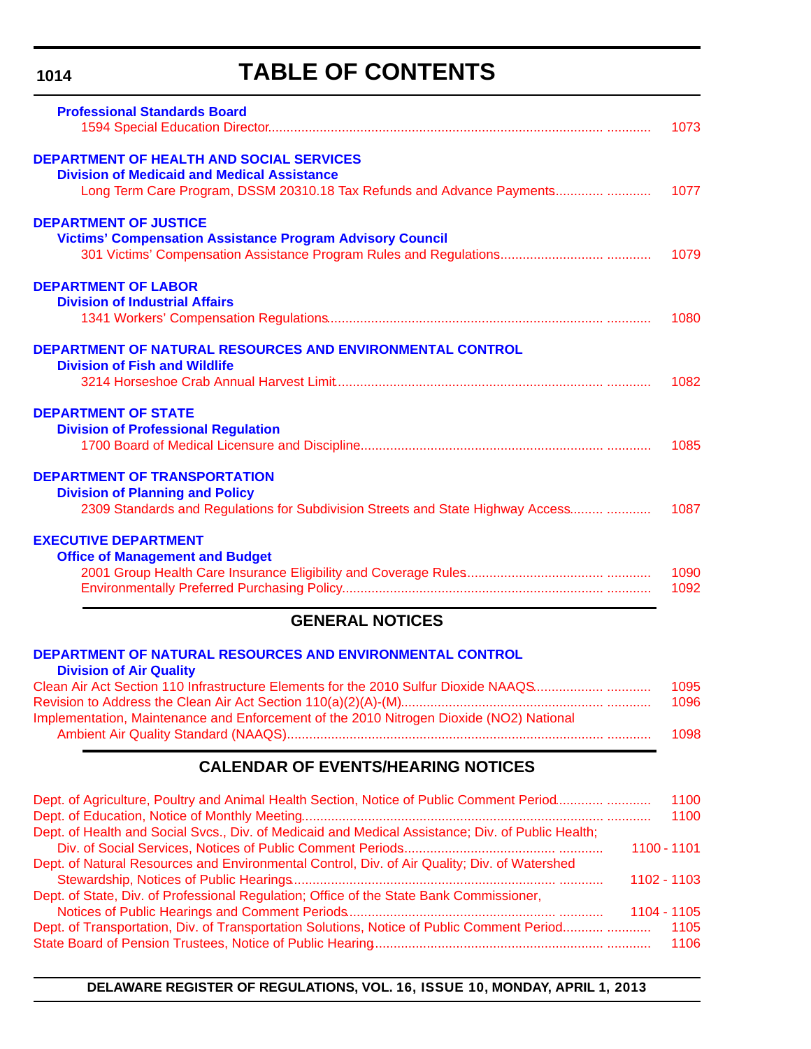# TABLE OF CONTENTS

**Professional Standards Board**

1594 Special Education Director ........................................ 1073

**DEPARTMENT OF HEALTH AND SOCIAL SERVICES**

**Division of Medicaid and Medical Assistance**

Long Term Care Program, DSSM 20310.18 Tax Refunds and Advance Payments ........................................ 1077

**DEPARTMENT OF JUSTICE**

**Victims' Compensation Assistance Program Advisory Council**

301 Victims' Compensation Assistance Program Rules and Regulations ........................................ 1079

**DEPARTMENT OF LABOR**

**Division of Industrial Affairs**

1341 Workers' Compensation Regulations ........................................ 1080

**DEPARTMENT OF NATURAL RESOURCES AND ENVIRONMENTAL CONTROL**

**Division of Fish and Wildlife**

3214 Horseshoe Crab Annual Harvest Limit ........................................ 1082

**DEPARTMENT OF STATE**

**Division of Professional Regulation**

1700 Board of Medical Licensure and Discipline ........................................ 1085

**DEPARTMENT OF TRANSPORTATION**

**Division of Planning and Policy**

2309 Standards and Regulations for Subdivision Streets and State Highway Access ........................................ 1087

**EXECUTIVE DEPARTMENT**

**Office of Management and Budget**

2001 Group Health Care Insurance Eligibility and Coverage Rules ........................................ 1090

Environmentally Preferred Purchasing Policy ........................................ 1092

## GENERAL NOTICES

**DEPARTMENT OF NATURAL RESOURCES AND ENVIRONMENTAL CONTROL**

**Division of Air Quality**

Clean Air Act Section 110 Infrastructure Elements for the 2010 Sulfur Dioxide NAAQS ........................................ 1095

Revision to Address the Clean Air Act Section 110(a)(2)(A)-(M) ........................................ 1096

Implementation, Maintenance and Enforcement of the 2010 Nitrogen Dioxide (NO2) National Ambient Air Quality Standard (NAAQS) ........................................ 1098

## CALENDAR OF EVENTS/HEARING NOTICES

Dept. of Agriculture, Poultry and Animal Health Section, Notice of Public Comment Period ........................................ 1100

Dept. of Education, Notice of Monthly Meeting ........................................ 1100

Dept. of Health and Social Svcs., Div. of Medicaid and Medical Assistance; Div. of Public Health; Div. of Social Services, Notices of Public Comment Periods ........................................ 1100 - 1101

Dept. of Natural Resources and Environmental Control, Div. of Air Quality; Div. of Watershed Stewardship, Notices of Public Hearings ........................................ 1102 - 1103

Dept. of State, Div. of Professional Regulation; Office of the State Bank Commissioner, Notices of Public Hearings and Comment Periods ........................................ 1104 - 1105

Dept. of Transportation, Div. of Transportation Solutions, Notice of Public Comment Period ........................................ 1105

State Board of Pension Trustees, Notice of Public Hearing ........................................ 1106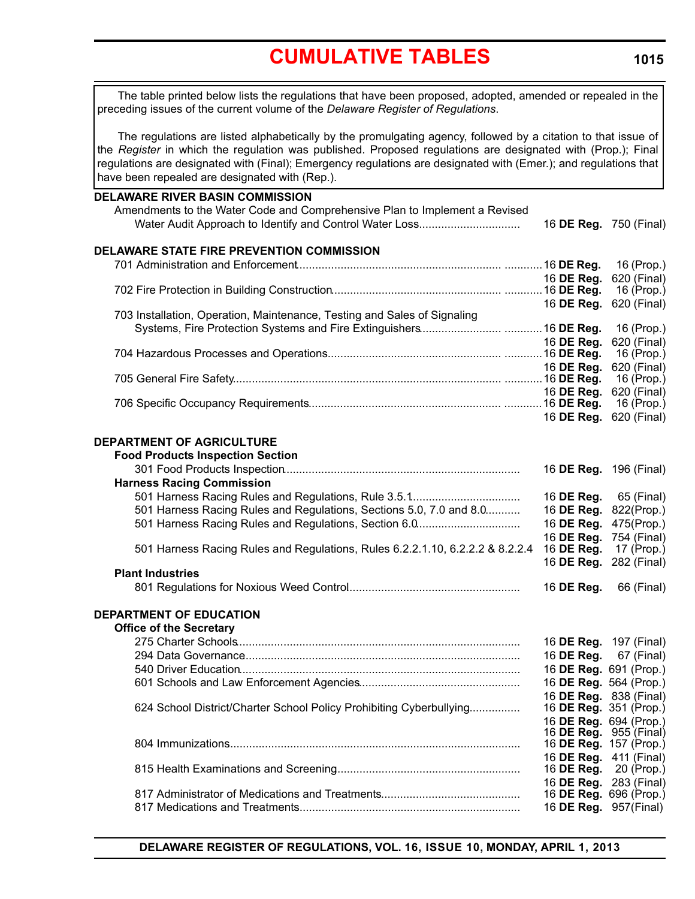# CUMULATIVE TABLES

The table printed below lists the regulations that have been proposed, adopted, amended or repealed in the preceding issues of the current volume of the *Delaware Register of Regulations*.

The regulations are listed alphabetically by the promulgating agency, followed by a citation to that issue of the *Register* in which the regulation was published. Proposed regulations are designated with (Prop.); Final regulations are designated with (Final); Emergency regulations are designated with (Emer.); and regulations that have been repealed are designated with (Rep.).

**DELAWARE RIVER BASIN COMMISSION**

| Regulation | Citation |
|---|---|
| Amendments to the Water Code and Comprehensive Plan to Implement a Revised Water Audit Approach to Identify and Control Water Loss | 16 **DE Reg.** 750 (Final) |

**DELAWARE STATE FIRE PREVENTION COMMISSION**

| Regulation | Citation |
|---|---|
| 701 Administration and Enforcement | 16 **DE Reg.** 16 (Prop.) |
| | 16 **DE Reg.** 620 (Final) |
| 702 Fire Protection in Building Construction | 16 **DE Reg.** 16 (Prop.) |
| | 16 **DE Reg.** 620 (Final) |
| 703 Installation, Operation, Maintenance, Testing and Sales of Signaling Systems, Fire Protection Systems and Fire Extinguishers | 16 **DE Reg.** 16 (Prop.) |
| | 16 **DE Reg.** 620 (Final) |
| 704 Hazardous Processes and Operations | 16 **DE Reg.** 16 (Prop.) |
| | 16 **DE Reg.** 620 (Final) |
| 705 General Fire Safety | 16 **DE Reg.** 16 (Prop.) |
| | 16 **DE Reg.** 620 (Final) |
| 706 Specific Occupancy Requirements | 16 **DE Reg.** 16 (Prop.) |
| | 16 **DE Reg.** 620 (Final) |

**DEPARTMENT OF AGRICULTURE**

| Regulation | Citation |
|---|---|
| **Food Products Inspection Section** | |
| 301 Food Products Inspection | 16 **DE Reg.** 196 (Final) |
| **Harness Racing Commission** | |
| 501 Harness Racing Rules and Regulations, Rule 3.5.1 | 16 **DE Reg.** 65 (Final) |
| 501 Harness Racing Rules and Regulations, Sections 5.0, 7.0 and 8.0 | 16 **DE Reg.** 822(Prop.) |
| 501 Harness Racing Rules and Regulations, Section 6.0 | 16 **DE Reg.** 475(Prop.) |
| | 16 **DE Reg.** 754 (Final) |
| 501 Harness Racing Rules and Regulations, Rules 6.2.2.1.10, 6.2.2.2 & 8.2.2.4 | 16 **DE Reg.** 17 (Prop.) |
| | 16 **DE Reg.** 282 (Final) |
| **Plant Industries** | |
| 801 Regulations for Noxious Weed Control | 16 **DE Reg.** 66 (Final) |

**DEPARTMENT OF EDUCATION**

| Regulation | Citation |
|---|---|
| **Office of the Secretary** | |
| 275 Charter Schools | 16 **DE Reg.** 197 (Final) |
| 294 Data Governance | 16 **DE Reg.** 67 (Final) |
| 540 Driver Education | 16 **DE Reg.** 691 (Prop.) |
| 601 Schools and Law Enforcement Agencies | 16 **DE Reg.** 564 (Prop.) |
| | 16 **DE Reg.** 838 (Final) |
| 624 School District/Charter School Policy Prohibiting Cyberbullying | 16 **DE Reg.** 351 (Prop.) |
| | 16 **DE Reg.** 694 (Prop.) |
| | 16 **DE Reg.** 955 (Final) |
| 804 Immunizations | 16 **DE Reg.** 157 (Prop.) |
| | 16 **DE Reg.** 411 (Final) |
| 815 Health Examinations and Screening | 16 **DE Reg.** 20 (Prop.) |
| | 16 **DE Reg.** 283 (Final) |
| 817 Administrator of Medications and Treatments | 16 **DE Reg.** 696 (Prop.) |
| 817 Medications and Treatments | 16 **DE Reg.** 957(Final) |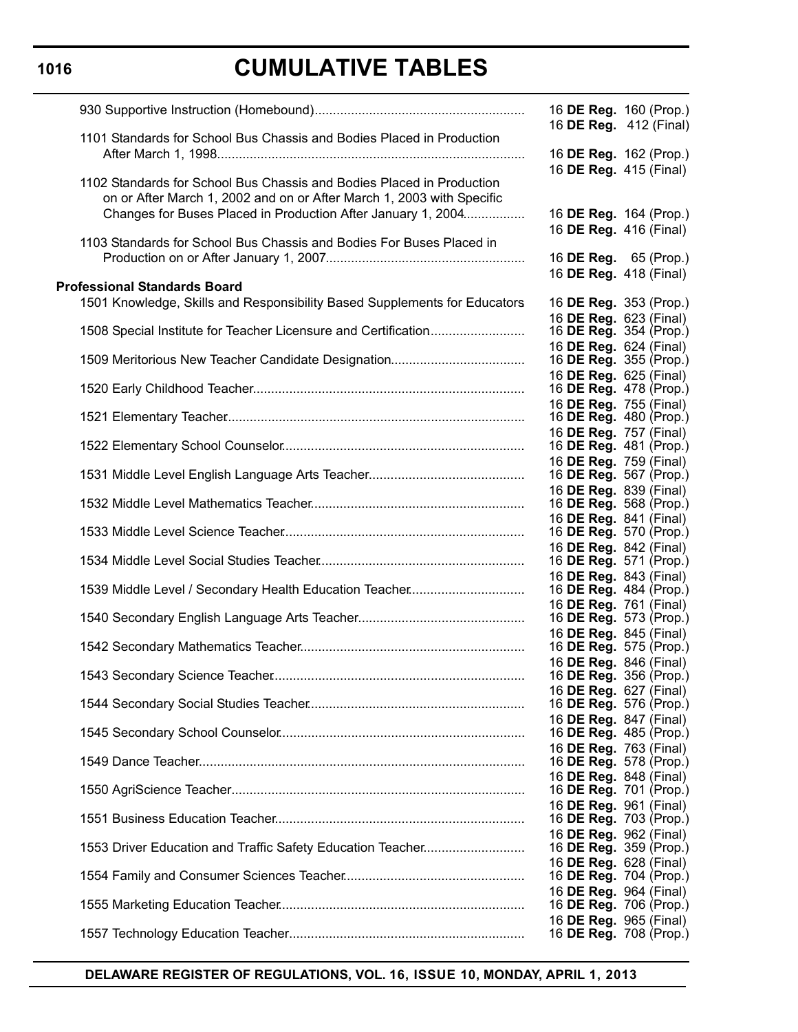# CUMULATIVE TABLES

| | |
|---|---|
| 930 Supportive Instruction (Homebound) | 16 **DE Reg.** 160 (Prop.)<br>16 **DE Reg.** 412 (Final) |
| 1101 Standards for School Bus Chassis and Bodies Placed in Production After March 1, 1998 | 16 **DE Reg.** 162 (Prop.)<br>16 **DE Reg.** 415 (Final) |
| 1102 Standards for School Bus Chassis and Bodies Placed in Production on or After March 1, 2002 and on or After March 1, 2003 with Specific Changes for Buses Placed in Production After January 1, 2004 | 16 **DE Reg.** 164 (Prop.)<br>16 **DE Reg.** 416 (Final) |
| 1103 Standards for School Bus Chassis and Bodies For Buses Placed in Production on or After January 1, 2007 | 16 **DE Reg.** 65 (Prop.)<br>16 **DE Reg.** 418 (Final) |
| **Professional Standards Board** | |
| 1501 Knowledge, Skills and Responsibility Based Supplements for Educators | 16 **DE Reg.** 353 (Prop.)<br>16 **DE Reg.** 623 (Final) |
| 1508 Special Institute for Teacher Licensure and Certification | 16 **DE Reg.** 354 (Prop.)<br>16 **DE Reg.** 624 (Final) |
| 1509 Meritorious New Teacher Candidate Designation | 16 **DE Reg.** 355 (Prop.)<br>16 **DE Reg.** 625 (Final) |
| 1520 Early Childhood Teacher | 16 **DE Reg.** 478 (Prop.)<br>16 **DE Reg.** 755 (Final) |
| 1521 Elementary Teacher | 16 **DE Reg.** 480 (Prop.)<br>16 **DE Reg.** 757 (Final) |
| 1522 Elementary School Counselor | 16 **DE Reg.** 481 (Prop.)<br>16 **DE Reg.** 759 (Final) |
| 1531 Middle Level English Language Arts Teacher | 16 **DE Reg.** 567 (Prop.)<br>16 **DE Reg.** 839 (Final) |
| 1532 Middle Level Mathematics Teacher | 16 **DE Reg.** 568 (Prop.)<br>16 **DE Reg.** 841 (Final) |
| 1533 Middle Level Science Teacher | 16 **DE Reg.** 570 (Prop.)<br>16 **DE Reg.** 842 (Final) |
| 1534 Middle Level Social Studies Teacher | 16 **DE Reg.** 571 (Prop.)<br>16 **DE Reg.** 843 (Final) |
| 1539 Middle Level / Secondary Health Education Teacher | 16 **DE Reg.** 484 (Prop.)<br>16 **DE Reg.** 761 (Final) |
| 1540 Secondary English Language Arts Teacher | 16 **DE Reg.** 573 (Prop.)<br>16 **DE Reg.** 845 (Final) |
| 1542 Secondary Mathematics Teacher | 16 **DE Reg.** 575 (Prop.)<br>16 **DE Reg.** 846 (Final) |
| 1543 Secondary Science Teacher | 16 **DE Reg.** 356 (Prop.)<br>16 **DE Reg.** 627 (Final) |
| 1544 Secondary Social Studies Teacher | 16 **DE Reg.** 576 (Prop.)<br>16 **DE Reg.** 847 (Final) |
| 1545 Secondary School Counselor | 16 **DE Reg.** 485 (Prop.)<br>16 **DE Reg.** 763 (Final) |
| 1549 Dance Teacher | 16 **DE Reg.** 578 (Prop.)<br>16 **DE Reg.** 848 (Final) |
| 1550 AgriScience Teacher | 16 **DE Reg.** 701 (Prop.)<br>16 **DE Reg.** 961 (Final) |
| 1551 Business Education Teacher | 16 **DE Reg.** 703 (Prop.)<br>16 **DE Reg.** 962 (Final) |
| 1553 Driver Education and Traffic Safety Education Teacher | 16 **DE Reg.** 359 (Prop.)<br>16 **DE Reg.** 628 (Final) |
| 1554 Family and Consumer Sciences Teacher | 16 **DE Reg.** 704 (Prop.)<br>16 **DE Reg.** 964 (Final) |
| 1555 Marketing Education Teacher | 16 **DE Reg.** 706 (Prop.)<br>16 **DE Reg.** 965 (Final) |
| 1557 Technology Education Teacher | 16 **DE Reg.** 708 (Prop.) |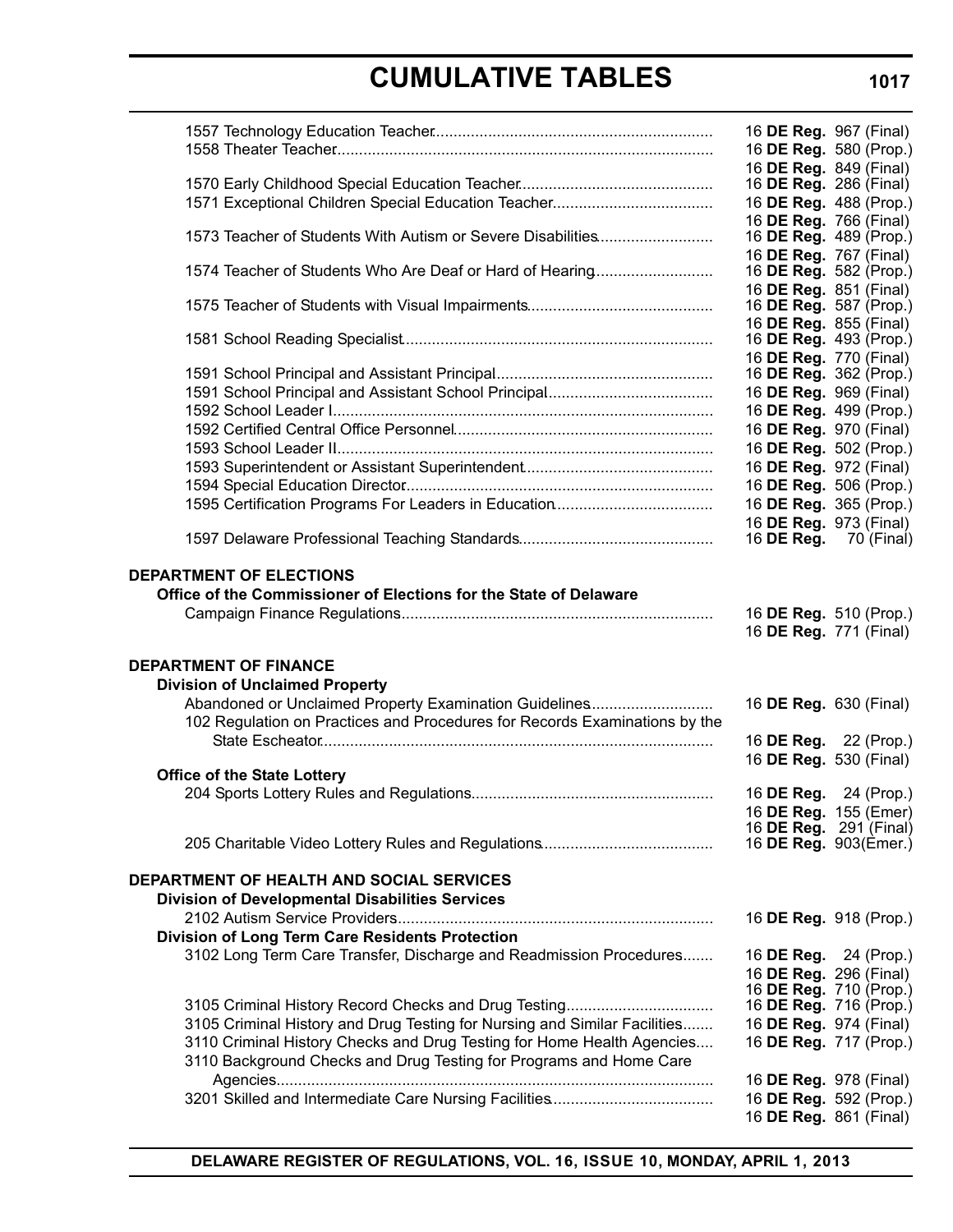| | |
|---|---|
| 1557 Technology Education Teacher | 16 **DE Reg.** 967 (Final) |
| 1558 Theater Teacher | 16 **DE Reg.** 580 (Prop.)<br>16 **DE Reg.** 849 (Final) |
| 1570 Early Childhood Special Education Teacher | 16 **DE Reg.** 286 (Final) |
| 1571 Exceptional Children Special Education Teacher | 16 **DE Reg.** 488 (Prop.)<br>16 **DE Reg.** 766 (Final) |
| 1573 Teacher of Students With Autism or Severe Disabilities | 16 **DE Reg.** 489 (Prop.)<br>16 **DE Reg.** 767 (Final) |
| 1574 Teacher of Students Who Are Deaf or Hard of Hearing | 16 **DE Reg.** 582 (Prop.)<br>16 **DE Reg.** 851 (Final) |
| 1575 Teacher of Students with Visual Impairments | 16 **DE Reg.** 587 (Prop.)<br>16 **DE Reg.** 855 (Final) |
| 1581 School Reading Specialist | 16 **DE Reg.** 493 (Prop.)<br>16 **DE Reg.** 770 (Final) |
| 1591 School Principal and Assistant Principal | 16 **DE Reg.** 362 (Prop.) |
| 1591 School Principal and Assistant School Principal | 16 **DE Reg.** 969 (Final) |
| 1592 School Leader I | 16 **DE Reg.** 499 (Prop.) |
| 1592 Certified Central Office Personnel | 16 **DE Reg.** 970 (Final) |
| 1593 School Leader II | 16 **DE Reg.** 502 (Prop.) |
| 1593 Superintendent or Assistant Superintendent | 16 **DE Reg.** 972 (Final) |
| 1594 Special Education Director | 16 **DE Reg.** 506 (Prop.) |
| 1595 Certification Programs For Leaders in Education | 16 **DE Reg.** 365 (Prop.)<br>16 **DE Reg.** 973 (Final) |
| 1597 Delaware Professional Teaching Standards | 16 **DE Reg.** 70 (Final) |

**DEPARTMENT OF ELECTIONS**

**Office of the Commissioner of Elections for the State of Delaware**

| | |
|---|---|
| Campaign Finance Regulations | 16 **DE Reg.** 510 (Prop.)<br>16 **DE Reg.** 771 (Final) |

**DEPARTMENT OF FINANCE**

**Division of Unclaimed Property**

| | |
|---|---|
| Abandoned or Unclaimed Property Examination Guidelines | 16 **DE Reg.** 630 (Final) |
| 102 Regulation on Practices and Procedures for Records Examinations by the State Escheator | 16 **DE Reg.** 22 (Prop.)<br>16 **DE Reg.** 530 (Final) |

**Office of the State Lottery**

| | |
|---|---|
| 204 Sports Lottery Rules and Regulations | 16 **DE Reg.** 24 (Prop.)<br>16 **DE Reg.** 155 (Emer)<br>16 **DE Reg.** 291 (Final) |
| 205 Charitable Video Lottery Rules and Regulations | 16 **DE Reg.** 903(Emer.) |

**DEPARTMENT OF HEALTH AND SOCIAL SERVICES**

**Division of Developmental Disabilities Services**

| | |
|---|---|
| 2102 Autism Service Providers | 16 **DE Reg.** 918 (Prop.) |

**Division of Long Term Care Residents Protection**

| | |
|---|---|
| 3102 Long Term Care Transfer, Discharge and Readmission Procedures | 16 **DE Reg.** 24 (Prop.)<br>16 **DE Reg.** 296 (Final)<br>16 **DE Reg.** 710 (Prop.) |
| 3105 Criminal History Record Checks and Drug Testing | 16 **DE Reg.** 716 (Prop.) |
| 3105 Criminal History and Drug Testing for Nursing and Similar Facilities | 16 **DE Reg.** 974 (Final) |
| 3110 Criminal History Checks and Drug Testing for Home Health Agencies | 16 **DE Reg.** 717 (Prop.) |
| 3110 Background Checks and Drug Testing for Programs and Home Care Agencies | 16 **DE Reg.** 978 (Final) |
| 3201 Skilled and Intermediate Care Nursing Facilities | 16 **DE Reg.** 592 (Prop.)<br>16 **DE Reg.** 861 (Final) |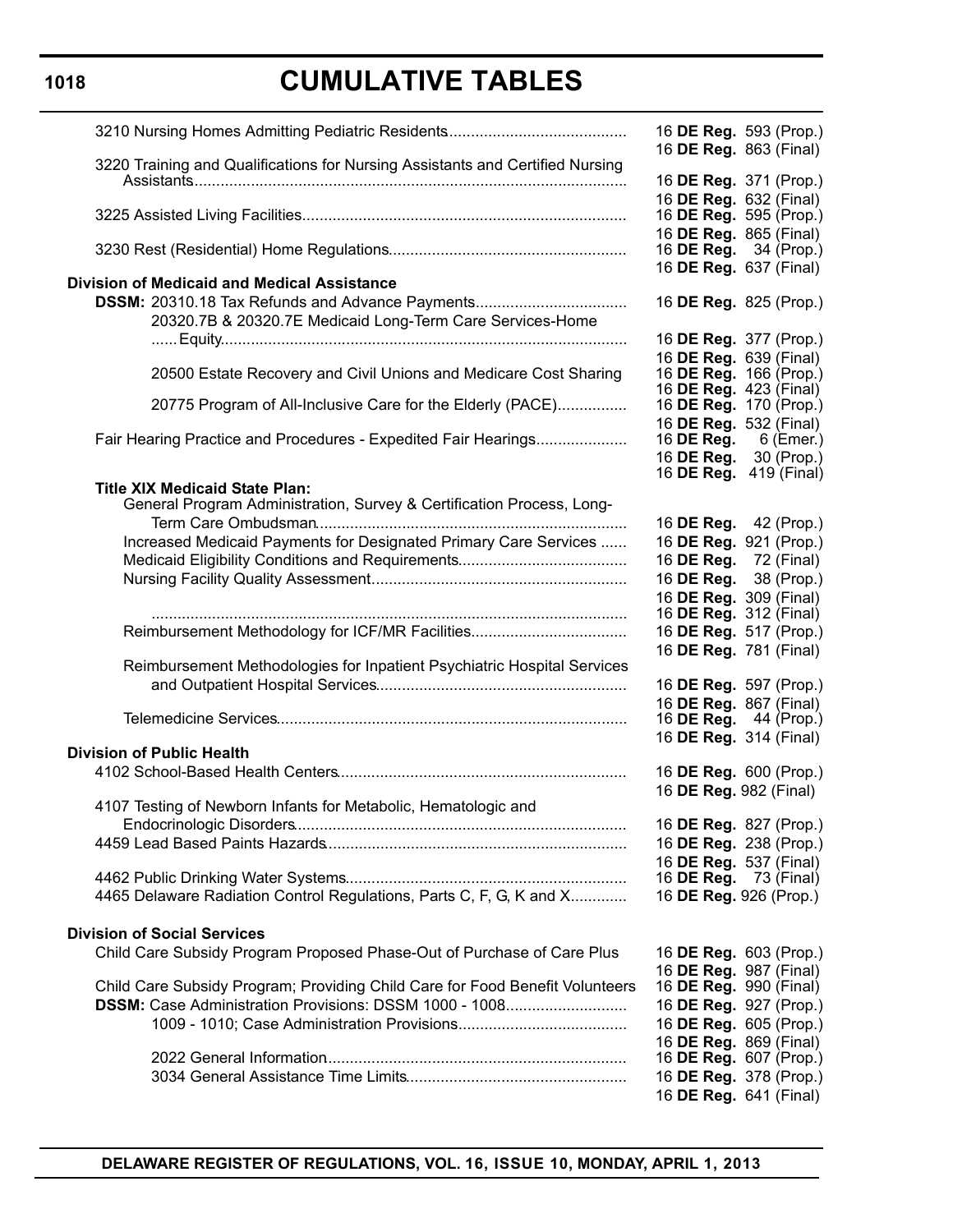# CUMULATIVE TABLES

| Regulation | Citation |
|---|---|
| 3210 Nursing Homes Admitting Pediatric Residents | 16 **DE Reg.** 593 (Prop.) |
| | 16 **DE Reg.** 863 (Final) |
| 3220 Training and Qualifications for Nursing Assistants and Certified Nursing Assistants | 16 **DE Reg.** 371 (Prop.) |
| | 16 **DE Reg.** 632 (Final) |
| 3225 Assisted Living Facilities | 16 **DE Reg.** 595 (Prop.) |
| | 16 **DE Reg.** 865 (Final) |
| 3230 Rest (Residential) Home Regulations | 16 **DE Reg.** 34 (Prop.) |
| | 16 **DE Reg.** 637 (Final) |
| **Division of Medicaid and Medical Assistance** | |
| **DSSM:** 20310.18 Tax Refunds and Advance Payments | 16 **DE Reg.** 825 (Prop.) |
| 20320.7B & 20320.7E Medicaid Long-Term Care Services-Home Equity | 16 **DE Reg.** 377 (Prop.) |
| | 16 **DE Reg.** 639 (Final) |
| 20500 Estate Recovery and Civil Unions and Medicare Cost Sharing | 16 **DE Reg.** 166 (Prop.) |
| | 16 **DE Reg.** 423 (Final) |
| 20775 Program of All-Inclusive Care for the Elderly (PACE) | 16 **DE Reg.** 170 (Prop.) |
| | 16 **DE Reg.** 532 (Final) |
| Fair Hearing Practice and Procedures - Expedited Fair Hearings | 16 **DE Reg.** 6 (Emer.) |
| | 16 **DE Reg.** 30 (Prop.) |
| | 16 **DE Reg.** 419 (Final) |
| **Title XIX Medicaid State Plan:** | |
| General Program Administration, Survey & Certification Process, Long-Term Care Ombudsman | 16 **DE Reg.** 42 (Prop.) |
| Increased Medicaid Payments for Designated Primary Care Services | 16 **DE Reg.** 921 (Prop.) |
| Medicaid Eligibility Conditions and Requirements | 16 **DE Reg.** 72 (Final) |
| Nursing Facility Quality Assessment | 16 **DE Reg.** 38 (Prop.) |
| | 16 **DE Reg.** 309 (Final) |
| | 16 **DE Reg.** 312 (Final) |
| Reimbursement Methodology for ICF/MR Facilities | 16 **DE Reg.** 517 (Prop.) |
| | 16 **DE Reg.** 781 (Final) |
| Reimbursement Methodologies for Inpatient Psychiatric Hospital Services and Outpatient Hospital Services | 16 **DE Reg.** 597 (Prop.) |
| | 16 **DE Reg.** 867 (Final) |
| Telemedicine Services | 16 **DE Reg.** 44 (Prop.) |
| | 16 **DE Reg.** 314 (Final) |
| **Division of Public Health** | |
| 4102 School-Based Health Centers | 16 **DE Reg.** 600 (Prop.) |
| | 16 **DE Reg.** 982 (Final) |
| 4107 Testing of Newborn Infants for Metabolic, Hematologic and Endocrinologic Disorders | 16 **DE Reg.** 827 (Prop.) |
| 4459 Lead Based Paints Hazards | 16 **DE Reg.** 238 (Prop.) |
| | 16 **DE Reg.** 537 (Final) |
| 4462 Public Drinking Water Systems | 16 **DE Reg.** 73 (Final) |
| 4465 Delaware Radiation Control Regulations, Parts C, F, G, K and X | 16 **DE Reg.** 926 (Prop.) |
| **Division of Social Services** | |
| Child Care Subsidy Program Proposed Phase-Out of Purchase of Care Plus | 16 **DE Reg.** 603 (Prop.) |
| | 16 **DE Reg.** 987 (Final) |
| Child Care Subsidy Program; Providing Child Care for Food Benefit Volunteers | 16 **DE Reg.** 990 (Final) |
| **DSSM:** Case Administration Provisions: DSSM 1000 - 1008 | 16 **DE Reg.** 927 (Prop.) |
| 1009 - 1010; Case Administration Provisions | 16 **DE Reg.** 605 (Prop.) |
| | 16 **DE Reg.** 869 (Final) |
| 2022 General Information | 16 **DE Reg.** 607 (Prop.) |
| 3034 General Assistance Time Limits | 16 **DE Reg.** 378 (Prop.) |
| | 16 **DE Reg.** 641 (Final) |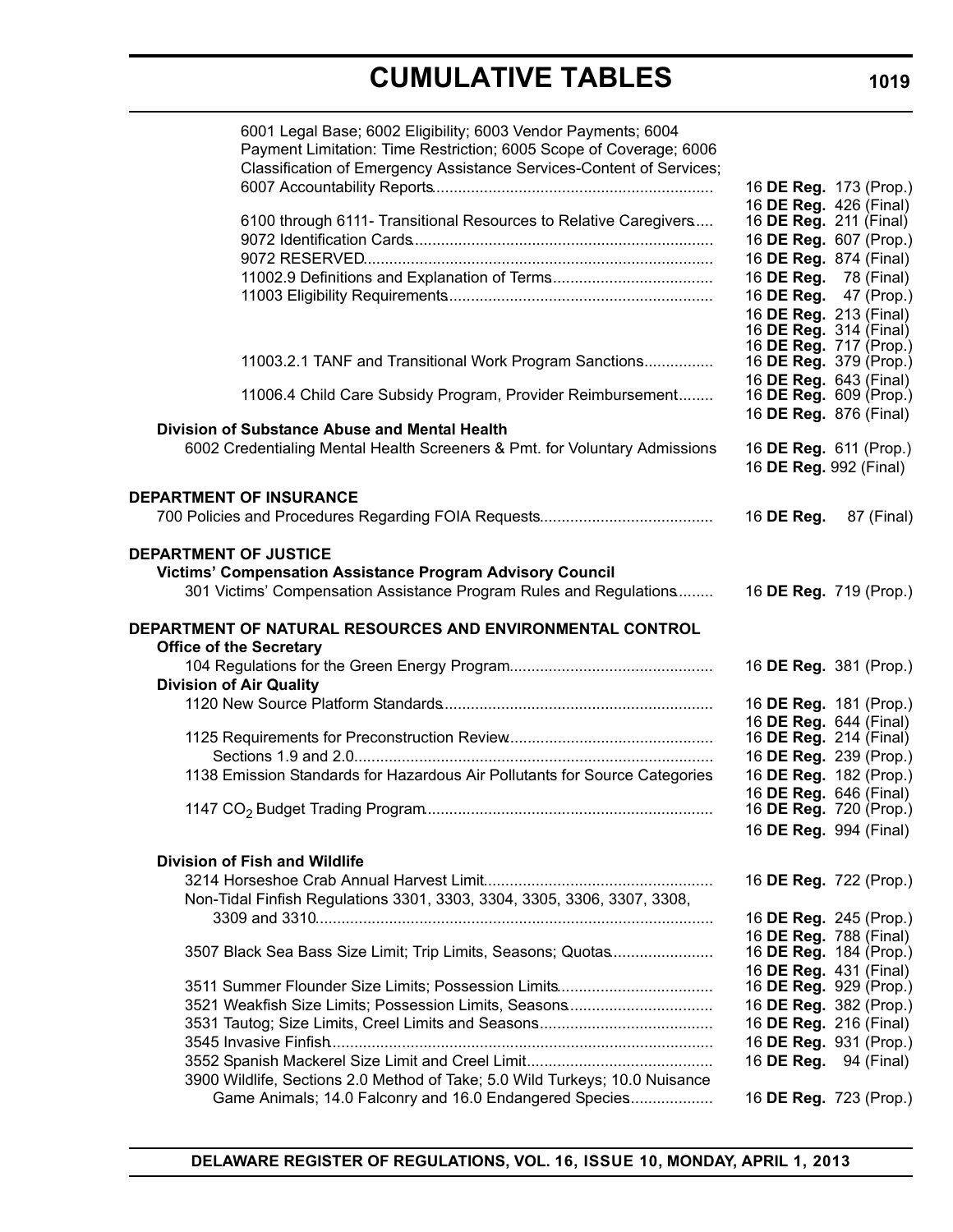| | |
|---|---|
| 6001 Legal Base; 6002 Eligibility; 6003 Vendor Payments; 6004 Payment Limitation: Time Restriction; 6005 Scope of Coverage; 6006 Classification of Emergency Assistance Services-Content of Services; 6007 Accountability Reports | 16 **DE Reg.** 173 (Prop.) |
| | 16 **DE Reg.** 426 (Final) |
| 6100 through 6111- Transitional Resources to Relative Caregivers | 16 **DE Reg.** 211 (Final) |
| 9072 Identification Cards | 16 **DE Reg.** 607 (Prop.) |
| 9072 RESERVED | 16 **DE Reg.** 874 (Final) |
| 11002.9 Definitions and Explanation of Terms | 16 **DE Reg.** 78 (Final) |
| 11003 Eligibility Requirements | 16 **DE Reg.** 47 (Prop.) |
| | 16 **DE Reg.** 213 (Final) |
| | 16 **DE Reg.** 314 (Final) |
| | 16 **DE Reg.** 717 (Prop.) |
| 11003.2.1 TANF and Transitional Work Program Sanctions | 16 **DE Reg.** 379 (Prop.) |
| | 16 **DE Reg.** 643 (Final) |
| 11006.4 Child Care Subsidy Program, Provider Reimbursement | 16 **DE Reg.** 609 (Prop.) |
| | 16 **DE Reg.** 876 (Final) |
| **Division of Substance Abuse and Mental Health** | |
| 6002 Credentialing Mental Health Screeners & Pmt. for Voluntary Admissions | 16 **DE Reg.** 611 (Prop.) |
| | 16 **DE Reg.** 992 (Final) |
| **DEPARTMENT OF INSURANCE** | |
| 700 Policies and Procedures Regarding FOIA Requests | 16 **DE Reg.** 87 (Final) |
| **DEPARTMENT OF JUSTICE** | |
| **Victims' Compensation Assistance Program Advisory Council** | |
| 301 Victims' Compensation Assistance Program Rules and Regulations | 16 **DE Reg.** 719 (Prop.) |
| **DEPARTMENT OF NATURAL RESOURCES AND ENVIRONMENTAL CONTROL** | |
| **Office of the Secretary** | |
| 104 Regulations for the Green Energy Program | 16 **DE Reg.** 381 (Prop.) |
| **Division of Air Quality** | |
| 1120 New Source Platform Standards | 16 **DE Reg.** 181 (Prop.) |
| | 16 **DE Reg.** 644 (Final) |
| 1125 Requirements for Preconstruction Review | 16 **DE Reg.** 214 (Final) |
| Sections 1.9 and 2.0 | 16 **DE Reg.** 239 (Prop.) |
| 1138 Emission Standards for Hazardous Air Pollutants for Source Categories | 16 **DE Reg.** 182 (Prop.) |
| | 16 **DE Reg.** 646 (Final) |
| 1147 $CO_2$ Budget Trading Program | 16 **DE Reg.** 720 (Prop.) |
| | 16 **DE Reg.** 994 (Final) |
| **Division of Fish and Wildlife** | |
| 3214 Horseshoe Crab Annual Harvest Limit | 16 **DE Reg.** 722 (Prop.) |
| Non-Tidal Finfish Regulations 3301, 3303, 3304, 3305, 3306, 3307, 3308, 3309 and 3310 | 16 **DE Reg.** 245 (Prop.) |
| | 16 **DE Reg.** 788 (Final) |
| 3507 Black Sea Bass Size Limit; Trip Limits, Seasons; Quotas | 16 **DE Reg.** 184 (Prop.) |
| | 16 **DE Reg.** 431 (Final) |
| 3511 Summer Flounder Size Limits; Possession Limits | 16 **DE Reg.** 929 (Prop.) |
| 3521 Weakfish Size Limits; Possession Limits, Seasons | 16 **DE Reg.** 382 (Prop.) |
| 3531 Tautog; Size Limits, Creel Limits and Seasons | 16 **DE Reg.** 216 (Final) |
| 3545 Invasive Finfish | 16 **DE Reg.** 931 (Prop.) |
| 3552 Spanish Mackerel Size Limit and Creel Limit | 16 **DE Reg.** 94 (Final) |
| 3900 Wildlife, Sections 2.0 Method of Take; 5.0 Wild Turkeys; 10.0 Nuisance Game Animals; 14.0 Falconry and 16.0 Endangered Species | 16 **DE Reg.** 723 (Prop.) |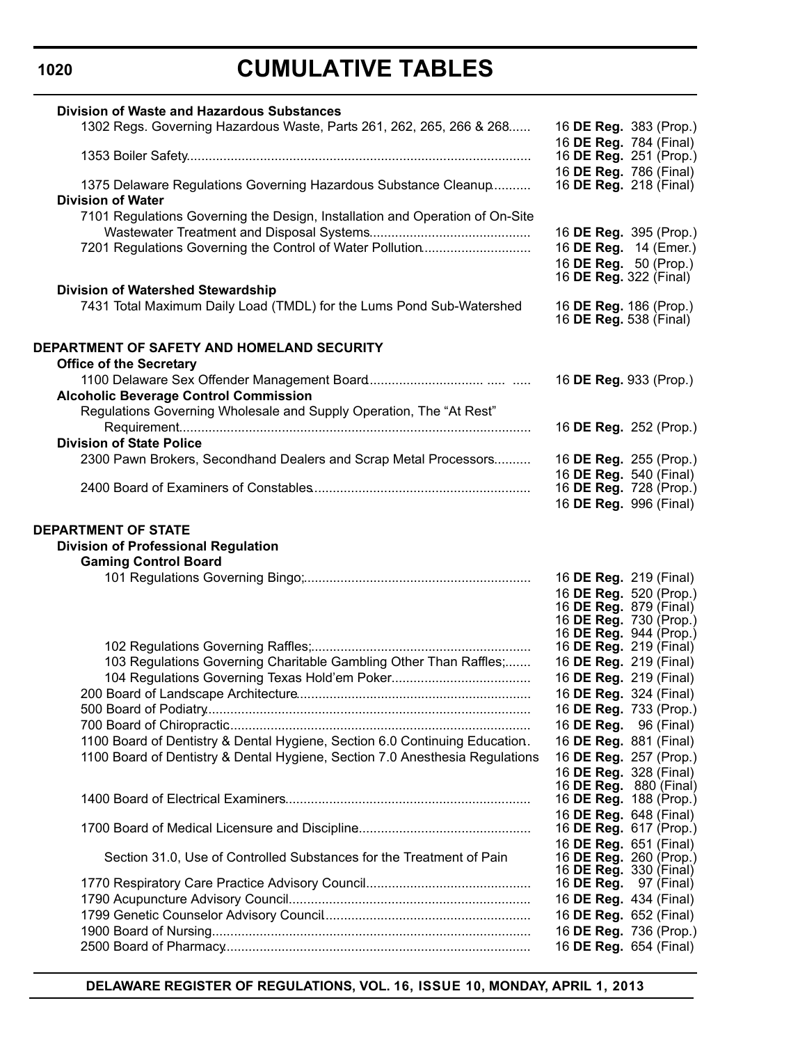# CUMULATIVE TABLES

| | |
|---|---|
| **Division of Waste and Hazardous Substances** | |
| 1302 Regs. Governing Hazardous Waste, Parts 261, 262, 265, 266 & 268...... | 16 **DE Reg.** 383 (Prop.)<br>16 **DE Reg.** 784 (Final) |
| 1353 Boiler Safety.............................................................................................. | 16 **DE Reg.** 251 (Prop.)<br>16 **DE Reg.** 786 (Final) |
| 1375 Delaware Regulations Governing Hazardous Substance Cleanup.......... | 16 **DE Reg.** 218 (Final) |
| **Division of Water** | |
| 7101 Regulations Governing the Design, Installation and Operation of On-Site Wastewater Treatment and Disposal Systems........................................... | 16 **DE Reg.** 395 (Prop.) |
| 7201 Regulations Governing the Control of Water Pollution............................. | 16 **DE Reg.** 14 (Emer.)<br>16 **DE Reg.** 50 (Prop.)<br>16 **DE Reg.** 322 (Final) |
| **Division of Watershed Stewardship** | |
| 7431 Total Maximum Daily Load (TMDL) for the Lums Pond Sub-Watershed | 16 **DE Reg.** 186 (Prop.)<br>16 **DE Reg.** 538 (Final) |
| **DEPARTMENT OF SAFETY AND HOMELAND SECURITY** | |
| **Office of the Secretary** | |
| 1100 Delaware Sex Offender Management Board.............................. ..... ..... | 16 **DE Reg.** 933 (Prop.) |
| **Alcoholic Beverage Control Commission** | |
| Regulations Governing Wholesale and Supply Operation, The "At Rest" Requirement............................................................................................... | 16 **DE Reg.** 252 (Prop.) |
| **Division of State Police** | |
| 2300 Pawn Brokers, Secondhand Dealers and Scrap Metal Processors.......... | 16 **DE Reg.** 255 (Prop.)<br>16 **DE Reg.** 540 (Final) |
| 2400 Board of Examiners of Constables........................................................... | 16 **DE Reg.** 728 (Prop.)<br>16 **DE Reg.** 996 (Final) |
| **DEPARTMENT OF STATE** | |
| **Division of Professional Regulation** | |
| **Gaming Control Board** | |
| 101 Regulations Governing Bingo;............................................................. | 16 **DE Reg.** 219 (Final)<br>16 **DE Reg.** 520 (Prop.)<br>16 **DE Reg.** 879 (Final)<br>16 **DE Reg.** 730 (Prop.)<br>16 **DE Reg.** 944 (Prop.) |
| 102 Regulations Governing Raffles;........................................................... | 16 **DE Reg.** 219 (Final) |
| 103 Regulations Governing Charitable Gambling Other Than Raffles;....... | 16 **DE Reg.** 219 (Final) |
| 104 Regulations Governing Texas Hold'em Poker..................................... | 16 **DE Reg.** 219 (Final) |
| 200 Board of Landscape Architecture............................................................... | 16 **DE Reg.** 324 (Final) |
| 500 Board of Podiatry........................................................................................ | 16 **DE Reg.** 733 (Prop.) |
| 700 Board of Chiropractic................................................................................. | 16 **DE Reg.** 96 (Final) |
| 1100 Board of Dentistry & Dental Hygiene, Section 6.0 Continuing Education.. | 16 **DE Reg.** 881 (Final) |
| 1100 Board of Dentistry & Dental Hygiene, Section 7.0 Anesthesia Regulations | 16 **DE Reg.** 257 (Prop.)<br>16 **DE Reg.** 328 (Final)<br>16 **DE Reg.** 880 (Final) |
| 1400 Board of Electrical Examiners.................................................................. | 16 **DE Reg.** 188 (Prop.)<br>16 **DE Reg.** 648 (Final) |
| 1700 Board of Medical Licensure and Discipline.............................................. | 16 **DE Reg.** 617 (Prop.)<br>16 **DE Reg.** 651 (Final) |
| Section 31.0, Use of Controlled Substances for the Treatment of Pain | 16 **DE Reg.** 260 (Prop.)<br>16 **DE Reg.** 330 (Final) |
| 1770 Respiratory Care Practice Advisory Council............................................ | 16 **DE Reg.** 97 (Final) |
| 1790 Acupuncture Advisory Council................................................................. | 16 **DE Reg.** 434 (Final) |
| 1799 Genetic Counselor Advisory Council....................................................... | 16 **DE Reg.** 652 (Final) |
| 1900 Board of Nursing...................................................................................... | 16 **DE Reg.** 736 (Prop.) |
| 2500 Board of Pharmacy.................................................................................. | 16 **DE Reg.** 654 (Final) |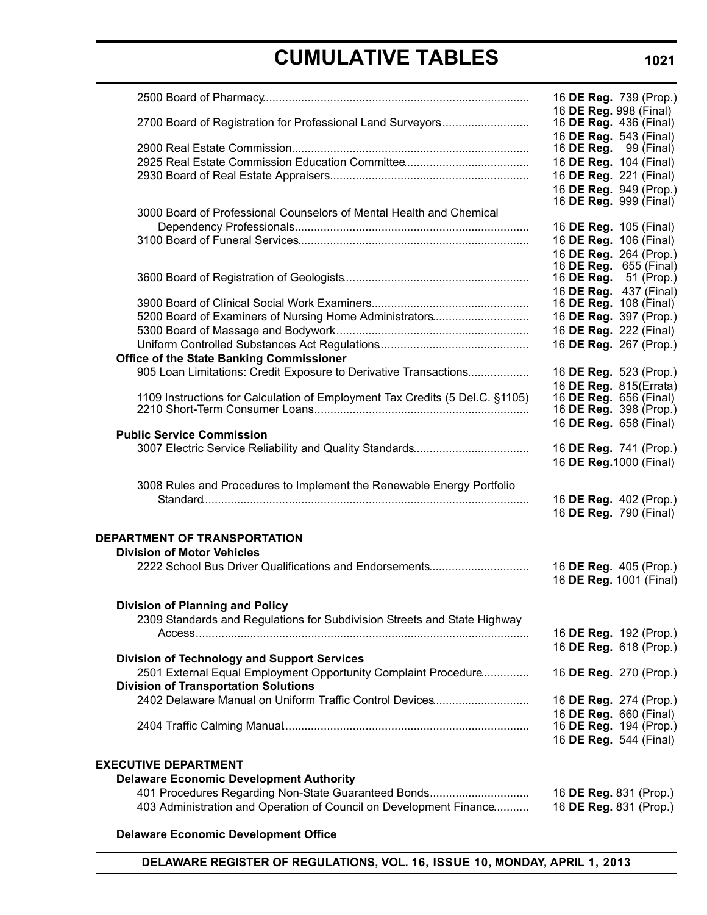| | |
|---|---|
| 2500 Board of Pharmacy | 16 **DE Reg.** 739 (Prop.) |
| | 16 **DE Reg.** 998 (Final) |
| 2700 Board of Registration for Professional Land Surveyors | 16 **DE Reg.** 436 (Final) |
| | 16 **DE Reg.** 543 (Final) |
| 2900 Real Estate Commission | 16 **DE Reg.** 99 (Final) |
| 2925 Real Estate Commission Education Committee | 16 **DE Reg.** 104 (Final) |
| 2930 Board of Real Estate Appraisers | 16 **DE Reg.** 221 (Final) |
| | 16 **DE Reg.** 949 (Prop.) |
| | 16 **DE Reg.** 999 (Final) |
| 3000 Board of Professional Counselors of Mental Health and Chemical Dependency Professionals | 16 **DE Reg.** 105 (Final) |
| 3100 Board of Funeral Services | 16 **DE Reg.** 106 (Final) |
| | 16 **DE Reg.** 264 (Prop.) |
| | 16 **DE Reg.** 655 (Final) |
| 3600 Board of Registration of Geologists | 16 **DE Reg.** 51 (Prop.) |
| | 16 **DE Reg.** 437 (Final) |
| 3900 Board of Clinical Social Work Examiners | 16 **DE Reg.** 108 (Final) |
| 5200 Board of Examiners of Nursing Home Administrators | 16 **DE Reg.** 397 (Prop.) |
| 5300 Board of Massage and Bodywork | 16 **DE Reg.** 222 (Final) |
| Uniform Controlled Substances Act Regulations | 16 **DE Reg.** 267 (Prop.) |
| **Office of the State Banking Commissioner** | |
| 905 Loan Limitations: Credit Exposure to Derivative Transactions | 16 **DE Reg.** 523 (Prop.) |
| | 16 **DE Reg.** 815(Errata) |
| 1109 Instructions for Calculation of Employment Tax Credits (5 Del.C. §1105) | 16 **DE Reg.** 656 (Final) |
| 2210 Short-Term Consumer Loans | 16 **DE Reg.** 398 (Prop.) |
| | 16 **DE Reg.** 658 (Final) |
| **Public Service Commission** | |
| 3007 Electric Service Reliability and Quality Standards | 16 **DE Reg.** 741 (Prop.) |
| | 16 **DE Reg.**1000 (Final) |
| 3008 Rules and Procedures to Implement the Renewable Energy Portfolio Standard | 16 **DE Reg.** 402 (Prop.) |
| | 16 **DE Reg.** 790 (Final) |
| **DEPARTMENT OF TRANSPORTATION** | |
| **Division of Motor Vehicles** | |
| 2222 School Bus Driver Qualifications and Endorsements | 16 **DE Reg.** 405 (Prop.) |
| | 16 **DE Reg.** 1001 (Final) |
| **Division of Planning and Policy** | |
| 2309 Standards and Regulations for Subdivision Streets and State Highway Access | 16 **DE Reg.** 192 (Prop.) |
| | 16 **DE Reg.** 618 (Prop.) |
| **Division of Technology and Support Services** | |
| 2501 External Equal Employment Opportunity Complaint Procedure | 16 **DE Reg.** 270 (Prop.) |
| **Division of Transportation Solutions** | |
| 2402 Delaware Manual on Uniform Traffic Control Devices | 16 **DE Reg.** 274 (Prop.) |
| | 16 **DE Reg.** 660 (Final) |
| 2404 Traffic Calming Manual | 16 **DE Reg.** 194 (Prop.) |
| | 16 **DE Reg.** 544 (Final) |
| **EXECUTIVE DEPARTMENT** | |
| **Delaware Economic Development Authority** | |
| 401 Procedures Regarding Non-State Guaranteed Bonds | 16 **DE Reg.** 831 (Prop.) |
| 403 Administration and Operation of Council on Development Finance | 16 **DE Reg.** 831 (Prop.) |
| **Delaware Economic Development Office** | |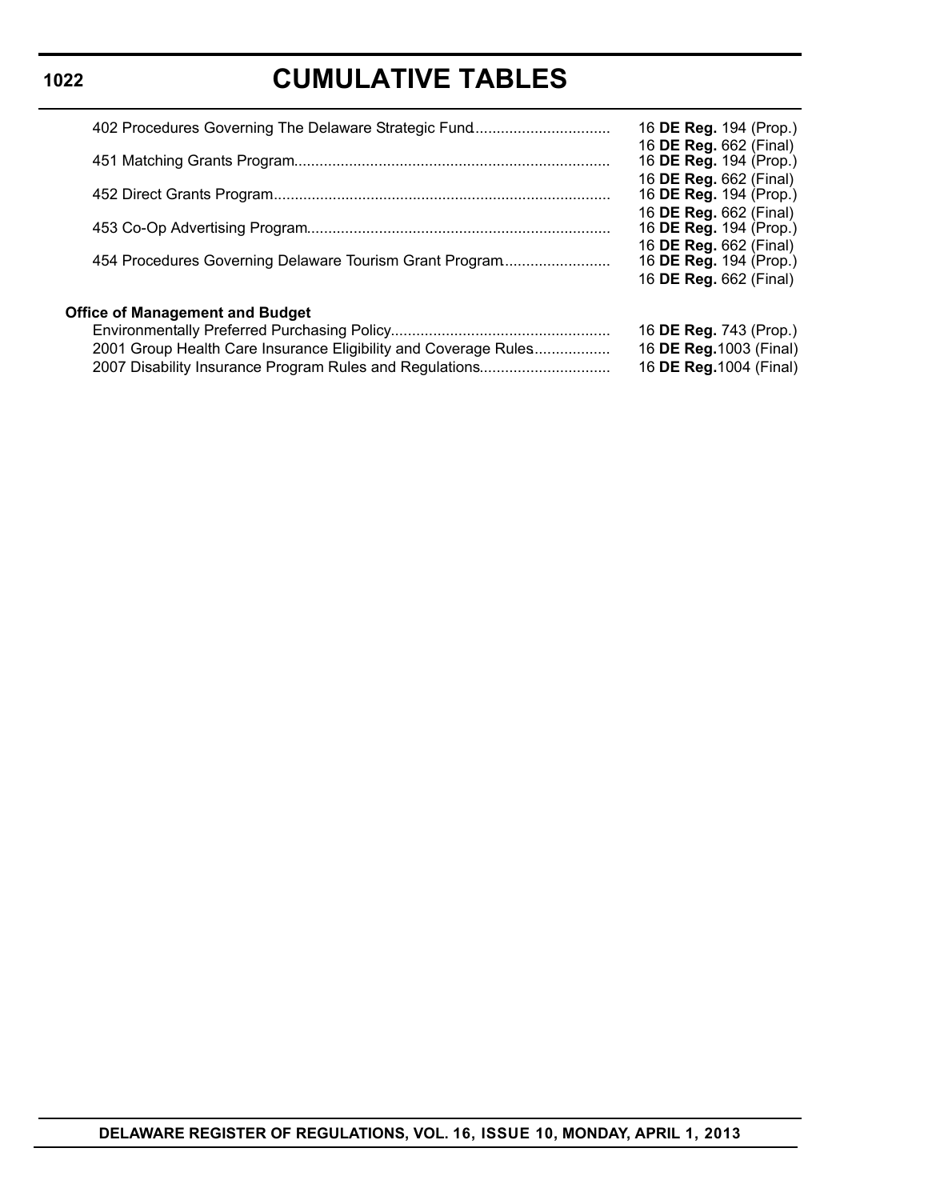| | |
|---|---|
| 402 Procedures Governing The Delaware Strategic Fund | 16 **DE Reg.** 194 (Prop.)<br>16 **DE Reg.** 662 (Final) |
| 451 Matching Grants Program | 16 **DE Reg.** 194 (Prop.)<br>16 **DE Reg.** 662 (Final) |
| 452 Direct Grants Program | 16 **DE Reg.** 194 (Prop.)<br>16 **DE Reg.** 662 (Final) |
| 453 Co-Op Advertising Program | 16 **DE Reg.** 194 (Prop.)<br>16 **DE Reg.** 662 (Final) |
| 454 Procedures Governing Delaware Tourism Grant Program | 16 **DE Reg.** 194 (Prop.)<br>16 **DE Reg.** 662 (Final) |

**Office of Management and Budget**

| | |
|---|---|
| Environmentally Preferred Purchasing Policy | 16 **DE Reg.** 743 (Prop.) |
| 2001 Group Health Care Insurance Eligibility and Coverage Rules | 16 **DE Reg.** 1003 (Final) |
| 2007 Disability Insurance Program Rules and Regulations | 16 **DE Reg.** 1004 (Final) |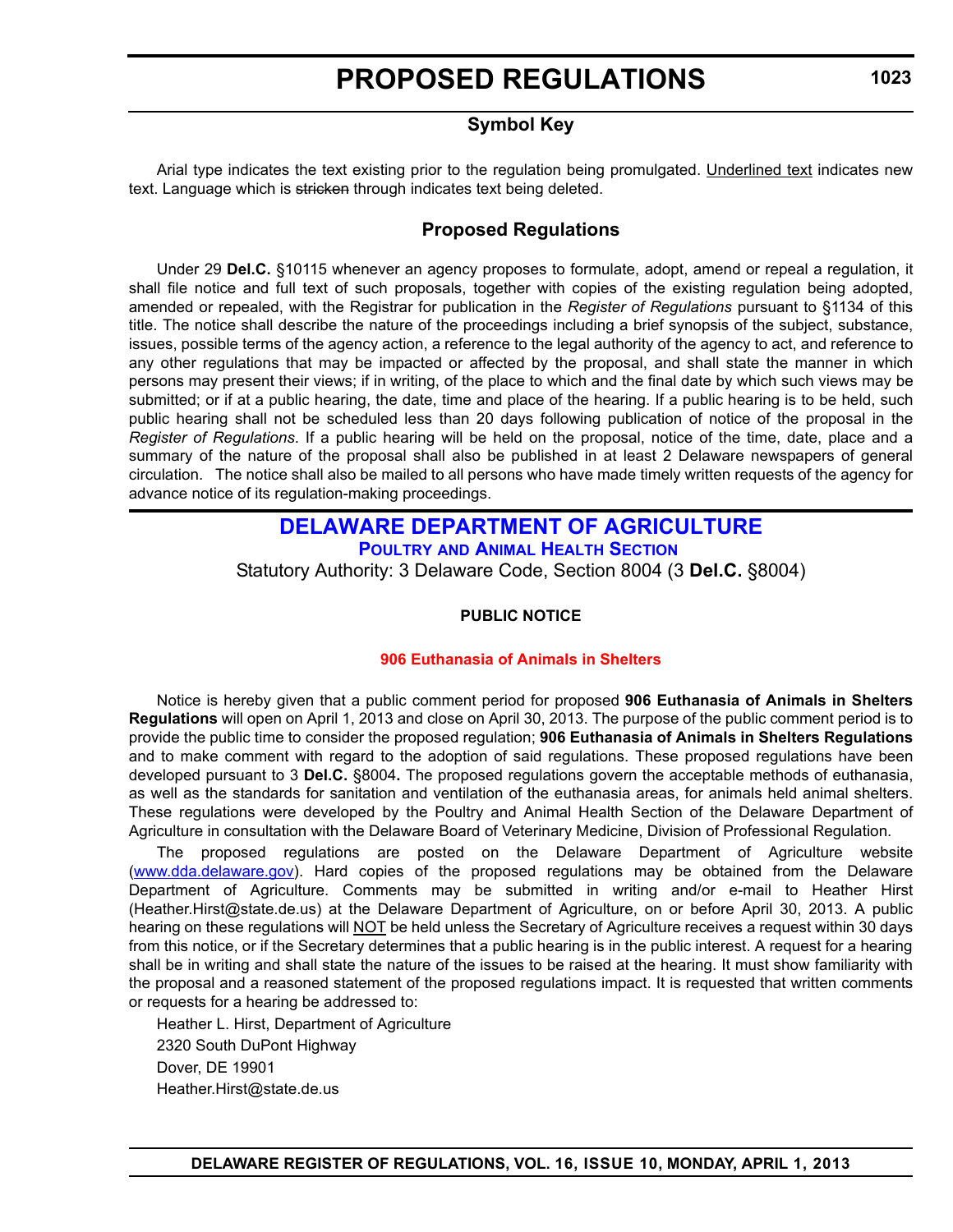# PROPOSED REGULATIONS

## Symbol Key

Arial type indicates the text existing prior to the regulation being promulgated. <u>Underlined text</u> indicates new text. Language which is ~~stricken~~ through indicates text being deleted.

## Proposed Regulations

Under 29 **Del.C.** §10115 whenever an agency proposes to formulate, adopt, amend or repeal a regulation, it shall file notice and full text of such proposals, together with copies of the existing regulation being adopted, amended or repealed, with the Registrar for publication in the *Register of Regulations* pursuant to §1134 of this title. The notice shall describe the nature of the proceedings including a brief synopsis of the subject, substance, issues, possible terms of the agency action, a reference to the legal authority of the agency to act, and reference to any other regulations that may be impacted or affected by the proposal, and shall state the manner in which persons may present their views; if in writing, of the place to which and the final date by which such views may be submitted; or if at a public hearing, the date, time and place of the hearing. If a public hearing is to be held, such public hearing shall not be scheduled less than 20 days following publication of notice of the proposal in the *Register of Regulations*. If a public hearing will be held on the proposal, notice of the time, date, place and a summary of the nature of the proposal shall also be published in at least 2 Delaware newspapers of general circulation. The notice shall also be mailed to all persons who have made timely written requests of the agency for advance notice of its regulation-making proceedings.

## DELAWARE DEPARTMENT OF AGRICULTURE

### Poultry and Animal Health Section

Statutory Authority: 3 Delaware Code, Section 8004 (3 **Del.C.** §8004)

**PUBLIC NOTICE**

**906 Euthanasia of Animals in Shelters**

Notice is hereby given that a public comment period for proposed **906 Euthanasia of Animals in Shelters Regulations** will open on April 1, 2013 and close on April 30, 2013. The purpose of the public comment period is to provide the public time to consider the proposed regulation; **906 Euthanasia of Animals in Shelters Regulations** and to make comment with regard to the adoption of said regulations. These proposed regulations have been developed pursuant to 3 **Del.C.** §8004**.** The proposed regulations govern the acceptable methods of euthanasia, as well as the standards for sanitation and ventilation of the euthanasia areas, for animals held animal shelters. These regulations were developed by the Poultry and Animal Health Section of the Delaware Department of Agriculture in consultation with the Delaware Board of Veterinary Medicine, Division of Professional Regulation.

The proposed regulations are posted on the Delaware Department of Agriculture website (www.dda.delaware.gov). Hard copies of the proposed regulations may be obtained from the Delaware Department of Agriculture. Comments may be submitted in writing and/or e-mail to Heather Hirst (Heather.Hirst@state.de.us) at the Delaware Department of Agriculture, on or before April 30, 2013. A public hearing on these regulations will <u>NOT</u> be held unless the Secretary of Agriculture receives a request within 30 days from this notice, or if the Secretary determines that a public hearing is in the public interest. A request for a hearing shall be in writing and shall state the nature of the issues to be raised at the hearing. It must show familiarity with the proposal and a reasoned statement of the proposed regulations impact. It is requested that written comments or requests for a hearing be addressed to:

Heather L. Hirst, Department of Agriculture
2320 South DuPont Highway
Dover, DE 19901
Heather.Hirst@state.de.us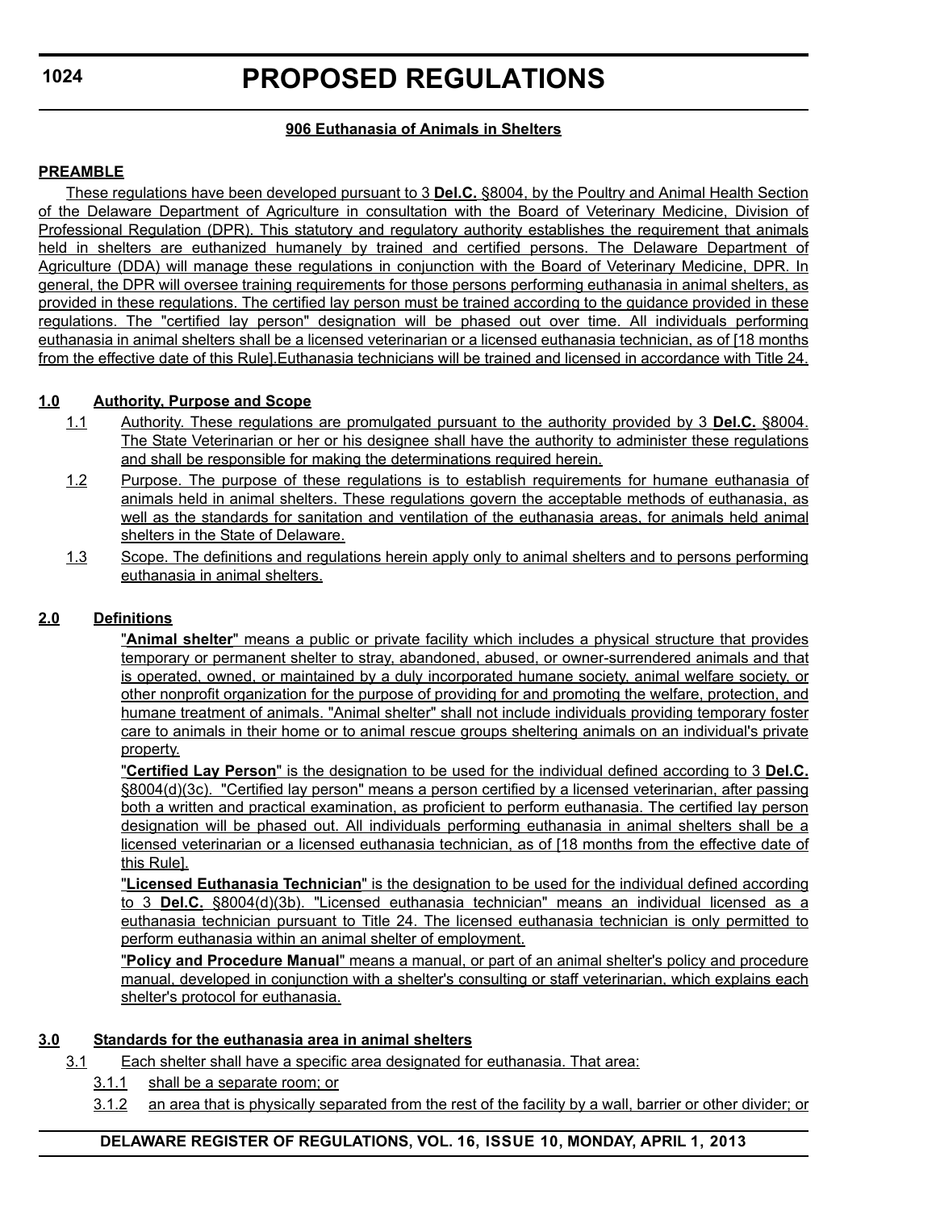**906 Euthanasia of Animals in Shelters**

**PREAMBLE**

These regulations have been developed pursuant to 3 **Del.C.** §8004, by the Poultry and Animal Health Section of the Delaware Department of Agriculture in consultation with the Board of Veterinary Medicine, Division of Professional Regulation (DPR). This statutory and regulatory authority establishes the requirement that animals held in shelters are euthanized humanely by trained and certified persons. The Delaware Department of Agriculture (DDA) will manage these regulations in conjunction with the Board of Veterinary Medicine, DPR. In general, the DPR will oversee training requirements for those persons performing euthanasia in animal shelters, as provided in these regulations. The certified lay person must be trained according to the guidance provided in these regulations. The "certified lay person" designation will be phased out over time. All individuals performing euthanasia in animal shelters shall be a licensed veterinarian or a licensed euthanasia technician, as of [18 months from the effective date of this Rule].Euthanasia technicians will be trained and licensed in accordance with Title 24.

**1.0 Authority, Purpose and Scope**

1.1 Authority. These regulations are promulgated pursuant to the authority provided by 3 **Del.C.** §8004. The State Veterinarian or her or his designee shall have the authority to administer these regulations and shall be responsible for making the determinations required herein.

1.2 Purpose. The purpose of these regulations is to establish requirements for humane euthanasia of animals held in animal shelters. These regulations govern the acceptable methods of euthanasia, as well as the standards for sanitation and ventilation of the euthanasia areas, for animals held animal shelters in the State of Delaware.

1.3 Scope. The definitions and regulations herein apply only to animal shelters and to persons performing euthanasia in animal shelters.

**2.0 Definitions**

"**Animal shelter**" means a public or private facility which includes a physical structure that provides temporary or permanent shelter to stray, abandoned, abused, or owner-surrendered animals and that is operated, owned, or maintained by a duly incorporated humane society, animal welfare society, or other nonprofit organization for the purpose of providing for and promoting the welfare, protection, and humane treatment of animals. "Animal shelter" shall not include individuals providing temporary foster care to animals in their home or to animal rescue groups sheltering animals on an individual's private property.

"**Certified Lay Person**" is the designation to be used for the individual defined according to 3 **Del.C.** §8004(d)(3c). "Certified lay person" means a person certified by a licensed veterinarian, after passing both a written and practical examination, as proficient to perform euthanasia. The certified lay person designation will be phased out. All individuals performing euthanasia in animal shelters shall be a licensed veterinarian or a licensed euthanasia technician, as of [18 months from the effective date of this Rule].

"**Licensed Euthanasia Technician**" is the designation to be used for the individual defined according to 3 **Del.C.** §8004(d)(3b). "Licensed euthanasia technician" means an individual licensed as a euthanasia technician pursuant to Title 24. The licensed euthanasia technician is only permitted to perform euthanasia within an animal shelter of employment.

"**Policy and Procedure Manual**" means a manual, or part of an animal shelter's policy and procedure manual, developed in conjunction with a shelter's consulting or staff veterinarian, which explains each shelter's protocol for euthanasia.

**3.0 Standards for the euthanasia area in animal shelters**

3.1 Each shelter shall have a specific area designated for euthanasia. That area:

3.1.1 shall be a separate room; or

3.1.2 an area that is physically separated from the rest of the facility by a wall, barrier or other divider; or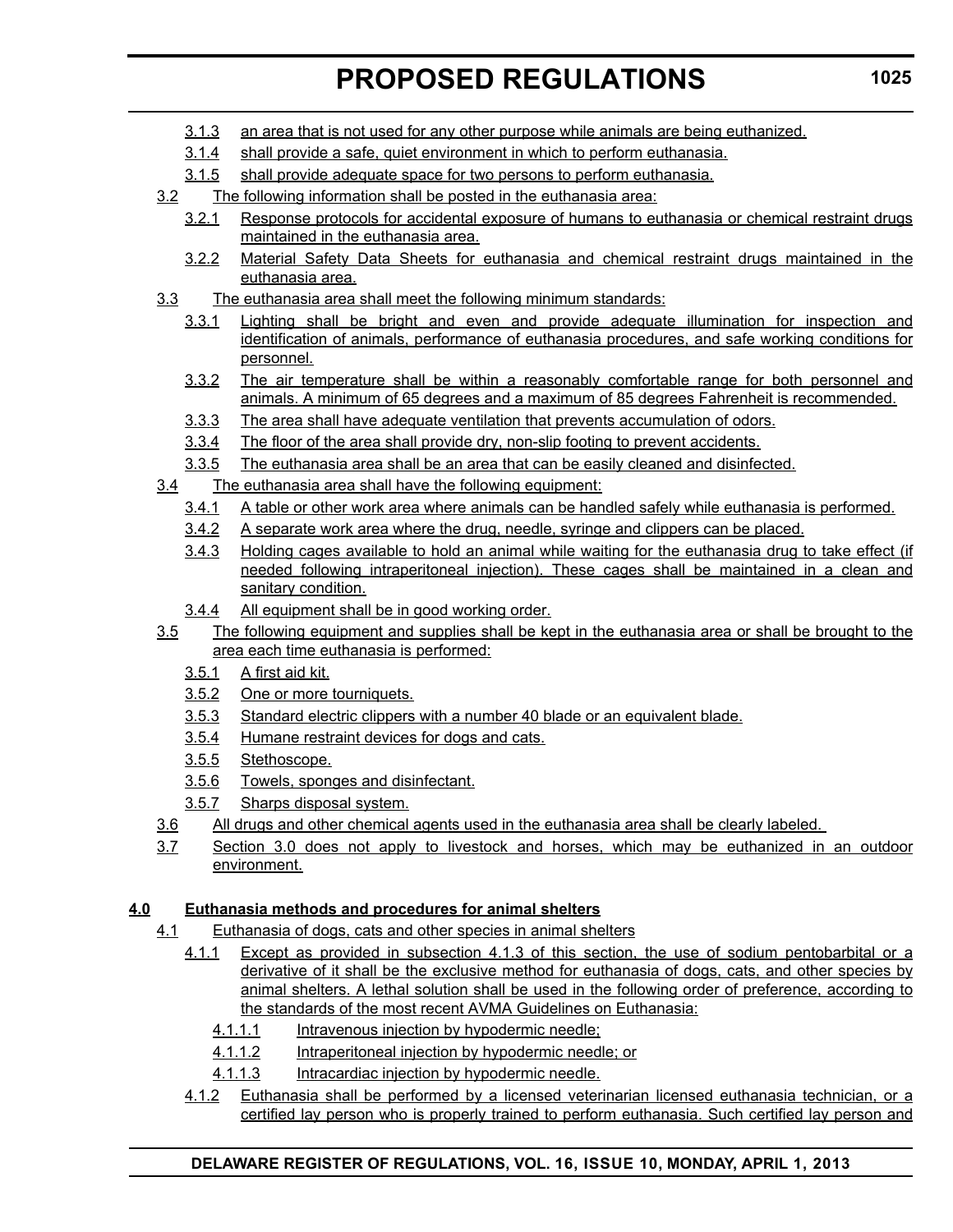3.1.3 an area that is not used for any other purpose while animals are being euthanized.

3.1.4 shall provide a safe, quiet environment in which to perform euthanasia.

3.1.5 shall provide adequate space for two persons to perform euthanasia.

3.2 The following information shall be posted in the euthanasia area:

3.2.1 Response protocols for accidental exposure of humans to euthanasia or chemical restraint drugs maintained in the euthanasia area.

3.2.2 Material Safety Data Sheets for euthanasia and chemical restraint drugs maintained in the euthanasia area.

3.3 The euthanasia area shall meet the following minimum standards:

3.3.1 Lighting shall be bright and even and provide adequate illumination for inspection and identification of animals, performance of euthanasia procedures, and safe working conditions for personnel.

3.3.2 The air temperature shall be within a reasonably comfortable range for both personnel and animals. A minimum of 65 degrees and a maximum of 85 degrees Fahrenheit is recommended.

3.3.3 The area shall have adequate ventilation that prevents accumulation of odors.

3.3.4 The floor of the area shall provide dry, non-slip footing to prevent accidents.

3.3.5 The euthanasia area shall be an area that can be easily cleaned and disinfected.

3.4 The euthanasia area shall have the following equipment:

3.4.1 A table or other work area where animals can be handled safely while euthanasia is performed.

3.4.2 A separate work area where the drug, needle, syringe and clippers can be placed.

3.4.3 Holding cages available to hold an animal while waiting for the euthanasia drug to take effect (if needed following intraperitoneal injection). These cages shall be maintained in a clean and sanitary condition.

3.4.4 All equipment shall be in good working order.

3.5 The following equipment and supplies shall be kept in the euthanasia area or shall be brought to the area each time euthanasia is performed:

3.5.1 A first aid kit.

3.5.2 One or more tourniquets.

3.5.3 Standard electric clippers with a number 40 blade or an equivalent blade.

3.5.4 Humane restraint devices for dogs and cats.

3.5.5 Stethoscope.

3.5.6 Towels, sponges and disinfectant.

3.5.7 Sharps disposal system.

3.6 All drugs and other chemical agents used in the euthanasia area shall be clearly labeled.

3.7 Section 3.0 does not apply to livestock and horses, which may be euthanized in an outdoor environment.

**4.0 Euthanasia methods and procedures for animal shelters**

4.1 Euthanasia of dogs, cats and other species in animal shelters

4.1.1 Except as provided in subsection 4.1.3 of this section, the use of sodium pentobarbital or a derivative of it shall be the exclusive method for euthanasia of dogs, cats, and other species by animal shelters. A lethal solution shall be used in the following order of preference, according to the standards of the most recent AVMA Guidelines on Euthanasia:

4.1.1.1 Intravenous injection by hypodermic needle;

4.1.1.2 Intraperitoneal injection by hypodermic needle; or

4.1.1.3 Intracardiac injection by hypodermic needle.

4.1.2 Euthanasia shall be performed by a licensed veterinarian licensed euthanasia technician, or a certified lay person who is properly trained to perform euthanasia. Such certified lay person and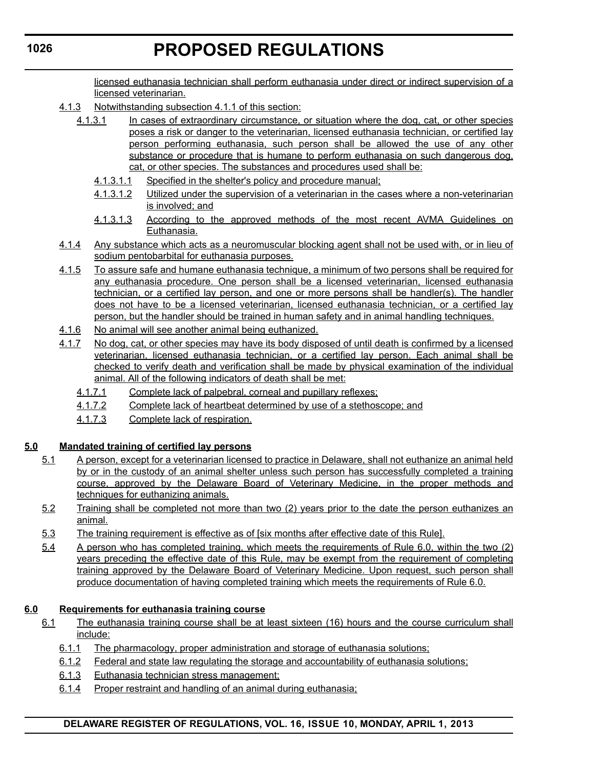licensed euthanasia technician shall perform euthanasia under direct or indirect supervision of a licensed veterinarian.

4.1.3 Notwithstanding subsection 4.1.1 of this section:

4.1.3.1 In cases of extraordinary circumstance, or situation where the dog, cat, or other species poses a risk or danger to the veterinarian, licensed euthanasia technician, or certified lay person performing euthanasia, such person shall be allowed the use of any other substance or procedure that is humane to perform euthanasia on such dangerous dog, cat, or other species. The substances and procedures used shall be:

4.1.3.1.1 Specified in the shelter's policy and procedure manual;

4.1.3.1.2 Utilized under the supervision of a veterinarian in the cases where a non-veterinarian is involved; and

4.1.3.1.3 According to the approved methods of the most recent AVMA Guidelines on Euthanasia.

4.1.4 Any substance which acts as a neuromuscular blocking agent shall not be used with, or in lieu of sodium pentobarbital for euthanasia purposes.

4.1.5 To assure safe and humane euthanasia technique, a minimum of two persons shall be required for any euthanasia procedure. One person shall be a licensed veterinarian, licensed euthanasia technician, or a certified lay person, and one or more persons shall be handler(s). The handler does not have to be a licensed veterinarian, licensed euthanasia technician, or a certified lay person, but the handler should be trained in human safety and in animal handling techniques.

4.1.6 No animal will see another animal being euthanized.

4.1.7 No dog, cat, or other species may have its body disposed of until death is confirmed by a licensed veterinarian, licensed euthanasia technician, or a certified lay person. Each animal shall be checked to verify death and verification shall be made by physical examination of the individual animal. All of the following indicators of death shall be met:

4.1.7.1 Complete lack of palpebral, corneal and pupillary reflexes;

4.1.7.2 Complete lack of heartbeat determined by use of a stethoscope; and

4.1.7.3 Complete lack of respiration.

## 5.0 Mandated training of certified lay persons

5.1 A person, except for a veterinarian licensed to practice in Delaware, shall not euthanize an animal held by or in the custody of an animal shelter unless such person has successfully completed a training course, approved by the Delaware Board of Veterinary Medicine, in the proper methods and techniques for euthanizing animals.

5.2 Training shall be completed not more than two (2) years prior to the date the person euthanizes an animal.

5.3 The training requirement is effective as of [six months after effective date of this Rule].

5.4 A person who has completed training, which meets the requirements of Rule 6.0, within the two (2) years preceding the effective date of this Rule, may be exempt from the requirement of completing training approved by the Delaware Board of Veterinary Medicine. Upon request, such person shall produce documentation of having completed training which meets the requirements of Rule 6.0.

## 6.0 Requirements for euthanasia training course

6.1 The euthanasia training course shall be at least sixteen (16) hours and the course curriculum shall include:

6.1.1 The pharmacology, proper administration and storage of euthanasia solutions;

6.1.2 Federal and state law regulating the storage and accountability of euthanasia solutions;

6.1.3 Euthanasia technician stress management;

6.1.4 Proper restraint and handling of an animal during euthanasia;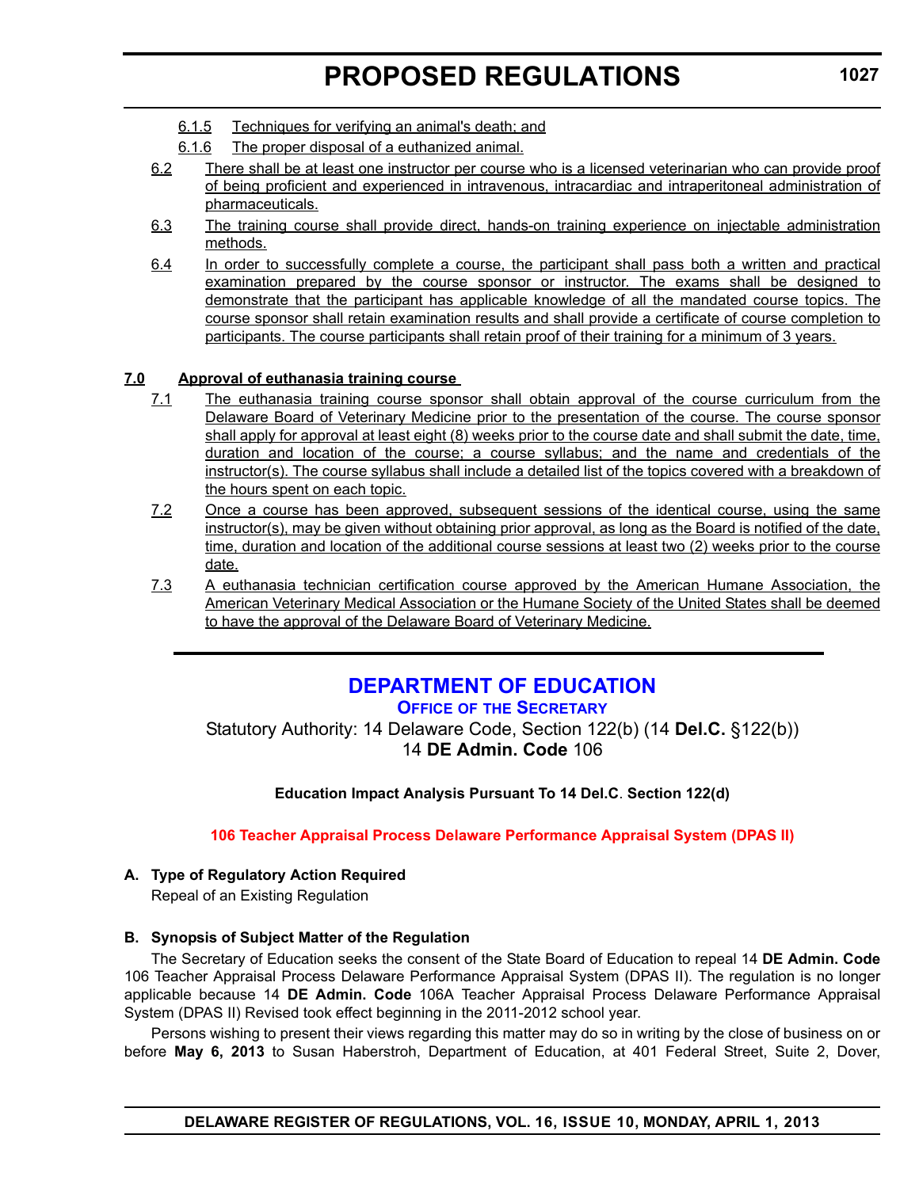6.1.5 Techniques for verifying an animal's death; and

6.1.6 The proper disposal of a euthanized animal.

6.2 There shall be at least one instructor per course who is a licensed veterinarian who can provide proof of being proficient and experienced in intravenous, intracardiac and intraperitoneal administration of pharmaceuticals.

6.3 The training course shall provide direct, hands-on training experience on injectable administration methods.

6.4 In order to successfully complete a course, the participant shall pass both a written and practical examination prepared by the course sponsor or instructor. The exams shall be designed to demonstrate that the participant has applicable knowledge of all the mandated course topics. The course sponsor shall retain examination results and shall provide a certificate of course completion to participants. The course participants shall retain proof of their training for a minimum of 3 years.

**7.0 Approval of euthanasia training course**

7.1 The euthanasia training course sponsor shall obtain approval of the course curriculum from the Delaware Board of Veterinary Medicine prior to the presentation of the course. The course sponsor shall apply for approval at least eight (8) weeks prior to the course date and shall submit the date, time, duration and location of the course; a course syllabus; and the name and credentials of the instructor(s). The course syllabus shall include a detailed list of the topics covered with a breakdown of the hours spent on each topic.

7.2 Once a course has been approved, subsequent sessions of the identical course, using the same instructor(s), may be given without obtaining prior approval, as long as the Board is notified of the date, time, duration and location of the additional course sessions at least two (2) weeks prior to the course date.

7.3 A euthanasia technician certification course approved by the American Humane Association, the American Veterinary Medical Association or the Humane Society of the United States shall be deemed to have the approval of the Delaware Board of Veterinary Medicine.

---

## DEPARTMENT OF EDUCATION

### OFFICE OF THE SECRETARY

Statutory Authority: 14 Delaware Code, Section 122(b) (14 **Del.C.** §122(b))
14 **DE Admin. Code** 106

**Education Impact Analysis Pursuant To 14 Del.C. Section 122(d)**

**106 Teacher Appraisal Process Delaware Performance Appraisal System (DPAS II)**

**A. Type of Regulatory Action Required**

Repeal of an Existing Regulation

**B. Synopsis of Subject Matter of the Regulation**

The Secretary of Education seeks the consent of the State Board of Education to repeal 14 **DE Admin. Code** 106 Teacher Appraisal Process Delaware Performance Appraisal System (DPAS II). The regulation is no longer applicable because 14 **DE Admin. Code** 106A Teacher Appraisal Process Delaware Performance Appraisal System (DPAS II) Revised took effect beginning in the 2011-2012 school year.

Persons wishing to present their views regarding this matter may do so in writing by the close of business on or before **May 6, 2013** to Susan Haberstroh, Department of Education, at 401 Federal Street, Suite 2, Dover,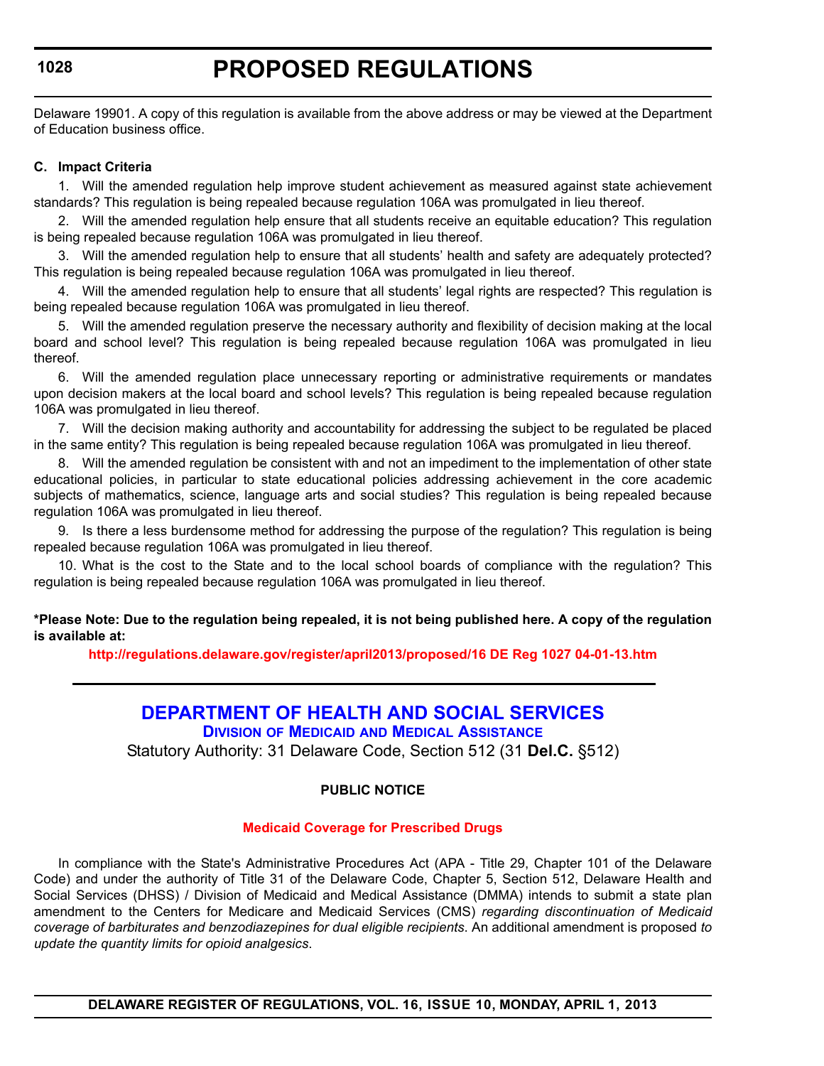Delaware 19901. A copy of this regulation is available from the above address or may be viewed at the Department of Education business office.

**C. Impact Criteria**

1. Will the amended regulation help improve student achievement as measured against state achievement standards? This regulation is being repealed because regulation 106A was promulgated in lieu thereof.

2. Will the amended regulation help ensure that all students receive an equitable education? This regulation is being repealed because regulation 106A was promulgated in lieu thereof.

3. Will the amended regulation help to ensure that all students' health and safety are adequately protected? This regulation is being repealed because regulation 106A was promulgated in lieu thereof.

4. Will the amended regulation help to ensure that all students' legal rights are respected? This regulation is being repealed because regulation 106A was promulgated in lieu thereof.

5. Will the amended regulation preserve the necessary authority and flexibility of decision making at the local board and school level? This regulation is being repealed because regulation 106A was promulgated in lieu thereof.

6. Will the amended regulation place unnecessary reporting or administrative requirements or mandates upon decision makers at the local board and school levels? This regulation is being repealed because regulation 106A was promulgated in lieu thereof.

7. Will the decision making authority and accountability for addressing the subject to be regulated be placed in the same entity? This regulation is being repealed because regulation 106A was promulgated in lieu thereof.

8. Will the amended regulation be consistent with and not an impediment to the implementation of other state educational policies, in particular to state educational policies addressing achievement in the core academic subjects of mathematics, science, language arts and social studies? This regulation is being repealed because regulation 106A was promulgated in lieu thereof.

9. Is there a less burdensome method for addressing the purpose of the regulation? This regulation is being repealed because regulation 106A was promulgated in lieu thereof.

10. What is the cost to the State and to the local school boards of compliance with the regulation? This regulation is being repealed because regulation 106A was promulgated in lieu thereof.

**\*Please Note: Due to the regulation being repealed, it is not being published here. A copy of the regulation is available at:**

**http://regulations.delaware.gov/register/april2013/proposed/16 DE Reg 1027 04-01-13.htm**

---

## DEPARTMENT OF HEALTH AND SOCIAL SERVICES

### Division of Medicaid and Medical Assistance

Statutory Authority: 31 Delaware Code, Section 512 (31 **Del.C.** §512)

**PUBLIC NOTICE**

**Medicaid Coverage for Prescribed Drugs**

In compliance with the State's Administrative Procedures Act (APA - Title 29, Chapter 101 of the Delaware Code) and under the authority of Title 31 of the Delaware Code, Chapter 5, Section 512, Delaware Health and Social Services (DHSS) / Division of Medicaid and Medical Assistance (DMMA) intends to submit a state plan amendment to the Centers for Medicare and Medicaid Services (CMS) *regarding discontinuation of Medicaid coverage of barbiturates and benzodiazepines for dual eligible recipients*. An additional amendment is proposed *to update the quantity limits for opioid analgesics*.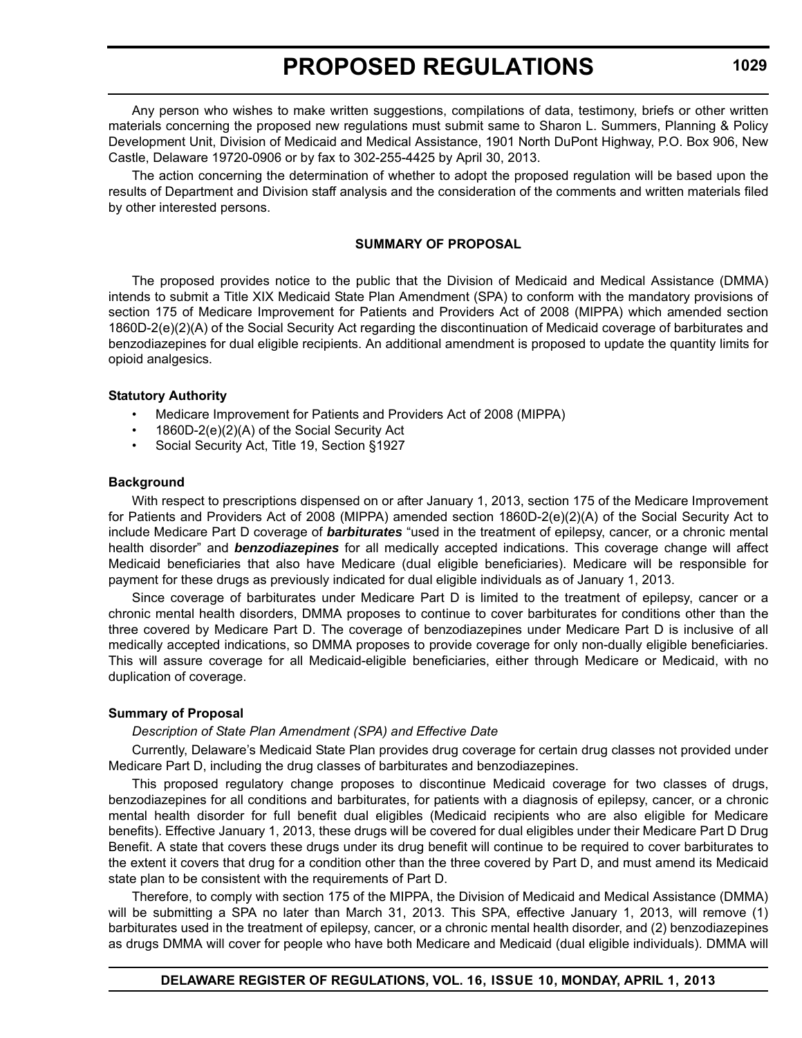Any person who wishes to make written suggestions, compilations of data, testimony, briefs or other written materials concerning the proposed new regulations must submit same to Sharon L. Summers, Planning & Policy Development Unit, Division of Medicaid and Medical Assistance, 1901 North DuPont Highway, P.O. Box 906, New Castle, Delaware 19720-0906 or by fax to 302-255-4425 by April 30, 2013.

The action concerning the determination of whether to adopt the proposed regulation will be based upon the results of Department and Division staff analysis and the consideration of the comments and written materials filed by other interested persons.

**SUMMARY OF PROPOSAL**

The proposed provides notice to the public that the Division of Medicaid and Medical Assistance (DMMA) intends to submit a Title XIX Medicaid State Plan Amendment (SPA) to conform with the mandatory provisions of section 175 of Medicare Improvement for Patients and Providers Act of 2008 (MIPPA) which amended section 1860D-2(e)(2)(A) of the Social Security Act regarding the discontinuation of Medicaid coverage of barbiturates and benzodiazepines for dual eligible recipients. An additional amendment is proposed to update the quantity limits for opioid analgesics.

**Statutory Authority**

- Medicare Improvement for Patients and Providers Act of 2008 (MIPPA)
- 1860D-2(e)(2)(A) of the Social Security Act
- Social Security Act, Title 19, Section §1927

**Background**

With respect to prescriptions dispensed on or after January 1, 2013, section 175 of the Medicare Improvement for Patients and Providers Act of 2008 (MIPPA) amended section 1860D-2(e)(2)(A) of the Social Security Act to include Medicare Part D coverage of ***barbiturates*** "used in the treatment of epilepsy, cancer, or a chronic mental health disorder" and ***benzodiazepines*** for all medically accepted indications. This coverage change will affect Medicaid beneficiaries that also have Medicare (dual eligible beneficiaries). Medicare will be responsible for payment for these drugs as previously indicated for dual eligible individuals as of January 1, 2013.

Since coverage of barbiturates under Medicare Part D is limited to the treatment of epilepsy, cancer or a chronic mental health disorders, DMMA proposes to continue to cover barbiturates for conditions other than the three covered by Medicare Part D. The coverage of benzodiazepines under Medicare Part D is inclusive of all medically accepted indications, so DMMA proposes to provide coverage for only non-dually eligible beneficiaries. This will assure coverage for all Medicaid-eligible beneficiaries, either through Medicare or Medicaid, with no duplication of coverage.

**Summary of Proposal**

*Description of State Plan Amendment (SPA) and Effective Date*

Currently, Delaware's Medicaid State Plan provides drug coverage for certain drug classes not provided under Medicare Part D, including the drug classes of barbiturates and benzodiazepines.

This proposed regulatory change proposes to discontinue Medicaid coverage for two classes of drugs, benzodiazepines for all conditions and barbiturates, for patients with a diagnosis of epilepsy, cancer, or a chronic mental health disorder for full benefit dual eligibles (Medicaid recipients who are also eligible for Medicare benefits). Effective January 1, 2013, these drugs will be covered for dual eligibles under their Medicare Part D Drug Benefit. A state that covers these drugs under its drug benefit will continue to be required to cover barbiturates to the extent it covers that drug for a condition other than the three covered by Part D, and must amend its Medicaid state plan to be consistent with the requirements of Part D.

Therefore, to comply with section 175 of the MIPPA, the Division of Medicaid and Medical Assistance (DMMA) will be submitting a SPA no later than March 31, 2013. This SPA, effective January 1, 2013, will remove (1) barbiturates used in the treatment of epilepsy, cancer, or a chronic mental health disorder, and (2) benzodiazepines as drugs DMMA will cover for people who have both Medicare and Medicaid (dual eligible individuals). DMMA will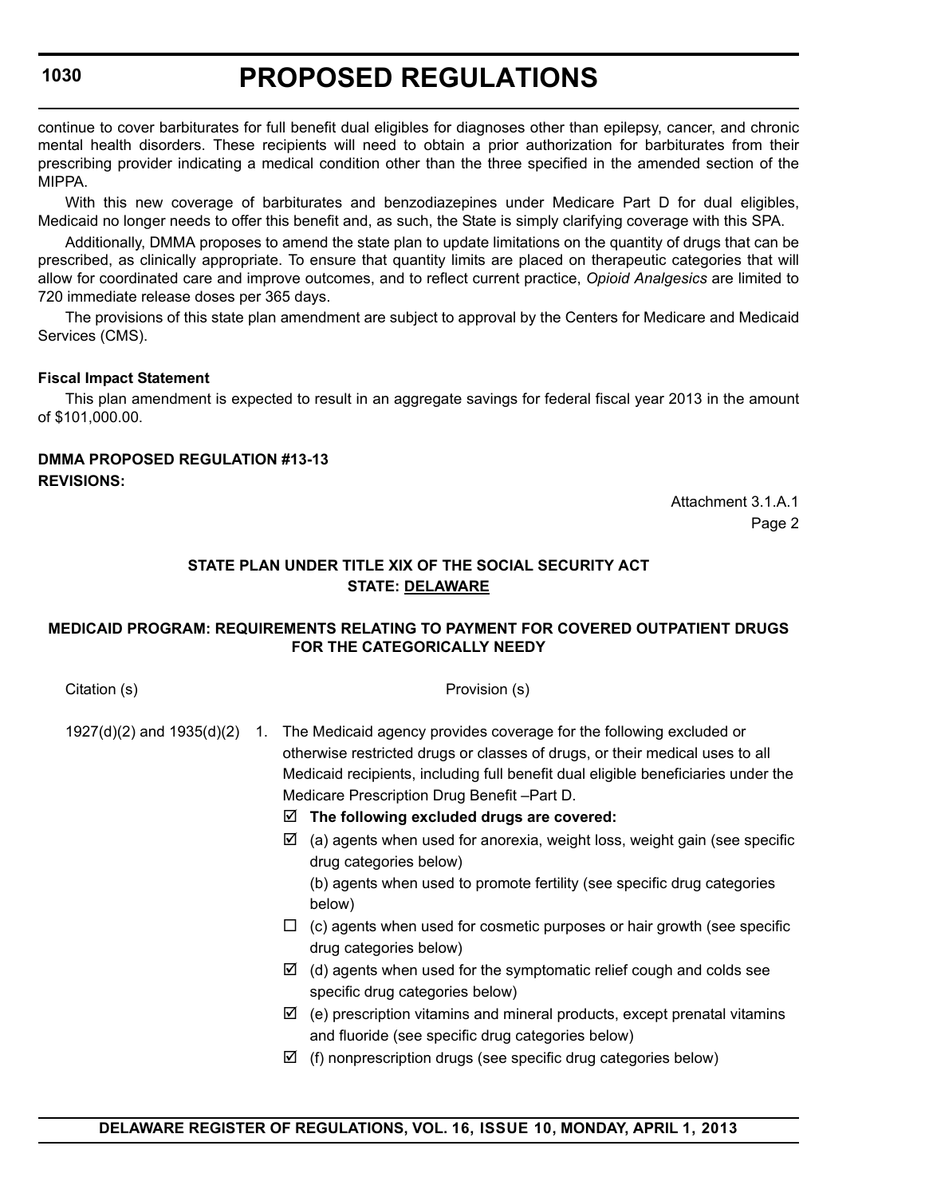continue to cover barbiturates for full benefit dual eligibles for diagnoses other than epilepsy, cancer, and chronic mental health disorders. These recipients will need to obtain a prior authorization for barbiturates from their prescribing provider indicating a medical condition other than the three specified in the amended section of the MIPPA.

With this new coverage of barbiturates and benzodiazepines under Medicare Part D for dual eligibles, Medicaid no longer needs to offer this benefit and, as such, the State is simply clarifying coverage with this SPA.

Additionally, DMMA proposes to amend the state plan to update limitations on the quantity of drugs that can be prescribed, as clinically appropriate. To ensure that quantity limits are placed on therapeutic categories that will allow for coordinated care and improve outcomes, and to reflect current practice, *Opioid Analgesics* are limited to 720 immediate release doses per 365 days.

The provisions of this state plan amendment are subject to approval by the Centers for Medicare and Medicaid Services (CMS).

**Fiscal Impact Statement**

This plan amendment is expected to result in an aggregate savings for federal fiscal year 2013 in the amount of $101,000.00.

**DMMA PROPOSED REGULATION #13-13**
**REVISIONS:**

Attachment 3.1.A.1
Page 2

**STATE PLAN UNDER TITLE XIX OF THE SOCIAL SECURITY ACT**
**STATE: DELAWARE**

**MEDICAID PROGRAM: REQUIREMENTS RELATING TO PAYMENT FOR COVERED OUTPATIENT DRUGS FOR THE CATEGORICALLY NEEDY**

Citation (s) — Provision (s)

1927(d)(2) and 1935(d)(2)

1. The Medicaid agency provides coverage for the following excluded or otherwise restricted drugs or classes of drugs, or their medical uses to all Medicaid recipients, including full benefit dual eligible beneficiaries under the Medicare Prescription Drug Benefit –Part D.

☑ **The following excluded drugs are covered:**

☑ (a) agents when used for anorexia, weight loss, weight gain (see specific drug categories below)

(b) agents when used to promote fertility (see specific drug categories below)

☐ (c) agents when used for cosmetic purposes or hair growth (see specific drug categories below)

☑ (d) agents when used for the symptomatic relief cough and colds see specific drug categories below)

☑ (e) prescription vitamins and mineral products, except prenatal vitamins and fluoride (see specific drug categories below)

☑ (f) nonprescription drugs (see specific drug categories below)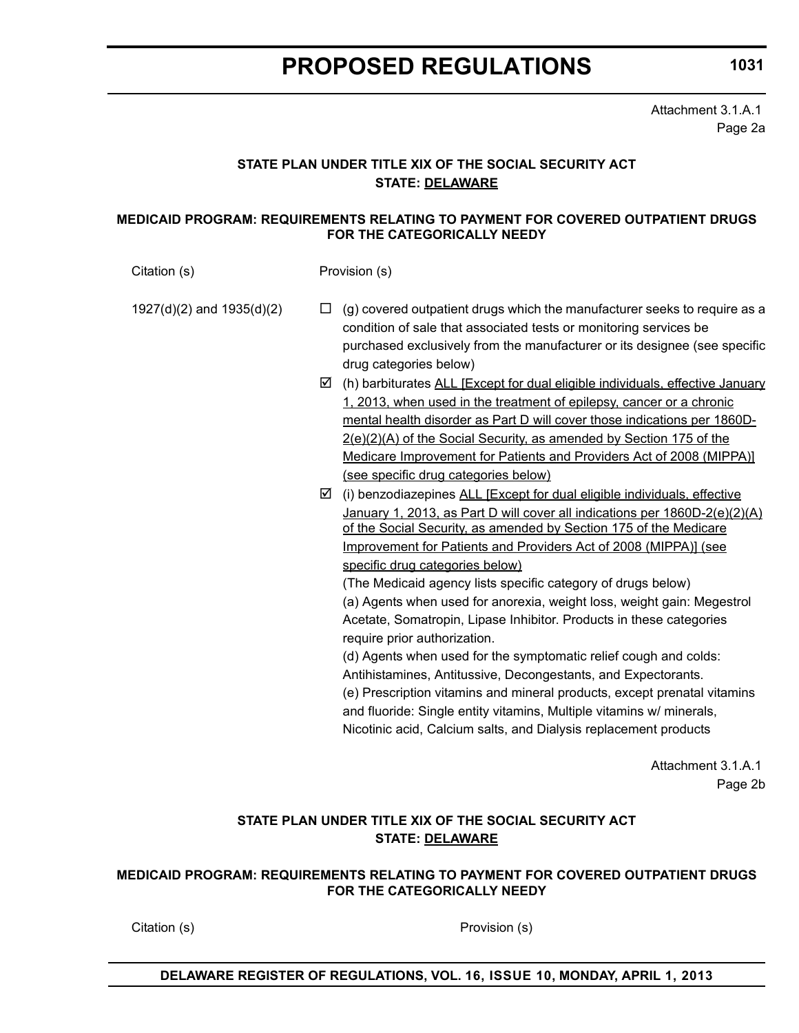Attachment 3.1.A.1
Page 2a

**STATE PLAN UNDER TITLE XIX OF THE SOCIAL SECURITY ACT**
**STATE: DELAWARE**

**MEDICAID PROGRAM: REQUIREMENTS RELATING TO PAYMENT FOR COVERED OUTPATIENT DRUGS FOR THE CATEGORICALLY NEEDY**

| Citation (s) | Provision (s) |
|---|---|
| 1927(d)(2) and 1935(d)(2) | ☐ (g) covered outpatient drugs which the manufacturer seeks to require as a condition of sale that associated tests or monitoring services be purchased exclusively from the manufacturer or its designee (see specific drug categories below) |
| | ☑ (h) barbiturates ALL [Except for dual eligible individuals, effective January 1, 2013, when used in the treatment of epilepsy, cancer or a chronic mental health disorder as Part D will cover those indications per 1860D-2(e)(2)(A) of the Social Security, as amended by Section 175 of the Medicare Improvement for Patients and Providers Act of 2008 (MIPPA)] (see specific drug categories below) |
| | ☑ (i) benzodiazepines ALL [Except for dual eligible individuals, effective January 1, 2013, as Part D will cover all indications per 1860D-2(e)(2)(A) of the Social Security, as amended by Section 175 of the Medicare Improvement for Patients and Providers Act of 2008 (MIPPA)] (see specific drug categories below)<br>(The Medicaid agency lists specific category of drugs below)<br>(a) Agents when used for anorexia, weight loss, weight gain: Megestrol Acetate, Somatropin, Lipase Inhibitor. Products in these categories require prior authorization.<br>(d) Agents when used for the symptomatic relief cough and colds: Antihistamines, Antitussive, Decongestants, and Expectorants.<br>(e) Prescription vitamins and mineral products, except prenatal vitamins and fluoride: Single entity vitamins, Multiple vitamins w/ minerals, Nicotinic acid, Calcium salts, and Dialysis replacement products |

Attachment 3.1.A.1
Page 2b

**STATE PLAN UNDER TITLE XIX OF THE SOCIAL SECURITY ACT**
**STATE: DELAWARE**

**MEDICAID PROGRAM: REQUIREMENTS RELATING TO PAYMENT FOR COVERED OUTPATIENT DRUGS FOR THE CATEGORICALLY NEEDY**

| Citation (s) | Provision (s) |
|---|---|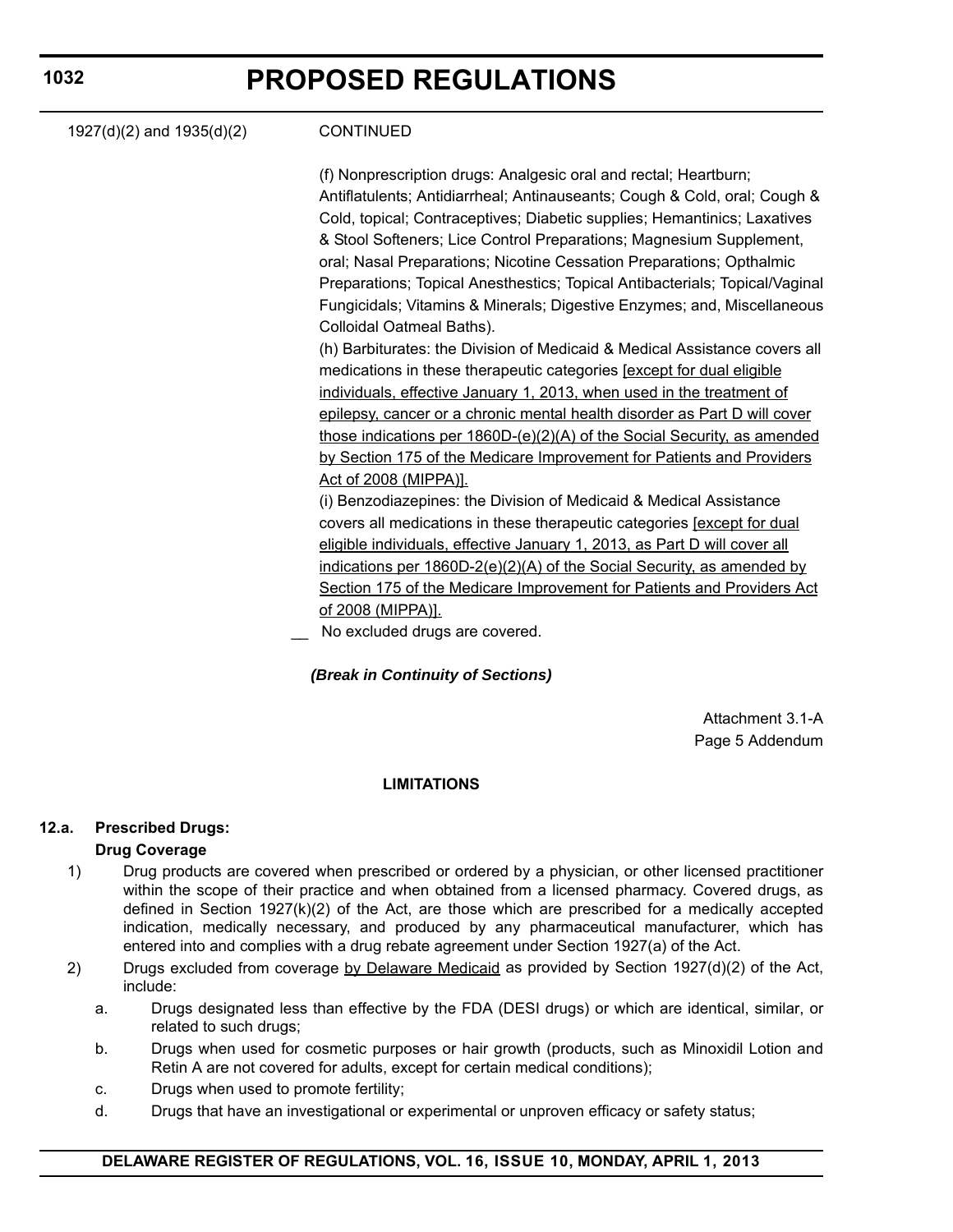1927(d)(2) and 1935(d)(2) CONTINUED

(f) Nonprescription drugs: Analgesic oral and rectal; Heartburn; Antiflatulents; Antidiarrheal; Antinauseants; Cough & Cold, oral; Cough & Cold, topical; Contraceptives; Diabetic supplies; Hemantinics; Laxatives & Stool Softeners; Lice Control Preparations; Magnesium Supplement, oral; Nasal Preparations; Nicotine Cessation Preparations; Opthalmic Preparations; Topical Anesthestics; Topical Antibacterials; Topical/Vaginal Fungicidals; Vitamins & Minerals; Digestive Enzymes; and, Miscellaneous Colloidal Oatmeal Baths).

(h) Barbiturates: the Division of Medicaid & Medical Assistance covers all medications in these therapeutic categories [except for dual eligible individuals, effective January 1, 2013, when used in the treatment of epilepsy, cancer or a chronic mental health disorder as Part D will cover those indications per 1860D-(e)(2)(A) of the Social Security, as amended by Section 175 of the Medicare Improvement for Patients and Providers Act of 2008 (MIPPA)].

(i) Benzodiazepines: the Division of Medicaid & Medical Assistance covers all medications in these therapeutic categories [except for dual eligible individuals, effective January 1, 2013, as Part D will cover all indications per 1860D-2(e)(2)(A) of the Social Security, as amended by Section 175 of the Medicare Improvement for Patients and Providers Act of 2008 (MIPPA)].

__ No excluded drugs are covered.

***(Break in Continuity of Sections)***

Attachment 3.1-A
Page 5 Addendum

**LIMITATIONS**

**12.a. Prescribed Drugs:**

**Drug Coverage**

1) Drug products are covered when prescribed or ordered by a physician, or other licensed practitioner within the scope of their practice and when obtained from a licensed pharmacy. Covered drugs, as defined in Section 1927(k)(2) of the Act, are those which are prescribed for a medically accepted indication, medically necessary, and produced by any pharmaceutical manufacturer, which has entered into and complies with a drug rebate agreement under Section 1927(a) of the Act.

2) Drugs excluded from coverage by Delaware Medicaid as provided by Section 1927(d)(2) of the Act, include:

   a. Drugs designated less than effective by the FDA (DESI drugs) or which are identical, similar, or related to such drugs;

   b. Drugs when used for cosmetic purposes or hair growth (products, such as Minoxidil Lotion and Retin A are not covered for adults, except for certain medical conditions);

   c. Drugs when used to promote fertility;

   d. Drugs that have an investigational or experimental or unproven efficacy or safety status;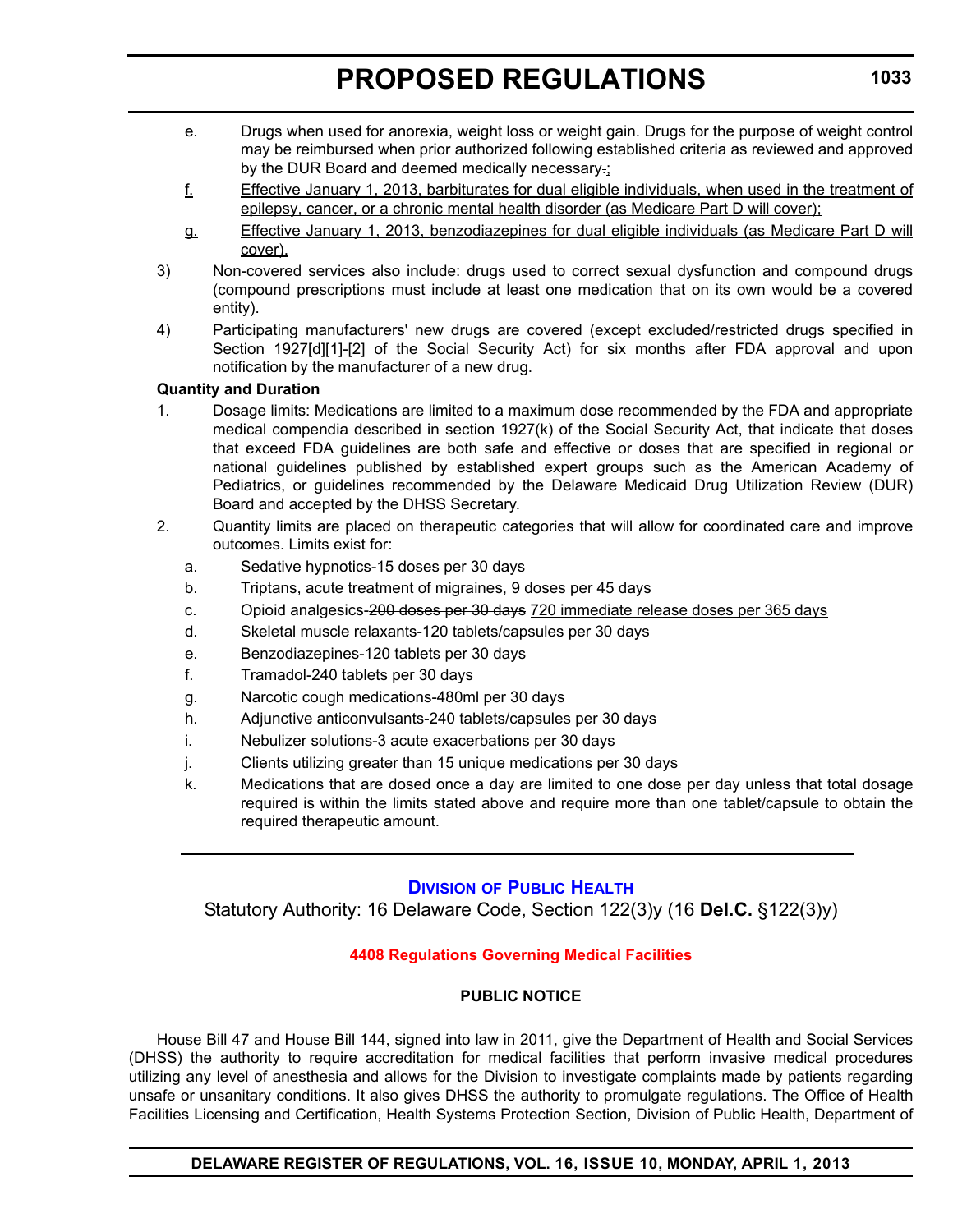e. Drugs when used for anorexia, weight loss or weight gain. Drugs for the purpose of weight control may be reimbursed when prior authorized following established criteria as reviewed and approved by the DUR Board and deemed medically necessary.;

f. Effective January 1, 2013, barbiturates for dual eligible individuals, when used in the treatment of epilepsy, cancer, or a chronic mental health disorder (as Medicare Part D will cover);

g. Effective January 1, 2013, benzodiazepines for dual eligible individuals (as Medicare Part D will cover).

3) Non-covered services also include: drugs used to correct sexual dysfunction and compound drugs (compound prescriptions must include at least one medication that on its own would be a covered entity).

4) Participating manufacturers' new drugs are covered (except excluded/restricted drugs specified in Section 1927[d][1]-[2] of the Social Security Act) for six months after FDA approval and upon notification by the manufacturer of a new drug.

**Quantity and Duration**

1. Dosage limits: Medications are limited to a maximum dose recommended by the FDA and appropriate medical compendia described in section 1927(k) of the Social Security Act, that indicate that doses that exceed FDA guidelines are both safe and effective or doses that are specified in regional or national guidelines published by established expert groups such as the American Academy of Pediatrics, or guidelines recommended by the Delaware Medicaid Drug Utilization Review (DUR) Board and accepted by the DHSS Secretary.

2. Quantity limits are placed on therapeutic categories that will allow for coordinated care and improve outcomes. Limits exist for:

   a. Sedative hypnotics-15 doses per 30 days
   
   b. Triptans, acute treatment of migraines, 9 doses per 45 days
   
   c. Opioid analgesics-~~200 doses per 30 days~~ 720 immediate release doses per 365 days
   
   d. Skeletal muscle relaxants-120 tablets/capsules per 30 days
   
   e. Benzodiazepines-120 tablets per 30 days
   
   f. Tramadol-240 tablets per 30 days
   
   g. Narcotic cough medications-480ml per 30 days
   
   h. Adjunctive anticonvulsants-240 tablets/capsules per 30 days
   
   i. Nebulizer solutions-3 acute exacerbations per 30 days
   
   j. Clients utilizing greater than 15 unique medications per 30 days
   
   k. Medications that are dosed once a day are limited to one dose per day unless that total dosage required is within the limits stated above and require more than one tablet/capsule to obtain the required therapeutic amount.

---

## Division of Public Health

Statutory Authority: 16 Delaware Code, Section 122(3)y (16 **Del.C.** §122(3)y)

### 4408 Regulations Governing Medical Facilities

#### PUBLIC NOTICE

House Bill 47 and House Bill 144, signed into law in 2011, give the Department of Health and Social Services (DHSS) the authority to require accreditation for medical facilities that perform invasive medical procedures utilizing any level of anesthesia and allows for the Division to investigate complaints made by patients regarding unsafe or unsanitary conditions. It also gives DHSS the authority to promulgate regulations. The Office of Health Facilities Licensing and Certification, Health Systems Protection Section, Division of Public Health, Department of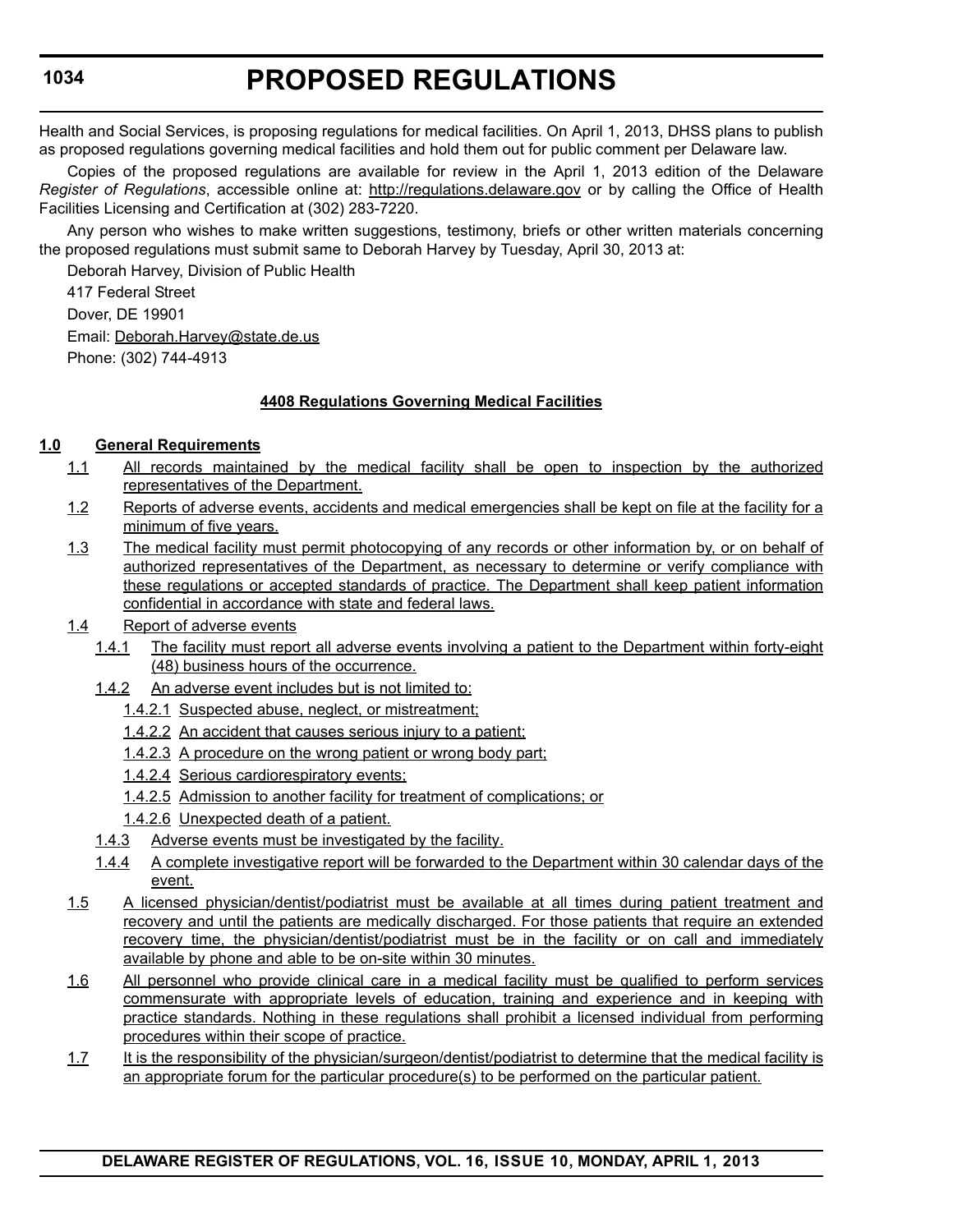Health and Social Services, is proposing regulations for medical facilities. On April 1, 2013, DHSS plans to publish as proposed regulations governing medical facilities and hold them out for public comment per Delaware law.

Copies of the proposed regulations are available for review in the April 1, 2013 edition of the Delaware *Register of Regulations*, accessible online at: http://regulations.delaware.gov or by calling the Office of Health Facilities Licensing and Certification at (302) 283-7220.

Any person who wishes to make written suggestions, testimony, briefs or other written materials concerning the proposed regulations must submit same to Deborah Harvey by Tuesday, April 30, 2013 at:

Deborah Harvey, Division of Public Health  
417 Federal Street  
Dover, DE 19901  
Email: Deborah.Harvey@state.de.us  
Phone: (302) 744-4913

**4408 Regulations Governing Medical Facilities**

**1.0 General Requirements**

1.1 All records maintained by the medical facility shall be open to inspection by the authorized representatives of the Department.

1.2 Reports of adverse events, accidents and medical emergencies shall be kept on file at the facility for a minimum of five years.

1.3 The medical facility must permit photocopying of any records or other information by, or on behalf of authorized representatives of the Department, as necessary to determine or verify compliance with these regulations or accepted standards of practice. The Department shall keep patient information confidential in accordance with state and federal laws.

1.4 Report of adverse events

1.4.1 The facility must report all adverse events involving a patient to the Department within forty-eight (48) business hours of the occurrence.

1.4.2 An adverse event includes but is not limited to:

1.4.2.1 Suspected abuse, neglect, or mistreatment;

1.4.2.2 An accident that causes serious injury to a patient;

1.4.2.3 A procedure on the wrong patient or wrong body part;

1.4.2.4 Serious cardiorespiratory events;

1.4.2.5 Admission to another facility for treatment of complications; or

1.4.2.6 Unexpected death of a patient.

1.4.3 Adverse events must be investigated by the facility.

1.4.4 A complete investigative report will be forwarded to the Department within 30 calendar days of the event.

1.5 A licensed physician/dentist/podiatrist must be available at all times during patient treatment and recovery and until the patients are medically discharged. For those patients that require an extended recovery time, the physician/dentist/podiatrist must be in the facility or on call and immediately available by phone and able to be on-site within 30 minutes.

1.6 All personnel who provide clinical care in a medical facility must be qualified to perform services commensurate with appropriate levels of education, training and experience and in keeping with practice standards. Nothing in these regulations shall prohibit a licensed individual from performing procedures within their scope of practice.

1.7 It is the responsibility of the physician/surgeon/dentist/podiatrist to determine that the medical facility is an appropriate forum for the particular procedure(s) to be performed on the particular patient.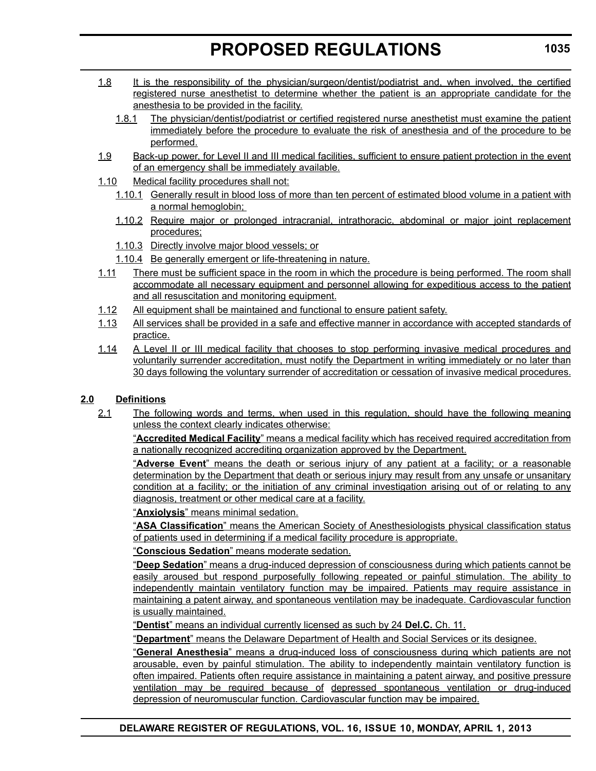1.8 It is the responsibility of the physician/surgeon/dentist/podiatrist and, when involved, the certified registered nurse anesthetist to determine whether the patient is an appropriate candidate for the anesthesia to be provided in the facility.

1.8.1 The physician/dentist/podiatrist or certified registered nurse anesthetist must examine the patient immediately before the procedure to evaluate the risk of anesthesia and of the procedure to be performed.

1.9 Back-up power, for Level II and III medical facilities, sufficient to ensure patient protection in the event of an emergency shall be immediately available.

1.10 Medical facility procedures shall not:

1.10.1 Generally result in blood loss of more than ten percent of estimated blood volume in a patient with a normal hemoglobin;

1.10.2 Require major or prolonged intracranial, intrathoracic, abdominal or major joint replacement procedures;

1.10.3 Directly involve major blood vessels; or

1.10.4 Be generally emergent or life-threatening in nature.

1.11 There must be sufficient space in the room in which the procedure is being performed. The room shall accommodate all necessary equipment and personnel allowing for expeditious access to the patient and all resuscitation and monitoring equipment.

1.12 All equipment shall be maintained and functional to ensure patient safety.

1.13 All services shall be provided in a safe and effective manner in accordance with accepted standards of practice.

1.14 A Level II or III medical facility that chooses to stop performing invasive medical procedures and voluntarily surrender accreditation, must notify the Department in writing immediately or no later than 30 days following the voluntary surrender of accreditation or cessation of invasive medical procedures.

## 2.0 Definitions

2.1 The following words and terms, when used in this regulation, should have the following meaning unless the context clearly indicates otherwise:

"**Accredited Medical Facility**" means a medical facility which has received required accreditation from a nationally recognized accrediting organization approved by the Department.

"**Adverse Event**" means the death or serious injury of any patient at a facility; or a reasonable determination by the Department that death or serious injury may result from any unsafe or unsanitary condition at a facility; or the initiation of any criminal investigation arising out of or relating to any diagnosis, treatment or other medical care at a facility.

"**Anxiolysis**" means minimal sedation.

"**ASA Classification**" means the American Society of Anesthesiologists physical classification status of patients used in determining if a medical facility procedure is appropriate.

"**Conscious Sedation**" means moderate sedation.

"**Deep Sedation**" means a drug-induced depression of consciousness during which patients cannot be easily aroused but respond purposefully following repeated or painful stimulation. The ability to independently maintain ventilatory function may be impaired. Patients may require assistance in maintaining a patent airway, and spontaneous ventilation may be inadequate. Cardiovascular function is usually maintained.

"**Dentist**" means an individual currently licensed as such by 24 **Del.C.** Ch. 11.

"**Department**" means the Delaware Department of Health and Social Services or its designee.

"**General Anesthesia**" means a drug-induced loss of consciousness during which patients are not arousable, even by painful stimulation. The ability to independently maintain ventilatory function is often impaired. Patients often require assistance in maintaining a patent airway, and positive pressure ventilation may be required because of depressed spontaneous ventilation or drug-induced depression of neuromuscular function. Cardiovascular function may be impaired.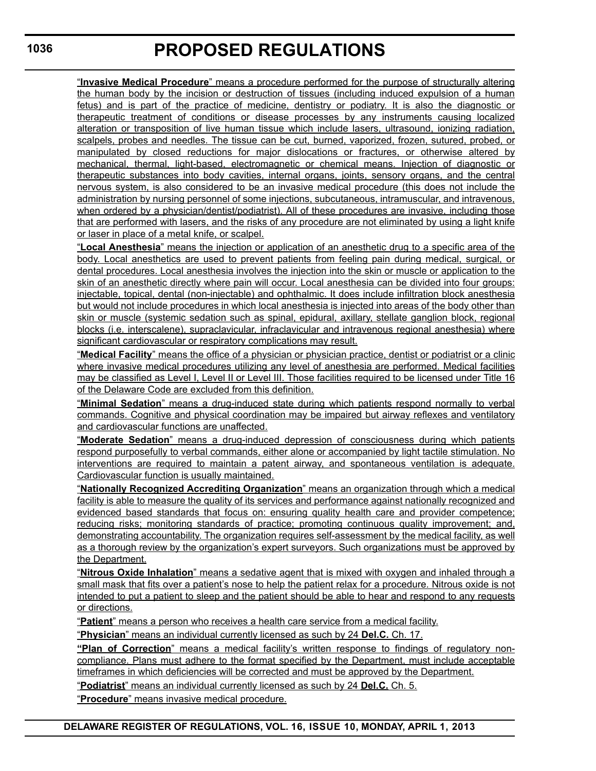"**Invasive Medical Procedure**" means a procedure performed for the purpose of structurally altering the human body by the incision or destruction of tissues (including induced expulsion of a human fetus) and is part of the practice of medicine, dentistry or podiatry. It is also the diagnostic or therapeutic treatment of conditions or disease processes by any instruments causing localized alteration or transposition of live human tissue which include lasers, ultrasound, ionizing radiation, scalpels, probes and needles. The tissue can be cut, burned, vaporized, frozen, sutured, probed, or manipulated by closed reductions for major dislocations or fractures, or otherwise altered by mechanical, thermal, light-based, electromagnetic or chemical means. Injection of diagnostic or therapeutic substances into body cavities, internal organs, joints, sensory organs, and the central nervous system, is also considered to be an invasive medical procedure (this does not include the administration by nursing personnel of some injections, subcutaneous, intramuscular, and intravenous, when ordered by a physician/dentist/podiatrist). All of these procedures are invasive, including those that are performed with lasers, and the risks of any procedure are not eliminated by using a light knife or laser in place of a metal knife, or scalpel.

"**Local Anesthesia**" means the injection or application of an anesthetic drug to a specific area of the body. Local anesthetics are used to prevent patients from feeling pain during medical, surgical, or dental procedures. Local anesthesia involves the injection into the skin or muscle or application to the skin of an anesthetic directly where pain will occur. Local anesthesia can be divided into four groups: injectable, topical, dental (non-injectable) and ophthalmic. It does include infiltration block anesthesia but would not include procedures in which local anesthesia is injected into areas of the body other than skin or muscle (systemic sedation such as spinal, epidural, axillary, stellate ganglion block, regional blocks (i.e. interscalene), supraclavicular, infraclavicular and intravenous regional anesthesia) where significant cardiovascular or respiratory complications may result.

"**Medical Facility**" means the office of a physician or physician practice, dentist or podiatrist or a clinic where invasive medical procedures utilizing any level of anesthesia are performed. Medical facilities may be classified as Level I, Level II or Level III. Those facilities required to be licensed under Title 16 of the Delaware Code are excluded from this definition.

"**Minimal Sedation**" means a drug-induced state during which patients respond normally to verbal commands. Cognitive and physical coordination may be impaired but airway reflexes and ventilatory and cardiovascular functions are unaffected.

"**Moderate Sedation**" means a drug-induced depression of consciousness during which patients respond purposefully to verbal commands, either alone or accompanied by light tactile stimulation. No interventions are required to maintain a patent airway, and spontaneous ventilation is adequate. Cardiovascular function is usually maintained.

"**Nationally Recognized Accrediting Organization**" means an organization through which a medical facility is able to measure the quality of its services and performance against nationally recognized and evidenced based standards that focus on: ensuring quality health care and provider competence; reducing risks; monitoring standards of practice; promoting continuous quality improvement; and, demonstrating accountability. The organization requires self-assessment by the medical facility, as well as a thorough review by the organization's expert surveyors. Such organizations must be approved by the Department.

"**Nitrous Oxide Inhalation**" means a sedative agent that is mixed with oxygen and inhaled through a small mask that fits over a patient's nose to help the patient relax for a procedure. Nitrous oxide is not intended to put a patient to sleep and the patient should be able to hear and respond to any requests or directions.

"**Patient**" means a person who receives a health care service from a medical facility.

"**Physician**" means an individual currently licensed as such by 24 **Del.C.** Ch. 17.

**"Plan of Correction**" means a medical facility's written response to findings of regulatory non-compliance. Plans must adhere to the format specified by the Department, must include acceptable timeframes in which deficiencies will be corrected and must be approved by the Department.

"**Podiatrist**" means an individual currently licensed as such by 24 **Del.C.** Ch. 5.

"**Procedure**" means invasive medical procedure.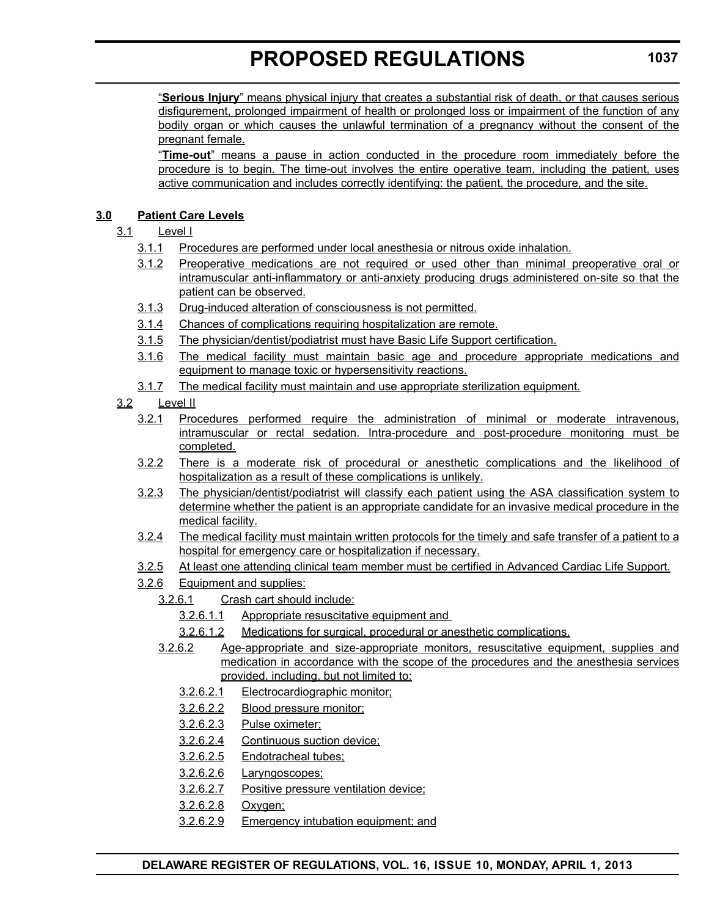"**Serious Injury**" means physical injury that creates a substantial risk of death, or that causes serious disfigurement, prolonged impairment of health or prolonged loss or impairment of the function of any bodily organ or which causes the unlawful termination of a pregnancy without the consent of the pregnant female.

"**Time-out**" means a pause in action conducted in the procedure room immediately before the procedure is to begin. The time-out involves the entire operative team, including the patient, uses active communication and includes correctly identifying: the patient, the procedure, and the site.

**3.0 Patient Care Levels**

3.1 Level I

3.1.1 Procedures are performed under local anesthesia or nitrous oxide inhalation.

3.1.2 Preoperative medications are not required or used other than minimal preoperative oral or intramuscular anti-inflammatory or anti-anxiety producing drugs administered on-site so that the patient can be observed.

3.1.3 Drug-induced alteration of consciousness is not permitted.

3.1.4 Chances of complications requiring hospitalization are remote.

3.1.5 The physician/dentist/podiatrist must have Basic Life Support certification.

3.1.6 The medical facility must maintain basic age and procedure appropriate medications and equipment to manage toxic or hypersensitivity reactions.

3.1.7 The medical facility must maintain and use appropriate sterilization equipment.

3.2 Level II

3.2.1 Procedures performed require the administration of minimal or moderate intravenous, intramuscular or rectal sedation. Intra-procedure and post-procedure monitoring must be completed.

3.2.2 There is a moderate risk of procedural or anesthetic complications and the likelihood of hospitalization as a result of these complications is unlikely.

3.2.3 The physician/dentist/podiatrist will classify each patient using the ASA classification system to determine whether the patient is an appropriate candidate for an invasive medical procedure in the medical facility.

3.2.4 The medical facility must maintain written protocols for the timely and safe transfer of a patient to a hospital for emergency care or hospitalization if necessary.

3.2.5 At least one attending clinical team member must be certified in Advanced Cardiac Life Support.

3.2.6 Equipment and supplies:

3.2.6.1 Crash cart should include:

3.2.6.1.1 Appropriate resuscitative equipment and

3.2.6.1.2 Medications for surgical, procedural or anesthetic complications.

3.2.6.2 Age-appropriate and size-appropriate monitors, resuscitative equipment, supplies and medication in accordance with the scope of the procedures and the anesthesia services provided, including, but not limited to:

3.2.6.2.1 Electrocardiographic monitor;

3.2.6.2.2 Blood pressure monitor;

3.2.6.2.3 Pulse oximeter;

3.2.6.2.4 Continuous suction device;

3.2.6.2.5 Endotracheal tubes;

3.2.6.2.6 Laryngoscopes;

3.2.6.2.7 Positive pressure ventilation device;

3.2.6.2.8 Oxygen;

3.2.6.2.9 Emergency intubation equipment; and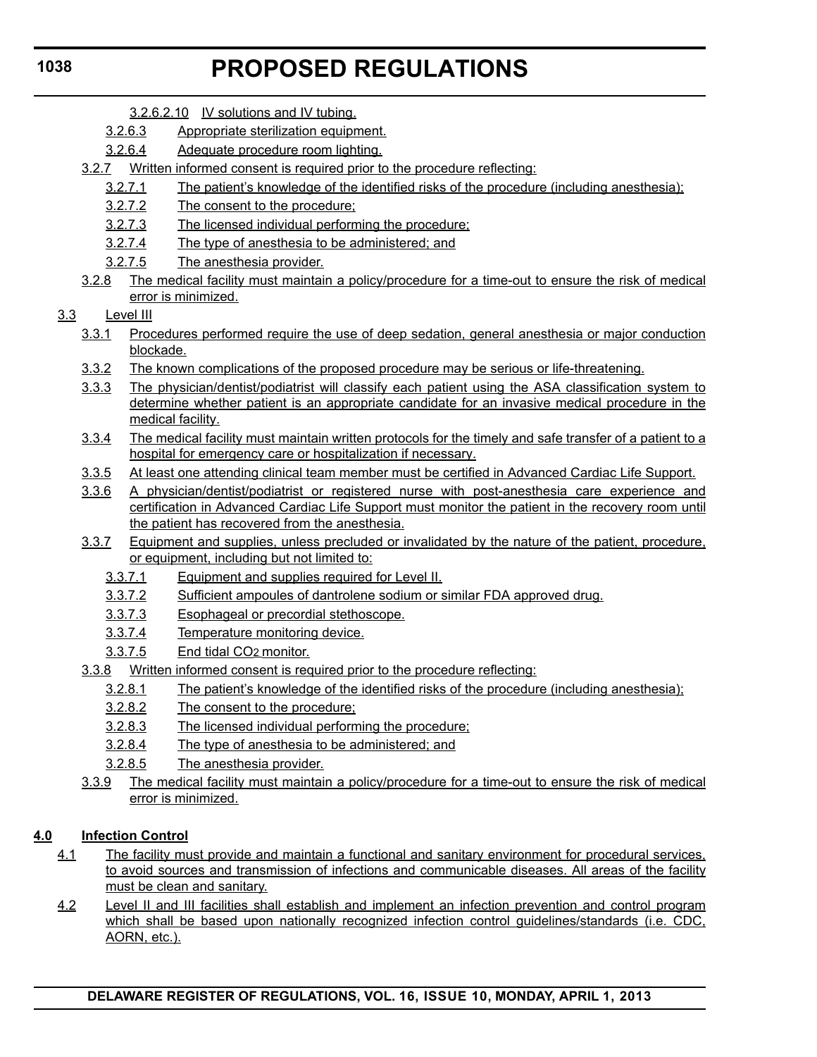3.2.6.2.10 IV solutions and IV tubing.

3.2.6.3 Appropriate sterilization equipment.

3.2.6.4 Adequate procedure room lighting.

3.2.7 Written informed consent is required prior to the procedure reflecting:

3.2.7.1 The patient's knowledge of the identified risks of the procedure (including anesthesia);

3.2.7.2 The consent to the procedure;

3.2.7.3 The licensed individual performing the procedure;

3.2.7.4 The type of anesthesia to be administered; and

3.2.7.5 The anesthesia provider.

3.2.8 The medical facility must maintain a policy/procedure for a time-out to ensure the risk of medical error is minimized.

3.3 Level III

3.3.1 Procedures performed require the use of deep sedation, general anesthesia or major conduction blockade.

3.3.2 The known complications of the proposed procedure may be serious or life-threatening.

3.3.3 The physician/dentist/podiatrist will classify each patient using the ASA classification system to determine whether patient is an appropriate candidate for an invasive medical procedure in the medical facility.

3.3.4 The medical facility must maintain written protocols for the timely and safe transfer of a patient to a hospital for emergency care or hospitalization if necessary.

3.3.5 At least one attending clinical team member must be certified in Advanced Cardiac Life Support.

3.3.6 A physician/dentist/podiatrist or registered nurse with post-anesthesia care experience and certification in Advanced Cardiac Life Support must monitor the patient in the recovery room until the patient has recovered from the anesthesia.

3.3.7 Equipment and supplies, unless precluded or invalidated by the nature of the patient, procedure, or equipment, including but not limited to:

3.3.7.1 Equipment and supplies required for Level II.

3.3.7.2 Sufficient ampoules of dantrolene sodium or similar FDA approved drug.

3.3.7.3 Esophageal or precordial stethoscope.

3.3.7.4 Temperature monitoring device.

3.3.7.5 End tidal $CO_2$ monitor.

3.3.8 Written informed consent is required prior to the procedure reflecting:

3.3.8.1 The patient's knowledge of the identified risks of the procedure (including anesthesia);

3.3.8.2 The consent to the procedure;

3.3.8.3 The licensed individual performing the procedure;

3.3.8.4 The type of anesthesia to be administered; and

3.3.8.5 The anesthesia provider.

3.3.9 The medical facility must maintain a policy/procedure for a time-out to ensure the risk of medical error is minimized.

**4.0 Infection Control**

4.1 The facility must provide and maintain a functional and sanitary environment for procedural services, to avoid sources and transmission of infections and communicable diseases. All areas of the facility must be clean and sanitary.

4.2 Level II and III facilities shall establish and implement an infection prevention and control program which shall be based upon nationally recognized infection control guidelines/standards (i.e. CDC, AORN, etc.).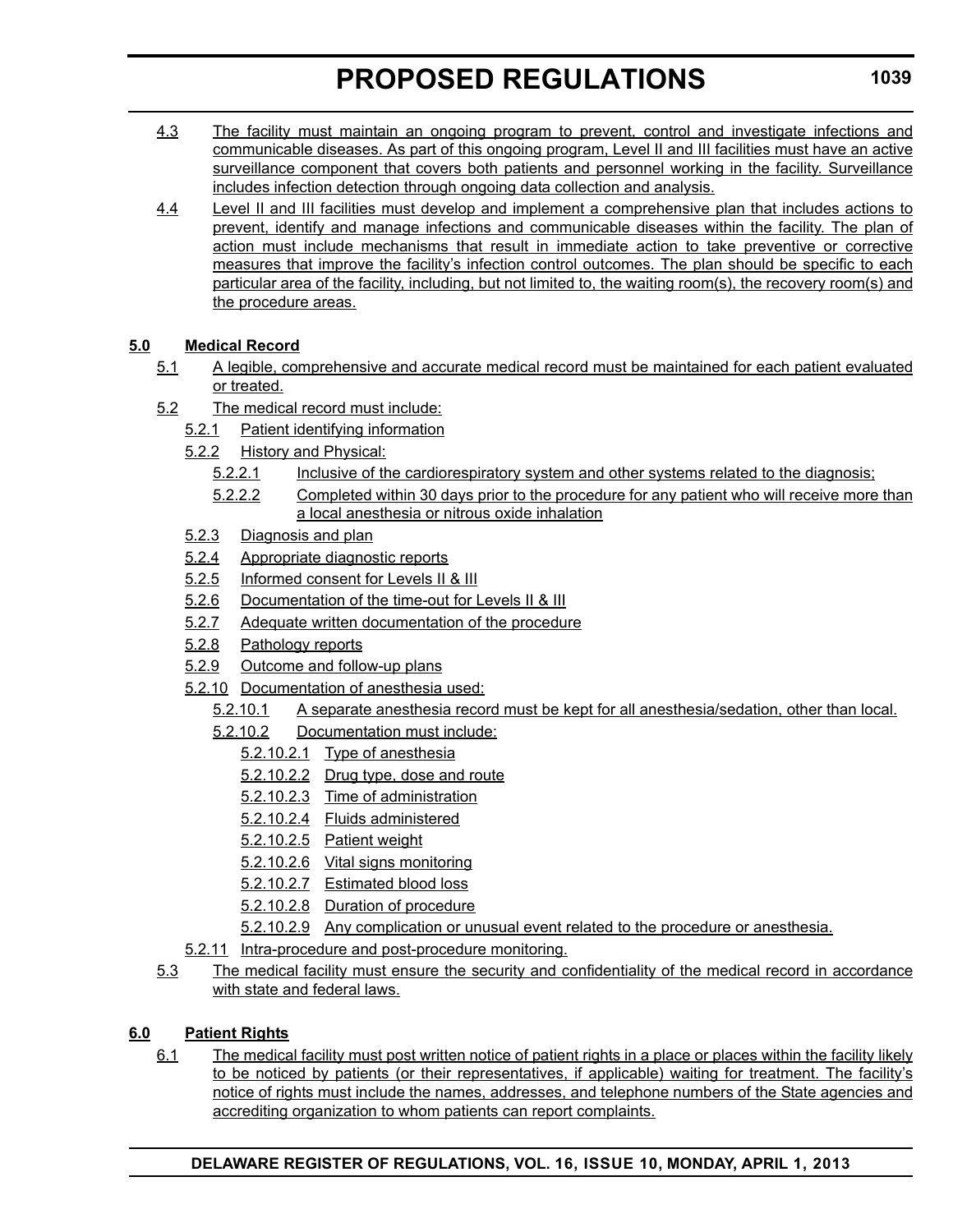4.3 The facility must maintain an ongoing program to prevent, control and investigate infections and communicable diseases. As part of this ongoing program, Level II and III facilities must have an active surveillance component that covers both patients and personnel working in the facility. Surveillance includes infection detection through ongoing data collection and analysis.

4.4 Level II and III facilities must develop and implement a comprehensive plan that includes actions to prevent, identify and manage infections and communicable diseases within the facility. The plan of action must include mechanisms that result in immediate action to take preventive or corrective measures that improve the facility's infection control outcomes. The plan should be specific to each particular area of the facility, including, but not limited to, the waiting room(s), the recovery room(s) and the procedure areas.

**5.0 Medical Record**

5.1 A legible, comprehensive and accurate medical record must be maintained for each patient evaluated or treated.

5.2 The medical record must include:

5.2.1 Patient identifying information

5.2.2 History and Physical:

5.2.2.1 Inclusive of the cardiorespiratory system and other systems related to the diagnosis;

5.2.2.2 Completed within 30 days prior to the procedure for any patient who will receive more than a local anesthesia or nitrous oxide inhalation

5.2.3 Diagnosis and plan

5.2.4 Appropriate diagnostic reports

5.2.5 Informed consent for Levels II & III

5.2.6 Documentation of the time-out for Levels II & III

5.2.7 Adequate written documentation of the procedure

5.2.8 Pathology reports

5.2.9 Outcome and follow-up plans

5.2.10 Documentation of anesthesia used:

5.2.10.1 A separate anesthesia record must be kept for all anesthesia/sedation, other than local.

5.2.10.2 Documentation must include:

5.2.10.2.1 Type of anesthesia

5.2.10.2.2 Drug type, dose and route

5.2.10.2.3 Time of administration

5.2.10.2.4 Fluids administered

5.2.10.2.5 Patient weight

5.2.10.2.6 Vital signs monitoring

5.2.10.2.7 Estimated blood loss

5.2.10.2.8 Duration of procedure

5.2.10.2.9 Any complication or unusual event related to the procedure or anesthesia.

5.2.11 Intra-procedure and post-procedure monitoring.

5.3 The medical facility must ensure the security and confidentiality of the medical record in accordance with state and federal laws.

**6.0 Patient Rights**

6.1 The medical facility must post written notice of patient rights in a place or places within the facility likely to be noticed by patients (or their representatives, if applicable) waiting for treatment. The facility's notice of rights must include the names, addresses, and telephone numbers of the State agencies and accrediting organization to whom patients can report complaints.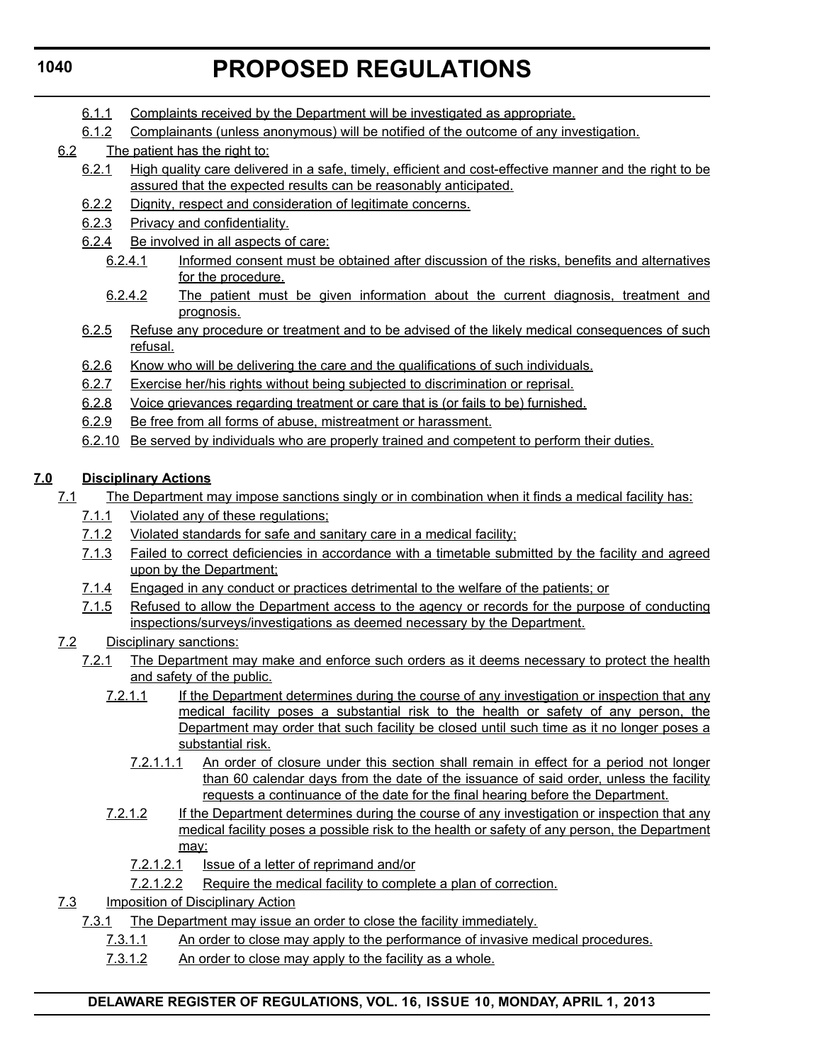6.1.1 Complaints received by the Department will be investigated as appropriate.

6.1.2 Complainants (unless anonymous) will be notified of the outcome of any investigation.

6.2 The patient has the right to:

6.2.1 High quality care delivered in a safe, timely, efficient and cost-effective manner and the right to be assured that the expected results can be reasonably anticipated.

6.2.2 Dignity, respect and consideration of legitimate concerns.

6.2.3 Privacy and confidentiality.

6.2.4 Be involved in all aspects of care:

6.2.4.1 Informed consent must be obtained after discussion of the risks, benefits and alternatives for the procedure.

6.2.4.2 The patient must be given information about the current diagnosis, treatment and prognosis.

6.2.5 Refuse any procedure or treatment and to be advised of the likely medical consequences of such refusal.

6.2.6 Know who will be delivering the care and the qualifications of such individuals.

6.2.7 Exercise her/his rights without being subjected to discrimination or reprisal.

6.2.8 Voice grievances regarding treatment or care that is (or fails to be) furnished.

6.2.9 Be free from all forms of abuse, mistreatment or harassment.

6.2.10 Be served by individuals who are properly trained and competent to perform their duties.

**7.0 Disciplinary Actions**

7.1 The Department may impose sanctions singly or in combination when it finds a medical facility has:

7.1.1 Violated any of these regulations;

7.1.2 Violated standards for safe and sanitary care in a medical facility;

7.1.3 Failed to correct deficiencies in accordance with a timetable submitted by the facility and agreed upon by the Department;

7.1.4 Engaged in any conduct or practices detrimental to the welfare of the patients; or

7.1.5 Refused to allow the Department access to the agency or records for the purpose of conducting inspections/surveys/investigations as deemed necessary by the Department.

7.2 Disciplinary sanctions:

7.2.1 The Department may make and enforce such orders as it deems necessary to protect the health and safety of the public.

7.2.1.1 If the Department determines during the course of any investigation or inspection that any medical facility poses a substantial risk to the health or safety of any person, the Department may order that such facility be closed until such time as it no longer poses a substantial risk.

7.2.1.1.1 An order of closure under this section shall remain in effect for a period not longer than 60 calendar days from the date of the issuance of said order, unless the facility requests a continuance of the date for the final hearing before the Department.

7.2.1.2 If the Department determines during the course of any investigation or inspection that any medical facility poses a possible risk to the health or safety of any person, the Department may:

7.2.1.2.1 Issue of a letter of reprimand and/or

7.2.1.2.2 Require the medical facility to complete a plan of correction.

7.3 Imposition of Disciplinary Action

7.3.1 The Department may issue an order to close the facility immediately.

7.3.1.1 An order to close may apply to the performance of invasive medical procedures.

7.3.1.2 An order to close may apply to the facility as a whole.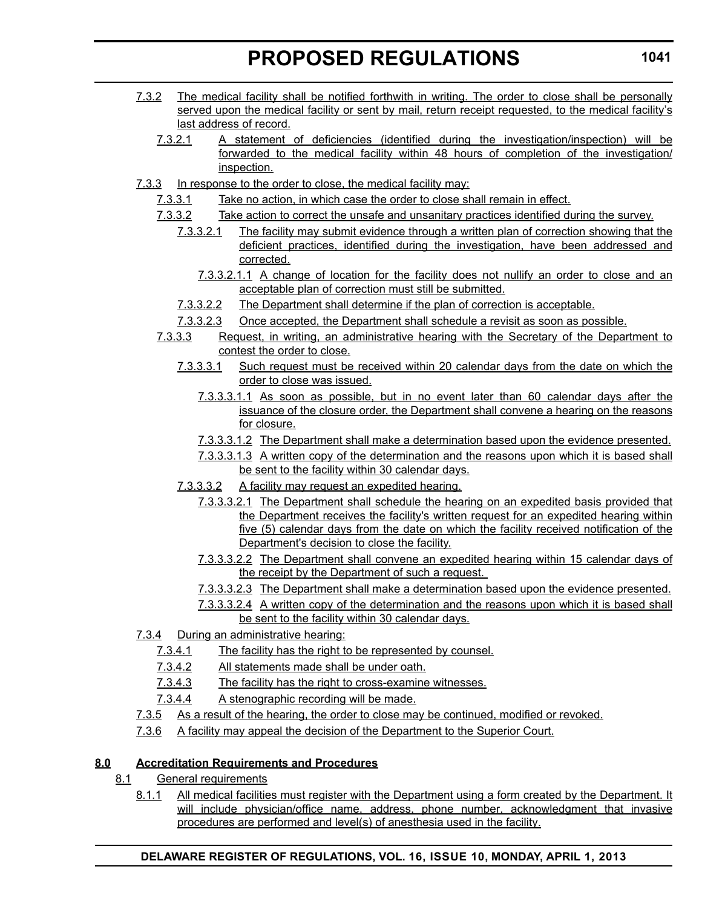7.3.2 The medical facility shall be notified forthwith in writing. The order to close shall be personally served upon the medical facility or sent by mail, return receipt requested, to the medical facility's last address of record.

7.3.2.1 A statement of deficiencies (identified during the investigation/inspection) will be forwarded to the medical facility within 48 hours of completion of the investigation/inspection.

7.3.3 In response to the order to close, the medical facility may:

7.3.3.1 Take no action, in which case the order to close shall remain in effect.

7.3.3.2 Take action to correct the unsafe and unsanitary practices identified during the survey.

7.3.3.2.1 The facility may submit evidence through a written plan of correction showing that the deficient practices, identified during the investigation, have been addressed and corrected.

7.3.3.2.1.1 A change of location for the facility does not nullify an order to close and an acceptable plan of correction must still be submitted.

7.3.3.2.2 The Department shall determine if the plan of correction is acceptable.

7.3.3.2.3 Once accepted, the Department shall schedule a revisit as soon as possible.

7.3.3.3 Request, in writing, an administrative hearing with the Secretary of the Department to contest the order to close.

7.3.3.3.1 Such request must be received within 20 calendar days from the date on which the order to close was issued.

7.3.3.3.1.1 As soon as possible, but in no event later than 60 calendar days after the issuance of the closure order, the Department shall convene a hearing on the reasons for closure.

7.3.3.3.1.2 The Department shall make a determination based upon the evidence presented.

7.3.3.3.1.3 A written copy of the determination and the reasons upon which it is based shall be sent to the facility within 30 calendar days.

7.3.3.3.2 A facility may request an expedited hearing.

7.3.3.3.2.1 The Department shall schedule the hearing on an expedited basis provided that the Department receives the facility's written request for an expedited hearing within five (5) calendar days from the date on which the facility received notification of the Department's decision to close the facility.

7.3.3.3.2.2 The Department shall convene an expedited hearing within 15 calendar days of the receipt by the Department of such a request.

7.3.3.3.2.3 The Department shall make a determination based upon the evidence presented.

7.3.3.3.2.4 A written copy of the determination and the reasons upon which it is based shall be sent to the facility within 30 calendar days.

7.3.4 During an administrative hearing:

7.3.4.1 The facility has the right to be represented by counsel.

7.3.4.2 All statements made shall be under oath.

7.3.4.3 The facility has the right to cross-examine witnesses.

7.3.4.4 A stenographic recording will be made.

7.3.5 As a result of the hearing, the order to close may be continued, modified or revoked.

7.3.6 A facility may appeal the decision of the Department to the Superior Court.

**8.0 Accreditation Requirements and Procedures**

8.1 General requirements

8.1.1 All medical facilities must register with the Department using a form created by the Department. It will include physician/office name, address, phone number, acknowledgment that invasive procedures are performed and level(s) of anesthesia used in the facility.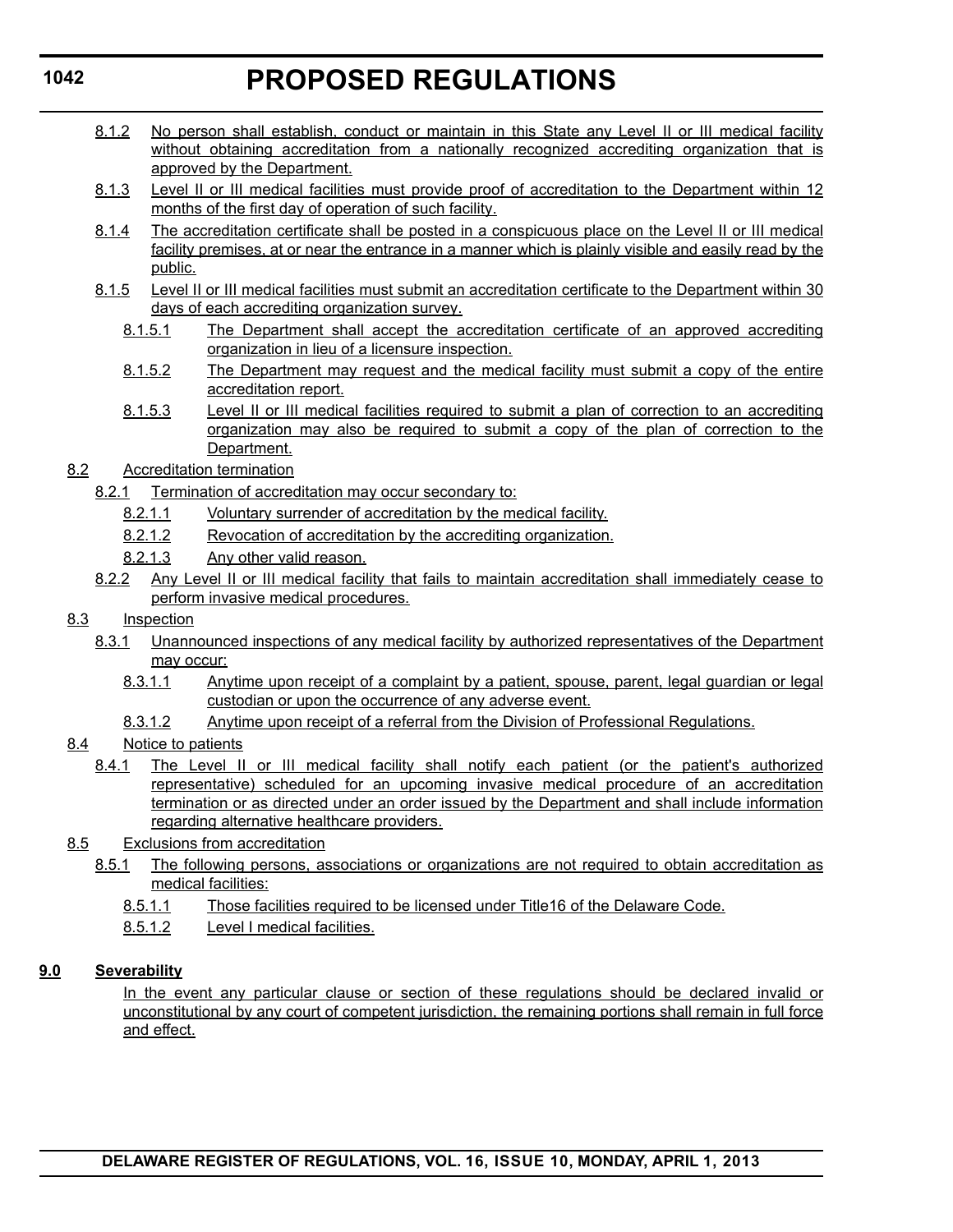8.1.2 No person shall establish, conduct or maintain in this State any Level II or III medical facility without obtaining accreditation from a nationally recognized accrediting organization that is approved by the Department.

8.1.3 Level II or III medical facilities must provide proof of accreditation to the Department within 12 months of the first day of operation of such facility.

8.1.4 The accreditation certificate shall be posted in a conspicuous place on the Level II or III medical facility premises, at or near the entrance in a manner which is plainly visible and easily read by the public.

8.1.5 Level II or III medical facilities must submit an accreditation certificate to the Department within 30 days of each accrediting organization survey.

8.1.5.1 The Department shall accept the accreditation certificate of an approved accrediting organization in lieu of a licensure inspection.

8.1.5.2 The Department may request and the medical facility must submit a copy of the entire accreditation report.

8.1.5.3 Level II or III medical facilities required to submit a plan of correction to an accrediting organization may also be required to submit a copy of the plan of correction to the Department.

8.2 Accreditation termination

8.2.1 Termination of accreditation may occur secondary to:

8.2.1.1 Voluntary surrender of accreditation by the medical facility.

8.2.1.2 Revocation of accreditation by the accrediting organization.

8.2.1.3 Any other valid reason.

8.2.2 Any Level II or III medical facility that fails to maintain accreditation shall immediately cease to perform invasive medical procedures.

8.3 Inspection

8.3.1 Unannounced inspections of any medical facility by authorized representatives of the Department may occur:

8.3.1.1 Anytime upon receipt of a complaint by a patient, spouse, parent, legal guardian or legal custodian or upon the occurrence of any adverse event.

8.3.1.2 Anytime upon receipt of a referral from the Division of Professional Regulations.

8.4 Notice to patients

8.4.1 The Level II or III medical facility shall notify each patient (or the patient's authorized representative) scheduled for an upcoming invasive medical procedure of an accreditation termination or as directed under an order issued by the Department and shall include information regarding alternative healthcare providers.

8.5 Exclusions from accreditation

8.5.1 The following persons, associations or organizations are not required to obtain accreditation as medical facilities:

8.5.1.1 Those facilities required to be licensed under Title16 of the Delaware Code.

8.5.1.2 Level I medical facilities.

**9.0 Severability**

In the event any particular clause or section of these regulations should be declared invalid or unconstitutional by any court of competent jurisdiction, the remaining portions shall remain in full force and effect.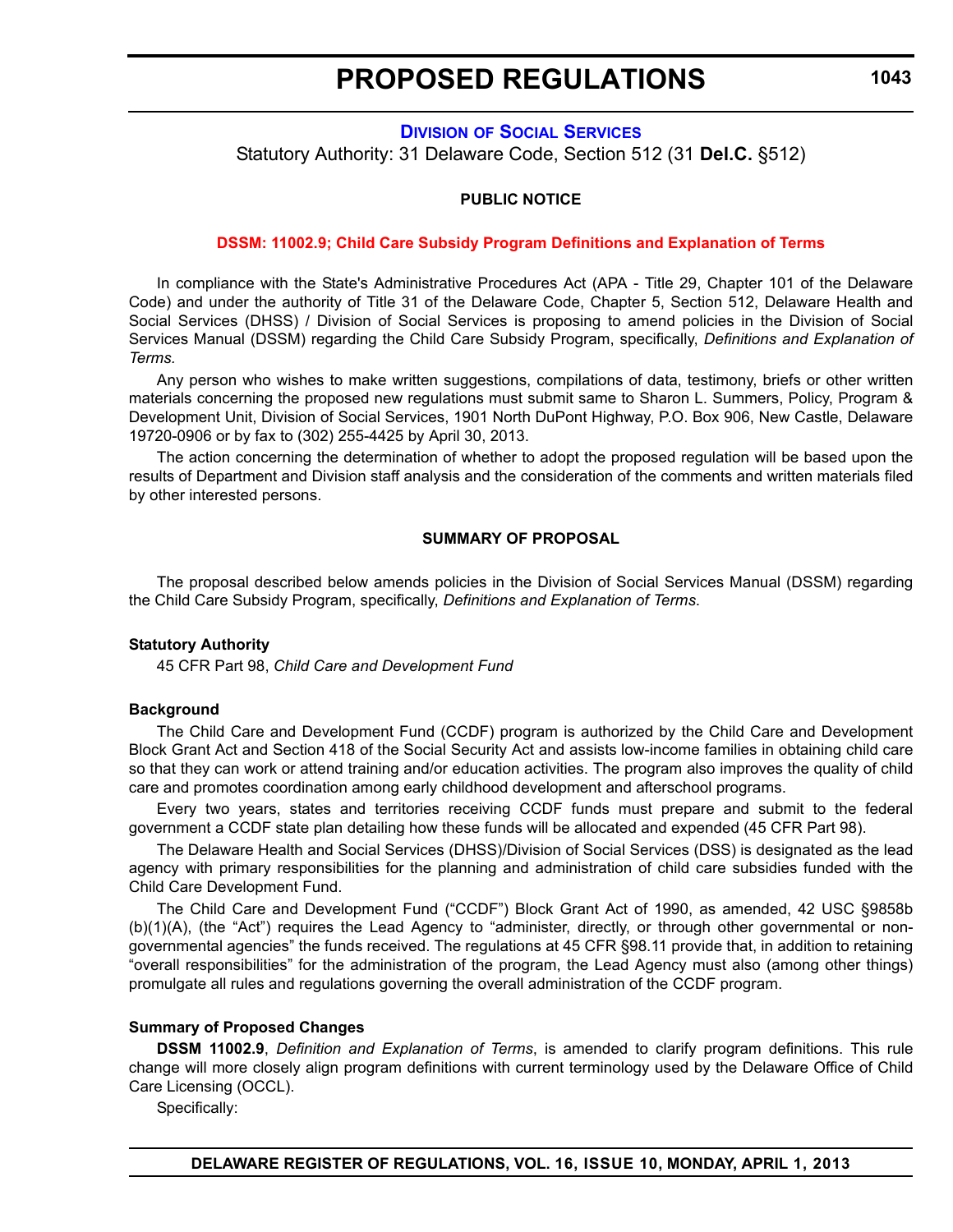# PROPOSED REGULATIONS

## DIVISION OF SOCIAL SERVICES

Statutory Authority: 31 Delaware Code, Section 512 (31 **Del.C.** §512)

**PUBLIC NOTICE**

**DSSM: 11002.9; Child Care Subsidy Program Definitions and Explanation of Terms**

In compliance with the State's Administrative Procedures Act (APA - Title 29, Chapter 101 of the Delaware Code) and under the authority of Title 31 of the Delaware Code, Chapter 5, Section 512, Delaware Health and Social Services (DHSS) / Division of Social Services is proposing to amend policies in the Division of Social Services Manual (DSSM) regarding the Child Care Subsidy Program, specifically, *Definitions and Explanation of Terms.*

Any person who wishes to make written suggestions, compilations of data, testimony, briefs or other written materials concerning the proposed new regulations must submit same to Sharon L. Summers, Policy, Program & Development Unit, Division of Social Services, 1901 North DuPont Highway, P.O. Box 906, New Castle, Delaware 19720-0906 or by fax to (302) 255-4425 by April 30, 2013.

The action concerning the determination of whether to adopt the proposed regulation will be based upon the results of Department and Division staff analysis and the consideration of the comments and written materials filed by other interested persons.

**SUMMARY OF PROPOSAL**

The proposal described below amends policies in the Division of Social Services Manual (DSSM) regarding the Child Care Subsidy Program, specifically, *Definitions and Explanation of Terms.*

**Statutory Authority**

45 CFR Part 98, *Child Care and Development Fund*

**Background**

The Child Care and Development Fund (CCDF) program is authorized by the Child Care and Development Block Grant Act and Section 418 of the Social Security Act and assists low-income families in obtaining child care so that they can work or attend training and/or education activities. The program also improves the quality of child care and promotes coordination among early childhood development and afterschool programs.

Every two years, states and territories receiving CCDF funds must prepare and submit to the federal government a CCDF state plan detailing how these funds will be allocated and expended (45 CFR Part 98).

The Delaware Health and Social Services (DHSS)/Division of Social Services (DSS) is designated as the lead agency with primary responsibilities for the planning and administration of child care subsidies funded with the Child Care Development Fund.

The Child Care and Development Fund ("CCDF") Block Grant Act of 1990, as amended, 42 USC §9858b (b)(1)(A), (the "Act") requires the Lead Agency to "administer, directly, or through other governmental or non-governmental agencies" the funds received. The regulations at 45 CFR §98.11 provide that, in addition to retaining "overall responsibilities" for the administration of the program, the Lead Agency must also (among other things) promulgate all rules and regulations governing the overall administration of the CCDF program.

**Summary of Proposed Changes**

**DSSM 11002.9**, *Definition and Explanation of Terms*, is amended to clarify program definitions. This rule change will more closely align program definitions with current terminology used by the Delaware Office of Child Care Licensing (OCCL).

Specifically: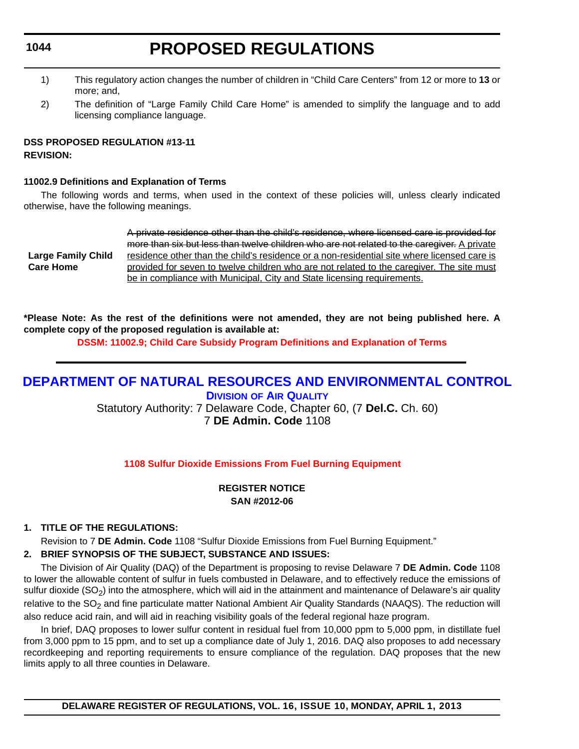1) This regulatory action changes the number of children in "Child Care Centers" from 12 or more to **13** or more; and,

2) The definition of "Large Family Child Care Home" is amended to simplify the language and to add licensing compliance language.

**DSS PROPOSED REGULATION #13-11**

**REVISION:**

**11002.9 Definitions and Explanation of Terms**

The following words and terms, when used in the context of these policies will, unless clearly indicated otherwise, have the following meanings.

| | |
|---|---|
| **Large Family Child Care Home** | ~~A private residence other than the child's residence, where licensed care is provided for more than six but less than twelve children who are not related to the caregiver.~~ <u>A private residence other than the child's residence or a non-residential site where licensed care is provided for seven to twelve children who are not related to the caregiver. The site must be in compliance with Municipal, City and State licensing requirements.</u> |

**\*Please Note: As the rest of the definitions were not amended, they are not being published here. A complete copy of the proposed regulation is available at:**

**DSSM: 11002.9; Child Care Subsidy Program Definitions and Explanation of Terms**

## DEPARTMENT OF NATURAL RESOURCES AND ENVIRONMENTAL CONTROL

### Division of Air Quality

Statutory Authority: 7 Delaware Code, Chapter 60, (7 **Del.C.** Ch. 60)
7 **DE Admin. Code** 1108

### 1108 Sulfur Dioxide Emissions From Fuel Burning Equipment

**REGISTER NOTICE**
**SAN #2012-06**

**1. TITLE OF THE REGULATIONS:**

Revision to 7 **DE Admin. Code** 1108 "Sulfur Dioxide Emissions from Fuel Burning Equipment."

**2. BRIEF SYNOPSIS OF THE SUBJECT, SUBSTANCE AND ISSUES:**

The Division of Air Quality (DAQ) of the Department is proposing to revise Delaware 7 **DE Admin. Code** 1108 to lower the allowable content of sulfur in fuels combusted in Delaware, and to effectively reduce the emissions of sulfur dioxide ($SO_2$) into the atmosphere, which will aid in the attainment and maintenance of Delaware's air quality relative to the $SO_2$ and fine particulate matter National Ambient Air Quality Standards (NAAQS). The reduction will also reduce acid rain, and will aid in reaching visibility goals of the federal regional haze program.

In brief, DAQ proposes to lower sulfur content in residual fuel from 10,000 ppm to 5,000 ppm, in distillate fuel from 3,000 ppm to 15 ppm, and to set up a compliance date of July 1, 2016. DAQ also proposes to add necessary recordkeeping and reporting requirements to ensure compliance of the regulation. DAQ proposes that the new limits apply to all three counties in Delaware.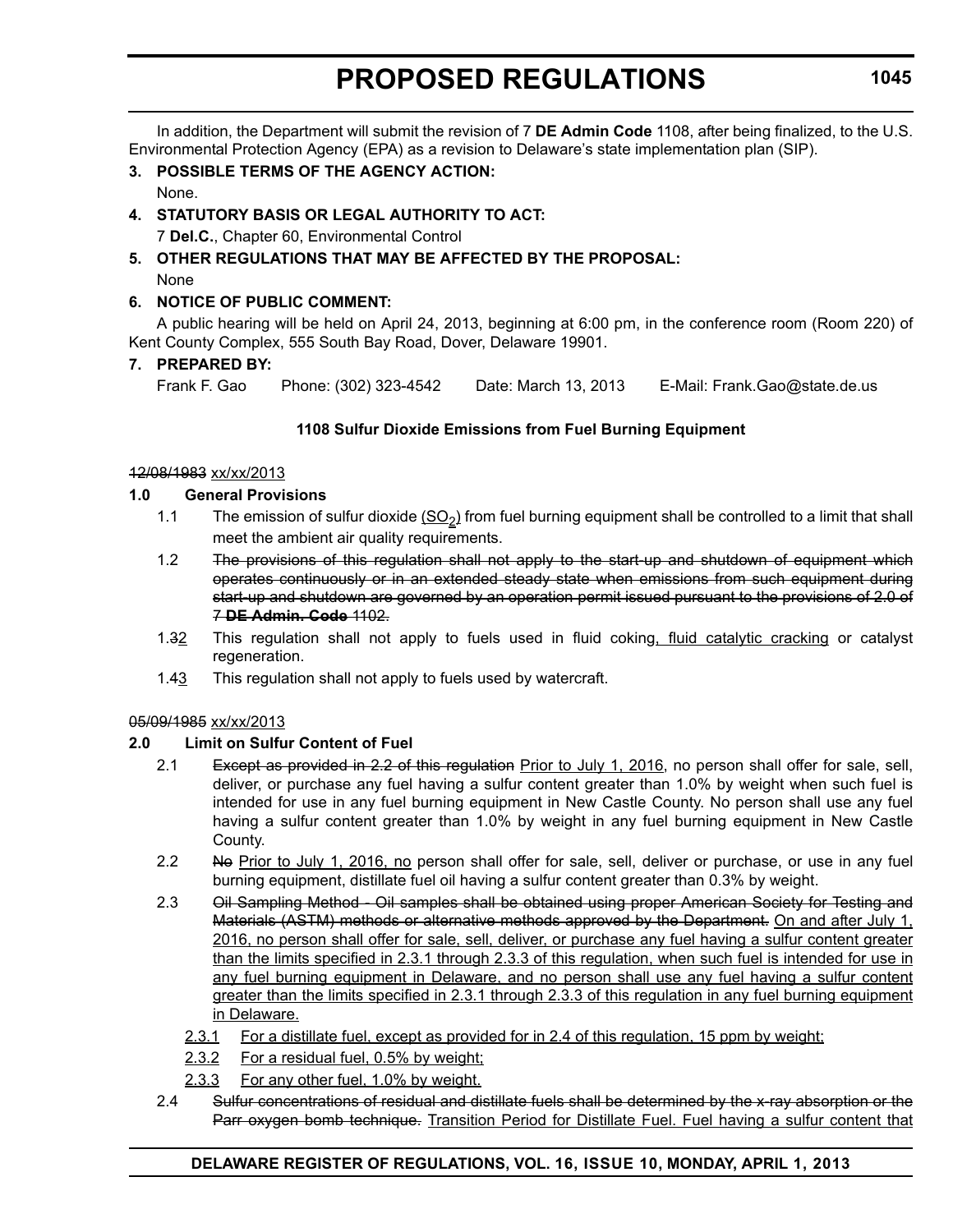In addition, the Department will submit the revision of 7 **DE Admin Code** 1108, after being finalized, to the U.S. Environmental Protection Agency (EPA) as a revision to Delaware's state implementation plan (SIP).

**3. POSSIBLE TERMS OF THE AGENCY ACTION:**

None.

**4. STATUTORY BASIS OR LEGAL AUTHORITY TO ACT:**

7 **Del.C.**, Chapter 60, Environmental Control

**5. OTHER REGULATIONS THAT MAY BE AFFECTED BY THE PROPOSAL:**

None

**6. NOTICE OF PUBLIC COMMENT:**

A public hearing will be held on April 24, 2013, beginning at 6:00 pm, in the conference room (Room 220) of Kent County Complex, 555 South Bay Road, Dover, Delaware 19901.

**7. PREPARED BY:**

Frank F. Gao Phone: (302) 323-4542 Date: March 13, 2013 E-Mail: Frank.Gao@state.de.us

**1108 Sulfur Dioxide Emissions from Fuel Burning Equipment**

~~12/08/1983~~ <u>xx/xx/2013</u>

**1.0 General Provisions**

1.1 The emission of sulfur dioxide <u>($SO_2$)</u> from fuel burning equipment shall be controlled to a limit that shall meet the ambient air quality requirements.

1.2 ~~The provisions of this regulation shall not apply to the start-up and shutdown of equipment which operates continuously or in an extended steady state when emissions from such equipment during start-up and shutdown are governed by an operation permit issued pursuant to the provisions of 2.0 of 7 **DE Admin. Code** 1102.~~

1.~~3~~<u>2</u> This regulation shall not apply to fuels used in fluid coking<u>, fluid catalytic cracking</u> or catalyst regeneration.

1.~~4~~<u>3</u> This regulation shall not apply to fuels used by watercraft.

~~05/09/1985~~ <u>xx/xx/2013</u>

**2.0 Limit on Sulfur Content of Fuel**

2.1 ~~Except as provided in 2.2 of this regulation~~ <u>Prior to July 1, 2016</u>, no person shall offer for sale, sell, deliver, or purchase any fuel having a sulfur content greater than 1.0% by weight when such fuel is intended for use in any fuel burning equipment in New Castle County. No person shall use any fuel having a sulfur content greater than 1.0% by weight in any fuel burning equipment in New Castle County.

2.2 ~~No~~ <u>Prior to July 1, 2016, no</u> person shall offer for sale, sell, deliver or purchase, or use in any fuel burning equipment, distillate fuel oil having a sulfur content greater than 0.3% by weight.

2.3 ~~Oil Sampling Method - Oil samples shall be obtained using proper American Society for Testing and Materials (ASTM) methods or alternative methods approved by the Department.~~ <u>On and after July 1, 2016, no person shall offer for sale, sell, deliver, or purchase any fuel having a sulfur content greater than the limits specified in 2.3.1 through 2.3.3 of this regulation, when such fuel is intended for use in any fuel burning equipment in Delaware, and no person shall use any fuel having a sulfur content greater than the limits specified in 2.3.1 through 2.3.3 of this regulation in any fuel burning equipment in Delaware.</u>

<u>2.3.1 For a distillate fuel, except as provided for in 2.4 of this regulation, 15 ppm by weight;</u>

<u>2.3.2 For a residual fuel, 0.5% by weight;</u>

<u>2.3.3 For any other fuel, 1.0% by weight.</u>

2.4 ~~Sulfur concentrations of residual and distillate fuels shall be determined by the x-ray absorption or the Parr oxygen bomb technique.~~ <u>Transition Period for Distillate Fuel. Fuel having a sulfur content that</u>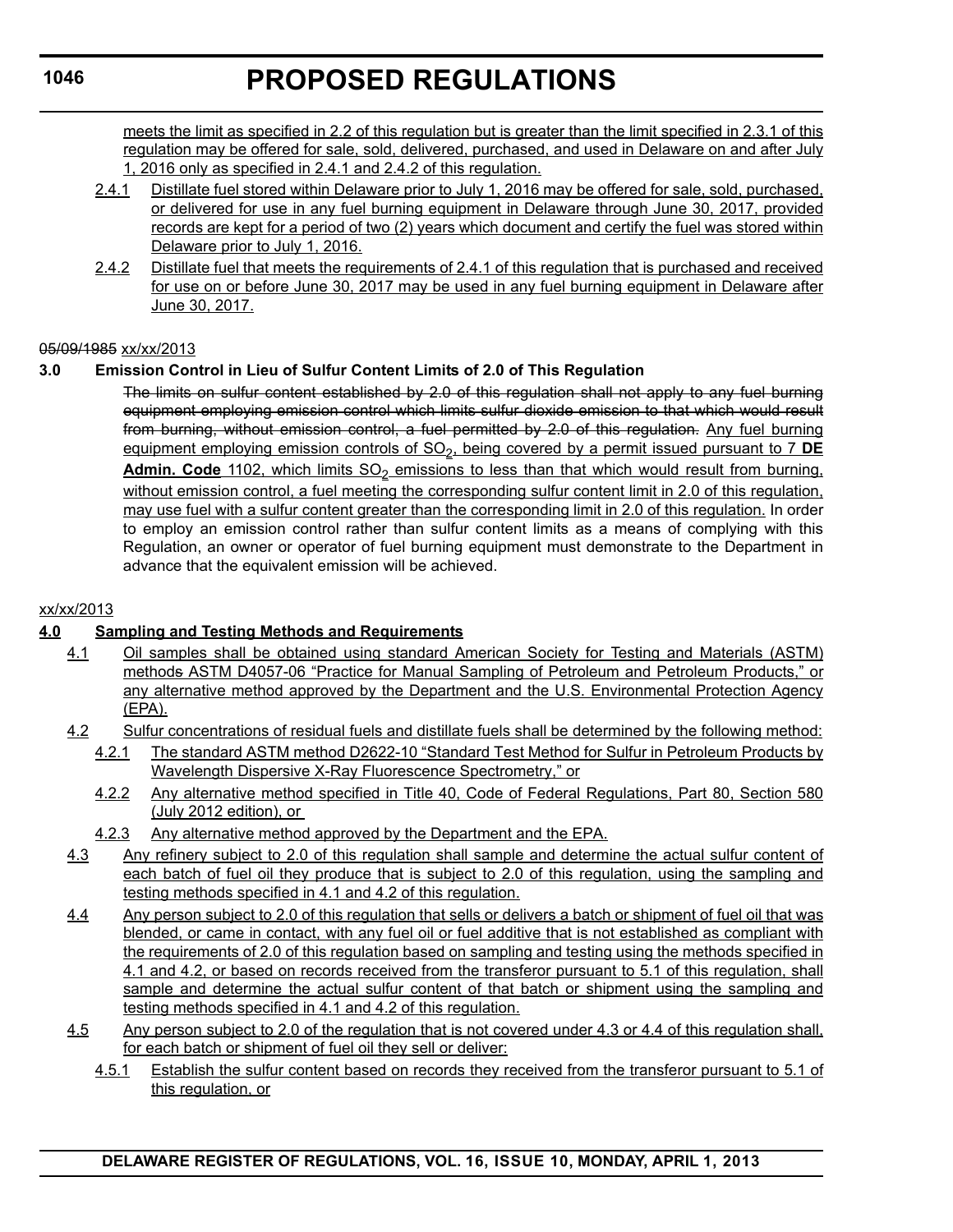meets the limit as specified in 2.2 of this regulation but is greater than the limit specified in 2.3.1 of this regulation may be offered for sale, sold, delivered, purchased, and used in Delaware on and after July 1, 2016 only as specified in 2.4.1 and 2.4.2 of this regulation.

2.4.1 Distillate fuel stored within Delaware prior to July 1, 2016 may be offered for sale, sold, purchased, or delivered for use in any fuel burning equipment in Delaware through June 30, 2017, provided records are kept for a period of two (2) years which document and certify the fuel was stored within Delaware prior to July 1, 2016.

2.4.2 Distillate fuel that meets the requirements of 2.4.1 of this regulation that is purchased and received for use on or before June 30, 2017 may be used in any fuel burning equipment in Delaware after June 30, 2017.

~~05/09/1985~~ xx/xx/2013

**3.0 Emission Control in Lieu of Sulfur Content Limits of 2.0 of This Regulation**

~~The limits on sulfur content established by 2.0 of this regulation shall not apply to any fuel burning equipment employing emission control which limits sulfur dioxide emission to that which would result from burning, without emission control, a fuel permitted by 2.0 of this regulation.~~ Any fuel burning equipment employing emission controls of $SO_2$, being covered by a permit issued pursuant to 7 **DE Admin. Code** 1102, which limits $SO_2$ emissions to less than that which would result from burning, without emission control, a fuel meeting the corresponding sulfur content limit in 2.0 of this regulation, may use fuel with a sulfur content greater than the corresponding limit in 2.0 of this regulation. In order to employ an emission control rather than sulfur content limits as a means of complying with this Regulation, an owner or operator of fuel burning equipment must demonstrate to the Department in advance that the equivalent emission will be achieved.

xx/xx/2013

**4.0 Sampling and Testing Methods and Requirements**

4.1 Oil samples shall be obtained using standard American Society for Testing and Materials (ASTM) methods ASTM D4057-06 "Practice for Manual Sampling of Petroleum and Petroleum Products," or any alternative method approved by the Department and the U.S. Environmental Protection Agency (EPA).

4.2 Sulfur concentrations of residual fuels and distillate fuels shall be determined by the following method:

4.2.1 The standard ASTM method D2622-10 "Standard Test Method for Sulfur in Petroleum Products by Wavelength Dispersive X-Ray Fluorescence Spectrometry," or

4.2.2 Any alternative method specified in Title 40, Code of Federal Regulations, Part 80, Section 580 (July 2012 edition), or

4.2.3 Any alternative method approved by the Department and the EPA.

4.3 Any refinery subject to 2.0 of this regulation shall sample and determine the actual sulfur content of each batch of fuel oil they produce that is subject to 2.0 of this regulation, using the sampling and testing methods specified in 4.1 and 4.2 of this regulation.

4.4 Any person subject to 2.0 of this regulation that sells or delivers a batch or shipment of fuel oil that was blended, or came in contact, with any fuel oil or fuel additive that is not established as compliant with the requirements of 2.0 of this regulation based on sampling and testing using the methods specified in 4.1 and 4.2, or based on records received from the transferor pursuant to 5.1 of this regulation, shall sample and determine the actual sulfur content of that batch or shipment using the sampling and testing methods specified in 4.1 and 4.2 of this regulation.

4.5 Any person subject to 2.0 of the regulation that is not covered under 4.3 or 4.4 of this regulation shall, for each batch or shipment of fuel oil they sell or deliver:

4.5.1 Establish the sulfur content based on records they received from the transferor pursuant to 5.1 of this regulation, or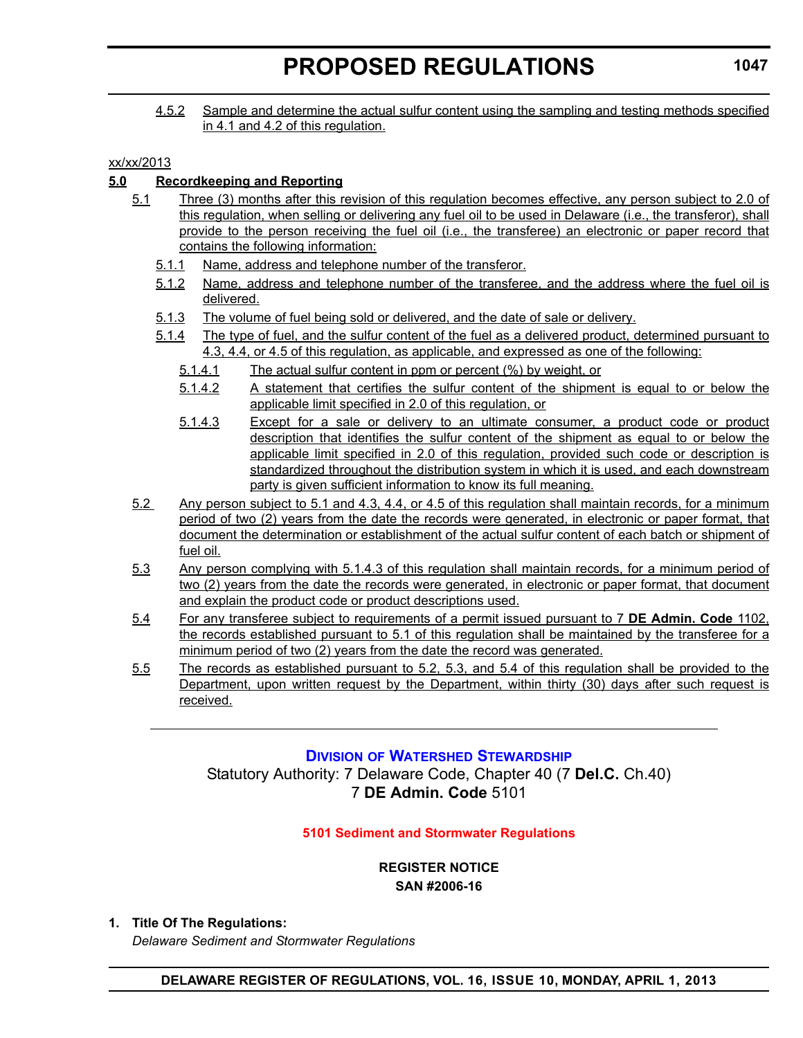4.5.2 Sample and determine the actual sulfur content using the sampling and testing methods specified in 4.1 and 4.2 of this regulation.

xx/xx/2013

**5.0 Recordkeeping and Reporting**

5.1 Three (3) months after this revision of this regulation becomes effective, any person subject to 2.0 of this regulation, when selling or delivering any fuel oil to be used in Delaware (i.e., the transferor), shall provide to the person receiving the fuel oil (i.e., the transferee) an electronic or paper record that contains the following information:

5.1.1 Name, address and telephone number of the transferor.

5.1.2 Name, address and telephone number of the transferee, and the address where the fuel oil is delivered.

5.1.3 The volume of fuel being sold or delivered, and the date of sale or delivery.

5.1.4 The type of fuel, and the sulfur content of the fuel as a delivered product, determined pursuant to 4.3, 4.4, or 4.5 of this regulation, as applicable, and expressed as one of the following:

5.1.4.1 The actual sulfur content in ppm or percent (%) by weight, or

5.1.4.2 A statement that certifies the sulfur content of the shipment is equal to or below the applicable limit specified in 2.0 of this regulation, or

5.1.4.3 Except for a sale or delivery to an ultimate consumer, a product code or product description that identifies the sulfur content of the shipment as equal to or below the applicable limit specified in 2.0 of this regulation, provided such code or description is standardized throughout the distribution system in which it is used, and each downstream party is given sufficient information to know its full meaning.

5.2 Any person subject to 5.1 and 4.3, 4.4, or 4.5 of this regulation shall maintain records, for a minimum period of two (2) years from the date the records were generated, in electronic or paper format, that document the determination or establishment of the actual sulfur content of each batch or shipment of fuel oil.

5.3 Any person complying with 5.1.4.3 of this regulation shall maintain records, for a minimum period of two (2) years from the date the records were generated, in electronic or paper format, that document and explain the product code or product descriptions used.

5.4 For any transferee subject to requirements of a permit issued pursuant to 7 **DE Admin. Code** 1102, the records established pursuant to 5.1 of this regulation shall be maintained by the transferee for a minimum period of two (2) years from the date the record was generated.

5.5 The records as established pursuant to 5.2, 5.3, and 5.4 of this regulation shall be provided to the Department, upon written request by the Department, within thirty (30) days after such request is received.

---

## Division of Watershed Stewardship

Statutory Authority: 7 Delaware Code, Chapter 40 (7 **Del.C.** Ch.40)
7 **DE Admin. Code** 5101

### 5101 Sediment and Stormwater Regulations

**REGISTER NOTICE**
**SAN #2006-16**

**1. Title Of The Regulations:**

*Delaware Sediment and Stormwater Regulations*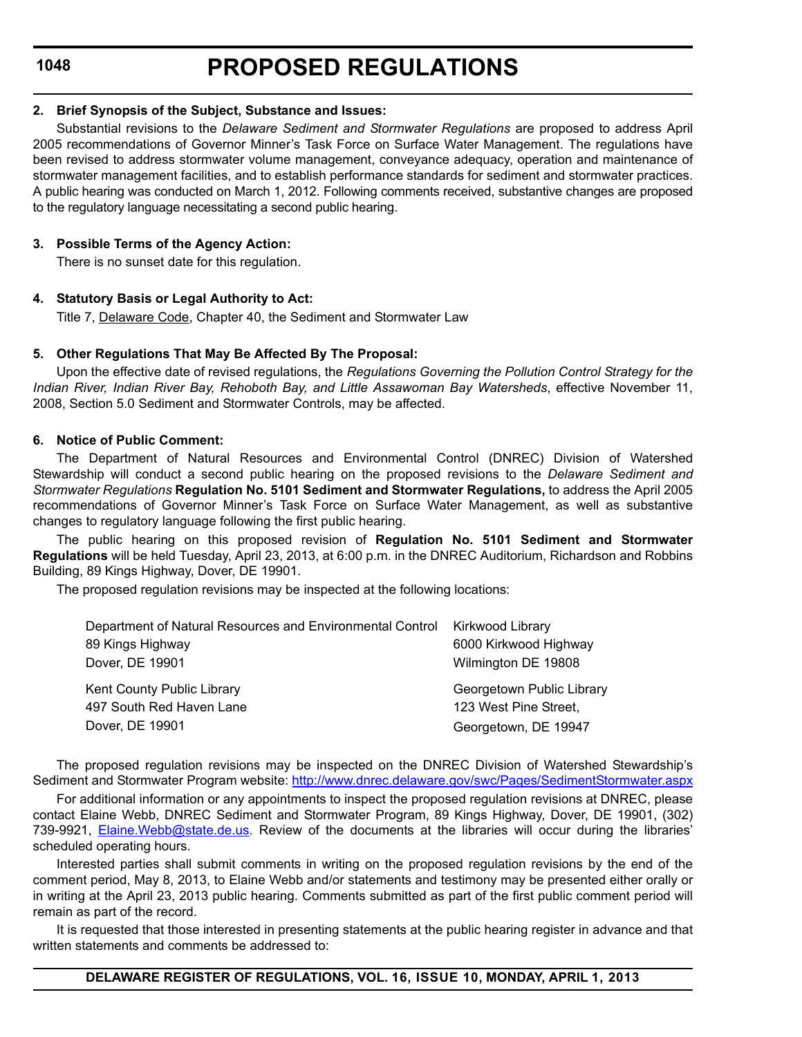**2. Brief Synopsis of the Subject, Substance and Issues:**

Substantial revisions to the *Delaware Sediment and Stormwater Regulations* are proposed to address April 2005 recommendations of Governor Minner's Task Force on Surface Water Management. The regulations have been revised to address stormwater volume management, conveyance adequacy, operation and maintenance of stormwater management facilities, and to establish performance standards for sediment and stormwater practices. A public hearing was conducted on March 1, 2012. Following comments received, substantive changes are proposed to the regulatory language necessitating a second public hearing.

**3. Possible Terms of the Agency Action:**

There is no sunset date for this regulation.

**4. Statutory Basis or Legal Authority to Act:**

Title 7, Delaware Code, Chapter 40, the Sediment and Stormwater Law

**5. Other Regulations That May Be Affected By The Proposal:**

Upon the effective date of revised regulations, the *Regulations Governing the Pollution Control Strategy for the Indian River, Indian River Bay, Rehoboth Bay, and Little Assawoman Bay Watersheds*, effective November 11, 2008, Section 5.0 Sediment and Stormwater Controls, may be affected.

**6. Notice of Public Comment:**

The Department of Natural Resources and Environmental Control (DNREC) Division of Watershed Stewardship will conduct a second public hearing on the proposed revisions to the *Delaware Sediment and Stormwater Regulations* **Regulation No. 5101 Sediment and Stormwater Regulations,** to address the April 2005 recommendations of Governor Minner's Task Force on Surface Water Management, as well as substantive changes to regulatory language following the first public hearing.

The public hearing on this proposed revision of **Regulation No. 5101 Sediment and Stormwater Regulations** will be held Tuesday, April 23, 2013, at 6:00 p.m. in the DNREC Auditorium, Richardson and Robbins Building, 89 Kings Highway, Dover, DE 19901.

The proposed regulation revisions may be inspected at the following locations:

Department of Natural Resources and Environmental Control
89 Kings Highway
Dover, DE 19901

Kirkwood Library
6000 Kirkwood Highway
Wilmington DE 19808

Kent County Public Library
497 South Red Haven Lane
Dover, DE 19901

Georgetown Public Library
123 West Pine Street,
Georgetown, DE 19947

The proposed regulation revisions may be inspected on the DNREC Division of Watershed Stewardship's Sediment and Stormwater Program website: http://www.dnrec.delaware.gov/swc/Pages/SedimentStormwater.aspx

For additional information or any appointments to inspect the proposed regulation revisions at DNREC, please contact Elaine Webb, DNREC Sediment and Stormwater Program, 89 Kings Highway, Dover, DE 19901, (302) 739-9921, Elaine.Webb@state.de.us. Review of the documents at the libraries will occur during the libraries' scheduled operating hours.

Interested parties shall submit comments in writing on the proposed regulation revisions by the end of the comment period, May 8, 2013, to Elaine Webb and/or statements and testimony may be presented either orally or in writing at the April 23, 2013 public hearing. Comments submitted as part of the first public comment period will remain as part of the record.

It is requested that those interested in presenting statements at the public hearing register in advance and that written statements and comments be addressed to: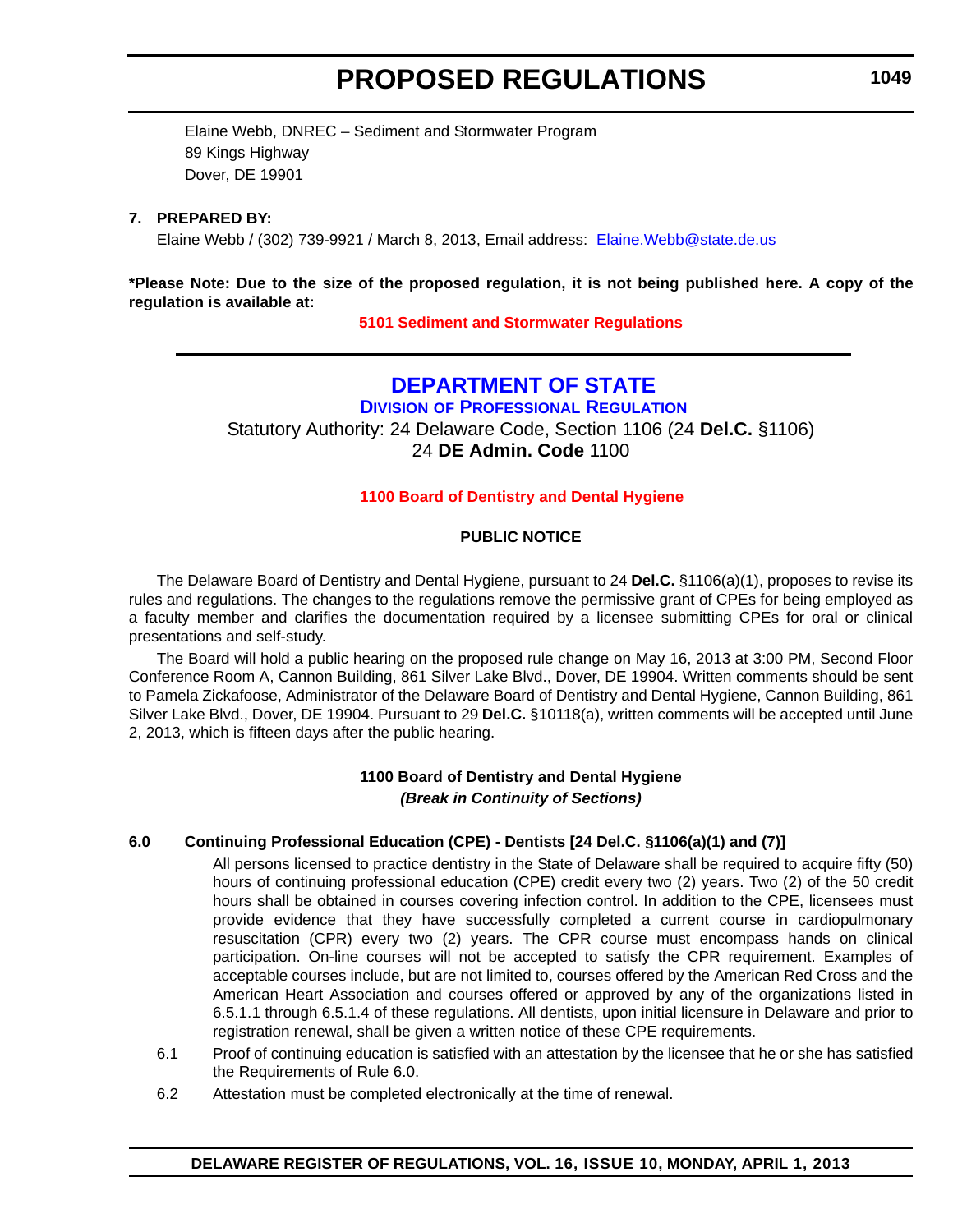Elaine Webb, DNREC – Sediment and Stormwater Program
89 Kings Highway
Dover, DE 19901

**7. PREPARED BY:**

Elaine Webb / (302) 739-9921 / March 8, 2013, Email address: Elaine.Webb@state.de.us

***Please Note: Due to the size of the proposed regulation, it is not being published here. A copy of the regulation is available at:**

**5101 Sediment and Stormwater Regulations**

---

# DEPARTMENT OF STATE

## DIVISION OF PROFESSIONAL REGULATION

Statutory Authority: 24 Delaware Code, Section 1106 (24 **Del.C.** §1106)
24 **DE Admin. Code** 1100

**1100 Board of Dentistry and Dental Hygiene**

**PUBLIC NOTICE**

The Delaware Board of Dentistry and Dental Hygiene, pursuant to 24 **Del.C.** §1106(a)(1), proposes to revise its rules and regulations. The changes to the regulations remove the permissive grant of CPEs for being employed as a faculty member and clarifies the documentation required by a licensee submitting CPEs for oral or clinical presentations and self-study.

The Board will hold a public hearing on the proposed rule change on May 16, 2013 at 3:00 PM, Second Floor Conference Room A, Cannon Building, 861 Silver Lake Blvd., Dover, DE 19904. Written comments should be sent to Pamela Zickafoose, Administrator of the Delaware Board of Dentistry and Dental Hygiene, Cannon Building, 861 Silver Lake Blvd., Dover, DE 19904. Pursuant to 29 **Del.C.** §10118(a), written comments will be accepted until June 2, 2013, which is fifteen days after the public hearing.

**1100 Board of Dentistry and Dental Hygiene**
***(Break in Continuity of Sections)***

**6.0 Continuing Professional Education (CPE) - Dentists [24 Del.C. §1106(a)(1) and (7)]**

All persons licensed to practice dentistry in the State of Delaware shall be required to acquire fifty (50) hours of continuing professional education (CPE) credit every two (2) years. Two (2) of the 50 credit hours shall be obtained in courses covering infection control. In addition to the CPE, licensees must provide evidence that they have successfully completed a current course in cardiopulmonary resuscitation (CPR) every two (2) years. The CPR course must encompass hands on clinical participation. On-line courses will not be accepted to satisfy the CPR requirement. Examples of acceptable courses include, but are not limited to, courses offered by the American Red Cross and the American Heart Association and courses offered or approved by any of the organizations listed in 6.5.1.1 through 6.5.1.4 of these regulations. All dentists, upon initial licensure in Delaware and prior to registration renewal, shall be given a written notice of these CPE requirements.

6.1 Proof of continuing education is satisfied with an attestation by the licensee that he or she has satisfied the Requirements of Rule 6.0.

6.2 Attestation must be completed electronically at the time of renewal.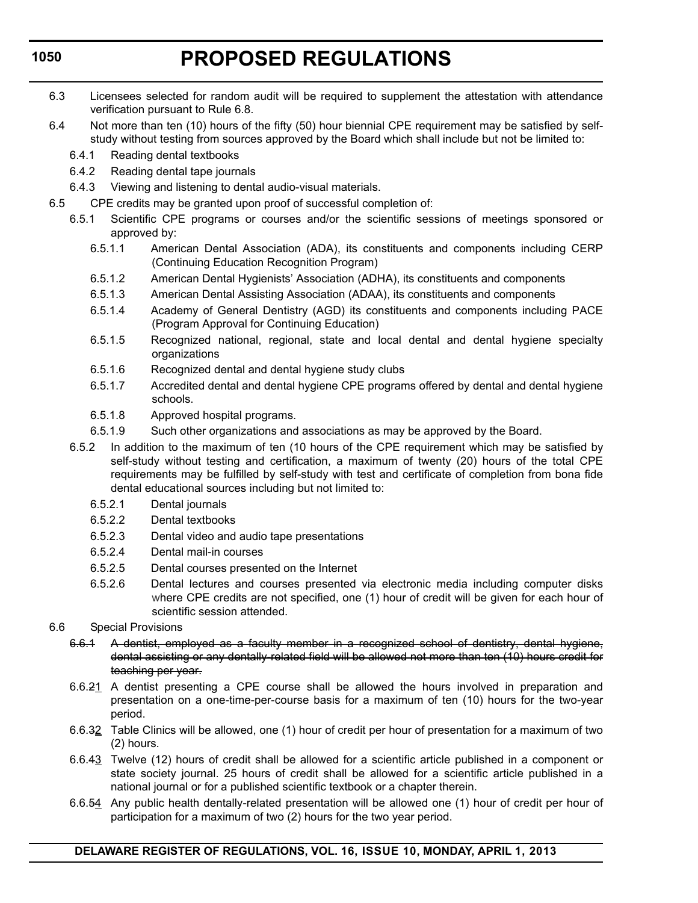6.3 Licensees selected for random audit will be required to supplement the attestation with attendance verification pursuant to Rule 6.8.

6.4 Not more than ten (10) hours of the fifty (50) hour biennial CPE requirement may be satisfied by self-study without testing from sources approved by the Board which shall include but not be limited to:

- 6.4.1 Reading dental textbooks
- 6.4.2 Reading dental tape journals
- 6.4.3 Viewing and listening to dental audio-visual materials.

6.5 CPE credits may be granted upon proof of successful completion of:

- 6.5.1 Scientific CPE programs or courses and/or the scientific sessions of meetings sponsored or approved by:
  - 6.5.1.1 American Dental Association (ADA), its constituents and components including CERP (Continuing Education Recognition Program)
  - 6.5.1.2 American Dental Hygienists' Association (ADHA), its constituents and components
  - 6.5.1.3 American Dental Assisting Association (ADAA), its constituents and components
  - 6.5.1.4 Academy of General Dentistry (AGD) its constituents and components including PACE (Program Approval for Continuing Education)
  - 6.5.1.5 Recognized national, regional, state and local dental and dental hygiene specialty organizations
  - 6.5.1.6 Recognized dental and dental hygiene study clubs
  - 6.5.1.7 Accredited dental and dental hygiene CPE programs offered by dental and dental hygiene schools.
  - 6.5.1.8 Approved hospital programs.
  - 6.5.1.9 Such other organizations and associations as may be approved by the Board.
- 6.5.2 In addition to the maximum of ten (10 hours of the CPE requirement which may be satisfied by self-study without testing and certification, a maximum of twenty (20) hours of the total CPE requirements may be fulfilled by self-study with test and certificate of completion from bona fide dental educational sources including but not limited to:
  - 6.5.2.1 Dental journals
  - 6.5.2.2 Dental textbooks
  - 6.5.2.3 Dental video and audio tape presentations
  - 6.5.2.4 Dental mail-in courses
  - 6.5.2.5 Dental courses presented on the Internet
  - 6.5.2.6 Dental lectures and courses presented via electronic media including computer disks where CPE credits are not specified, one (1) hour of credit will be given for each hour of scientific session attended.

6.6 Special Provisions

- ~~6.6.1 A dentist, employed as a faculty member in a recognized school of dentistry, dental hygiene, dental assisting or any dentally-related field will be allowed not more than ten (10) hours credit for teaching per year.~~
- 6.6.~~2~~1 A dentist presenting a CPE course shall be allowed the hours involved in preparation and presentation on a one-time-per-course basis for a maximum of ten (10) hours for the two-year period.
- 6.6.~~3~~2 Table Clinics will be allowed, one (1) hour of credit per hour of presentation for a maximum of two (2) hours.
- 6.6.~~4~~3 Twelve (12) hours of credit shall be allowed for a scientific article published in a component or state society journal. 25 hours of credit shall be allowed for a scientific article published in a national journal or for a published scientific textbook or a chapter therein.
- 6.6.~~5~~4 Any public health dentally-related presentation will be allowed one (1) hour of credit per hour of participation for a maximum of two (2) hours for the two year period.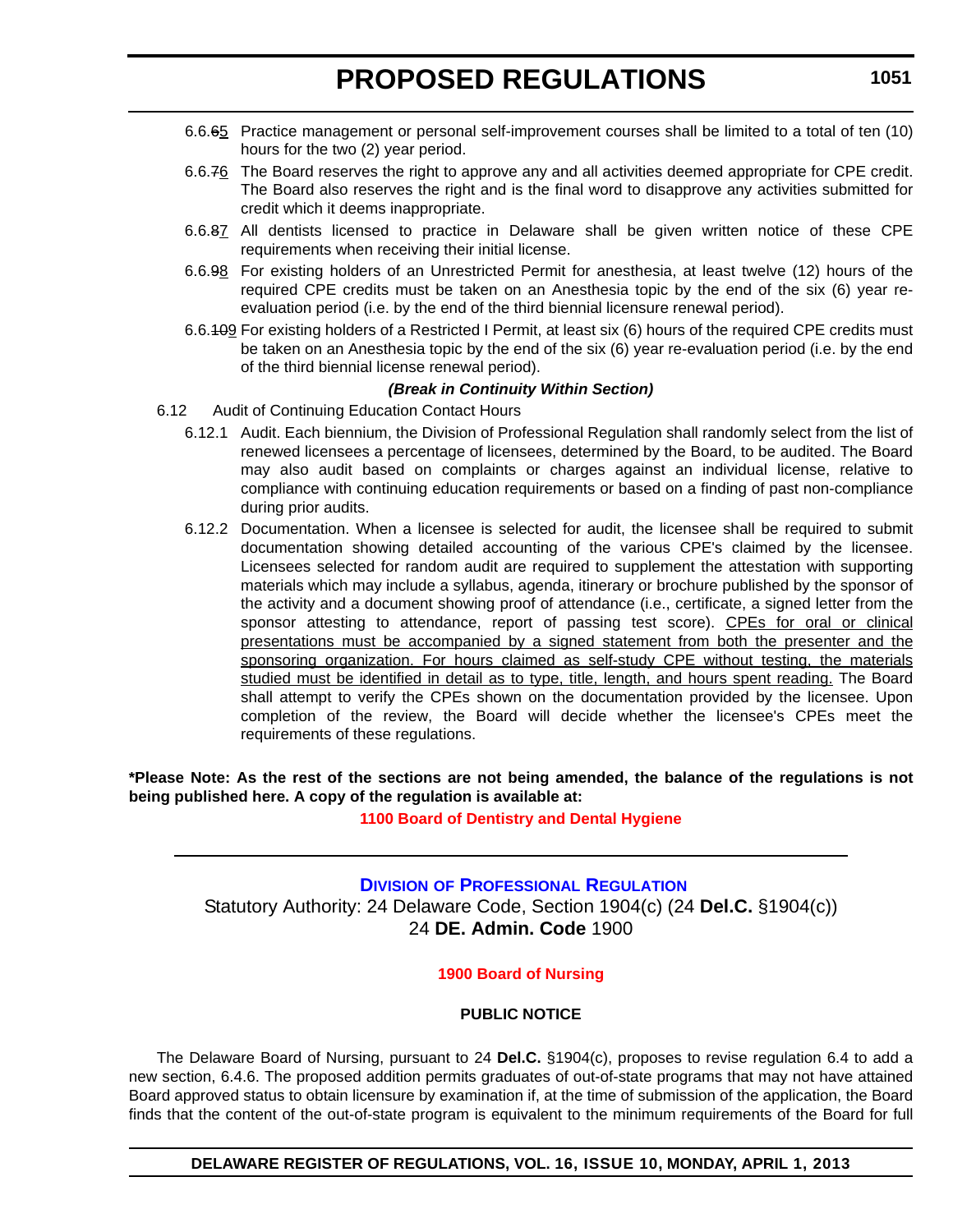6.6.~~6~~5 Practice management or personal self-improvement courses shall be limited to a total of ten (10) hours for the two (2) year period.

6.6.~~7~~6 The Board reserves the right to approve any and all activities deemed appropriate for CPE credit. The Board also reserves the right and is the final word to disapprove any activities submitted for credit which it deems inappropriate.

6.6.~~8~~7 All dentists licensed to practice in Delaware shall be given written notice of these CPE requirements when receiving their initial license.

6.6.~~9~~8 For existing holders of an Unrestricted Permit for anesthesia, at least twelve (12) hours of the required CPE credits must be taken on an Anesthesia topic by the end of the six (6) year re-evaluation period (i.e. by the end of the third biennial licensure renewal period).

6.6.~~10~~9 For existing holders of a Restricted I Permit, at least six (6) hours of the required CPE credits must be taken on an Anesthesia topic by the end of the six (6) year re-evaluation period (i.e. by the end of the third biennial license renewal period).

***(Break in Continuity Within Section)***

6.12 Audit of Continuing Education Contact Hours

6.12.1 Audit. Each biennium, the Division of Professional Regulation shall randomly select from the list of renewed licensees a percentage of licensees, determined by the Board, to be audited. The Board may also audit based on complaints or charges against an individual license, relative to compliance with continuing education requirements or based on a finding of past non-compliance during prior audits.

6.12.2 Documentation. When a licensee is selected for audit, the licensee shall be required to submit documentation showing detailed accounting of the various CPE's claimed by the licensee. Licensees selected for random audit are required to supplement the attestation with supporting materials which may include a syllabus, agenda, itinerary or brochure published by the sponsor of the activity and a document showing proof of attendance (i.e., certificate, a signed letter from the sponsor attesting to attendance, report of passing test score). <u>CPEs for oral or clinical presentations must be accompanied by a signed statement from both the presenter and the sponsoring organization. For hours claimed as self-study CPE without testing, the materials studied must be identified in detail as to type, title, length, and hours spent reading.</u> The Board shall attempt to verify the CPEs shown on the documentation provided by the licensee. Upon completion of the review, the Board will decide whether the licensee's CPEs meet the requirements of these regulations.

**\*Please Note: As the rest of the sections are not being amended, the balance of the regulations is not being published here. A copy of the regulation is available at:**

**1100 Board of Dentistry and Dental Hygiene**

---

## DIVISION OF PROFESSIONAL REGULATION

Statutory Authority: 24 Delaware Code, Section 1904(c) (24 **Del.C.** §1904(c))
24 **DE. Admin. Code** 1900

### 1900 Board of Nursing

#### PUBLIC NOTICE

The Delaware Board of Nursing, pursuant to 24 **Del.C.** §1904(c), proposes to revise regulation 6.4 to add a new section, 6.4.6. The proposed addition permits graduates of out-of-state programs that may not have attained Board approved status to obtain licensure by examination if, at the time of submission of the application, the Board finds that the content of the out-of-state program is equivalent to the minimum requirements of the Board for full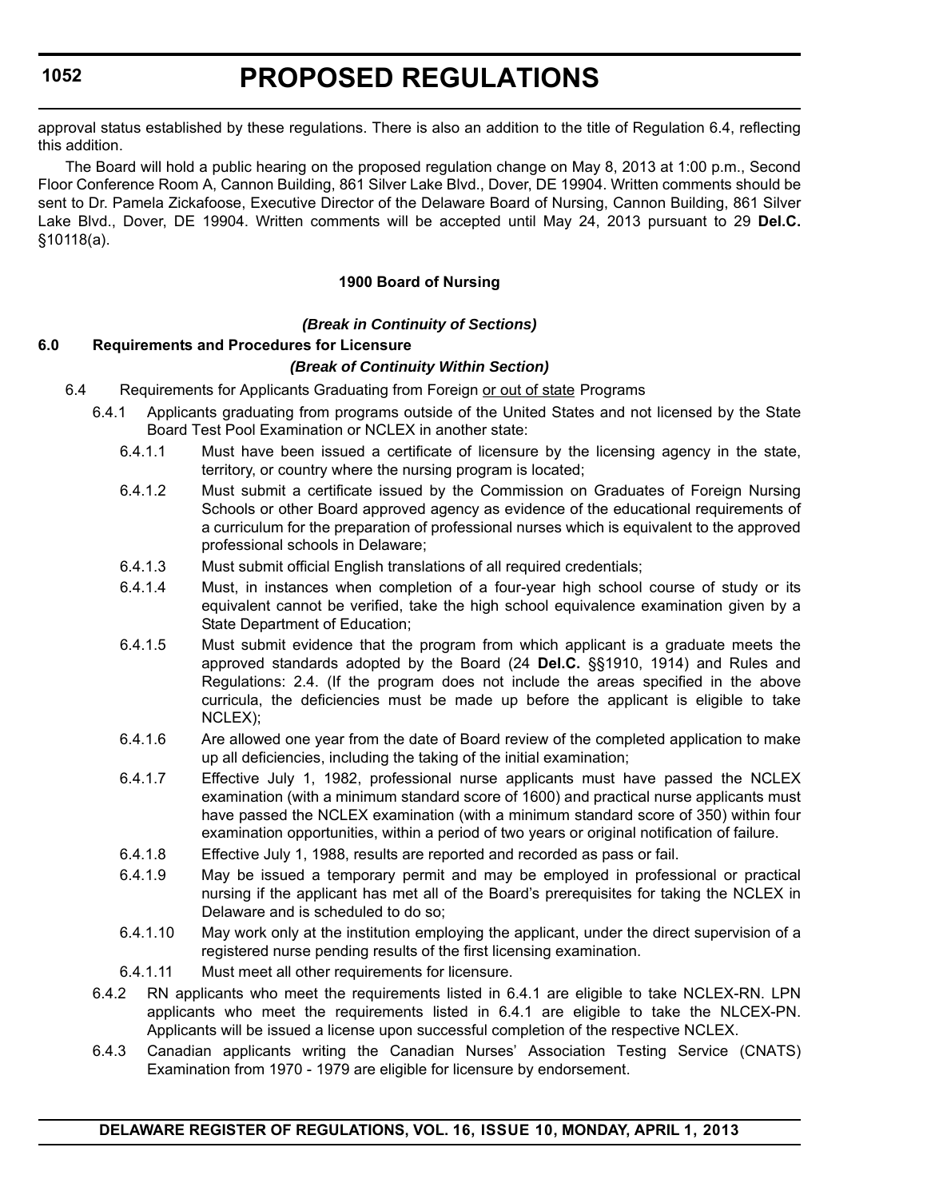approval status established by these regulations. There is also an addition to the title of Regulation 6.4, reflecting this addition.

The Board will hold a public hearing on the proposed regulation change on May 8, 2013 at 1:00 p.m., Second Floor Conference Room A, Cannon Building, 861 Silver Lake Blvd., Dover, DE 19904. Written comments should be sent to Dr. Pamela Zickafoose, Executive Director of the Delaware Board of Nursing, Cannon Building, 861 Silver Lake Blvd., Dover, DE 19904. Written comments will be accepted until May 24, 2013 pursuant to 29 **Del.C.** §10118(a).

**1900 Board of Nursing**

***(Break in Continuity of Sections)***

**6.0 Requirements and Procedures for Licensure**

***(Break of Continuity Within Section)***

6.4 Requirements for Applicants Graduating from Foreign <u>or out of state</u> Programs

6.4.1 Applicants graduating from programs outside of the United States and not licensed by the State Board Test Pool Examination or NCLEX in another state:

6.4.1.1 Must have been issued a certificate of licensure by the licensing agency in the state, territory, or country where the nursing program is located;

6.4.1.2 Must submit a certificate issued by the Commission on Graduates of Foreign Nursing Schools or other Board approved agency as evidence of the educational requirements of a curriculum for the preparation of professional nurses which is equivalent to the approved professional schools in Delaware;

6.4.1.3 Must submit official English translations of all required credentials;

6.4.1.4 Must, in instances when completion of a four-year high school course of study or its equivalent cannot be verified, take the high school equivalence examination given by a State Department of Education;

6.4.1.5 Must submit evidence that the program from which applicant is a graduate meets the approved standards adopted by the Board (24 **Del.C.** §§1910, 1914) and Rules and Regulations: 2.4. (If the program does not include the areas specified in the above curricula, the deficiencies must be made up before the applicant is eligible to take NCLEX);

6.4.1.6 Are allowed one year from the date of Board review of the completed application to make up all deficiencies, including the taking of the initial examination;

6.4.1.7 Effective July 1, 1982, professional nurse applicants must have passed the NCLEX examination (with a minimum standard score of 1600) and practical nurse applicants must have passed the NCLEX examination (with a minimum standard score of 350) within four examination opportunities, within a period of two years or original notification of failure.

6.4.1.8 Effective July 1, 1988, results are reported and recorded as pass or fail.

6.4.1.9 May be issued a temporary permit and may be employed in professional or practical nursing if the applicant has met all of the Board's prerequisites for taking the NCLEX in Delaware and is scheduled to do so;

6.4.1.10 May work only at the institution employing the applicant, under the direct supervision of a registered nurse pending results of the first licensing examination.

6.4.1.11 Must meet all other requirements for licensure.

6.4.2 RN applicants who meet the requirements listed in 6.4.1 are eligible to take NCLEX-RN. LPN applicants who meet the requirements listed in 6.4.1 are eligible to take the NLCEX-PN. Applicants will be issued a license upon successful completion of the respective NCLEX.

6.4.3 Canadian applicants writing the Canadian Nurses' Association Testing Service (CNATS) Examination from 1970 - 1979 are eligible for licensure by endorsement.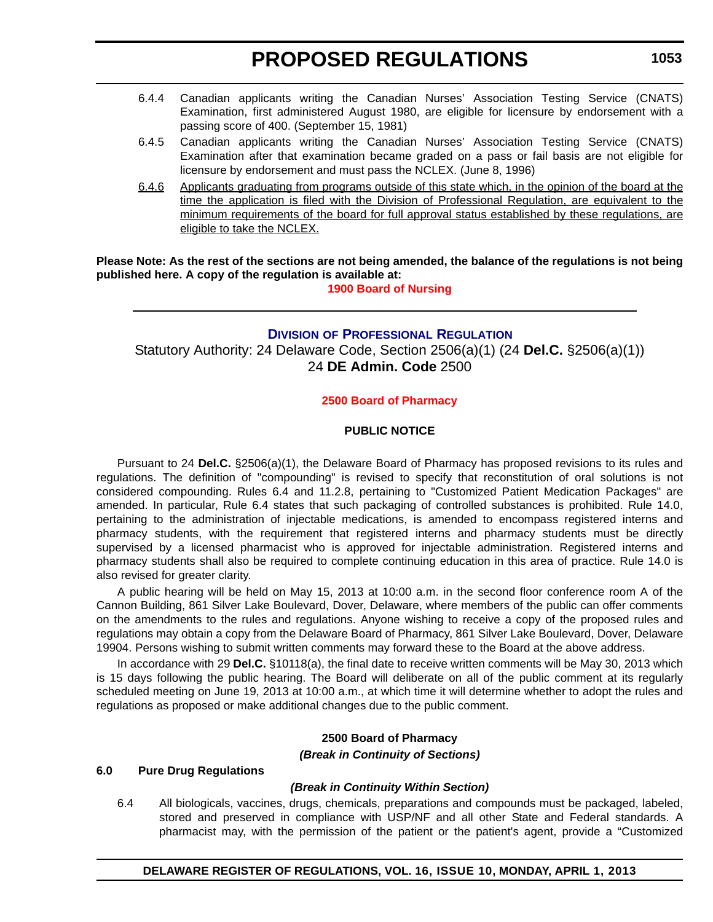6.4.4 Canadian applicants writing the Canadian Nurses' Association Testing Service (CNATS) Examination, first administered August 1980, are eligible for licensure by endorsement with a passing score of 400. (September 15, 1981)

6.4.5 Canadian applicants writing the Canadian Nurses' Association Testing Service (CNATS) Examination after that examination became graded on a pass or fail basis are not eligible for licensure by endorsement and must pass the NCLEX. (June 8, 1996)

<u>6.4.6 Applicants graduating from programs outside of this state which, in the opinion of the board at the time the application is filed with the Division of Professional Regulation, are equivalent to the minimum requirements of the board for full approval status established by these regulations, are eligible to take the NCLEX.</u>

**Please Note: As the rest of the sections are not being amended, the balance of the regulations is not being published here. A copy of the regulation is available at:**

**1900 Board of Nursing**

---

## Division of Professional Regulation

Statutory Authority: 24 Delaware Code, Section 2506(a)(1) (24 **Del.C.** §2506(a)(1))
24 **DE Admin. Code** 2500

### 2500 Board of Pharmacy

**PUBLIC NOTICE**

Pursuant to 24 **Del.C.** §2506(a)(1), the Delaware Board of Pharmacy has proposed revisions to its rules and regulations. The definition of "compounding" is revised to specify that reconstitution of oral solutions is not considered compounding. Rules 6.4 and 11.2.8, pertaining to "Customized Patient Medication Packages" are amended. In particular, Rule 6.4 states that such packaging of controlled substances is prohibited. Rule 14.0, pertaining to the administration of injectable medications, is amended to encompass registered interns and pharmacy students, with the requirement that registered interns and pharmacy students must be directly supervised by a licensed pharmacist who is approved for injectable administration. Registered interns and pharmacy students shall also be required to complete continuing education in this area of practice. Rule 14.0 is also revised for greater clarity.

A public hearing will be held on May 15, 2013 at 10:00 a.m. in the second floor conference room A of the Cannon Building, 861 Silver Lake Boulevard, Dover, Delaware, where members of the public can offer comments on the amendments to the rules and regulations. Anyone wishing to receive a copy of the proposed rules and regulations may obtain a copy from the Delaware Board of Pharmacy, 861 Silver Lake Boulevard, Dover, Delaware 19904. Persons wishing to submit written comments may forward these to the Board at the above address.

In accordance with 29 **Del.C.** §10118(a), the final date to receive written comments will be May 30, 2013 which is 15 days following the public hearing. The Board will deliberate on all of the public comment at its regularly scheduled meeting on June 19, 2013 at 10:00 a.m., at which time it will determine whether to adopt the rules and regulations as proposed or make additional changes due to the public comment.

**2500 Board of Pharmacy**

***(Break in Continuity of Sections)***

**6.0 Pure Drug Regulations**

***(Break in Continuity Within Section)***

6.4 All biologicals, vaccines, drugs, chemicals, preparations and compounds must be packaged, labeled, stored and preserved in compliance with USP/NF and all other State and Federal standards. A pharmacist may, with the permission of the patient or the patient's agent, provide a "Customized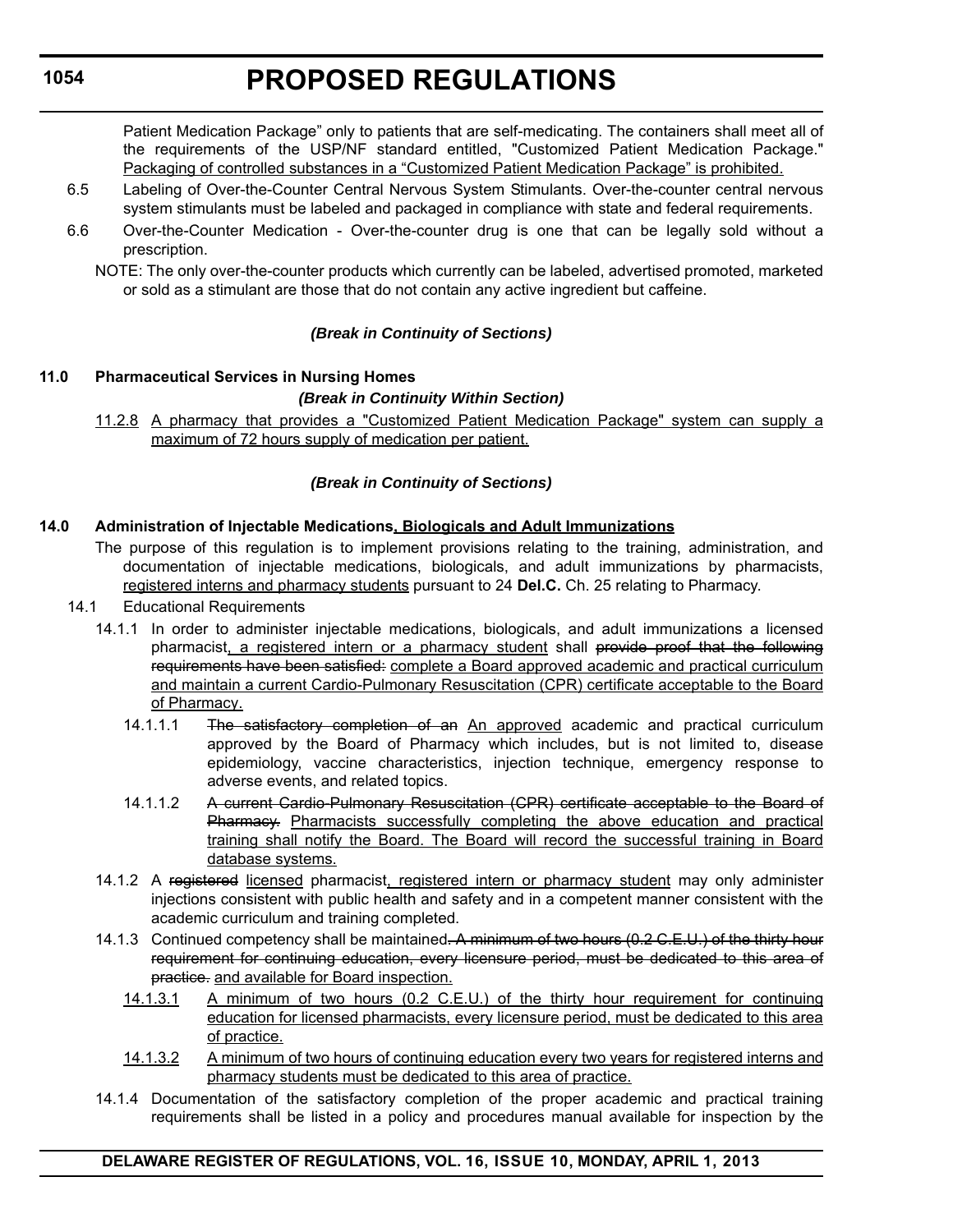Patient Medication Package" only to patients that are self-medicating. The containers shall meet all of the requirements of the USP/NF standard entitled, "Customized Patient Medication Package." <u>Packaging of controlled substances in a "Customized Patient Medication Package" is prohibited.</u>

6.5 Labeling of Over-the-Counter Central Nervous System Stimulants. Over-the-counter central nervous system stimulants must be labeled and packaged in compliance with state and federal requirements.

6.6 Over-the-Counter Medication - Over-the-counter drug is one that can be legally sold without a prescription.

NOTE: The only over-the-counter products which currently can be labeled, advertised promoted, marketed or sold as a stimulant are those that do not contain any active ingredient but caffeine.

***(Break in Continuity of Sections)***

**11.0 Pharmaceutical Services in Nursing Homes**

***(Break in Continuity Within Section)***

<u>11.2.8 A pharmacy that provides a "Customized Patient Medication Package" system can supply a maximum of 72 hours supply of medication per patient.</u>

***(Break in Continuity of Sections)***

**14.0 Administration of Injectable Medications<u>, Biologicals and Adult Immunizations</u>**

The purpose of this regulation is to implement provisions relating to the training, administration, and documentation of injectable medications, biologicals, and adult immunizations by pharmacists, <u>registered interns and pharmacy students</u> pursuant to 24 **Del.C.** Ch. 25 relating to Pharmacy.

14.1 Educational Requirements

14.1.1 In order to administer injectable medications, biologicals, and adult immunizations a licensed pharmacist<u>, a registered intern or a pharmacy student</u> shall ~~provide proof that the following requirements have been satisfied:~~ <u>complete a Board approved academic and practical curriculum and maintain a current Cardio-Pulmonary Resuscitation (CPR) certificate acceptable to the Board of Pharmacy.</u>

14.1.1.1 ~~The satisfactory completion of an~~ <u>An approved</u> academic and practical curriculum approved by the Board of Pharmacy which includes, but is not limited to, disease epidemiology, vaccine characteristics, injection technique, emergency response to adverse events, and related topics.

14.1.1.2 ~~A current Cardio-Pulmonary Resuscitation (CPR) certificate acceptable to the Board of Pharmacy.~~ <u>Pharmacists successfully completing the above education and practical training shall notify the Board. The Board will record the successful training in Board database systems.</u>

14.1.2 A ~~registered~~ <u>licensed</u> pharmacist<u>, registered intern or pharmacy student</u> may only administer injections consistent with public health and safety and in a competent manner consistent with the academic curriculum and training completed.

14.1.3 Continued competency shall be maintained~~. A minimum of two hours (0.2 C.E.U.) of the thirty hour requirement for continuing education, every licensure period, must be dedicated to this area of practice.~~ <u>and available for Board inspection.</u>

<u>14.1.3.1 A minimum of two hours (0.2 C.E.U.) of the thirty hour requirement for continuing education for licensed pharmacists, every licensure period, must be dedicated to this area of practice.</u>

<u>14.1.3.2 A minimum of two hours of continuing education every two years for registered interns and pharmacy students must be dedicated to this area of practice.</u>

14.1.4 Documentation of the satisfactory completion of the proper academic and practical training requirements shall be listed in a policy and procedures manual available for inspection by the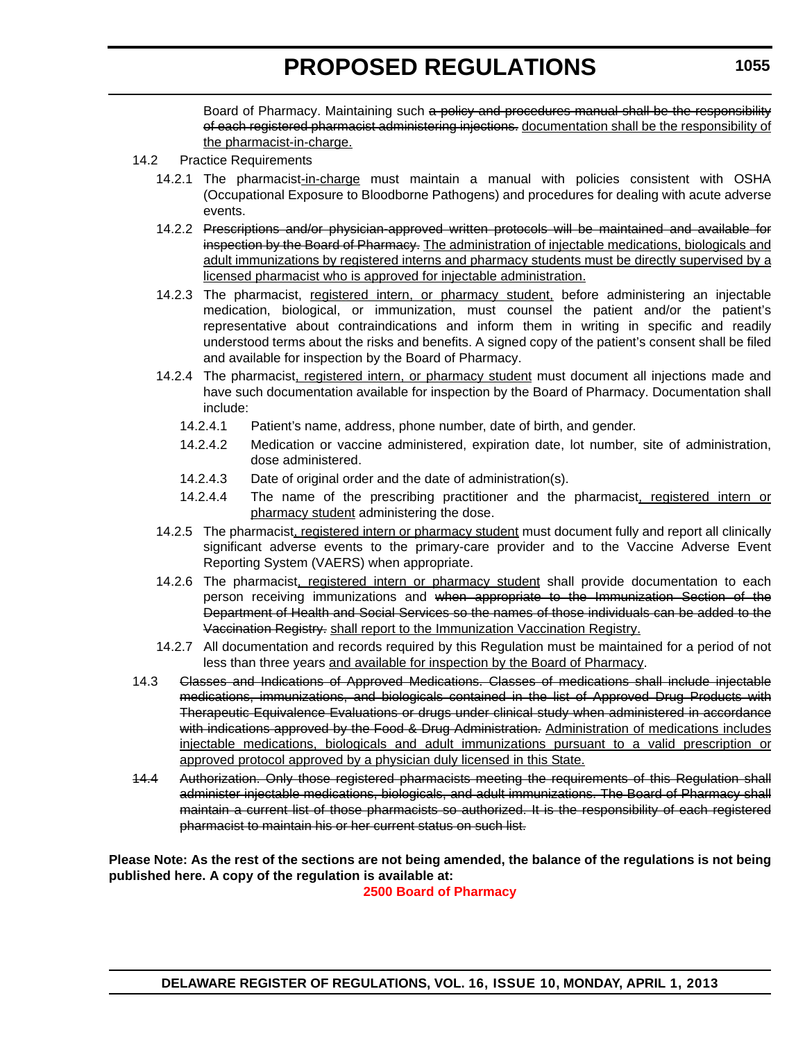Board of Pharmacy. Maintaining such ~~a policy and procedures manual shall be the responsibility of each registered pharmacist administering injections.~~ <u>documentation shall be the responsibility of the pharmacist-in-charge.</u>

14.2 Practice Requirements

14.2.1 The pharmacist<u>-in-charge</u> must maintain a manual with policies consistent with OSHA (Occupational Exposure to Bloodborne Pathogens) and procedures for dealing with acute adverse events.

14.2.2 ~~Prescriptions and/or physician-approved written protocols will be maintained and available for inspection by the Board of Pharmacy.~~ <u>The administration of injectable medications, biologicals and adult immunizations by registered interns and pharmacy students must be directly supervised by a licensed pharmacist who is approved for injectable administration.</u>

14.2.3 The pharmacist, <u>registered intern, or pharmacy student,</u> before administering an injectable medication, biological, or immunization, must counsel the patient and/or the patient's representative about contraindications and inform them in writing in specific and readily understood terms about the risks and benefits. A signed copy of the patient's consent shall be filed and available for inspection by the Board of Pharmacy.

14.2.4 The pharmacist<u>, registered intern, or pharmacy student</u> must document all injections made and have such documentation available for inspection by the Board of Pharmacy. Documentation shall include:

14.2.4.1 Patient's name, address, phone number, date of birth, and gender.

14.2.4.2 Medication or vaccine administered, expiration date, lot number, site of administration, dose administered.

14.2.4.3 Date of original order and the date of administration(s).

14.2.4.4 The name of the prescribing practitioner and the pharmacist<u>, registered intern or pharmacy student</u> administering the dose.

14.2.5 The pharmacist<u>, registered intern or pharmacy student</u> must document fully and report all clinically significant adverse events to the primary-care provider and to the Vaccine Adverse Event Reporting System (VAERS) when appropriate.

14.2.6 The pharmacist<u>, registered intern or pharmacy student</u> shall provide documentation to each person receiving immunizations and ~~when appropriate to the Immunization Section of the Department of Health and Social Services so the names of those individuals can be added to the Vaccination Registry.~~ <u>shall report to the Immunization Vaccination Registry.</u>

14.2.7 All documentation and records required by this Regulation must be maintained for a period of not less than three years <u>and available for inspection by the Board of Pharmacy</u>.

14.3 ~~Classes and Indications of Approved Medications. Classes of medications shall include injectable medications, immunizations, and biologicals contained in the list of Approved Drug Products with Therapeutic Equivalence Evaluations or drugs under clinical study when administered in accordance with indications approved by the Food & Drug Administration.~~ <u>Administration of medications includes injectable medications, biologicals and adult immunizations pursuant to a valid prescription or approved protocol approved by a physician duly licensed in this State.</u>

~~14.4 Authorization. Only those registered pharmacists meeting the requirements of this Regulation shall administer injectable medications, biologicals, and adult immunizations. The Board of Pharmacy shall maintain a current list of those pharmacists so authorized. It is the responsibility of each registered pharmacist to maintain his or her current status on such list.~~

**Please Note: As the rest of the sections are not being amended, the balance of the regulations is not being published here. A copy of the regulation is available at:**

**2500 Board of Pharmacy**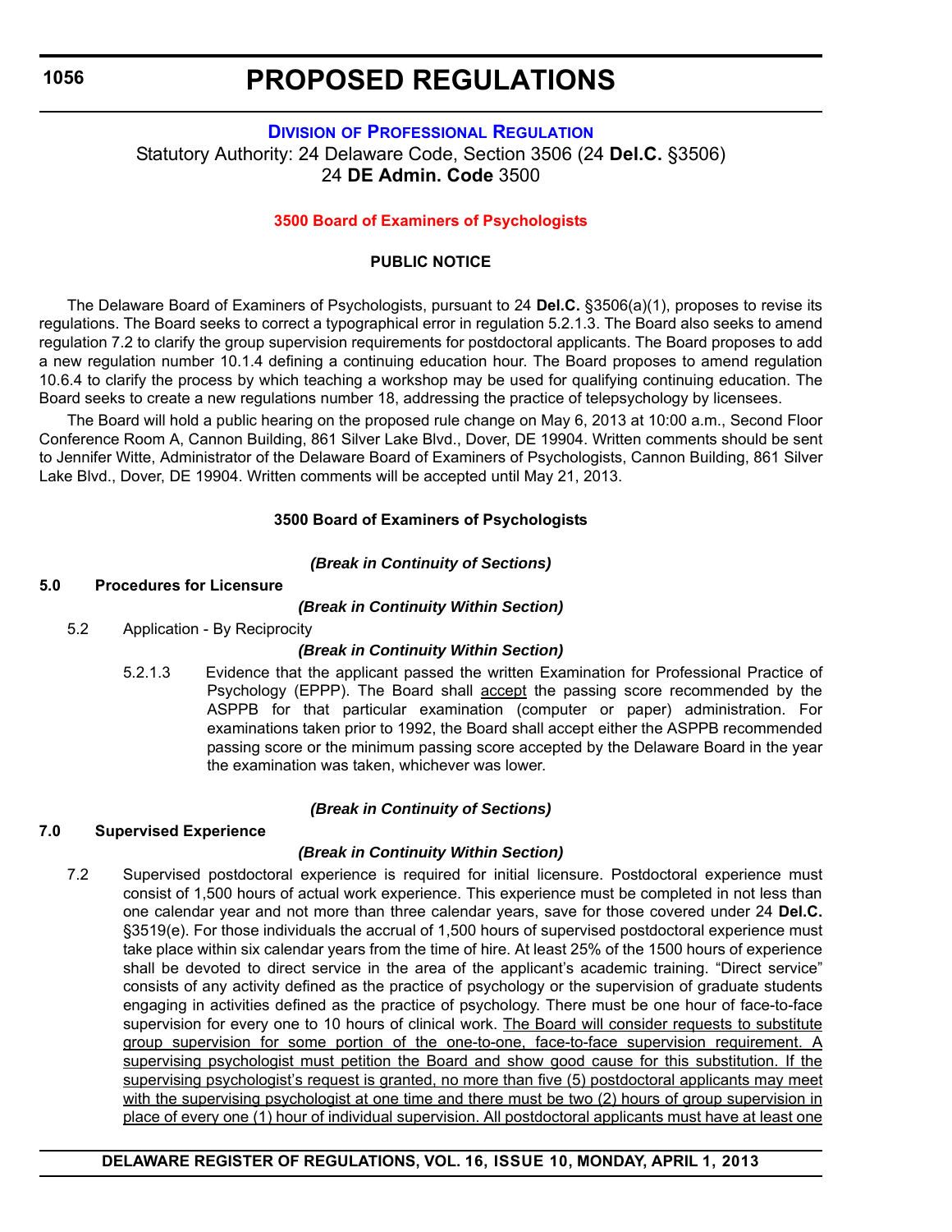# PROPOSED REGULATIONS

## DIVISION OF PROFESSIONAL REGULATION

Statutory Authority: 24 Delaware Code, Section 3506 (24 **Del.C.** §3506)
24 **DE Admin. Code** 3500

### 3500 Board of Examiners of Psychologists

**PUBLIC NOTICE**

The Delaware Board of Examiners of Psychologists, pursuant to 24 **Del.C.** §3506(a)(1), proposes to revise its regulations. The Board seeks to correct a typographical error in regulation 5.2.1.3. The Board also seeks to amend regulation 7.2 to clarify the group supervision requirements for postdoctoral applicants. The Board proposes to add a new regulation number 10.1.4 defining a continuing education hour. The Board proposes to amend regulation 10.6.4 to clarify the process by which teaching a workshop may be used for qualifying continuing education. The Board seeks to create a new regulations number 18, addressing the practice of telepsychology by licensees.

The Board will hold a public hearing on the proposed rule change on May 6, 2013 at 10:00 a.m., Second Floor Conference Room A, Cannon Building, 861 Silver Lake Blvd., Dover, DE 19904. Written comments should be sent to Jennifer Witte, Administrator of the Delaware Board of Examiners of Psychologists, Cannon Building, 861 Silver Lake Blvd., Dover, DE 19904. Written comments will be accepted until May 21, 2013.

**3500 Board of Examiners of Psychologists**

***(Break in Continuity of Sections)***

**5.0 Procedures for Licensure**

***(Break in Continuity Within Section)***

5.2 Application - By Reciprocity

***(Break in Continuity Within Section)***

5.2.1.3 Evidence that the applicant passed the written Examination for Professional Practice of Psychology (EPPP). The Board shall <u>accept</u> the passing score recommended by the ASPPB for that particular examination (computer or paper) administration. For examinations taken prior to 1992, the Board shall accept either the ASPPB recommended passing score or the minimum passing score accepted by the Delaware Board in the year the examination was taken, whichever was lower.

***(Break in Continuity of Sections)***

**7.0 Supervised Experience**

***(Break in Continuity Within Section)***

7.2 Supervised postdoctoral experience is required for initial licensure. Postdoctoral experience must consist of 1,500 hours of actual work experience. This experience must be completed in not less than one calendar year and not more than three calendar years, save for those covered under 24 **Del.C.** §3519(e). For those individuals the accrual of 1,500 hours of supervised postdoctoral experience must take place within six calendar years from the time of hire. At least 25% of the 1500 hours of experience shall be devoted to direct service in the area of the applicant's academic training. "Direct service" consists of any activity defined as the practice of psychology or the supervision of graduate students engaging in activities defined as the practice of psychology. There must be one hour of face-to-face supervision for every one to 10 hours of clinical work. <u>The Board will consider requests to substitute group supervision for some portion of the one-to-one, face-to-face supervision requirement. A supervising psychologist must petition the Board and show good cause for this substitution. If the supervising psychologist's request is granted, no more than five (5) postdoctoral applicants may meet with the supervising psychologist at one time and there must be two (2) hours of group supervision in place of every one (1) hour of individual supervision. All postdoctoral applicants must have at least one</u>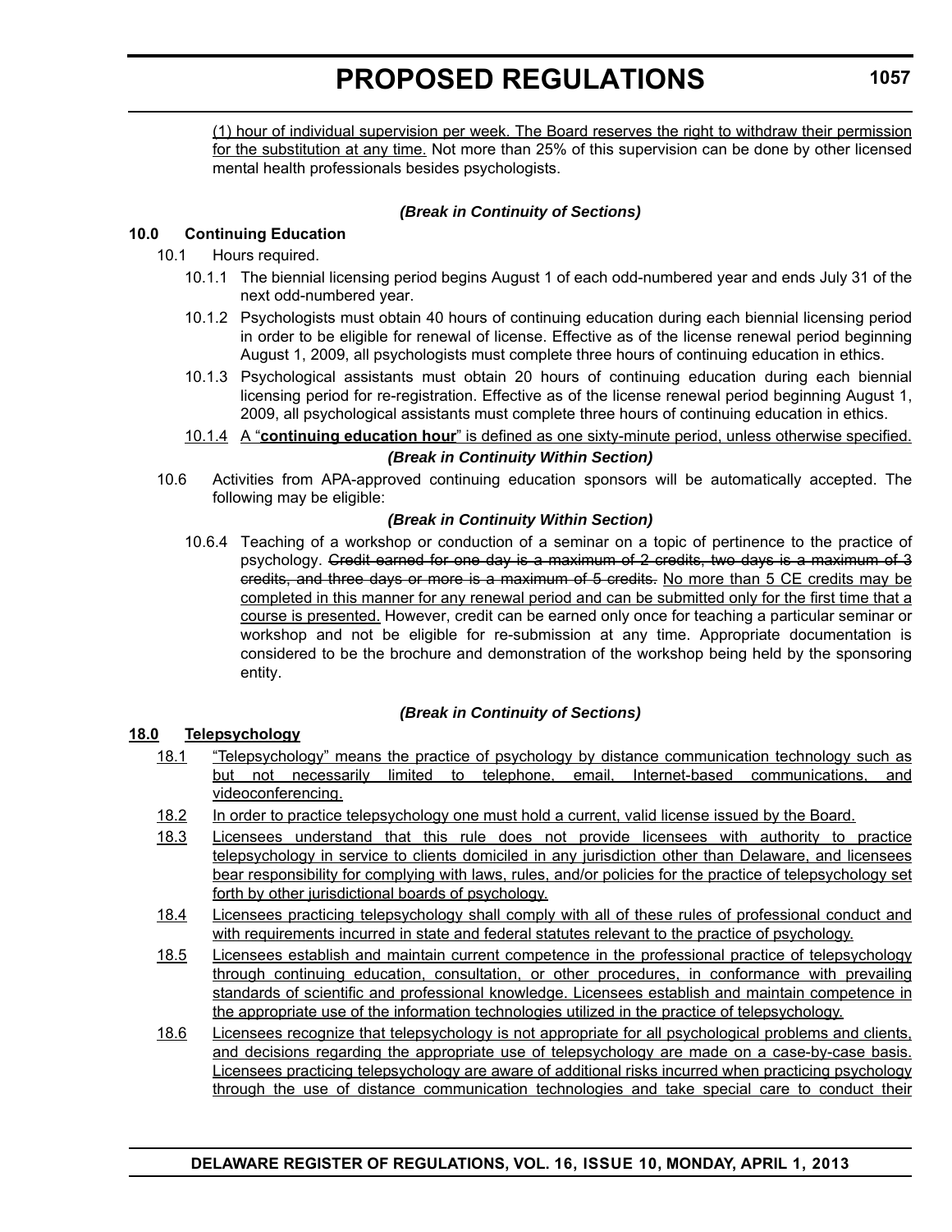(1) hour of individual supervision per week. The Board reserves the right to withdraw their permission for the substitution at any time. Not more than 25% of this supervision can be done by other licensed mental health professionals besides psychologists.

***(Break in Continuity of Sections)***

**10.0 Continuing Education**

10.1 Hours required.

10.1.1 The biennial licensing period begins August 1 of each odd-numbered year and ends July 31 of the next odd-numbered year.

10.1.2 Psychologists must obtain 40 hours of continuing education during each biennial licensing period in order to be eligible for renewal of license. Effective as of the license renewal period beginning August 1, 2009, all psychologists must complete three hours of continuing education in ethics.

10.1.3 Psychological assistants must obtain 20 hours of continuing education during each biennial licensing period for re-registration. Effective as of the license renewal period beginning August 1, 2009, all psychological assistants must complete three hours of continuing education in ethics.

10.1.4 A "**continuing education hour**" is defined as one sixty-minute period, unless otherwise specified.

***(Break in Continuity Within Section)***

10.6 Activities from APA-approved continuing education sponsors will be automatically accepted. The following may be eligible:

***(Break in Continuity Within Section)***

10.6.4 Teaching of a workshop or conduction of a seminar on a topic of pertinence to the practice of psychology. ~~Credit earned for one day is a maximum of 2 credits, two days is a maximum of 3 credits, and three days or more is a maximum of 5 credits.~~ No more than 5 CE credits may be completed in this manner for any renewal period and can be submitted only for the first time that a course is presented. However, credit can be earned only once for teaching a particular seminar or workshop and not be eligible for re-submission at any time. Appropriate documentation is considered to be the brochure and demonstration of the workshop being held by the sponsoring entity.

***(Break in Continuity of Sections)***

**18.0 Telepsychology**

18.1 "Telepsychology" means the practice of psychology by distance communication technology such as but not necessarily limited to telephone, email, Internet-based communications, and videoconferencing.

18.2 In order to practice telepsychology one must hold a current, valid license issued by the Board.

18.3 Licensees understand that this rule does not provide licensees with authority to practice telepsychology in service to clients domiciled in any jurisdiction other than Delaware, and licensees bear responsibility for complying with laws, rules, and/or policies for the practice of telepsychology set forth by other jurisdictional boards of psychology.

18.4 Licensees practicing telepsychology shall comply with all of these rules of professional conduct and with requirements incurred in state and federal statutes relevant to the practice of psychology.

18.5 Licensees establish and maintain current competence in the professional practice of telepsychology through continuing education, consultation, or other procedures, in conformance with prevailing standards of scientific and professional knowledge. Licensees establish and maintain competence in the appropriate use of the information technologies utilized in the practice of telepsychology.

18.6 Licensees recognize that telepsychology is not appropriate for all psychological problems and clients, and decisions regarding the appropriate use of telepsychology are made on a case-by-case basis. Licensees practicing telepsychology are aware of additional risks incurred when practicing psychology through the use of distance communication technologies and take special care to conduct their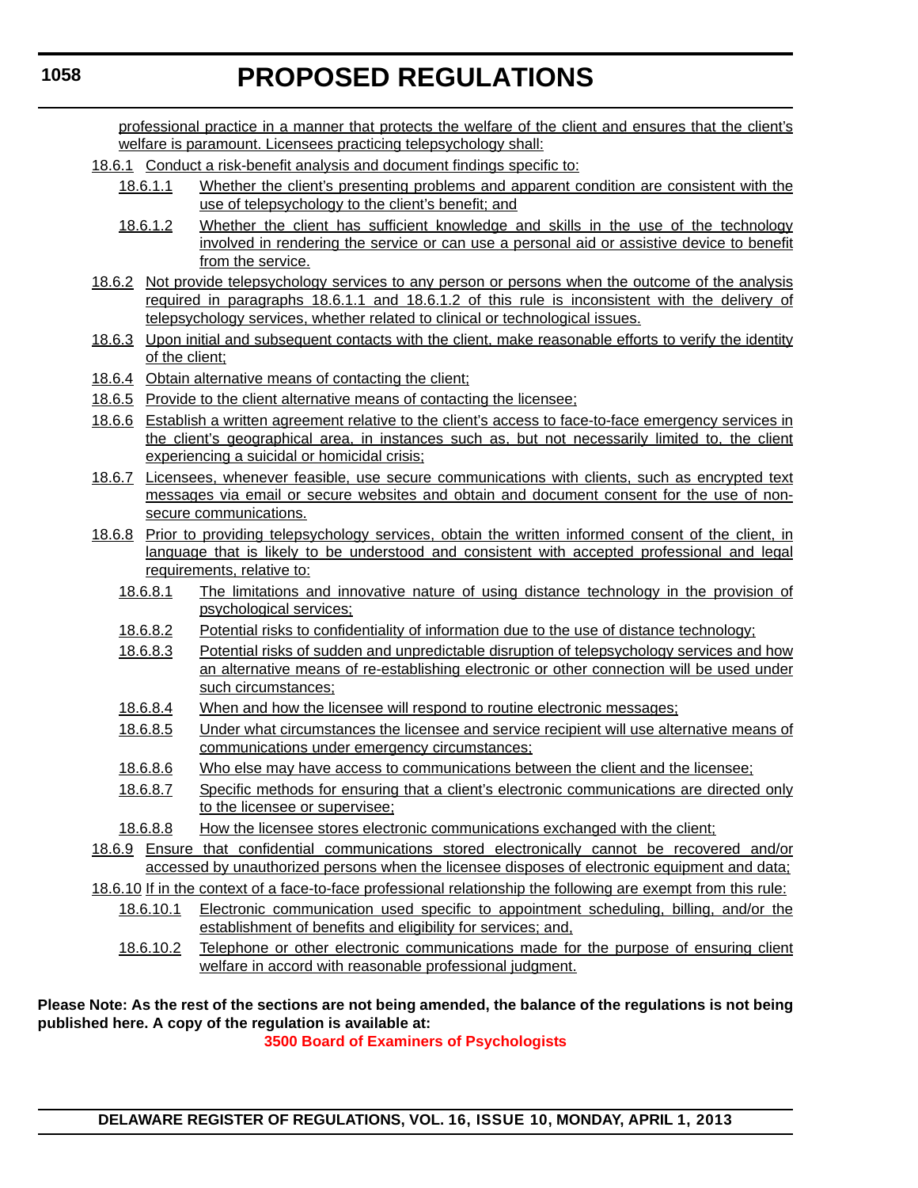professional practice in a manner that protects the welfare of the client and ensures that the client's welfare is paramount. Licensees practicing telepsychology shall:

18.6.1 Conduct a risk-benefit analysis and document findings specific to:

18.6.1.1 Whether the client's presenting problems and apparent condition are consistent with the use of telepsychology to the client's benefit; and

18.6.1.2 Whether the client has sufficient knowledge and skills in the use of the technology involved in rendering the service or can use a personal aid or assistive device to benefit from the service.

18.6.2 Not provide telepsychology services to any person or persons when the outcome of the analysis required in paragraphs 18.6.1.1 and 18.6.1.2 of this rule is inconsistent with the delivery of telepsychology services, whether related to clinical or technological issues.

18.6.3 Upon initial and subsequent contacts with the client, make reasonable efforts to verify the identity of the client;

18.6.4 Obtain alternative means of contacting the client;

18.6.5 Provide to the client alternative means of contacting the licensee;

18.6.6 Establish a written agreement relative to the client's access to face-to-face emergency services in the client's geographical area, in instances such as, but not necessarily limited to, the client experiencing a suicidal or homicidal crisis;

18.6.7 Licensees, whenever feasible, use secure communications with clients, such as encrypted text messages via email or secure websites and obtain and document consent for the use of non-secure communications.

18.6.8 Prior to providing telepsychology services, obtain the written informed consent of the client, in language that is likely to be understood and consistent with accepted professional and legal requirements, relative to:

18.6.8.1 The limitations and innovative nature of using distance technology in the provision of psychological services;

18.6.8.2 Potential risks to confidentiality of information due to the use of distance technology;

18.6.8.3 Potential risks of sudden and unpredictable disruption of telepsychology services and how an alternative means of re-establishing electronic or other connection will be used under such circumstances;

18.6.8.4 When and how the licensee will respond to routine electronic messages;

18.6.8.5 Under what circumstances the licensee and service recipient will use alternative means of communications under emergency circumstances;

18.6.8.6 Who else may have access to communications between the client and the licensee;

18.6.8.7 Specific methods for ensuring that a client's electronic communications are directed only to the licensee or supervisee;

18.6.8.8 How the licensee stores electronic communications exchanged with the client;

18.6.9 Ensure that confidential communications stored electronically cannot be recovered and/or accessed by unauthorized persons when the licensee disposes of electronic equipment and data;

18.6.10 If in the context of a face-to-face professional relationship the following are exempt from this rule:

18.6.10.1 Electronic communication used specific to appointment scheduling, billing, and/or the establishment of benefits and eligibility for services; and,

18.6.10.2 Telephone or other electronic communications made for the purpose of ensuring client welfare in accord with reasonable professional judgment.

**Please Note: As the rest of the sections are not being amended, the balance of the regulations is not being published here. A copy of the regulation is available at:**

**3500 Board of Examiners of Psychologists**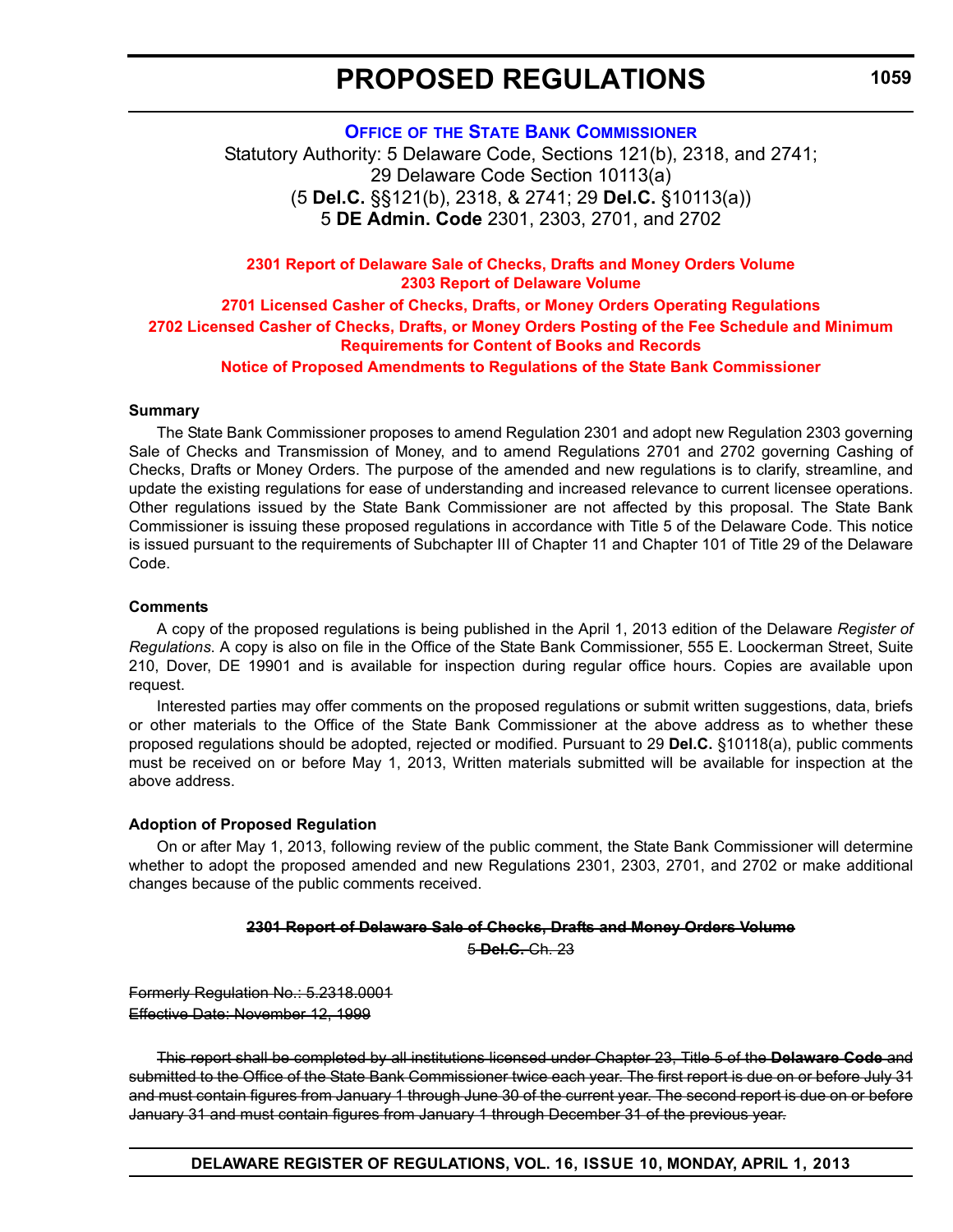# PROPOSED REGULATIONS

## OFFICE OF THE STATE BANK COMMISSIONER

Statutory Authority: 5 Delaware Code, Sections 121(b), 2318, and 2741;
29 Delaware Code Section 10113(a)
(5 **Del.C.** §§121(b), 2318, & 2741; 29 **Del.C.** §10113(a))
5 **DE Admin. Code** 2301, 2303, 2701, and 2702

**2301 Report of Delaware Sale of Checks, Drafts and Money Orders Volume**
**2303 Report of Delaware Volume**
**2701 Licensed Casher of Checks, Drafts, or Money Orders Operating Regulations**
**2702 Licensed Casher of Checks, Drafts, or Money Orders Posting of the Fee Schedule and Minimum Requirements for Content of Books and Records**
**Notice of Proposed Amendments to Regulations of the State Bank Commissioner**

### Summary

The State Bank Commissioner proposes to amend Regulation 2301 and adopt new Regulation 2303 governing Sale of Checks and Transmission of Money, and to amend Regulations 2701 and 2702 governing Cashing of Checks, Drafts or Money Orders. The purpose of the amended and new regulations is to clarify, streamline, and update the existing regulations for ease of understanding and increased relevance to current licensee operations. Other regulations issued by the State Bank Commissioner are not affected by this proposal. The State Bank Commissioner is issuing these proposed regulations in accordance with Title 5 of the Delaware Code. This notice is issued pursuant to the requirements of Subchapter III of Chapter 11 and Chapter 101 of Title 29 of the Delaware Code.

### Comments

A copy of the proposed regulations is being published in the April 1, 2013 edition of the Delaware *Register of Regulations*. A copy is also on file in the Office of the State Bank Commissioner, 555 E. Loockerman Street, Suite 210, Dover, DE 19901 and is available for inspection during regular office hours. Copies are available upon request.

Interested parties may offer comments on the proposed regulations or submit written suggestions, data, briefs or other materials to the Office of the State Bank Commissioner at the above address as to whether these proposed regulations should be adopted, rejected or modified. Pursuant to 29 **Del.C.** §10118(a), public comments must be received on or before May 1, 2013, Written materials submitted will be available for inspection at the above address.

### Adoption of Proposed Regulation

On or after May 1, 2013, following review of the public comment, the State Bank Commissioner will determine whether to adopt the proposed amended and new Regulations 2301, 2303, 2701, and 2702 or make additional changes because of the public comments received.

~~**2301 Report of Delaware Sale of Checks, Drafts and Money Orders Volume**~~

~~5 **Del.C.** Ch. 23~~

~~Formerly Regulation No.: 5.2318.0001~~
~~Effective Date: November 12, 1999~~

~~This report shall be completed by all institutions licensed under Chapter 23, Title 5 of the **Delaware Code** and submitted to the Office of the State Bank Commissioner twice each year. The first report is due on or before July 31 and must contain figures from January 1 through June 30 of the current year. The second report is due on or before January 31 and must contain figures from January 1 through December 31 of the previous year.~~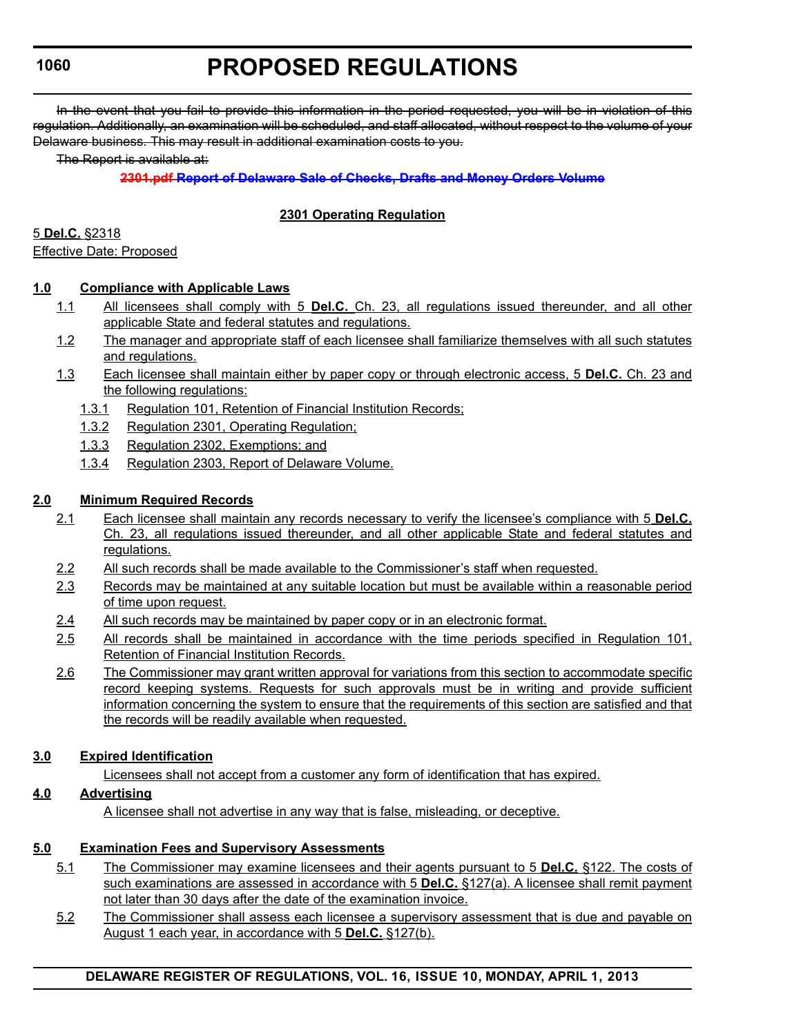~~In the event that you fail to provide this information in the period requested, you will be in violation of this regulation. Additionally, an examination will be scheduled, and staff allocated, without respect to the volume of your Delaware business. This may result in additional examination costs to you.~~

~~The Report is available at:~~

~~**2301.pdf Report of Delaware Sale of Checks, Drafts and Money Orders Volume**~~

**2301 Operating Regulation**

5 **Del.C.** §2318
Effective Date: Proposed

**1.0 Compliance with Applicable Laws**

1.1 All licensees shall comply with 5 **Del.C.** Ch. 23, all regulations issued thereunder, and all other applicable State and federal statutes and regulations.

1.2 The manager and appropriate staff of each licensee shall familiarize themselves with all such statutes and regulations.

1.3 Each licensee shall maintain either by paper copy or through electronic access, 5 **Del.C.** Ch. 23 and the following regulations:

1.3.1 Regulation 101, Retention of Financial Institution Records;

1.3.2 Regulation 2301, Operating Regulation;

1.3.3 Regulation 2302, Exemptions; and

1.3.4 Regulation 2303, Report of Delaware Volume.

**2.0 Minimum Required Records**

2.1 Each licensee shall maintain any records necessary to verify the licensee's compliance with 5 **Del.C.** Ch. 23, all regulations issued thereunder, and all other applicable State and federal statutes and regulations.

2.2 All such records shall be made available to the Commissioner's staff when requested.

2.3 Records may be maintained at any suitable location but must be available within a reasonable period of time upon request.

2.4 All such records may be maintained by paper copy or in an electronic format.

2.5 All records shall be maintained in accordance with the time periods specified in Regulation 101, Retention of Financial Institution Records.

2.6 The Commissioner may grant written approval for variations from this section to accommodate specific record keeping systems. Requests for such approvals must be in writing and provide sufficient information concerning the system to ensure that the requirements of this section are satisfied and that the records will be readily available when requested.

**3.0 Expired Identification**

Licensees shall not accept from a customer any form of identification that has expired.

**4.0 Advertising**

A licensee shall not advertise in any way that is false, misleading, or deceptive.

**5.0 Examination Fees and Supervisory Assessments**

5.1 The Commissioner may examine licensees and their agents pursuant to 5 **Del.C.** §122. The costs of such examinations are assessed in accordance with 5 **Del.C.** §127(a). A licensee shall remit payment not later than 30 days after the date of the examination invoice.

5.2 The Commissioner shall assess each licensee a supervisory assessment that is due and payable on August 1 each year, in accordance with 5 **Del.C.** §127(b).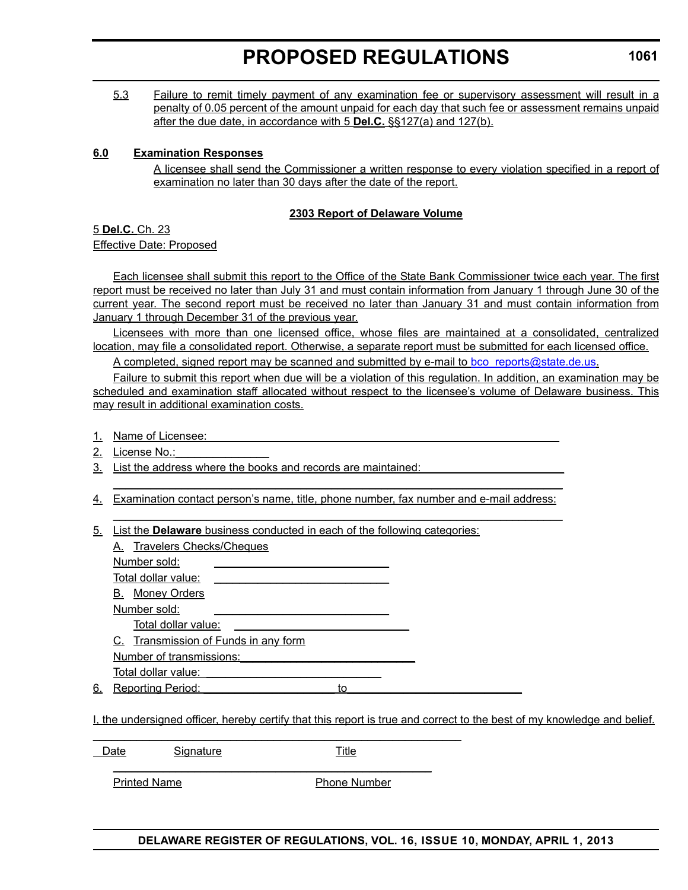5.3 Failure to remit timely payment of any examination fee or supervisory assessment will result in a penalty of 0.05 percent of the amount unpaid for each day that such fee or assessment remains unpaid after the due date, in accordance with 5 **Del.C.** §§127(a) and 127(b).

**6.0 Examination Responses**

A licensee shall send the Commissioner a written response to every violation specified in a report of examination no later than 30 days after the date of the report.

**2303 Report of Delaware Volume**

5 **Del.C.** Ch. 23
Effective Date: Proposed

Each licensee shall submit this report to the Office of the State Bank Commissioner twice each year. The first report must be received no later than July 31 and must contain information from January 1 through June 30 of the current year. The second report must be received no later than January 31 and must contain information from January 1 through December 31 of the previous year.

Licensees with more than one licensed office, whose files are maintained at a consolidated, centralized location, may file a consolidated report. Otherwise, a separate report must be submitted for each licensed office.

A completed, signed report may be scanned and submitted by e-mail to bco_reports@state.de.us.

Failure to submit this report when due will be a violation of this regulation. In addition, an examination may be scheduled and examination staff allocated without respect to the licensee's volume of Delaware business. This may result in additional examination costs.

1. Name of Licensee: ____________________
2. License No.: ____________________
3. List the address where the books and records are maintained: ____________________
____________________
4. Examination contact person's name, title, phone number, fax number and e-mail address:
____________________
5. List the **Delaware** business conducted in each of the following categories:
   A. Travelers Checks/Cheques
   Number sold: ____________________
   Total dollar value: ____________________
   B. Money Orders
   Number sold: ____________________
   Total dollar value: ____________________
   C. Transmission of Funds in any form
   Number of transmissions: ____________________
   Total dollar value: ____________________
6. Reporting Period: ____________________ to ____________________

I, the undersigned officer, hereby certify that this report is true and correct to the best of my knowledge and belief.

____________________

Date Signature Title

____________________

Printed Name Phone Number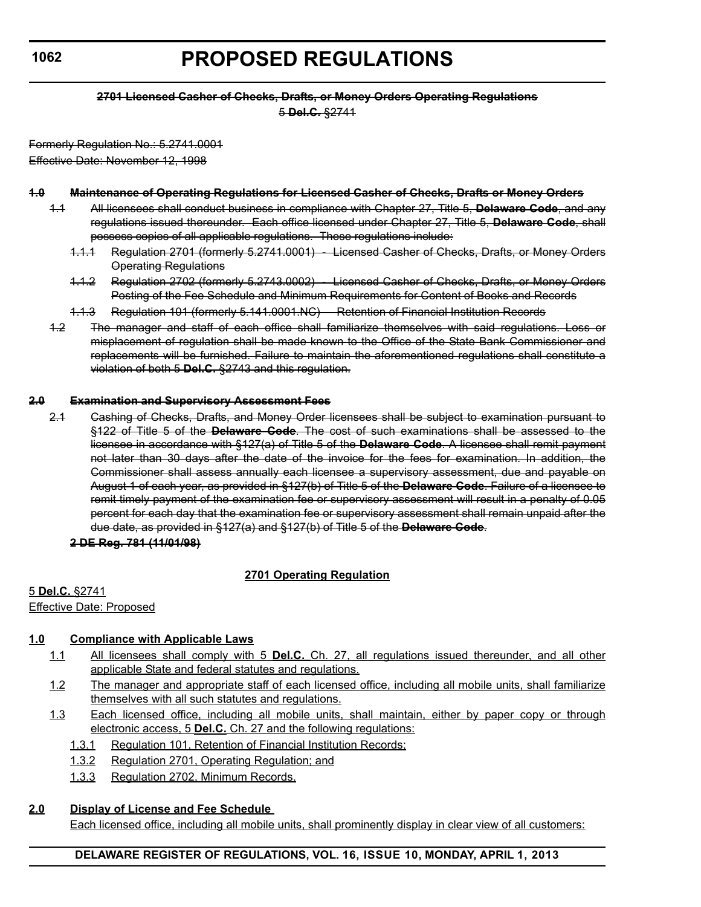# PROPOSED REGULATIONS

~~**2701 Licensed Casher of Checks, Drafts, or Money Orders Operating Regulations**~~
~~5 **Del.C.** §2741~~

~~Formerly Regulation No.: 5.2741.0001~~
~~Effective Date: November 12, 1998~~

~~**1.0 Maintenance of Operating Regulations for Licensed Casher of Checks, Drafts or Money Orders**~~

~~1.1 All licensees shall conduct business in compliance with Chapter 27, Title 5, **Delaware Code**, and any regulations issued thereunder. Each office licensed under Chapter 27, Title 5, **Delaware Code**, shall possess copies of all applicable regulations. These regulations include:~~

~~1.1.1 Regulation 2701 (formerly 5.2741.0001) - Licensed Casher of Checks, Drafts, or Money Orders Operating Regulations~~

~~1.1.2 Regulation 2702 (formerly 5.2743.0002) - Licensed Casher of Checks, Drafts, or Money Orders Posting of the Fee Schedule and Minimum Requirements for Content of Books and Records~~

~~1.1.3 Regulation 101 (formerly 5.141.0001.NC) - Retention of Financial Institution Records~~

~~1.2 The manager and staff of each office shall familiarize themselves with said regulations. Loss or misplacement of regulation shall be made known to the Office of the State Bank Commissioner and replacements will be furnished. Failure to maintain the aforementioned regulations shall constitute a violation of both 5 **Del.C.** §2743 and this regulation.~~

~~**2.0 Examination and Supervisory Assessment Fees**~~

~~2.1 Cashing of Checks, Drafts, and Money Order licensees shall be subject to examination pursuant to §122 of Title 5 of the **Delaware Code**. The cost of such examinations shall be assessed to the licensee in accordance with §127(a) of Title 5 of the **Delaware Code**. A licensee shall remit payment not later than 30 days after the date of the invoice for the fees for examination. In addition, the Commissioner shall assess annually each licensee a supervisory assessment, due and payable on August 1 of each year, as provided in §127(b) of Title 5 of the **Delaware Code**. Failure of a licensee to remit timely payment of the examination fee or supervisory assessment will result in a penalty of 0.05 percent for each day that the examination fee or supervisory assessment shall remain unpaid after the due date, as provided in §127(a) and §127(b) of Title 5 of the **Delaware Code**.~~

~~**2 DE Reg. 781 (11/01/98)**~~

<u>**2701 Operating Regulation**</u>

<u>5 **Del.C.** §2741</u>
<u>Effective Date: Proposed</u>

<u>**1.0 Compliance with Applicable Laws**</u>

<u>1.1 All licensees shall comply with 5 **Del.C.** Ch. 27, all regulations issued thereunder, and all other applicable State and federal statutes and regulations.</u>

<u>1.2 The manager and appropriate staff of each licensed office, including all mobile units, shall familiarize themselves with all such statutes and regulations.</u>

<u>1.3 Each licensed office, including all mobile units, shall maintain, either by paper copy or through electronic access, 5 **Del.C.** Ch. 27 and the following regulations:</u>

<u>1.3.1 Regulation 101, Retention of Financial Institution Records;</u>

<u>1.3.2 Regulation 2701, Operating Regulation; and</u>

<u>1.3.3 Regulation 2702, Minimum Records.</u>

<u>**2.0 Display of License and Fee Schedule**</u>

<u>Each licensed office, including all mobile units, shall prominently display in clear view of all customers:</u>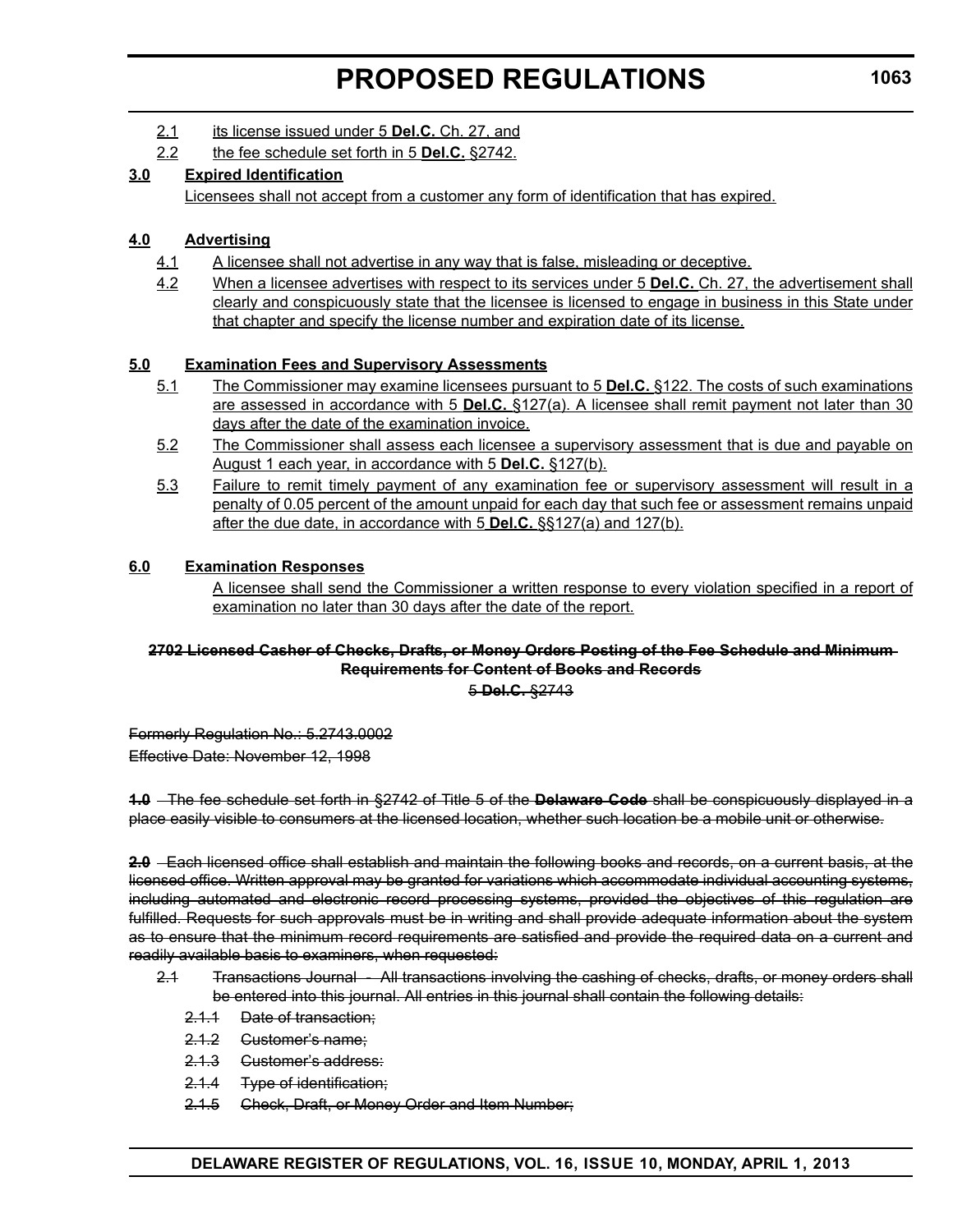2.1 its license issued under 5 **Del.C.** Ch. 27, and

2.2 the fee schedule set forth in 5 **Del.C.** §2742.

**3.0 Expired Identification**

Licensees shall not accept from a customer any form of identification that has expired.

**4.0 Advertising**

4.1 A licensee shall not advertise in any way that is false, misleading or deceptive.

4.2 When a licensee advertises with respect to its services under 5 **Del.C.** Ch. 27, the advertisement shall clearly and conspicuously state that the licensee is licensed to engage in business in this State under that chapter and specify the license number and expiration date of its license.

**5.0 Examination Fees and Supervisory Assessments**

5.1 The Commissioner may examine licensees pursuant to 5 **Del.C.** §122. The costs of such examinations are assessed in accordance with 5 **Del.C.** §127(a). A licensee shall remit payment not later than 30 days after the date of the examination invoice.

5.2 The Commissioner shall assess each licensee a supervisory assessment that is due and payable on August 1 each year, in accordance with 5 **Del.C.** §127(b).

5.3 Failure to remit timely payment of any examination fee or supervisory assessment will result in a penalty of 0.05 percent of the amount unpaid for each day that such fee or assessment remains unpaid after the due date, in accordance with 5 **Del.C.** §§127(a) and 127(b).

**6.0 Examination Responses**

A licensee shall send the Commissioner a written response to every violation specified in a report of examination no later than 30 days after the date of the report.

~~**2702 Licensed Casher of Checks, Drafts, or Money Orders Posting of the Fee Schedule and Minimum Requirements for Content of Books and Records**~~

~~5 **Del.C.** §2743~~

~~Formerly Regulation No.: 5.2743.0002~~

~~Effective Date: November 12, 1998~~

~~**1.0** The fee schedule set forth in §2742 of Title 5 of the **Delaware Code** shall be conspicuously displayed in a place easily visible to consumers at the licensed location, whether such location be a mobile unit or otherwise.~~

~~**2.0** Each licensed office shall establish and maintain the following books and records, on a current basis, at the licensed office. Written approval may be granted for variations which accommodate individual accounting systems, including automated and electronic record processing systems, provided the objectives of this regulation are fulfilled. Requests for such approvals must be in writing and shall provide adequate information about the system as to ensure that the minimum record requirements are satisfied and provide the required data on a current and readily available basis to examiners, when requested:~~

~~2.1 Transactions Journal - All transactions involving the cashing of checks, drafts, or money orders shall be entered into this journal. All entries in this journal shall contain the following details:~~

~~2.1.1 Date of transaction;~~

~~2.1.2 Customer's name;~~

~~2.1.3 Customer's address:~~

~~2.1.4 Type of identification;~~

~~2.1.5 Check, Draft, or Money Order and Item Number;~~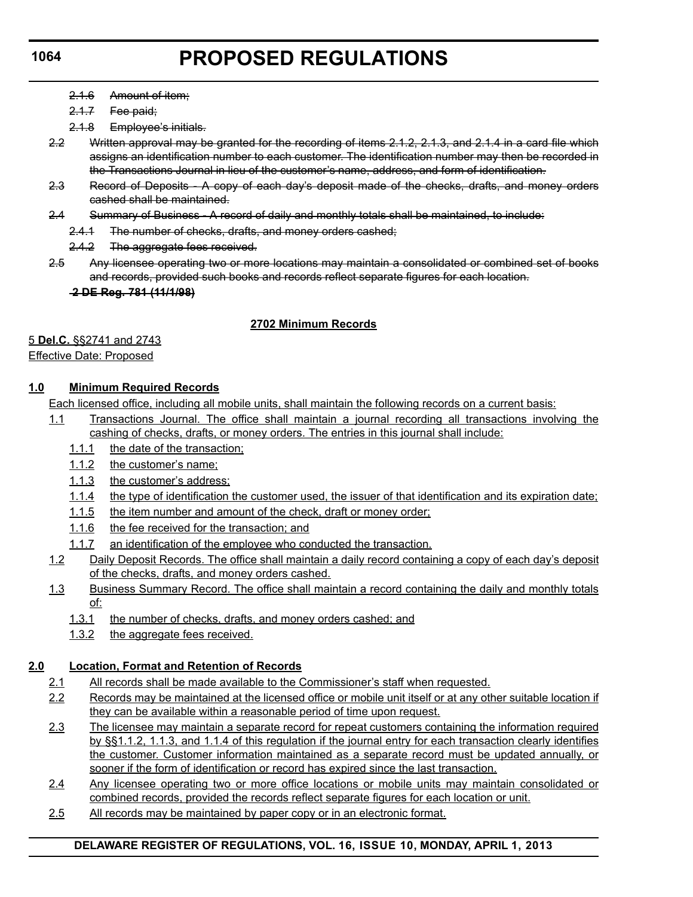~~2.1.6 Amount of item;~~

~~2.1.7 Fee paid;~~

~~2.1.8 Employee's initials.~~

~~2.2 Written approval may be granted for the recording of items 2.1.2, 2.1.3, and 2.1.4 in a card file which assigns an identification number to each customer. The identification number may then be recorded in the Transactions Journal in lieu of the customer's name, address, and form of identification.~~

~~2.3 Record of Deposits - A copy of each day's deposit made of the checks, drafts, and money orders cashed shall be maintained.~~

~~2.4 Summary of Business - A record of daily and monthly totals shall be maintained, to include:~~

~~2.4.1 The number of checks, drafts, and money orders cashed;~~

~~2.4.2 The aggregate fees received.~~

~~2.5 Any licensee operating two or more locations may maintain a consolidated or combined set of books and records, provided such books and records reflect separate figures for each location.~~

~~**2 DE Reg. 781 (11/1/98)**~~

<u>**2702 Minimum Records**</u>

<u>5 **Del.C.** §§2741 and 2743</u>
<u>Effective Date: Proposed</u>

<u>**1.0 Minimum Required Records**</u>

<u>Each licensed office, including all mobile units, shall maintain the following records on a current basis:</u>

<u>1.1 Transactions Journal. The office shall maintain a journal recording all transactions involving the cashing of checks, drafts, or money orders. The entries in this journal shall include:</u>

<u>1.1.1 the date of the transaction;</u>

<u>1.1.2 the customer's name;</u>

<u>1.1.3 the customer's address;</u>

<u>1.1.4 the type of identification the customer used, the issuer of that identification and its expiration date;</u>

<u>1.1.5 the item number and amount of the check, draft or money order;</u>

<u>1.1.6 the fee received for the transaction; and</u>

<u>1.1.7 an identification of the employee who conducted the transaction.</u>

<u>1.2 Daily Deposit Records. The office shall maintain a daily record containing a copy of each day's deposit of the checks, drafts, and money orders cashed.</u>

<u>1.3 Business Summary Record. The office shall maintain a record containing the daily and monthly totals of:</u>

<u>1.3.1 the number of checks, drafts, and money orders cashed; and</u>

<u>1.3.2 the aggregate fees received.</u>

<u>**2.0 Location, Format and Retention of Records**</u>

<u>2.1 All records shall be made available to the Commissioner's staff when requested.</u>

<u>2.2 Records may be maintained at the licensed office or mobile unit itself or at any other suitable location if they can be available within a reasonable period of time upon request.</u>

<u>2.3 The licensee may maintain a separate record for repeat customers containing the information required by §§1.1.2, 1.1.3, and 1.1.4 of this regulation if the journal entry for each transaction clearly identifies the customer. Customer information maintained as a separate record must be updated annually, or sooner if the form of identification or record has expired since the last transaction.</u>

<u>2.4 Any licensee operating two or more office locations or mobile units may maintain consolidated or combined records, provided the records reflect separate figures for each location or unit.</u>

<u>2.5 All records may be maintained by paper copy or in an electronic format.</u>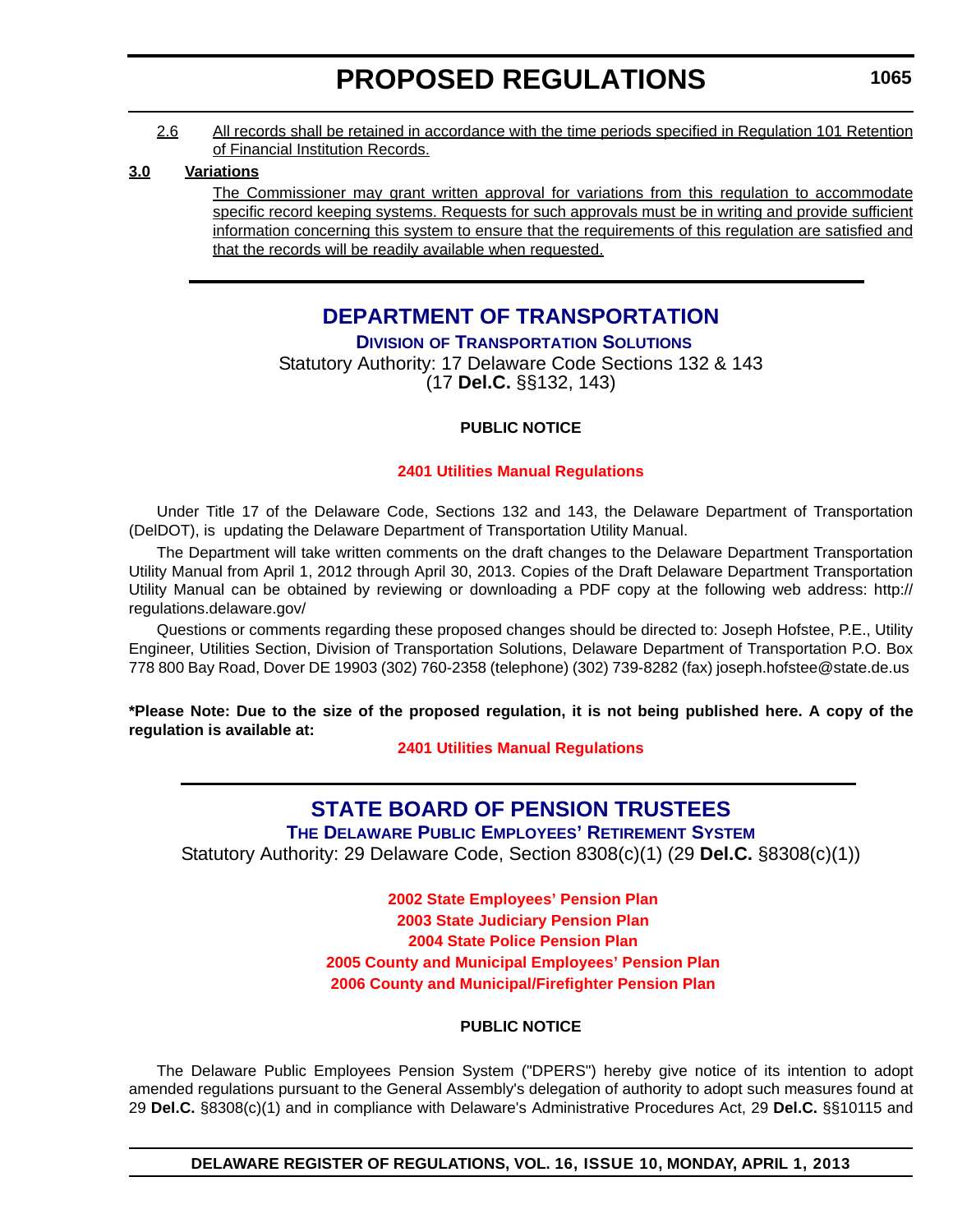2.6 All records shall be retained in accordance with the time periods specified in Regulation 101 Retention of Financial Institution Records.

**3.0 Variations**

The Commissioner may grant written approval for variations from this regulation to accommodate specific record keeping systems. Requests for such approvals must be in writing and provide sufficient information concerning this system to ensure that the requirements of this regulation are satisfied and that the records will be readily available when requested.

---

# DEPARTMENT OF TRANSPORTATION

## DIVISION OF TRANSPORTATION SOLUTIONS

Statutory Authority: 17 Delaware Code Sections 132 & 143
(17 **Del.C.** §§132, 143)

**PUBLIC NOTICE**

**2401 Utilities Manual Regulations**

Under Title 17 of the Delaware Code, Sections 132 and 143, the Delaware Department of Transportation (DelDOT), is updating the Delaware Department of Transportation Utility Manual.

The Department will take written comments on the draft changes to the Delaware Department Transportation Utility Manual from April 1, 2012 through April 30, 2013. Copies of the Draft Delaware Department Transportation Utility Manual can be obtained by reviewing or downloading a PDF copy at the following web address: http://regulations.delaware.gov/

Questions or comments regarding these proposed changes should be directed to: Joseph Hofstee, P.E., Utility Engineer, Utilities Section, Division of Transportation Solutions, Delaware Department of Transportation P.O. Box 778 800 Bay Road, Dover DE 19903 (302) 760-2358 (telephone) (302) 739-8282 (fax) joseph.hofstee@state.de.us

**\*Please Note: Due to the size of the proposed regulation, it is not being published here. A copy of the regulation is available at:**

**2401 Utilities Manual Regulations**

---

# STATE BOARD OF PENSION TRUSTEES

## THE DELAWARE PUBLIC EMPLOYEES' RETIREMENT SYSTEM

Statutory Authority: 29 Delaware Code, Section 8308(c)(1) (29 **Del.C.** §8308(c)(1))

**2002 State Employees' Pension Plan**
**2003 State Judiciary Pension Plan**
**2004 State Police Pension Plan**
**2005 County and Municipal Employees' Pension Plan**
**2006 County and Municipal/Firefighter Pension Plan**

**PUBLIC NOTICE**

The Delaware Public Employees Pension System ("DPERS") hereby give notice of its intention to adopt amended regulations pursuant to the General Assembly's delegation of authority to adopt such measures found at 29 **Del.C.** §8308(c)(1) and in compliance with Delaware's Administrative Procedures Act, 29 **Del.C.** §§10115 and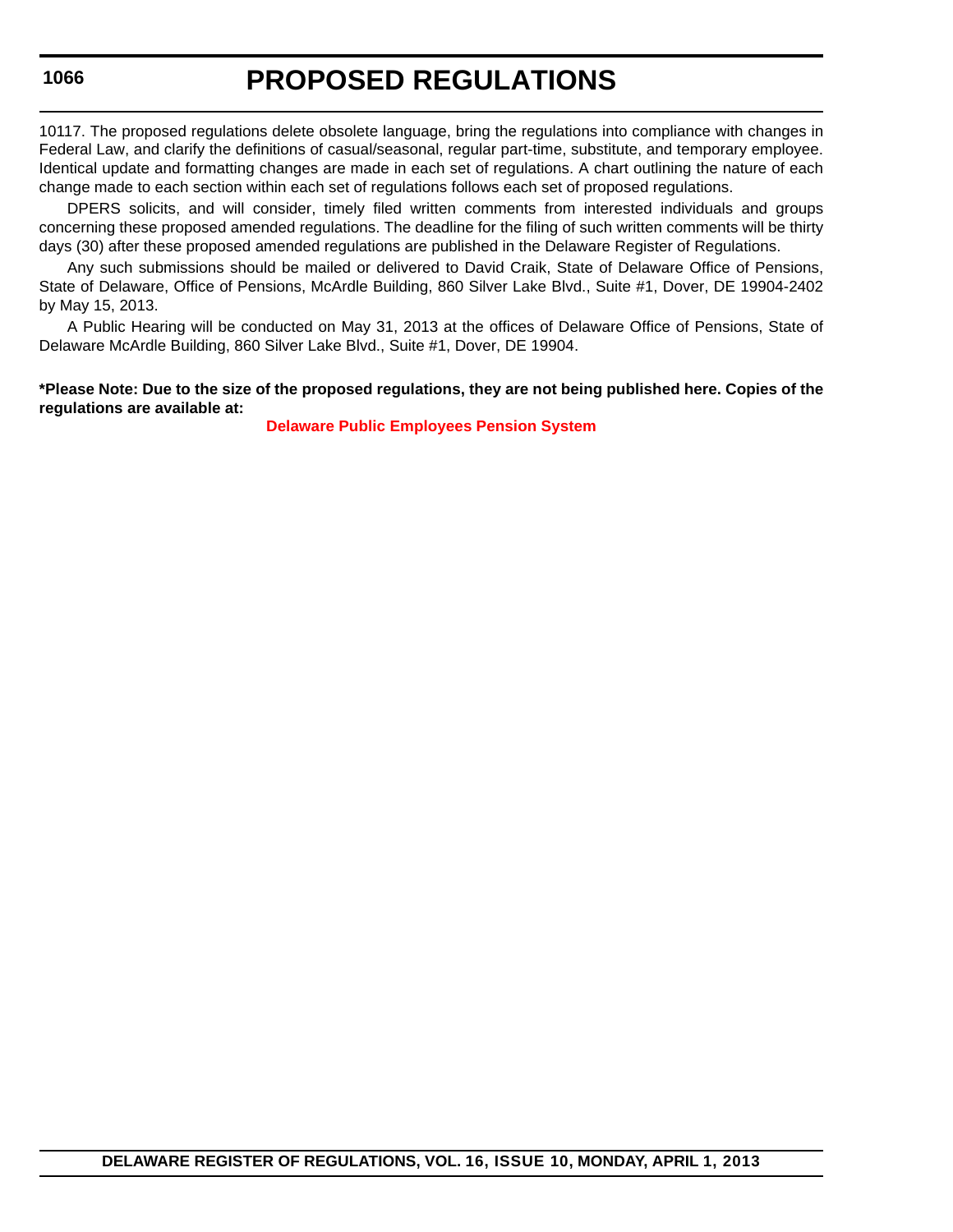10117. The proposed regulations delete obsolete language, bring the regulations into compliance with changes in Federal Law, and clarify the definitions of casual/seasonal, regular part-time, substitute, and temporary employee. Identical update and formatting changes are made in each set of regulations. A chart outlining the nature of each change made to each section within each set of regulations follows each set of proposed regulations.

DPERS solicits, and will consider, timely filed written comments from interested individuals and groups concerning these proposed amended regulations. The deadline for the filing of such written comments will be thirty days (30) after these proposed amended regulations are published in the Delaware Register of Regulations.

Any such submissions should be mailed or delivered to David Craik, State of Delaware Office of Pensions, State of Delaware, Office of Pensions, McArdle Building, 860 Silver Lake Blvd., Suite #1, Dover, DE 19904-2402 by May 15, 2013.

A Public Hearing will be conducted on May 31, 2013 at the offices of Delaware Office of Pensions, State of Delaware McArdle Building, 860 Silver Lake Blvd., Suite #1, Dover, DE 19904.

**\*Please Note: Due to the size of the proposed regulations, they are not being published here. Copies of the regulations are available at:**

**Delaware Public Employees Pension System**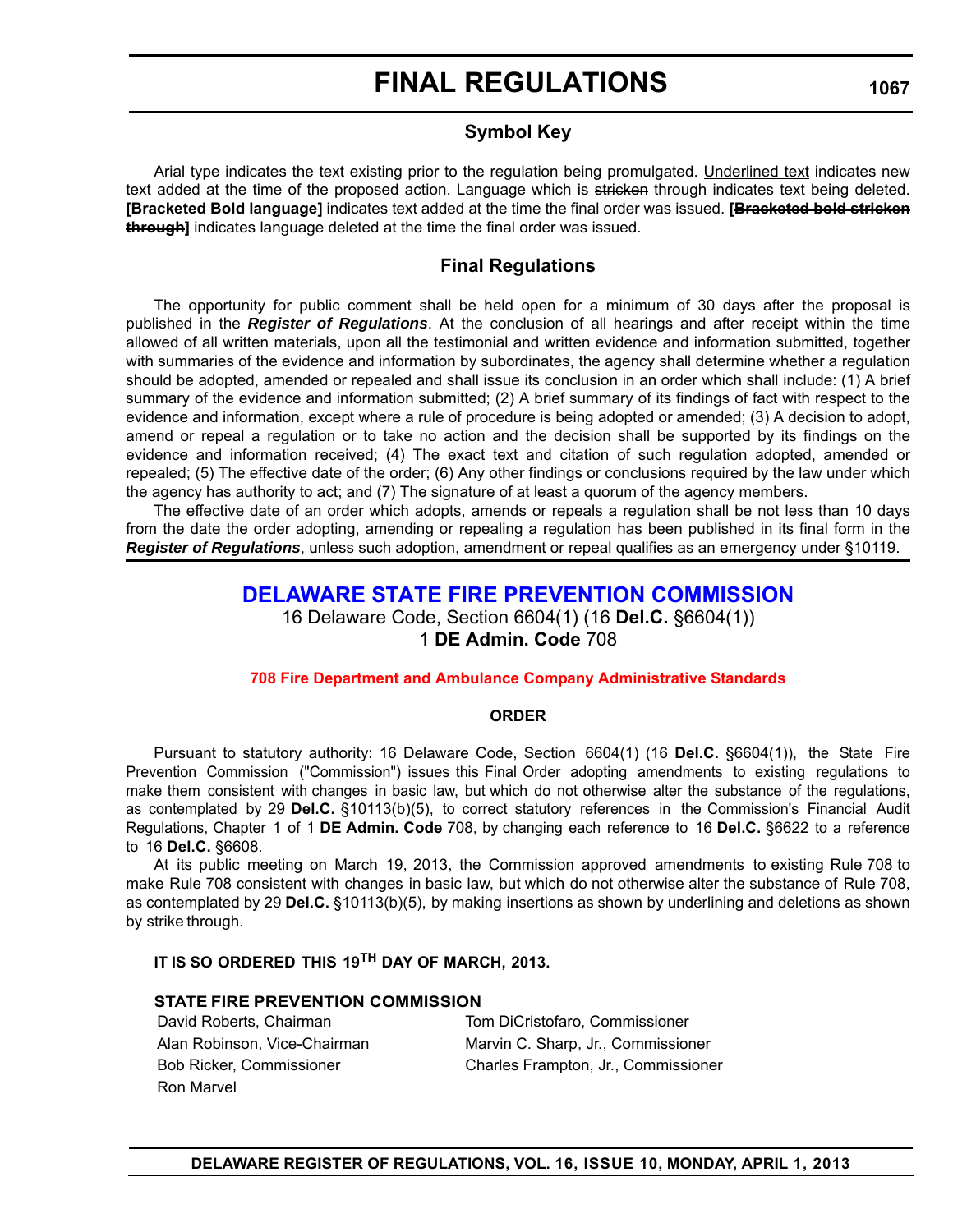# FINAL REGULATIONS

## Symbol Key

Arial type indicates the text existing prior to the regulation being promulgated. <u>Underlined text</u> indicates new text added at the time of the proposed action. Language which is ~~stricken~~ through indicates text being deleted. **[Bracketed Bold language]** indicates text added at the time the final order was issued. **[~~Bracketed bold stricken through~~]** indicates language deleted at the time the final order was issued.

## Final Regulations

The opportunity for public comment shall be held open for a minimum of 30 days after the proposal is published in the ***Register of Regulations***. At the conclusion of all hearings and after receipt within the time allowed of all written materials, upon all the testimonial and written evidence and information submitted, together with summaries of the evidence and information by subordinates, the agency shall determine whether a regulation should be adopted, amended or repealed and shall issue its conclusion in an order which shall include: (1) A brief summary of the evidence and information submitted; (2) A brief summary of its findings of fact with respect to the evidence and information, except where a rule of procedure is being adopted or amended; (3) A decision to adopt, amend or repeal a regulation or to take no action and the decision shall be supported by its findings on the evidence and information received; (4) The exact text and citation of such regulation adopted, amended or repealed; (5) The effective date of the order; (6) Any other findings or conclusions required by the law under which the agency has authority to act; and (7) The signature of at least a quorum of the agency members.

The effective date of an order which adopts, amends or repeals a regulation shall be not less than 10 days from the date the order adopting, amending or repealing a regulation has been published in its final form in the ***Register of Regulations***, unless such adoption, amendment or repeal qualifies as an emergency under §10119.

## DELAWARE STATE FIRE PREVENTION COMMISSION

16 Delaware Code, Section 6604(1) (16 **Del.C.** §6604(1))
1 **DE Admin. Code** 708

### 708 Fire Department and Ambulance Company Administrative Standards

**ORDER**

Pursuant to statutory authority: 16 Delaware Code, Section 6604(1) (16 **Del.C.** §6604(1)), the State Fire Prevention Commission ("Commission") issues this Final Order adopting amendments to existing regulations to make them consistent with changes in basic law, but which do not otherwise alter the substance of the regulations, as contemplated by 29 **Del.C.** §10113(b)(5), to correct statutory references in the Commission's Financial Audit Regulations, Chapter 1 of 1 **DE Admin. Code** 708, by changing each reference to 16 **Del.C.** §6622 to a reference to 16 **Del.C.** §6608.

At its public meeting on March 19, 2013, the Commission approved amendments to existing Rule 708 to make Rule 708 consistent with changes in basic law, but which do not otherwise alter the substance of Rule 708, as contemplated by 29 **Del.C.** §10113(b)(5), by making insertions as shown by underlining and deletions as shown by strike through.

**IT IS SO ORDERED THIS 19TH DAY OF MARCH, 2013.**

**STATE FIRE PREVENTION COMMISSION**

David Roberts, Chairman
Alan Robinson, Vice-Chairman
Bob Ricker, Commissioner
Ron Marvel
Tom DiCristofaro, Commissioner
Marvin C. Sharp, Jr., Commissioner
Charles Frampton, Jr., Commissioner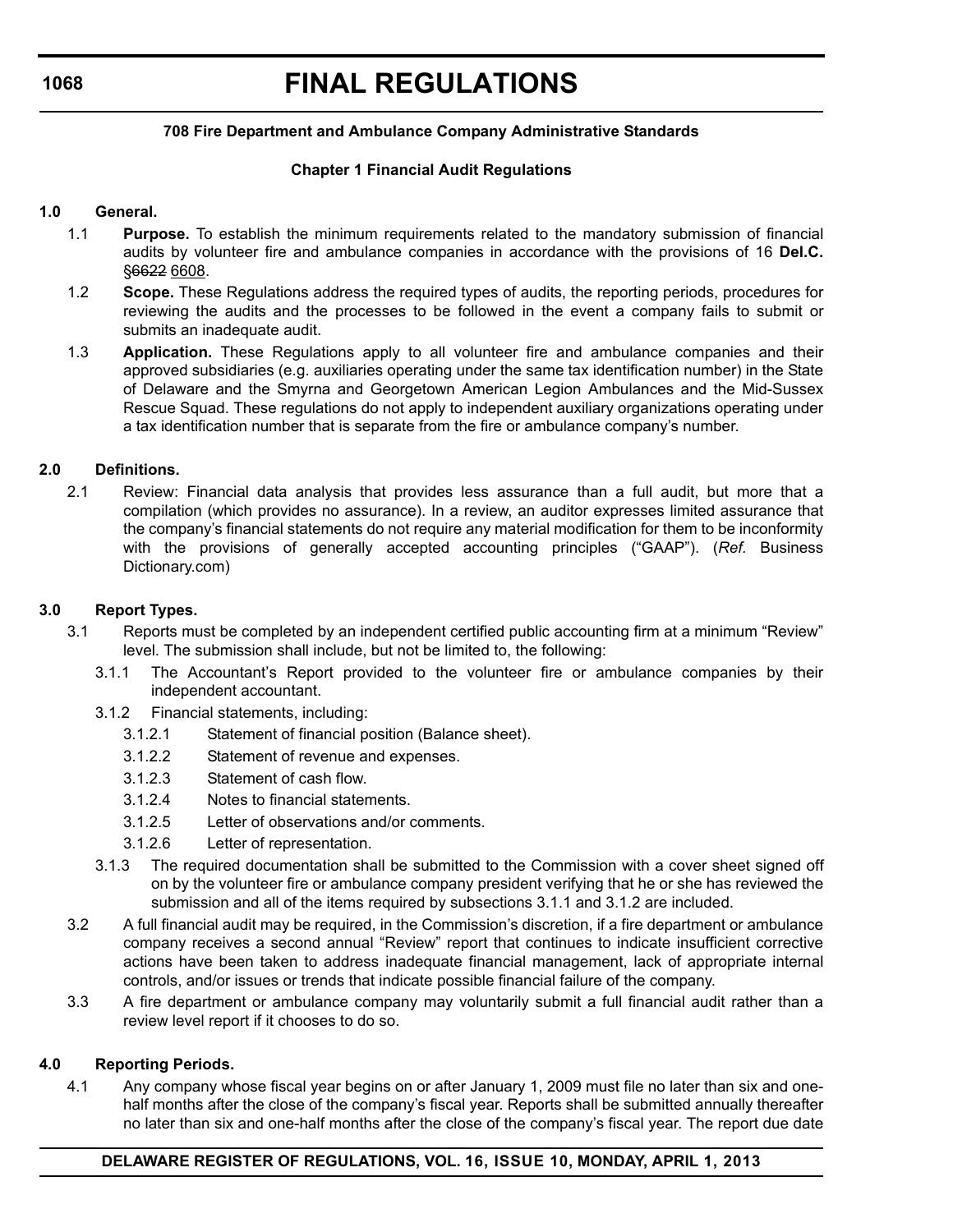# FINAL REGULATIONS

**708 Fire Department and Ambulance Company Administrative Standards**

**Chapter 1 Financial Audit Regulations**

**1.0 General.**

1.1 **Purpose.** To establish the minimum requirements related to the mandatory submission of financial audits by volunteer fire and ambulance companies in accordance with the provisions of 16 **Del.C.** §~~6622~~ 6608.

1.2 **Scope.** These Regulations address the required types of audits, the reporting periods, procedures for reviewing the audits and the processes to be followed in the event a company fails to submit or submits an inadequate audit.

1.3 **Application.** These Regulations apply to all volunteer fire and ambulance companies and their approved subsidiaries (e.g. auxiliaries operating under the same tax identification number) in the State of Delaware and the Smyrna and Georgetown American Legion Ambulances and the Mid-Sussex Rescue Squad. These regulations do not apply to independent auxiliary organizations operating under a tax identification number that is separate from the fire or ambulance company's number.

**2.0 Definitions.**

2.1 Review: Financial data analysis that provides less assurance than a full audit, but more that a compilation (which provides no assurance). In a review, an auditor expresses limited assurance that the company's financial statements do not require any material modification for them to be inconformity with the provisions of generally accepted accounting principles ("GAAP"). (*Ref.* Business Dictionary.com)

**3.0 Report Types.**

3.1 Reports must be completed by an independent certified public accounting firm at a minimum "Review" level. The submission shall include, but not be limited to, the following:

3.1.1 The Accountant's Report provided to the volunteer fire or ambulance companies by their independent accountant.

3.1.2 Financial statements, including:

3.1.2.1 Statement of financial position (Balance sheet).

3.1.2.2 Statement of revenue and expenses.

3.1.2.3 Statement of cash flow.

3.1.2.4 Notes to financial statements.

3.1.2.5 Letter of observations and/or comments.

3.1.2.6 Letter of representation.

3.1.3 The required documentation shall be submitted to the Commission with a cover sheet signed off on by the volunteer fire or ambulance company president verifying that he or she has reviewed the submission and all of the items required by subsections 3.1.1 and 3.1.2 are included.

3.2 A full financial audit may be required, in the Commission's discretion, if a fire department or ambulance company receives a second annual "Review" report that continues to indicate insufficient corrective actions have been taken to address inadequate financial management, lack of appropriate internal controls, and/or issues or trends that indicate possible financial failure of the company.

3.3 A fire department or ambulance company may voluntarily submit a full financial audit rather than a review level report if it chooses to do so.

**4.0 Reporting Periods.**

4.1 Any company whose fiscal year begins on or after January 1, 2009 must file no later than six and one-half months after the close of the company's fiscal year. Reports shall be submitted annually thereafter no later than six and one-half months after the close of the company's fiscal year. The report due date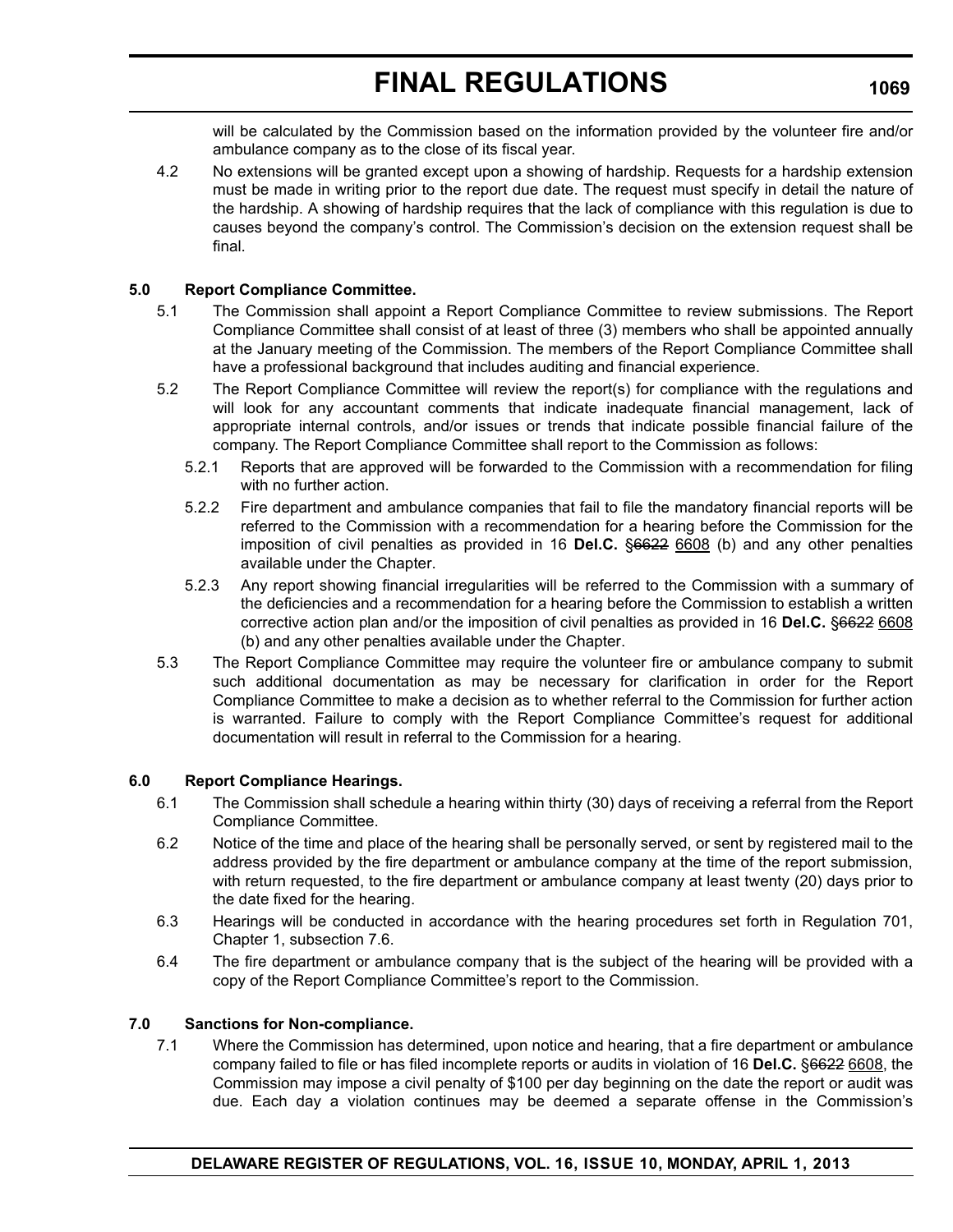will be calculated by the Commission based on the information provided by the volunteer fire and/or ambulance company as to the close of its fiscal year.

4.2 No extensions will be granted except upon a showing of hardship. Requests for a hardship extension must be made in writing prior to the report due date. The request must specify in detail the nature of the hardship. A showing of hardship requires that the lack of compliance with this regulation is due to causes beyond the company's control. The Commission's decision on the extension request shall be final.

**5.0 Report Compliance Committee.**

5.1 The Commission shall appoint a Report Compliance Committee to review submissions. The Report Compliance Committee shall consist of at least of three (3) members who shall be appointed annually at the January meeting of the Commission. The members of the Report Compliance Committee shall have a professional background that includes auditing and financial experience.

5.2 The Report Compliance Committee will review the report(s) for compliance with the regulations and will look for any accountant comments that indicate inadequate financial management, lack of appropriate internal controls, and/or issues or trends that indicate possible financial failure of the company. The Report Compliance Committee shall report to the Commission as follows:

5.2.1 Reports that are approved will be forwarded to the Commission with a recommendation for filing with no further action.

5.2.2 Fire department and ambulance companies that fail to file the mandatory financial reports will be referred to the Commission with a recommendation for a hearing before the Commission for the imposition of civil penalties as provided in 16 **Del.C.** ~~§6622~~ 6608 (b) and any other penalties available under the Chapter.

5.2.3 Any report showing financial irregularities will be referred to the Commission with a summary of the deficiencies and a recommendation for a hearing before the Commission to establish a written corrective action plan and/or the imposition of civil penalties as provided in 16 **Del.C.** ~~§6622~~ 6608 (b) and any other penalties available under the Chapter.

5.3 The Report Compliance Committee may require the volunteer fire or ambulance company to submit such additional documentation as may be necessary for clarification in order for the Report Compliance Committee to make a decision as to whether referral to the Commission for further action is warranted. Failure to comply with the Report Compliance Committee's request for additional documentation will result in referral to the Commission for a hearing.

**6.0 Report Compliance Hearings.**

6.1 The Commission shall schedule a hearing within thirty (30) days of receiving a referral from the Report Compliance Committee.

6.2 Notice of the time and place of the hearing shall be personally served, or sent by registered mail to the address provided by the fire department or ambulance company at the time of the report submission, with return requested, to the fire department or ambulance company at least twenty (20) days prior to the date fixed for the hearing.

6.3 Hearings will be conducted in accordance with the hearing procedures set forth in Regulation 701, Chapter 1, subsection 7.6.

6.4 The fire department or ambulance company that is the subject of the hearing will be provided with a copy of the Report Compliance Committee's report to the Commission.

**7.0 Sanctions for Non-compliance.**

7.1 Where the Commission has determined, upon notice and hearing, that a fire department or ambulance company failed to file or has filed incomplete reports or audits in violation of 16 **Del.C.** ~~§6622~~ 6608, the Commission may impose a civil penalty of $100 per day beginning on the date the report or audit was due. Each day a violation continues may be deemed a separate offense in the Commission's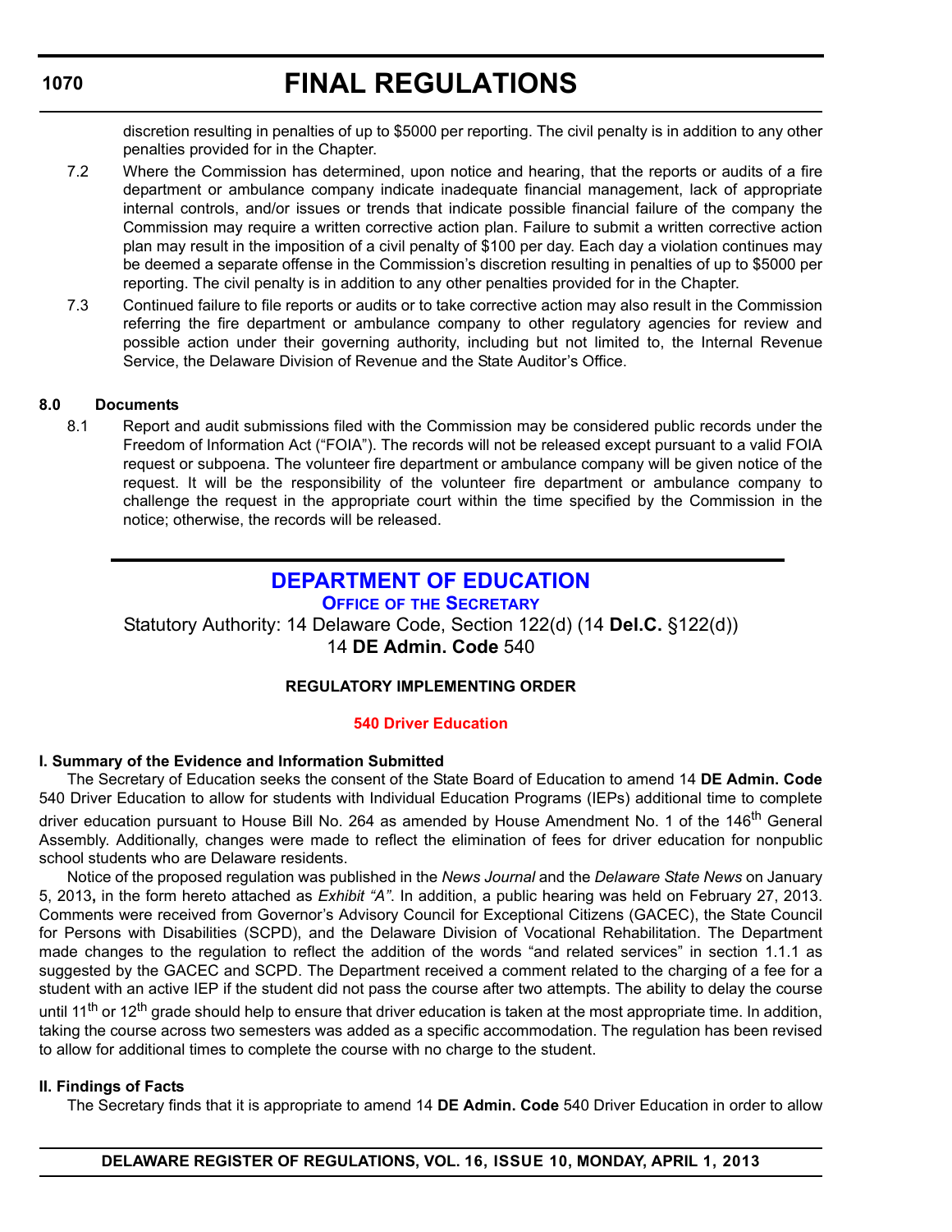discretion resulting in penalties of up to $5000 per reporting. The civil penalty is in addition to any other penalties provided for in the Chapter.

7.2 Where the Commission has determined, upon notice and hearing, that the reports or audits of a fire department or ambulance company indicate inadequate financial management, lack of appropriate internal controls, and/or issues or trends that indicate possible financial failure of the company the Commission may require a written corrective action plan. Failure to submit a written corrective action plan may result in the imposition of a civil penalty of $100 per day. Each day a violation continues may be deemed a separate offense in the Commission's discretion resulting in penalties of up to $5000 per reporting. The civil penalty is in addition to any other penalties provided for in the Chapter.

7.3 Continued failure to file reports or audits or to take corrective action may also result in the Commission referring the fire department or ambulance company to other regulatory agencies for review and possible action under their governing authority, including but not limited to, the Internal Revenue Service, the Delaware Division of Revenue and the State Auditor's Office.

**8.0 Documents**

8.1 Report and audit submissions filed with the Commission may be considered public records under the Freedom of Information Act ("FOIA"). The records will not be released except pursuant to a valid FOIA request or subpoena. The volunteer fire department or ambulance company will be given notice of the request. It will be the responsibility of the volunteer fire department or ambulance company to challenge the request in the appropriate court within the time specified by the Commission in the notice; otherwise, the records will be released.

---

## DEPARTMENT OF EDUCATION

### OFFICE OF THE SECRETARY

Statutory Authority: 14 Delaware Code, Section 122(d) (14 **Del.C.** §122(d))
14 **DE Admin. Code** 540

**REGULATORY IMPLEMENTING ORDER**

**540 Driver Education**

**I. Summary of the Evidence and Information Submitted**

The Secretary of Education seeks the consent of the State Board of Education to amend 14 **DE Admin. Code** 540 Driver Education to allow for students with Individual Education Programs (IEPs) additional time to complete driver education pursuant to House Bill No. 264 as amended by House Amendment No. 1 of the 146th General Assembly. Additionally, changes were made to reflect the elimination of fees for driver education for nonpublic school students who are Delaware residents.

Notice of the proposed regulation was published in the *News Journal* and the *Delaware State News* on January 5, 2013**,** in the form hereto attached as *Exhibit "A"*. In addition, a public hearing was held on February 27, 2013. Comments were received from Governor's Advisory Council for Exceptional Citizens (GACEC), the State Council for Persons with Disabilities (SCPD), and the Delaware Division of Vocational Rehabilitation. The Department made changes to the regulation to reflect the addition of the words "and related services" in section 1.1.1 as suggested by the GACEC and SCPD. The Department received a comment related to the charging of a fee for a student with an active IEP if the student did not pass the course after two attempts. The ability to delay the course until 11th or 12th grade should help to ensure that driver education is taken at the most appropriate time. In addition, taking the course across two semesters was added as a specific accommodation. The regulation has been revised to allow for additional times to complete the course with no charge to the student.

**II. Findings of Facts**

The Secretary finds that it is appropriate to amend 14 **DE Admin. Code** 540 Driver Education in order to allow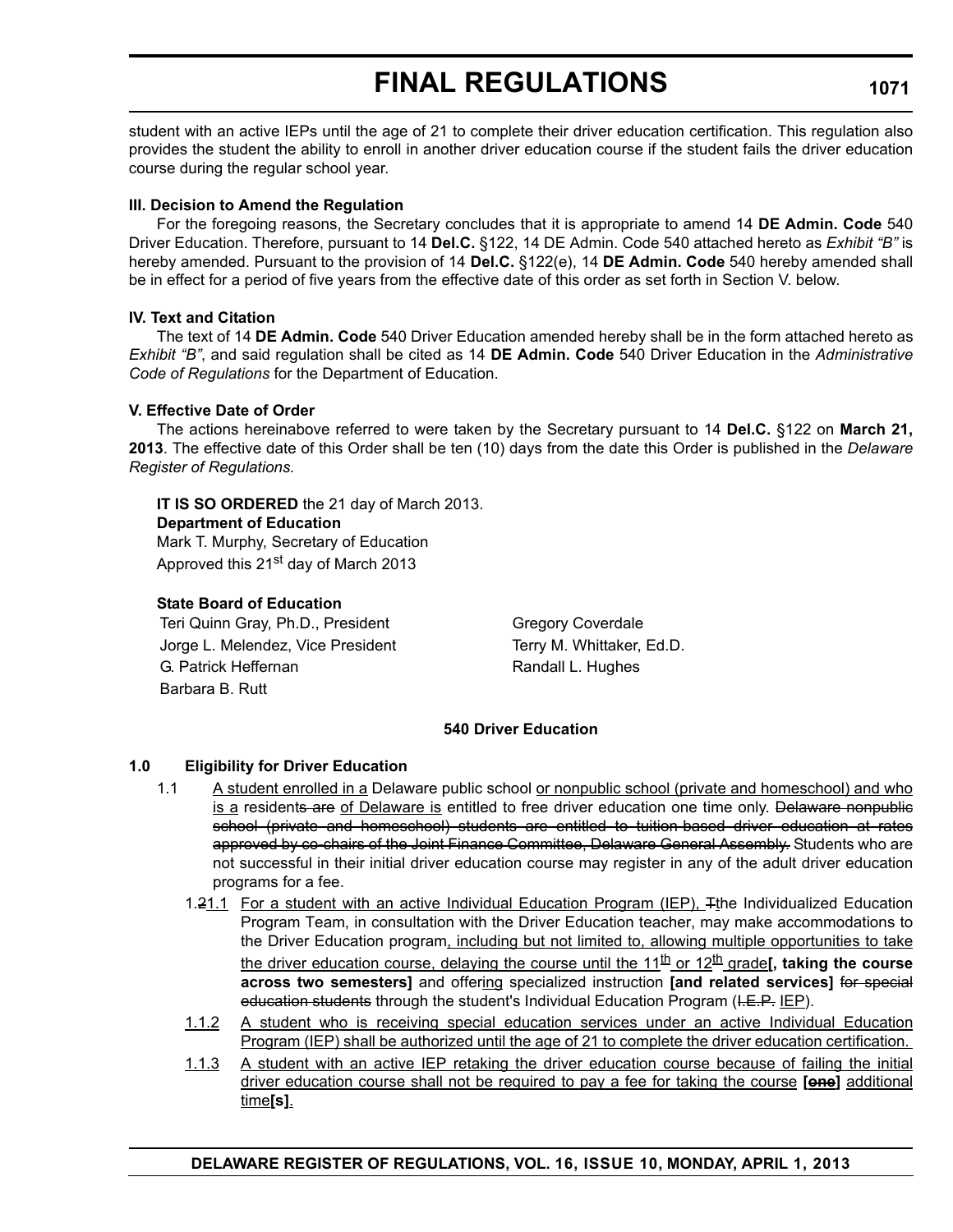student with an active IEPs until the age of 21 to complete their driver education certification. This regulation also provides the student the ability to enroll in another driver education course if the student fails the driver education course during the regular school year.

**III. Decision to Amend the Regulation**

For the foregoing reasons, the Secretary concludes that it is appropriate to amend 14 **DE Admin. Code** 540 Driver Education. Therefore, pursuant to 14 **Del.C.** §122, 14 DE Admin. Code 540 attached hereto as *Exhibit "B"* is hereby amended. Pursuant to the provision of 14 **Del.C.** §122(e), 14 **DE Admin. Code** 540 hereby amended shall be in effect for a period of five years from the effective date of this order as set forth in Section V. below.

**IV. Text and Citation**

The text of 14 **DE Admin. Code** 540 Driver Education amended hereby shall be in the form attached hereto as *Exhibit "B"*, and said regulation shall be cited as 14 **DE Admin. Code** 540 Driver Education in the *Administrative Code of Regulations* for the Department of Education.

**V. Effective Date of Order**

The actions hereinabove referred to were taken by the Secretary pursuant to 14 **Del.C.** §122 on **March 21, 2013**. The effective date of this Order shall be ten (10) days from the date this Order is published in the *Delaware Register of Regulations.*

**IT IS SO ORDERED** the 21 day of March 2013.
**Department of Education**
Mark T. Murphy, Secretary of Education
Approved this 21st day of March 2013

**State Board of Education**

Teri Quinn Gray, Ph.D., President
Jorge L. Melendez, Vice President
G. Patrick Heffernan
Barbara B. Rutt
Gregory Coverdale
Terry M. Whittaker, Ed.D.
Randall L. Hughes

**540 Driver Education**

**1.0 Eligibility for Driver Education**

1.1 A student enrolled in a Delaware public school or nonpublic school (private and homeschool) and who is a residents are of Delaware is entitled to free driver education one time only. ~~Delaware nonpublic school (private and homeschool) students are entitled to tuition-based driver education at rates approved by co-chairs of the Joint Finance Committee, Delaware General Assembly.~~ Students who are not successful in their initial driver education course may register in any of the adult driver education programs for a fee.

1.21.1 For a student with an active Individual Education Program (IEP), ~~T~~the Individualized Education Program Team, in consultation with the Driver Education teacher, may make accommodations to the Driver Education program, including but not limited to, allowing multiple opportunities to take the driver education course, delaying the course until the 11th or 12th grade**[, taking the course across two semesters]** and offering specialized instruction **[and related services]** ~~for special education students~~ through the student's Individual Education Program (~~I.E.P.~~ IEP).

1.1.2 A student who is receiving special education services under an active Individual Education Program (IEP) shall be authorized until the age of 21 to complete the driver education certification.

1.1.3 A student with an active IEP retaking the driver education course because of failing the initial driver education course shall not be required to pay a fee for taking the course **[~~one~~]** additional time**[s]**.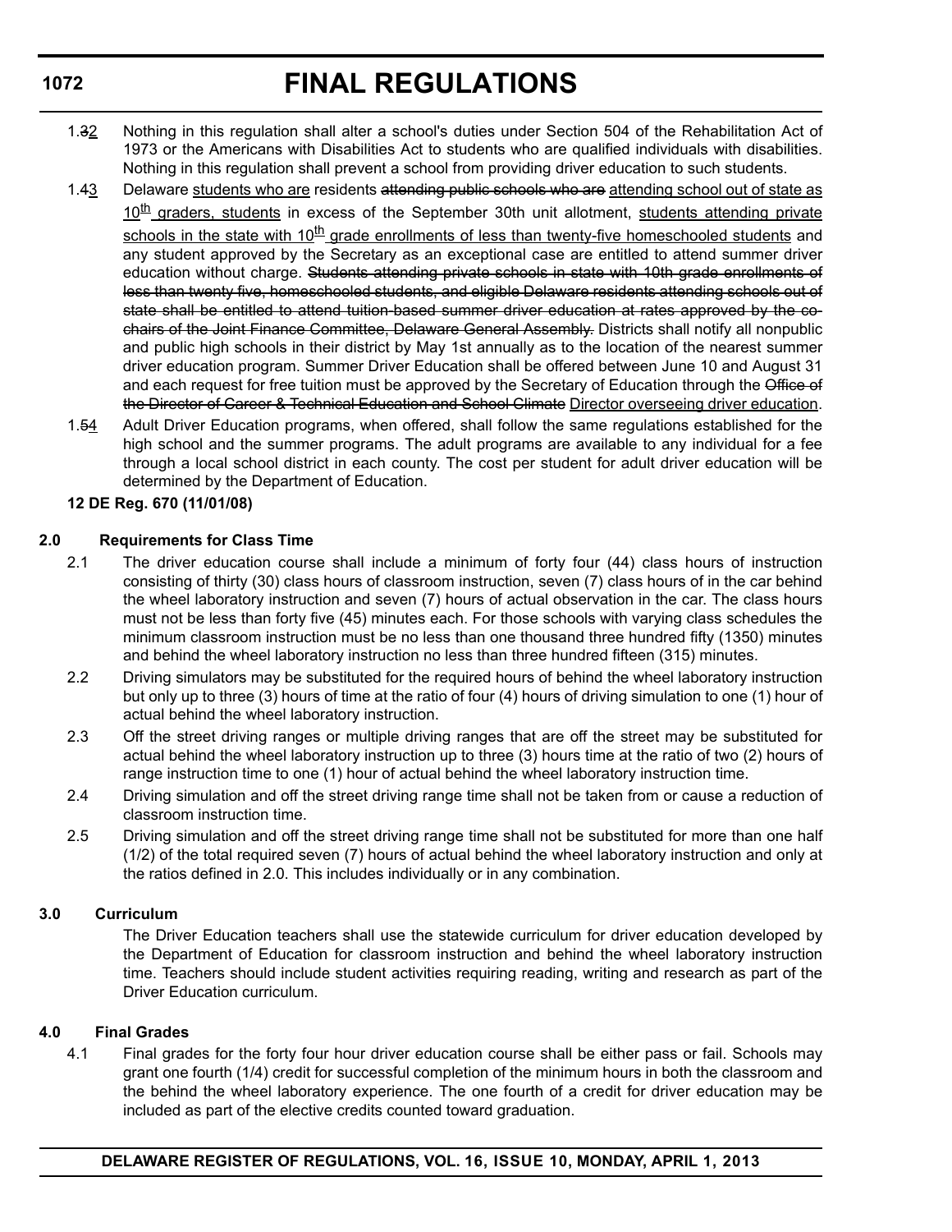1.~~3~~2 Nothing in this regulation shall alter a school's duties under Section 504 of the Rehabilitation Act of 1973 or the Americans with Disabilities Act to students who are qualified individuals with disabilities. Nothing in this regulation shall prevent a school from providing driver education to such students.

1.~~4~~3 Delaware students who are residents ~~attending public schools who are~~ attending school out of state as 10th graders, students in excess of the September 30th unit allotment, students attending private schools in the state with 10th grade enrollments of less than twenty-five homeschooled students and any student approved by the Secretary as an exceptional case are entitled to attend summer driver education without charge. ~~Students attending private schools in state with 10th grade enrollments of less than twenty five, homeschooled students, and eligible Delaware residents attending schools out of state shall be entitled to attend tuition-based summer driver education at rates approved by the co-chairs of the Joint Finance Committee, Delaware General Assembly.~~ Districts shall notify all nonpublic and public high schools in their district by May 1st annually as to the location of the nearest summer driver education program. Summer Driver Education shall be offered between June 10 and August 31 and each request for free tuition must be approved by the Secretary of Education through the ~~Office of the Director of Career & Technical Education and School Climate~~ Director overseeing driver education.

1.~~5~~4 Adult Driver Education programs, when offered, shall follow the same regulations established for the high school and the summer programs. The adult programs are available to any individual for a fee through a local school district in each county. The cost per student for adult driver education will be determined by the Department of Education.

**12 DE Reg. 670 (11/01/08)**

**2.0 Requirements for Class Time**

2.1 The driver education course shall include a minimum of forty four (44) class hours of instruction consisting of thirty (30) class hours of classroom instruction, seven (7) class hours of in the car behind the wheel laboratory instruction and seven (7) hours of actual observation in the car. The class hours must not be less than forty five (45) minutes each. For those schools with varying class schedules the minimum classroom instruction must be no less than one thousand three hundred fifty (1350) minutes and behind the wheel laboratory instruction no less than three hundred fifteen (315) minutes.

2.2 Driving simulators may be substituted for the required hours of behind the wheel laboratory instruction but only up to three (3) hours of time at the ratio of four (4) hours of driving simulation to one (1) hour of actual behind the wheel laboratory instruction.

2.3 Off the street driving ranges or multiple driving ranges that are off the street may be substituted for actual behind the wheel laboratory instruction up to three (3) hours time at the ratio of two (2) hours of range instruction time to one (1) hour of actual behind the wheel laboratory instruction time.

2.4 Driving simulation and off the street driving range time shall not be taken from or cause a reduction of classroom instruction time.

2.5 Driving simulation and off the street driving range time shall not be substituted for more than one half (1/2) of the total required seven (7) hours of actual behind the wheel laboratory instruction and only at the ratios defined in 2.0. This includes individually or in any combination.

**3.0 Curriculum**

The Driver Education teachers shall use the statewide curriculum for driver education developed by the Department of Education for classroom instruction and behind the wheel laboratory instruction time. Teachers should include student activities requiring reading, writing and research as part of the Driver Education curriculum.

**4.0 Final Grades**

4.1 Final grades for the forty four hour driver education course shall be either pass or fail. Schools may grant one fourth (1/4) credit for successful completion of the minimum hours in both the classroom and the behind the wheel laboratory experience. The one fourth of a credit for driver education may be included as part of the elective credits counted toward graduation.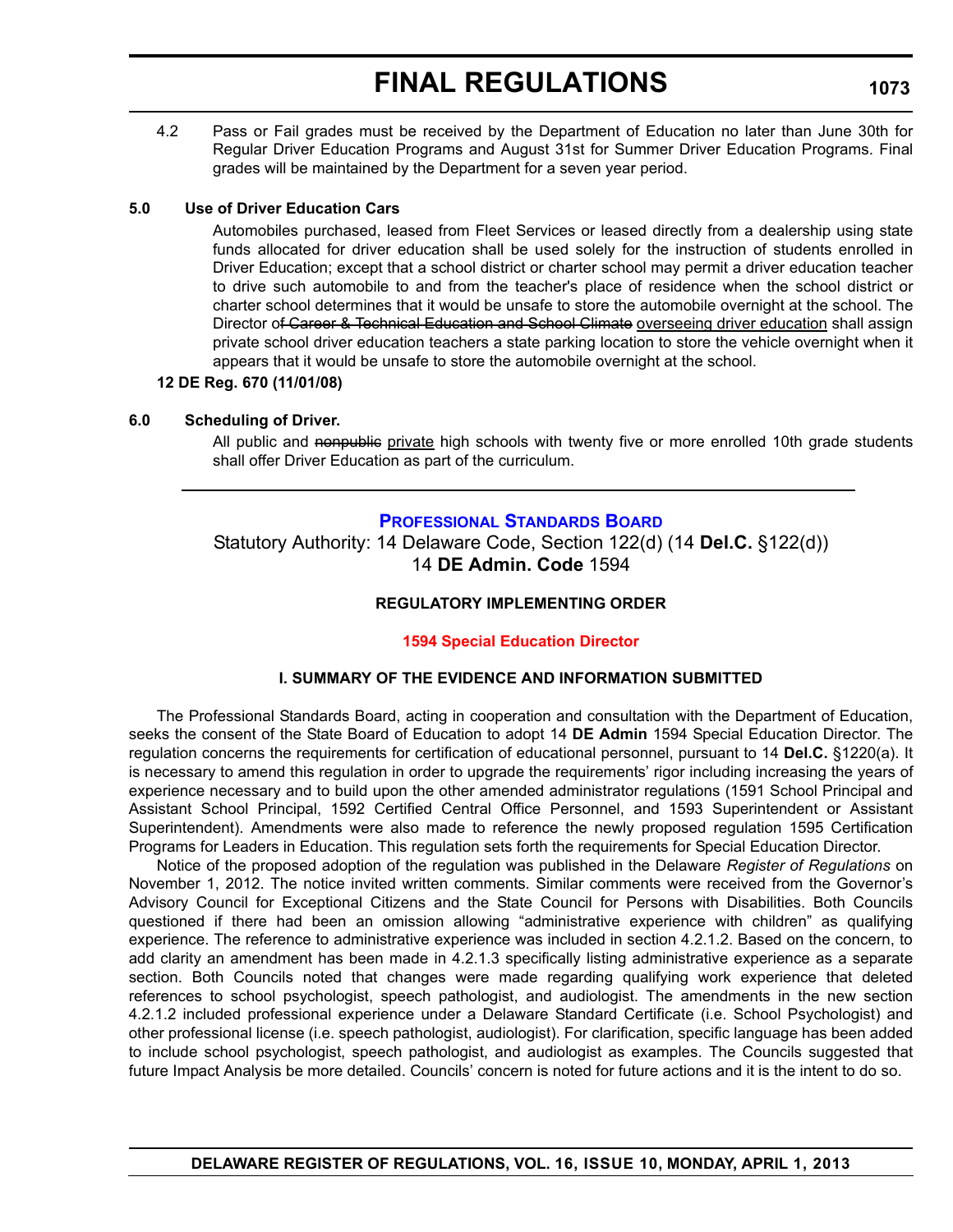4.2 Pass or Fail grades must be received by the Department of Education no later than June 30th for Regular Driver Education Programs and August 31st for Summer Driver Education Programs. Final grades will be maintained by the Department for a seven year period.

**5.0 Use of Driver Education Cars**

Automobiles purchased, leased from Fleet Services or leased directly from a dealership using state funds allocated for driver education shall be used solely for the instruction of students enrolled in Driver Education; except that a school district or charter school may permit a driver education teacher to drive such automobile to and from the teacher's place of residence when the school district or charter school determines that it would be unsafe to store the automobile overnight at the school. The Director o~~f Career & Technical Education and School Climate~~ overseeing driver education shall assign private school driver education teachers a state parking location to store the vehicle overnight when it appears that it would be unsafe to store the automobile overnight at the school.

**12 DE Reg. 670 (11/01/08)**

**6.0 Scheduling of Driver.**

All public and ~~nonpublic~~ private high schools with twenty five or more enrolled 10th grade students shall offer Driver Education as part of the curriculum.

---

## Professional Standards Board

Statutory Authority: 14 Delaware Code, Section 122(d) (14 **Del.C.** §122(d))
14 **DE Admin. Code** 1594

### REGULATORY IMPLEMENTING ORDER

### 1594 Special Education Director

### I. SUMMARY OF THE EVIDENCE AND INFORMATION SUBMITTED

The Professional Standards Board, acting in cooperation and consultation with the Department of Education, seeks the consent of the State Board of Education to adopt 14 **DE Admin** 1594 Special Education Director. The regulation concerns the requirements for certification of educational personnel, pursuant to 14 **Del.C.** §1220(a). It is necessary to amend this regulation in order to upgrade the requirements' rigor including increasing the years of experience necessary and to build upon the other amended administrator regulations (1591 School Principal and Assistant School Principal, 1592 Certified Central Office Personnel, and 1593 Superintendent or Assistant Superintendent). Amendments were also made to reference the newly proposed regulation 1595 Certification Programs for Leaders in Education. This regulation sets forth the requirements for Special Education Director.

Notice of the proposed adoption of the regulation was published in the Delaware *Register of Regulations* on November 1, 2012. The notice invited written comments. Similar comments were received from the Governor's Advisory Council for Exceptional Citizens and the State Council for Persons with Disabilities. Both Councils questioned if there had been an omission allowing "administrative experience with children" as qualifying experience. The reference to administrative experience was included in section 4.2.1.2. Based on the concern, to add clarity an amendment has been made in 4.2.1.3 specifically listing administrative experience as a separate section. Both Councils noted that changes were made regarding qualifying work experience that deleted references to school psychologist, speech pathologist, and audiologist. The amendments in the new section 4.2.1.2 included professional experience under a Delaware Standard Certificate (i.e. School Psychologist) and other professional license (i.e. speech pathologist, audiologist). For clarification, specific language has been added to include school psychologist, speech pathologist, and audiologist as examples. The Councils suggested that future Impact Analysis be more detailed. Councils' concern is noted for future actions and it is the intent to do so.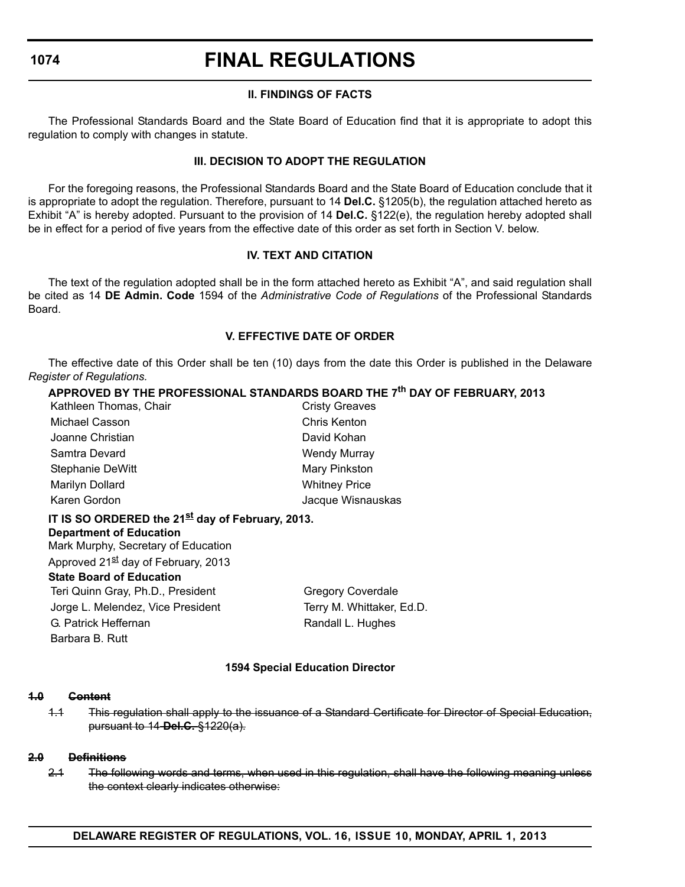**II. FINDINGS OF FACTS**

The Professional Standards Board and the State Board of Education find that it is appropriate to adopt this regulation to comply with changes in statute.

**III. DECISION TO ADOPT THE REGULATION**

For the foregoing reasons, the Professional Standards Board and the State Board of Education conclude that it is appropriate to adopt the regulation. Therefore, pursuant to 14 **Del.C.** §1205(b), the regulation attached hereto as Exhibit "A" is hereby adopted. Pursuant to the provision of 14 **Del.C.** §122(e), the regulation hereby adopted shall be in effect for a period of five years from the effective date of this order as set forth in Section V. below.

**IV. TEXT AND CITATION**

The text of the regulation adopted shall be in the form attached hereto as Exhibit "A", and said regulation shall be cited as 14 **DE Admin. Code** 1594 of the *Administrative Code of Regulations* of the Professional Standards Board.

**V. EFFECTIVE DATE OF ORDER**

The effective date of this Order shall be ten (10) days from the date this Order is published in the Delaware *Register of Regulations.*

**APPROVED BY THE PROFESSIONAL STANDARDS BOARD THE 7th DAY OF FEBRUARY, 2013**

| | |
|---|---|
| Kathleen Thomas, Chair | Cristy Greaves |
| Michael Casson | Chris Kenton |
| Joanne Christian | David Kohan |
| Samtra Devard | Wendy Murray |
| Stephanie DeWitt | Mary Pinkston |
| Marilyn Dollard | Whitney Price |
| Karen Gordon | Jacque Wisnauskas |

**IT IS SO ORDERED the 21st day of February, 2013.**

**Department of Education**

Mark Murphy, Secretary of Education

Approved 21st day of February, 2013

**State Board of Education**

| | |
|---|---|
| Teri Quinn Gray, Ph.D., President | Gregory Coverdale |
| Jorge L. Melendez, Vice President | Terry M. Whittaker, Ed.D. |
| G. Patrick Heffernan | Randall L. Hughes |
| Barbara B. Rutt | |

**1594 Special Education Director**

~~**1.0 Content**~~

~~1.1 This regulation shall apply to the issuance of a Standard Certificate for Director of Special Education, pursuant to 14 **Del.C.** §1220(a).~~

~~**2.0 Definitions**~~

~~2.1 The following words and terms, when used in this regulation, shall have the following meaning unless the context clearly indicates otherwise:~~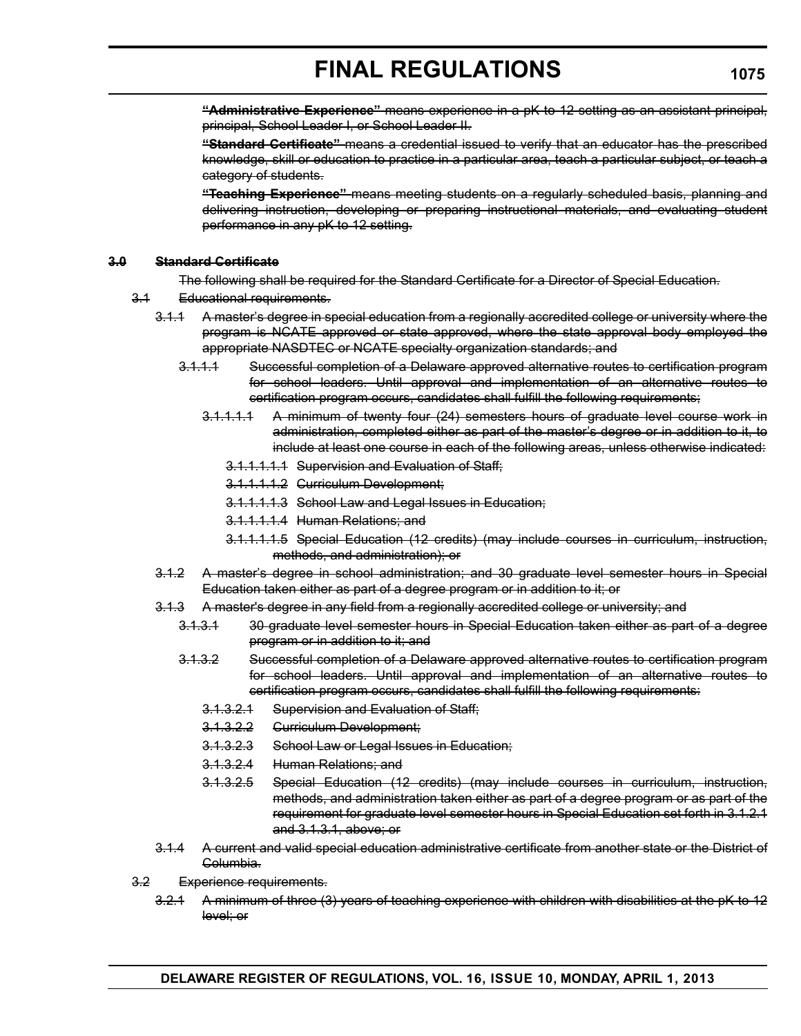~~**"Administrative Experience"** means experience in a pK to 12 setting as an assistant principal, principal, School Leader I, or School Leader II.~~

~~**"Standard Certificate"** means a credential issued to verify that an educator has the prescribed knowledge, skill or education to practice in a particular area, teach a particular subject, or teach a category of students.~~

~~**"Teaching Experience"** means meeting students on a regularly scheduled basis, planning and delivering instruction, developing or preparing instructional materials, and evaluating student performance in any pK to 12 setting.~~

~~**3.0 Standard Certificate**~~

~~The following shall be required for the Standard Certificate for a Director of Special Education.~~

~~3.1 Educational requirements.~~

~~3.1.1 A master's degree in special education from a regionally accredited college or university where the program is NCATE approved or state approved, where the state approval body employed the appropriate NASDTEC or NCATE specialty organization standards; and~~

~~3.1.1.1 Successful completion of a Delaware approved alternative routes to certification program for school leaders. Until approval and implementation of an alternative routes to certification program occurs, candidates shall fulfill the following requirements;~~

~~3.1.1.1.1 A minimum of twenty four (24) semesters hours of graduate level course work in administration, completed either as part of the master's degree or in addition to it, to include at least one course in each of the following areas, unless otherwise indicated:~~

~~3.1.1.1.1.1 Supervision and Evaluation of Staff;~~

~~3.1.1.1.1.2 Curriculum Development;~~

~~3.1.1.1.1.3 School Law and Legal Issues in Education;~~

~~3.1.1.1.1.4 Human Relations; and~~

~~3.1.1.1.1.5 Special Education (12 credits) (may include courses in curriculum, instruction, methods, and administration); or~~

~~3.1.2 A master's degree in school administration; and 30 graduate level semester hours in Special Education taken either as part of a degree program or in addition to it; or~~

~~3.1.3 A master's degree in any field from a regionally accredited college or university; and~~

~~3.1.3.1 30 graduate level semester hours in Special Education taken either as part of a degree program or in addition to it; and~~

~~3.1.3.2 Successful completion of a Delaware approved alternative routes to certification program for school leaders. Until approval and implementation of an alternative routes to certification program occurs, candidates shall fulfill the following requirements:~~

~~3.1.3.2.1 Supervision and Evaluation of Staff;~~

~~3.1.3.2.2 Curriculum Development;~~

~~3.1.3.2.3 School Law or Legal Issues in Education;~~

~~3.1.3.2.4 Human Relations; and~~

~~3.1.3.2.5 Special Education (12 credits) (may include courses in curriculum, instruction, methods, and administration taken either as part of a degree program or as part of the requirement for graduate level semester hours in Special Education set forth in 3.1.2.1 and 3.1.3.1, above; or~~

~~3.1.4 A current and valid special education administrative certificate from another state or the District of Columbia.~~

~~3.2 Experience requirements.~~

~~3.2.1 A minimum of three (3) years of teaching experience with children with disabilities at the pK to 12 level; or~~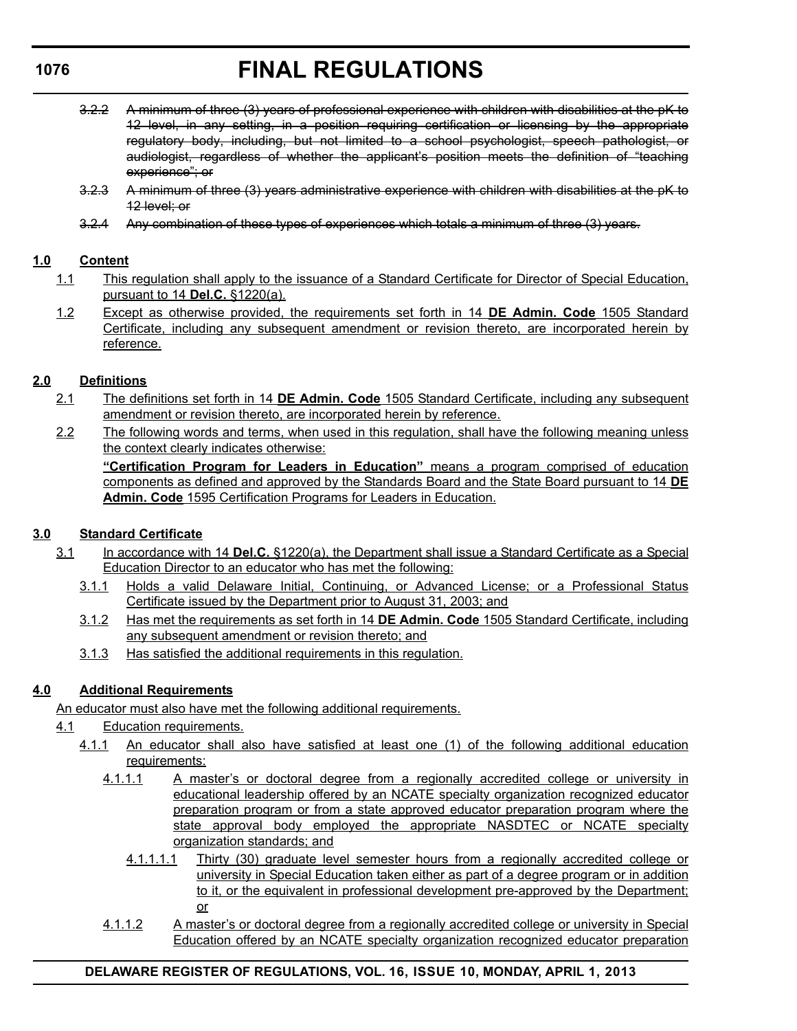~~3.2.2 A minimum of three (3) years of professional experience with children with disabilities at the pK to 12 level, in any setting, in a position requiring certification or licensing by the appropriate regulatory body, including, but not limited to a school psychologist, speech pathologist, or audiologist, regardless of whether the applicant's position meets the definition of "teaching experience"; or~~

~~3.2.3 A minimum of three (3) years administrative experience with children with disabilities at the pK to 12 level; or~~

~~3.2.4 Any combination of these types of experiences which totals a minimum of three (3) years.~~

**1.0 Content**

1.1 This regulation shall apply to the issuance of a Standard Certificate for Director of Special Education, pursuant to 14 **Del.C.** §1220(a).

1.2 Except as otherwise provided, the requirements set forth in 14 **DE Admin. Code** 1505 Standard Certificate, including any subsequent amendment or revision thereto, are incorporated herein by reference.

**2.0 Definitions**

2.1 The definitions set forth in 14 **DE Admin. Code** 1505 Standard Certificate, including any subsequent amendment or revision thereto, are incorporated herein by reference.

2.2 The following words and terms, when used in this regulation, shall have the following meaning unless the context clearly indicates otherwise:

**"Certification Program for Leaders in Education"** means a program comprised of education components as defined and approved by the Standards Board and the State Board pursuant to 14 **DE Admin. Code** 1595 Certification Programs for Leaders in Education.

**3.0 Standard Certificate**

3.1 In accordance with 14 **Del.C.** §1220(a), the Department shall issue a Standard Certificate as a Special Education Director to an educator who has met the following:

3.1.1 Holds a valid Delaware Initial, Continuing, or Advanced License; or a Professional Status Certificate issued by the Department prior to August 31, 2003; and

3.1.2 Has met the requirements as set forth in 14 **DE Admin. Code** 1505 Standard Certificate, including any subsequent amendment or revision thereto; and

3.1.3 Has satisfied the additional requirements in this regulation.

**4.0 Additional Requirements**

An educator must also have met the following additional requirements.

4.1 Education requirements.

4.1.1 An educator shall also have satisfied at least one (1) of the following additional education requirements:

4.1.1.1 A master's or doctoral degree from a regionally accredited college or university in educational leadership offered by an NCATE specialty organization recognized educator preparation program or from a state approved educator preparation program where the state approval body employed the appropriate NASDTEC or NCATE specialty organization standards; and

4.1.1.1.1 Thirty (30) graduate level semester hours from a regionally accredited college or university in Special Education taken either as part of a degree program or in addition to it, or the equivalent in professional development pre-approved by the Department; or

4.1.1.2 A master's or doctoral degree from a regionally accredited college or university in Special Education offered by an NCATE specialty organization recognized educator preparation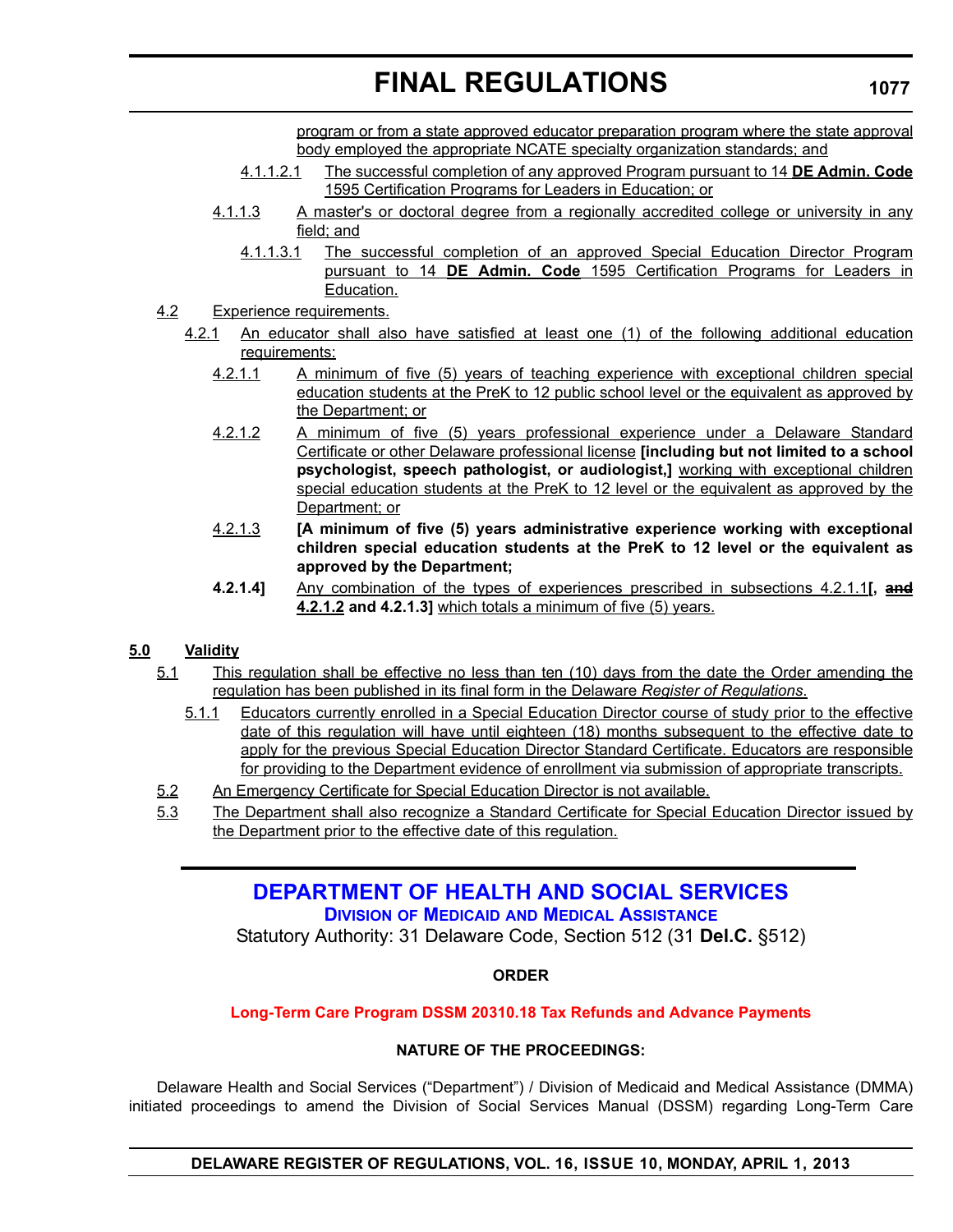program or from a state approved educator preparation program where the state approval body employed the appropriate NCATE specialty organization standards; and

4.1.1.2.1 The successful completion of any approved Program pursuant to 14 **DE Admin. Code** 1595 Certification Programs for Leaders in Education; or

4.1.1.3 A master's or doctoral degree from a regionally accredited college or university in any field; and

4.1.1.3.1 The successful completion of an approved Special Education Director Program pursuant to 14 **DE Admin. Code** 1595 Certification Programs for Leaders in Education.

4.2 Experience requirements.

4.2.1 An educator shall also have satisfied at least one (1) of the following additional education requirements:

4.2.1.1 A minimum of five (5) years of teaching experience with exceptional children special education students at the PreK to 12 public school level or the equivalent as approved by the Department; or

4.2.1.2 A minimum of five (5) years professional experience under a Delaware Standard Certificate or other Delaware professional license **[including but not limited to a school psychologist, speech pathologist, or audiologist,]** working with exceptional children special education students at the PreK to 12 level or the equivalent as approved by the Department; or

4.2.1.3 **[A minimum of five (5) years administrative experience working with exceptional children special education students at the PreK to 12 level or the equivalent as approved by the Department;**

**4.2.1.4]** Any combination of the types of experiences prescribed in subsections 4.2.1.1**[,** ~~**and**~~ **4.2.1.2 and 4.2.1.3]** which totals a minimum of five (5) years.

**5.0 Validity**

5.1 This regulation shall be effective no less than ten (10) days from the date the Order amending the regulation has been published in its final form in the Delaware *Register of Regulations*.

5.1.1 Educators currently enrolled in a Special Education Director course of study prior to the effective date of this regulation will have until eighteen (18) months subsequent to the effective date to apply for the previous Special Education Director Standard Certificate. Educators are responsible for providing to the Department evidence of enrollment via submission of appropriate transcripts.

5.2 An Emergency Certificate for Special Education Director is not available.

5.3 The Department shall also recognize a Standard Certificate for Special Education Director issued by the Department prior to the effective date of this regulation.

---

# DEPARTMENT OF HEALTH AND SOCIAL SERVICES

## Division of Medicaid and Medical Assistance

Statutory Authority: 31 Delaware Code, Section 512 (31 **Del.C.** §512)

**ORDER**

**Long-Term Care Program DSSM 20310.18 Tax Refunds and Advance Payments**

**NATURE OF THE PROCEEDINGS:**

Delaware Health and Social Services ("Department") / Division of Medicaid and Medical Assistance (DMMA) initiated proceedings to amend the Division of Social Services Manual (DSSM) regarding Long-Term Care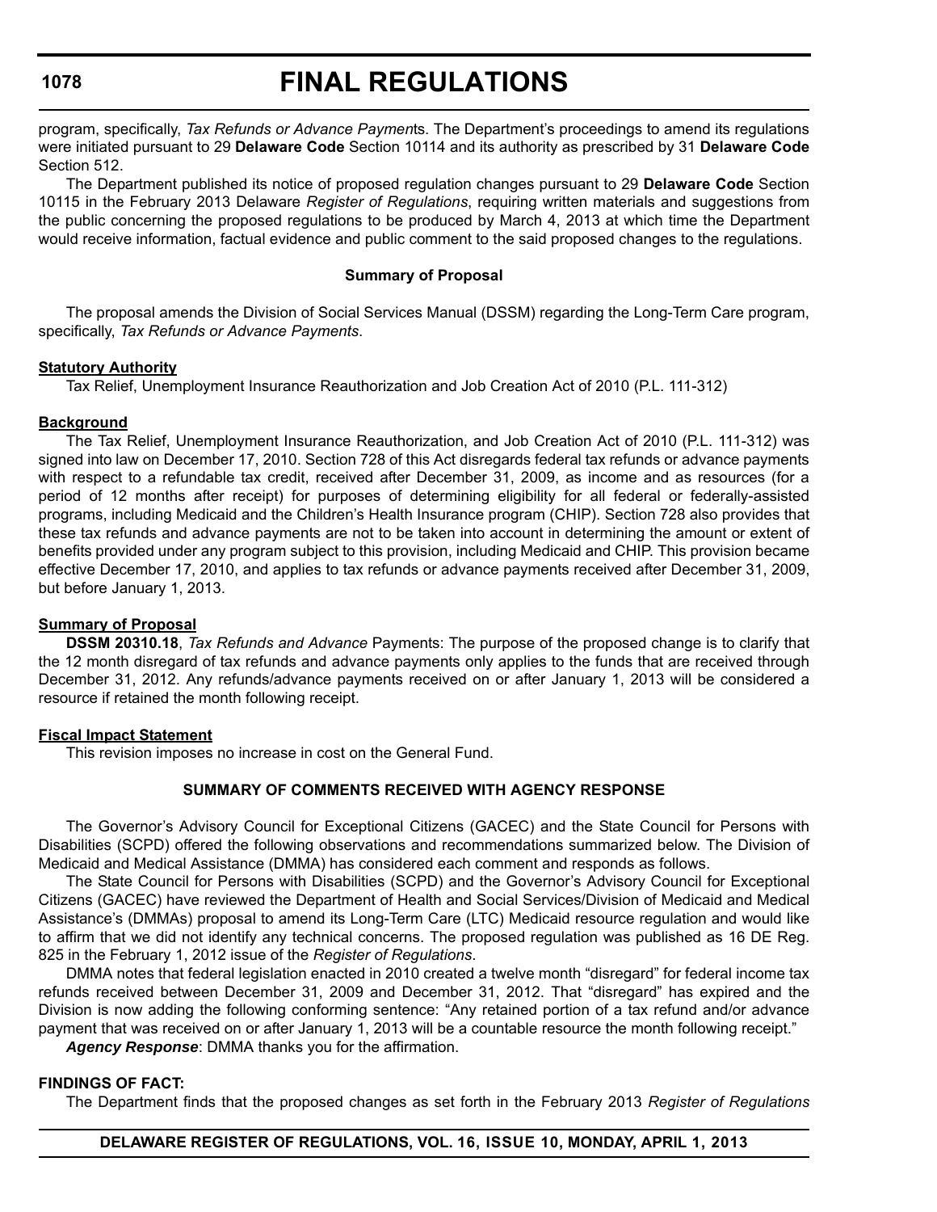program, specifically, *Tax Refunds or Advance Payments*. The Department's proceedings to amend its regulations were initiated pursuant to 29 **Delaware Code** Section 10114 and its authority as prescribed by 31 **Delaware Code** Section 512.

The Department published its notice of proposed regulation changes pursuant to 29 **Delaware Code** Section 10115 in the February 2013 Delaware *Register of Regulations*, requiring written materials and suggestions from the public concerning the proposed regulations to be produced by March 4, 2013 at which time the Department would receive information, factual evidence and public comment to the said proposed changes to the regulations.

**Summary of Proposal**

The proposal amends the Division of Social Services Manual (DSSM) regarding the Long-Term Care program, specifically, *Tax Refunds or Advance Payments*.

**Statutory Authority**

Tax Relief, Unemployment Insurance Reauthorization and Job Creation Act of 2010 (P.L. 111-312)

**Background**

The Tax Relief, Unemployment Insurance Reauthorization, and Job Creation Act of 2010 (P.L. 111-312) was signed into law on December 17, 2010. Section 728 of this Act disregards federal tax refunds or advance payments with respect to a refundable tax credit, received after December 31, 2009, as income and as resources (for a period of 12 months after receipt) for purposes of determining eligibility for all federal or federally-assisted programs, including Medicaid and the Children's Health Insurance program (CHIP). Section 728 also provides that these tax refunds and advance payments are not to be taken into account in determining the amount or extent of benefits provided under any program subject to this provision, including Medicaid and CHIP. This provision became effective December 17, 2010, and applies to tax refunds or advance payments received after December 31, 2009, but before January 1, 2013.

**Summary of Proposal**

**DSSM 20310.18**, *Tax Refunds and Advance* Payments: The purpose of the proposed change is to clarify that the 12 month disregard of tax refunds and advance payments only applies to the funds that are received through December 31, 2012. Any refunds/advance payments received on or after January 1, 2013 will be considered a resource if retained the month following receipt.

**Fiscal Impact Statement**

This revision imposes no increase in cost on the General Fund.

**SUMMARY OF COMMENTS RECEIVED WITH AGENCY RESPONSE**

The Governor's Advisory Council for Exceptional Citizens (GACEC) and the State Council for Persons with Disabilities (SCPD) offered the following observations and recommendations summarized below. The Division of Medicaid and Medical Assistance (DMMA) has considered each comment and responds as follows.

The State Council for Persons with Disabilities (SCPD) and the Governor's Advisory Council for Exceptional Citizens (GACEC) have reviewed the Department of Health and Social Services/Division of Medicaid and Medical Assistance's (DMMAs) proposal to amend its Long-Term Care (LTC) Medicaid resource regulation and would like to affirm that we did not identify any technical concerns. The proposed regulation was published as 16 DE Reg. 825 in the February 1, 2012 issue of the *Register of Regulations*.

DMMA notes that federal legislation enacted in 2010 created a twelve month "disregard" for federal income tax refunds received between December 31, 2009 and December 31, 2012. That "disregard" has expired and the Division is now adding the following conforming sentence: "Any retained portion of a tax refund and/or advance payment that was received on or after January 1, 2013 will be a countable resource the month following receipt."

***Agency Response***: DMMA thanks you for the affirmation.

**FINDINGS OF FACT:**

The Department finds that the proposed changes as set forth in the February 2013 *Register of Regulations*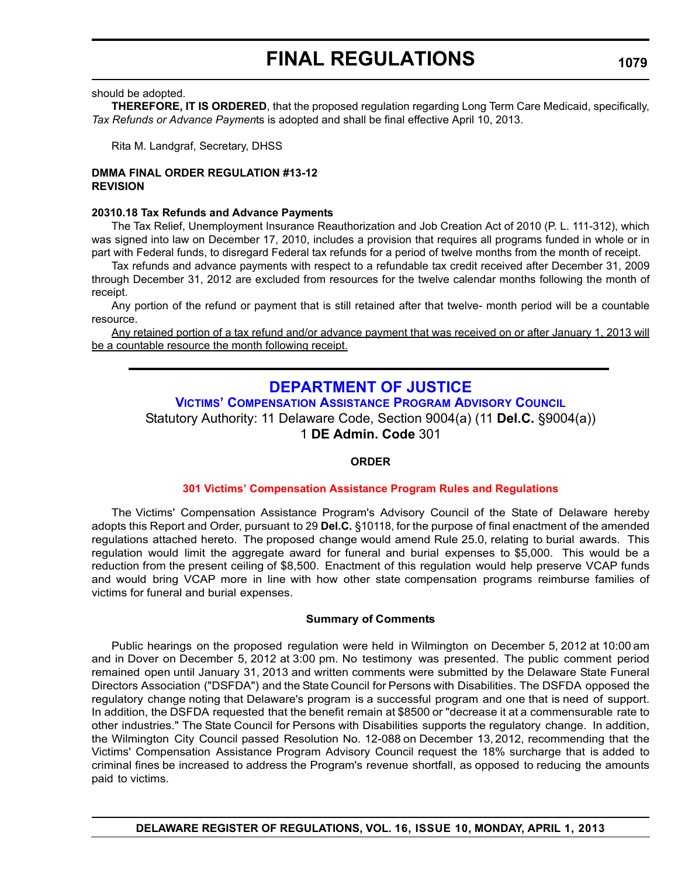should be adopted.

**THEREFORE, IT IS ORDERED**, that the proposed regulation regarding Long Term Care Medicaid, specifically, *Tax Refunds or Advance Payment*s is adopted and shall be final effective April 10, 2013.

Rita M. Landgraf, Secretary, DHSS

**DMMA FINAL ORDER REGULATION #13-12**
**REVISION**

**20310.18 Tax Refunds and Advance Payments**

The Tax Relief, Unemployment Insurance Reauthorization and Job Creation Act of 2010 (P. L. 111-312), which was signed into law on December 17, 2010, includes a provision that requires all programs funded in whole or in part with Federal funds, to disregard Federal tax refunds for a period of twelve months from the month of receipt.

Tax refunds and advance payments with respect to a refundable tax credit received after December 31, 2009 through December 31, 2012 are excluded from resources for the twelve calendar months following the month of receipt.

Any portion of the refund or payment that is still retained after that twelve- month period will be a countable resource.

<u>Any retained portion of a tax refund and/or advance payment that was received on or after January 1, 2013 will be a countable resource the month following receipt.</u>

## DEPARTMENT OF JUSTICE

### Victims' Compensation Assistance Program Advisory Council

Statutory Authority: 11 Delaware Code, Section 9004(a) (11 **Del.C.** §9004(a))
1 **DE Admin. Code** 301

**ORDER**

**301 Victims' Compensation Assistance Program Rules and Regulations**

The Victims' Compensation Assistance Program's Advisory Council of the State of Delaware hereby adopts this Report and Order, pursuant to 29 **Del.C.** §10118, for the purpose of final enactment of the amended regulations attached hereto. The proposed change would amend Rule 25.0, relating to burial awards. This regulation would limit the aggregate award for funeral and burial expenses to $5,000. This would be a reduction from the present ceiling of $8,500. Enactment of this regulation would help preserve VCAP funds and would bring VCAP more in line with how other state compensation programs reimburse families of victims for funeral and burial expenses.

**Summary of Comments**

Public hearings on the proposed regulation were held in Wilmington on December 5, 2012 at 10:00 am and in Dover on December 5, 2012 at 3:00 pm. No testimony was presented. The public comment period remained open until January 31, 2013 and written comments were submitted by the Delaware State Funeral Directors Association ("DSFDA") and the State Council for Persons with Disabilities. The DSFDA opposed the regulatory change noting that Delaware's program is a successful program and one that is need of support. In addition, the DSFDA requested that the benefit remain at $8500 or "decrease it at a commensurable rate to other industries." The State Council for Persons with Disabilities supports the regulatory change. In addition, the Wilmington City Council passed Resolution No. 12-088 on December 13, 2012, recommending that the Victims' Compensation Assistance Program Advisory Council request the 18% surcharge that is added to criminal fines be increased to address the Program's revenue shortfall, as opposed to reducing the amounts paid to victims.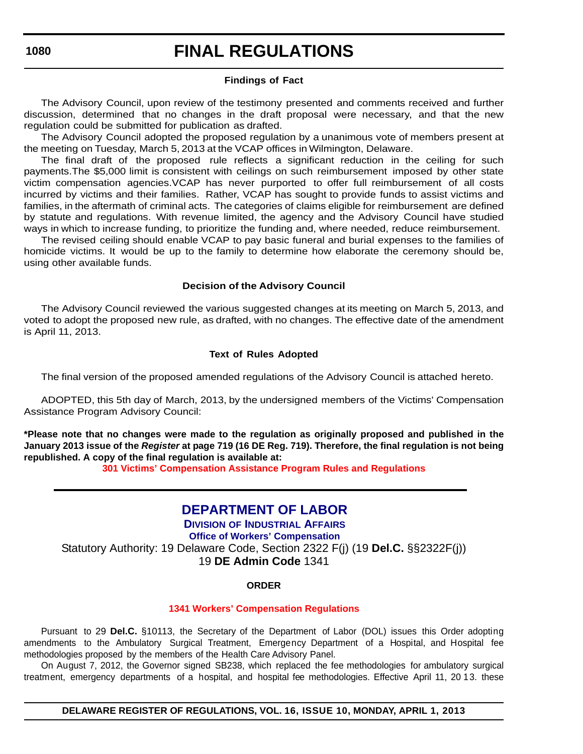#### Findings of Fact

The Advisory Council, upon review of the testimony presented and comments received and further discussion, determined that no changes in the draft proposal were necessary, and that the new regulation could be submitted for publication as drafted.

The Advisory Council adopted the proposed regulation by a unanimous vote of members present at the meeting on Tuesday, March 5, 2013 at the VCAP offices in Wilmington, Delaware.

The final draft of the proposed rule reflects a significant reduction in the ceiling for such payments.The $5,000 limit is consistent with ceilings on such reimbursement imposed by other state victim compensation agencies.VCAP has never purported to offer full reimbursement of all costs incurred by victims and their families. Rather, VCAP has sought to provide funds to assist victims and families, in the aftermath of criminal acts. The categories of claims eligible for reimbursement are defined by statute and regulations. With revenue limited, the agency and the Advisory Council have studied ways in which to increase funding, to prioritize the funding and, where needed, reduce reimbursement.

The revised ceiling should enable VCAP to pay basic funeral and burial expenses to the families of homicide victims. It would be up to the family to determine how elaborate the ceremony should be, using other available funds.

#### Decision of the Advisory Council

The Advisory Council reviewed the various suggested changes at its meeting on March 5, 2013, and voted to adopt the proposed new rule, as drafted, with no changes. The effective date of the amendment is April 11, 2013.

#### Text of Rules Adopted

The final version of the proposed amended regulations of the Advisory Council is attached hereto.

ADOPTED, this 5th day of March, 2013, by the undersigned members of the Victims' Compensation Assistance Program Advisory Council:

**\*Please note that no changes were made to the regulation as originally proposed and published in the January 2013 issue of the *Register* at page 719 (16 DE Reg. 719). Therefore, the final regulation is not being republished. A copy of the final regulation is available at:**

**301 Victims' Compensation Assistance Program Rules and Regulations**

---

## DEPARTMENT OF LABOR

### Division of Industrial Affairs

#### Office of Workers' Compensation

Statutory Authority: 19 Delaware Code, Section 2322 F(j) (19 **Del.C.** §§2322F(j))
19 **DE Admin Code** 1341

#### ORDER

**1341 Workers' Compensation Regulations**

Pursuant to 29 **Del.C.** §10113, the Secretary of the Department of Labor (DOL) issues this Order adopting amendments to the Ambulatory Surgical Treatment, Emergency Department of a Hospital, and Hospital fee methodologies proposed by the members of the Health Care Advisory Panel.

On August 7, 2012, the Governor signed SB238, which replaced the fee methodologies for ambulatory surgical treatment, emergency departments of a hospital, and hospital fee methodologies. Effective April 11, 20 13. these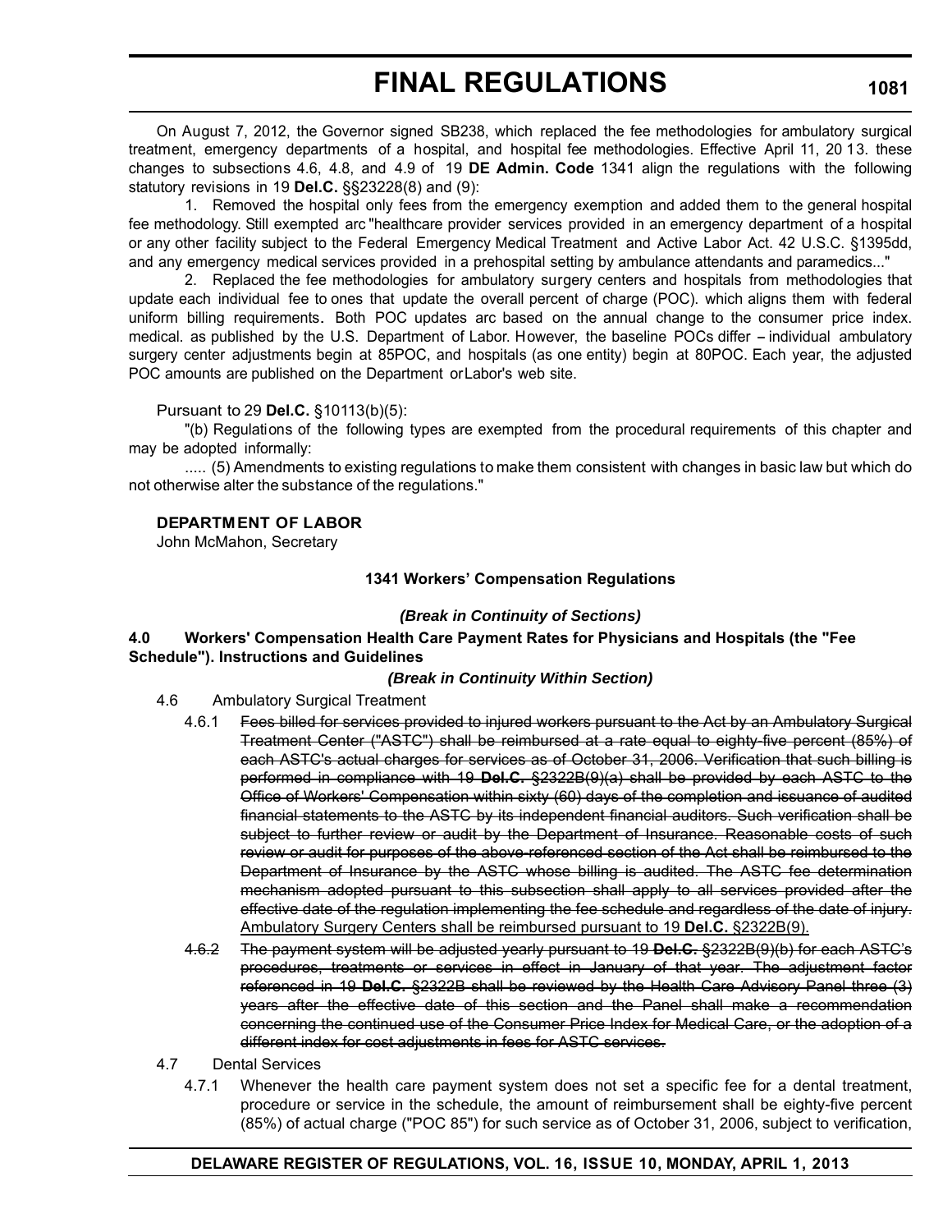On August 7, 2012, the Governor signed SB238, which replaced the fee methodologies for ambulatory surgical treatment, emergency departments of a hospital, and hospital fee methodologies. Effective April 11, 20 13. these changes to subsections 4.6, 4.8, and 4.9 of 19 **DE Admin. Code** 1341 align the regulations with the following statutory revisions in 19 **Del.C.** §§23228(8) and (9):

1. Removed the hospital only fees from the emergency exemption and added them to the general hospital fee methodology. Still exempted arc "healthcare provider services provided in an emergency department of a hospital or any other facility subject to the Federal Emergency Medical Treatment and Active Labor Act. 42 U.S.C. §1395dd, and any emergency medical services provided in a prehospital setting by ambulance attendants and paramedics..."

2. Replaced the fee methodologies for ambulatory surgery centers and hospitals from methodologies that update each individual fee to ones that update the overall percent of charge (POC). which aligns them with federal uniform billing requirements. Both POC updates arc based on the annual change to the consumer price index. medical. as published by the U.S. Department of Labor. However, the baseline POCs differ – individual ambulatory surgery center adjustments begin at 85POC, and hospitals (as one entity) begin at 80POC. Each year, the adjusted POC amounts are published on the Department orLabor's web site.

Pursuant to 29 **Del.C.** §10113(b)(5):

"(b) Regulations of the following types are exempted from the procedural requirements of this chapter and may be adopted informally:

..... (5) Amendments to existing regulations to make them consistent with changes in basic law but which do not otherwise alter the substance of the regulations."

**DEPARTMENT OF LABOR**
John McMahon, Secretary

**1341 Workers' Compensation Regulations**

***(Break in Continuity of Sections)***

**4.0 Workers' Compensation Health Care Payment Rates for Physicians and Hospitals (the "Fee Schedule"). Instructions and Guidelines**

***(Break in Continuity Within Section)***

4.6 Ambulatory Surgical Treatment

4.6.1 ~~Fees billed for services provided to injured workers pursuant to the Act by an Ambulatory Surgical Treatment Center ("ASTC") shall be reimbursed at a rate equal to eighty-five percent (85%) of each ASTC's actual charges for services as of October 31, 2006. Verification that such billing is performed in compliance with 19 **Del.C.** §2322B(9)(a) shall be provided by each ASTC to the Office of Workers' Compensation within sixty (60) days of the completion and issuance of audited financial statements to the ASTC by its independent financial auditors. Such verification shall be subject to further review or audit by the Department of Insurance. Reasonable costs of such review or audit for purposes of the above-referenced section of the Act shall be reimbursed to the Department of Insurance by the ASTC whose billing is audited. The ASTC fee determination mechanism adopted pursuant to this subsection shall apply to all services provided after the effective date of the regulation implementing the fee schedule and regardless of the date of injury.~~ <u>Ambulatory Surgery Centers shall be reimbursed pursuant to 19 **Del.C.** §2322B(9).</u>

~~4.6.2 The payment system will be adjusted yearly pursuant to 19 **Del.C.** §2322B(9)(b) for each ASTC's procedures, treatments or services in effect in January of that year. The adjustment factor referenced in 19 **Del.C.** §2322B shall be reviewed by the Health Care Advisory Panel three (3) years after the effective date of this section and the Panel shall make a recommendation concerning the continued use of the Consumer Price Index for Medical Care, or the adoption of a different index for cost adjustments in fees for ASTC services.~~

4.7 Dental Services

4.7.1 Whenever the health care payment system does not set a specific fee for a dental treatment, procedure or service in the schedule, the amount of reimbursement shall be eighty-five percent (85%) of actual charge ("POC 85") for such service as of October 31, 2006, subject to verification,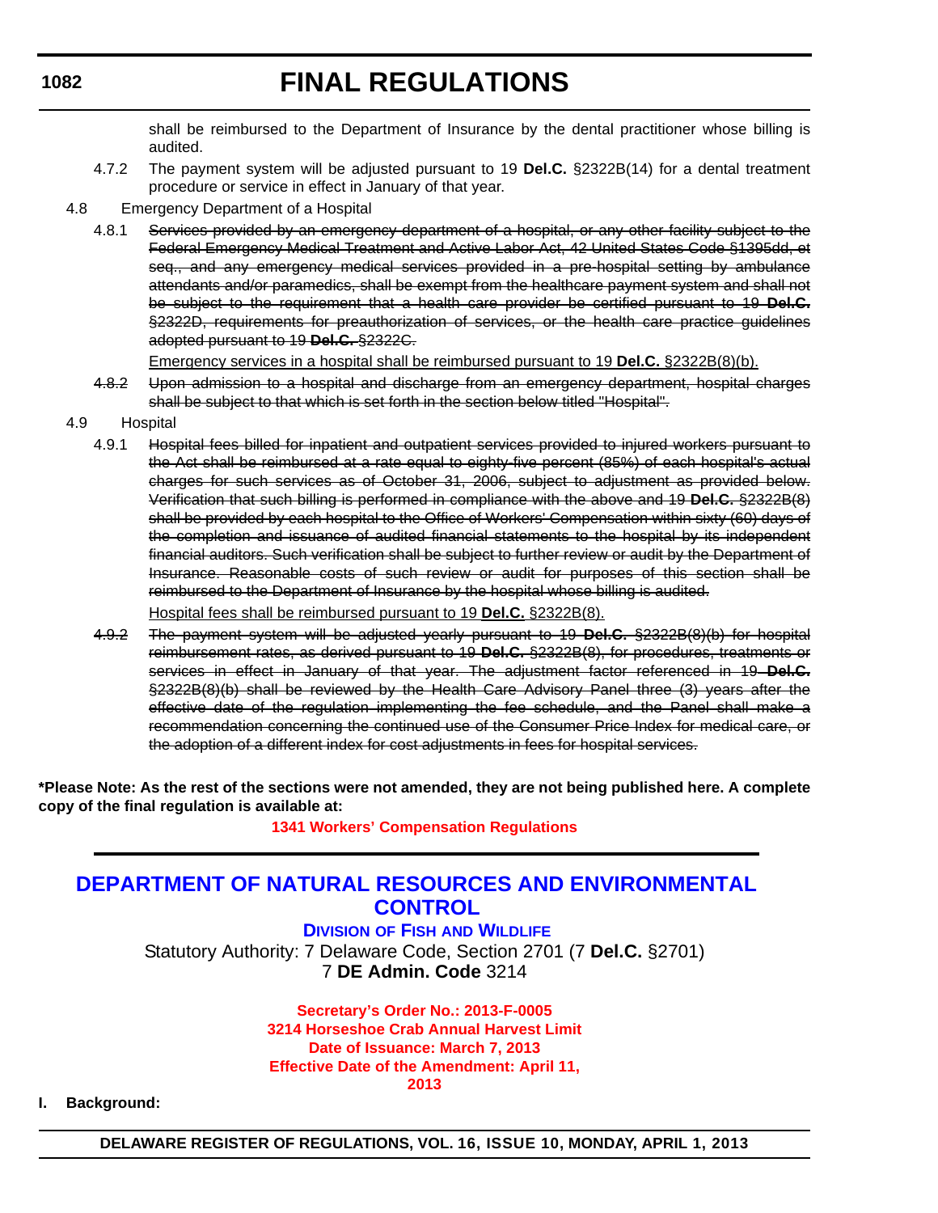shall be reimbursed to the Department of Insurance by the dental practitioner whose billing is audited.

4.7.2 The payment system will be adjusted pursuant to 19 **Del.C.** §2322B(14) for a dental treatment procedure or service in effect in January of that year.

4.8 Emergency Department of a Hospital

4.8.1 ~~Services provided by an emergency department of a hospital, or any other facility subject to the Federal Emergency Medical Treatment and Active Labor Act, 42 United States Code §1395dd, et seq., and any emergency medical services provided in a pre-hospital setting by ambulance attendants and/or paramedics, shall be exempt from the healthcare payment system and shall not be subject to the requirement that a health care provider be certified pursuant to 19 **Del.C.** §2322D, requirements for preauthorization of services, or the health care practice guidelines adopted pursuant to 19 **Del.C.** §2322C.~~

<u>Emergency services in a hospital shall be reimbursed pursuant to 19 **Del.C.** §2322B(8)(b).</u>

~~4.8.2~~ ~~Upon admission to a hospital and discharge from an emergency department, hospital charges shall be subject to that which is set forth in the section below titled "Hospital".~~

4.9 Hospital

4.9.1 ~~Hospital fees billed for inpatient and outpatient services provided to injured workers pursuant to the Act shall be reimbursed at a rate equal to eighty-five percent (85%) of each hospital's actual charges for such services as of October 31, 2006, subject to adjustment as provided below. Verification that such billing is performed in compliance with the above and 19 **Del.C.** §2322B(8) shall be provided by each hospital to the Office of Workers' Compensation within sixty (60) days of the completion and issuance of audited financial statements to the hospital by its independent financial auditors. Such verification shall be subject to further review or audit by the Department of Insurance. Reasonable costs of such review or audit for purposes of this section shall be reimbursed to the Department of Insurance by the hospital whose billing is audited.~~

<u>Hospital fees shall be reimbursed pursuant to 19 **Del.C.** §2322B(8).</u>

~~4.9.2~~ ~~The payment system will be adjusted yearly pursuant to 19 **Del.C.** §2322B(8)(b) for hospital reimbursement rates, as derived pursuant to 19 **Del.C.** §2322B(8), for procedures, treatments or services in effect in January of that year. The adjustment factor referenced in 19 **Del.C.** §2322B(8)(b) shall be reviewed by the Health Care Advisory Panel three (3) years after the effective date of the regulation implementing the fee schedule, and the Panel shall make a recommendation concerning the continued use of the Consumer Price Index for medical care, or the adoption of a different index for cost adjustments in fees for hospital services.~~

**\*Please Note: As the rest of the sections were not amended, they are not being published here. A complete copy of the final regulation is available at:**

**1341 Workers' Compensation Regulations**

---

# DEPARTMENT OF NATURAL RESOURCES AND ENVIRONMENTAL CONTROL

## DIVISION OF FISH AND WILDLIFE

Statutory Authority: 7 Delaware Code, Section 2701 (7 **Del.C.** §2701)
7 **DE Admin. Code** 3214

**Secretary's Order No.: 2013-F-0005**
**3214 Horseshoe Crab Annual Harvest Limit**
**Date of Issuance: March 7, 2013**
**Effective Date of the Amendment: April 11, 2013**

**I. Background:**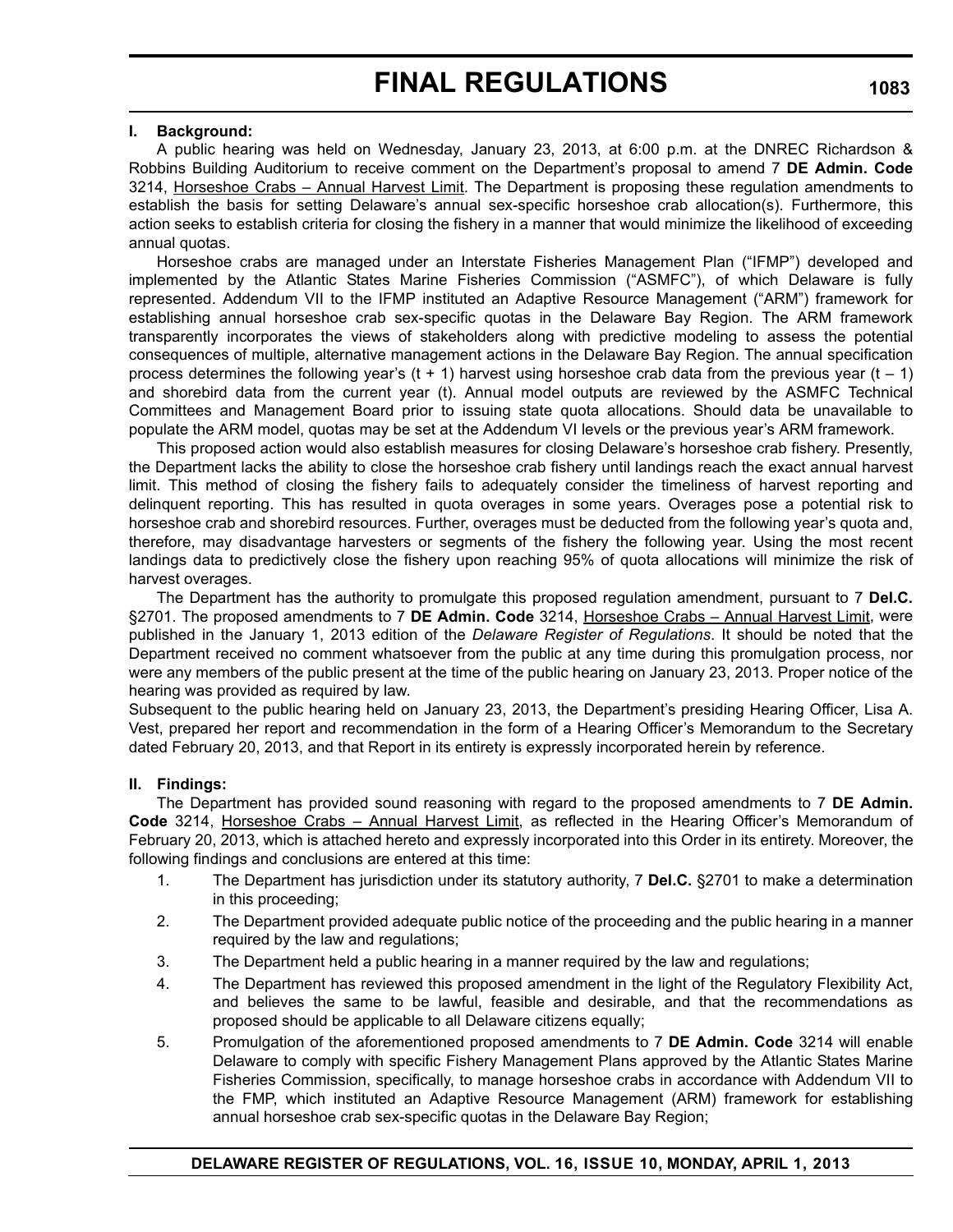### I. Background:

A public hearing was held on Wednesday, January 23, 2013, at 6:00 p.m. at the DNREC Richardson & Robbins Building Auditorium to receive comment on the Department's proposal to amend 7 **DE Admin. Code** 3214, Horseshoe Crabs – Annual Harvest Limit. The Department is proposing these regulation amendments to establish the basis for setting Delaware's annual sex-specific horseshoe crab allocation(s). Furthermore, this action seeks to establish criteria for closing the fishery in a manner that would minimize the likelihood of exceeding annual quotas.

Horseshoe crabs are managed under an Interstate Fisheries Management Plan ("IFMP") developed and implemented by the Atlantic States Marine Fisheries Commission ("ASMFC"), of which Delaware is fully represented. Addendum VII to the IFMP instituted an Adaptive Resource Management ("ARM") framework for establishing annual horseshoe crab sex-specific quotas in the Delaware Bay Region. The ARM framework transparently incorporates the views of stakeholders along with predictive modeling to assess the potential consequences of multiple, alternative management actions in the Delaware Bay Region. The annual specification process determines the following year's (t + 1) harvest using horseshoe crab data from the previous year (t – 1) and shorebird data from the current year (t). Annual model outputs are reviewed by the ASMFC Technical Committees and Management Board prior to issuing state quota allocations. Should data be unavailable to populate the ARM model, quotas may be set at the Addendum VI levels or the previous year's ARM framework.

This proposed action would also establish measures for closing Delaware's horseshoe crab fishery. Presently, the Department lacks the ability to close the horseshoe crab fishery until landings reach the exact annual harvest limit. This method of closing the fishery fails to adequately consider the timeliness of harvest reporting and delinquent reporting. This has resulted in quota overages in some years. Overages pose a potential risk to horseshoe crab and shorebird resources. Further, overages must be deducted from the following year's quota and, therefore, may disadvantage harvesters or segments of the fishery the following year. Using the most recent landings data to predictively close the fishery upon reaching 95% of quota allocations will minimize the risk of harvest overages.

The Department has the authority to promulgate this proposed regulation amendment, pursuant to 7 **Del.C.** §2701. The proposed amendments to 7 **DE Admin. Code** 3214, Horseshoe Crabs – Annual Harvest Limit, were published in the January 1, 2013 edition of the *Delaware Register of Regulations*. It should be noted that the Department received no comment whatsoever from the public at any time during this promulgation process, nor were any members of the public present at the time of the public hearing on January 23, 2013. Proper notice of the hearing was provided as required by law.

Subsequent to the public hearing held on January 23, 2013, the Department's presiding Hearing Officer, Lisa A. Vest, prepared her report and recommendation in the form of a Hearing Officer's Memorandum to the Secretary dated February 20, 2013, and that Report in its entirety is expressly incorporated herein by reference.

### II. Findings:

The Department has provided sound reasoning with regard to the proposed amendments to 7 **DE Admin. Code** 3214, Horseshoe Crabs – Annual Harvest Limit, as reflected in the Hearing Officer's Memorandum of February 20, 2013, which is attached hereto and expressly incorporated into this Order in its entirety. Moreover, the following findings and conclusions are entered at this time:

1. The Department has jurisdiction under its statutory authority, 7 **Del.C.** §2701 to make a determination in this proceeding;
2. The Department provided adequate public notice of the proceeding and the public hearing in a manner required by the law and regulations;
3. The Department held a public hearing in a manner required by the law and regulations;
4. The Department has reviewed this proposed amendment in the light of the Regulatory Flexibility Act, and believes the same to be lawful, feasible and desirable, and that the recommendations as proposed should be applicable to all Delaware citizens equally;
5. Promulgation of the aforementioned proposed amendments to 7 **DE Admin. Code** 3214 will enable Delaware to comply with specific Fishery Management Plans approved by the Atlantic States Marine Fisheries Commission, specifically, to manage horseshoe crabs in accordance with Addendum VII to the FMP, which instituted an Adaptive Resource Management (ARM) framework for establishing annual horseshoe crab sex-specific quotas in the Delaware Bay Region;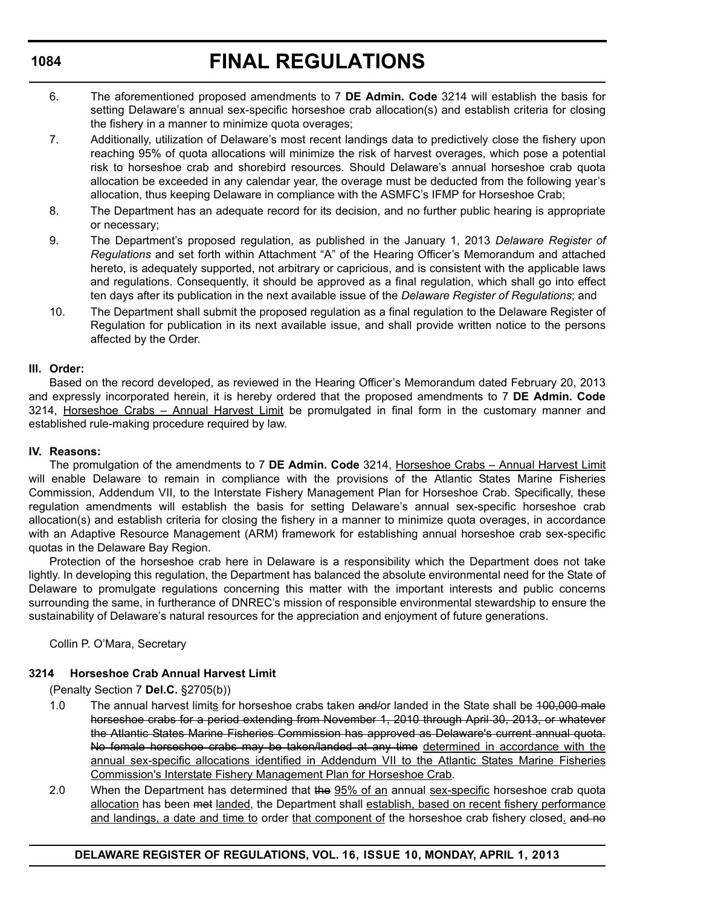6. The aforementioned proposed amendments to 7 **DE Admin. Code** 3214 will establish the basis for setting Delaware's annual sex-specific horseshoe crab allocation(s) and establish criteria for closing the fishery in a manner to minimize quota overages;
7. Additionally, utilization of Delaware's most recent landings data to predictively close the fishery upon reaching 95% of quota allocations will minimize the risk of harvest overages, which pose a potential risk to horseshoe crab and shorebird resources. Should Delaware's annual horseshoe crab quota allocation be exceeded in any calendar year, the overage must be deducted from the following year's allocation, thus keeping Delaware in compliance with the ASMFC's IFMP for Horseshoe Crab;
8. The Department has an adequate record for its decision, and no further public hearing is appropriate or necessary;
9. The Department's proposed regulation, as published in the January 1, 2013 *Delaware Register of Regulations* and set forth within Attachment "A" of the Hearing Officer's Memorandum and attached hereto, is adequately supported, not arbitrary or capricious, and is consistent with the applicable laws and regulations. Consequently, it should be approved as a final regulation, which shall go into effect ten days after its publication in the next available issue of the *Delaware Register of Regulations*; and
10. The Department shall submit the proposed regulation as a final regulation to the Delaware Register of Regulation for publication in its next available issue, and shall provide written notice to the persons affected by the Order.

**III. Order:**

Based on the record developed, as reviewed in the Hearing Officer's Memorandum dated February 20, 2013 and expressly incorporated herein, it is hereby ordered that the proposed amendments to 7 **DE Admin. Code** 3214, Horseshoe Crabs – Annual Harvest Limit be promulgated in final form in the customary manner and established rule-making procedure required by law.

**IV. Reasons:**

The promulgation of the amendments to 7 **DE Admin. Code** 3214, Horseshoe Crabs – Annual Harvest Limit will enable Delaware to remain in compliance with the provisions of the Atlantic States Marine Fisheries Commission, Addendum VII, to the Interstate Fishery Management Plan for Horseshoe Crab. Specifically, these regulation amendments will establish the basis for setting Delaware's annual sex-specific horseshoe crab allocation(s) and establish criteria for closing the fishery in a manner to minimize quota overages, in accordance with an Adaptive Resource Management (ARM) framework for establishing annual horseshoe crab sex-specific quotas in the Delaware Bay Region.

Protection of the horseshoe crab here in Delaware is a responsibility which the Department does not take lightly. In developing this regulation, the Department has balanced the absolute environmental need for the State of Delaware to promulgate regulations concerning this matter with the important interests and public concerns surrounding the same, in furtherance of DNREC's mission of responsible environmental stewardship to ensure the sustainability of Delaware's natural resources for the appreciation and enjoyment of future generations.

Collin P. O'Mara, Secretary

**3214 Horseshoe Crab Annual Harvest Limit**

(Penalty Section 7 **Del.C.** §2705(b))

1.0 The annual harvest limits for horseshoe crabs taken ~~and/~~or landed in the State shall be ~~100,000 male horseshoe crabs for a period extending from November 1, 2010 through April 30, 2013, or whatever the Atlantic States Marine Fisheries Commission has approved as Delaware's current annual quota. No female horseshoe crabs may be taken/landed at any time~~ determined in accordance with the annual sex-specific allocations identified in Addendum VII to the Atlantic States Marine Fisheries Commission's Interstate Fishery Management Plan for Horseshoe Crab.

2.0 When the Department has determined that ~~the~~ 95% of an annual sex-specific horseshoe crab quota allocation has been ~~met~~ landed, the Department shall establish, based on recent fishery performance and landings, a date and time to order that component of the horseshoe crab fishery closed. ~~and no~~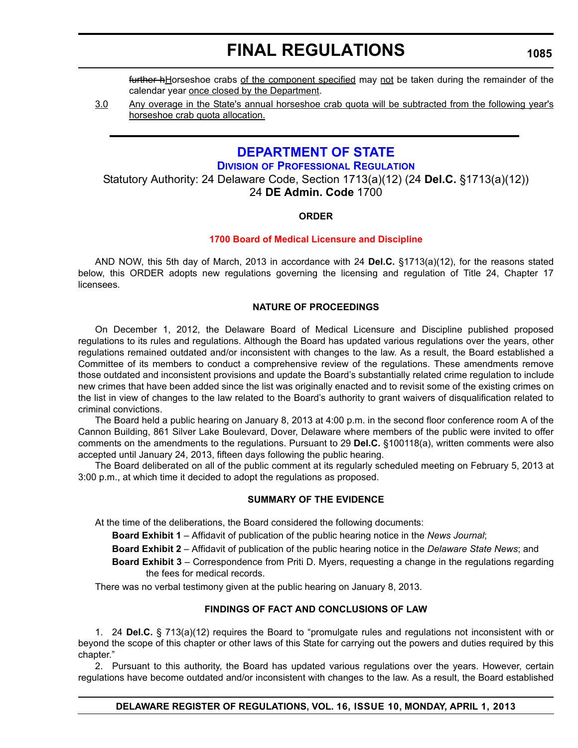~~further h~~Horseshoe crabs <u>of the component specified</u> may <u>not</u> be taken during the remainder of the calendar year <u>once closed by the Department</u>.

<u>3.0</u> <u>Any overage in the State's annual horseshoe crab quota will be subtracted from the following year's horseshoe crab quota allocation.</u>

# DEPARTMENT OF STATE

## Division of Professional Regulation

Statutory Authority: 24 Delaware Code, Section 1713(a)(12) (24 **Del.C.** §1713(a)(12))
24 **DE Admin. Code** 1700

### ORDER

### 1700 Board of Medical Licensure and Discipline

AND NOW, this 5th day of March, 2013 in accordance with 24 **Del.C.** §1713(a)(12), for the reasons stated below, this ORDER adopts new regulations governing the licensing and regulation of Title 24, Chapter 17 licensees.

### NATURE OF PROCEEDINGS

On December 1, 2012, the Delaware Board of Medical Licensure and Discipline published proposed regulations to its rules and regulations. Although the Board has updated various regulations over the years, other regulations remained outdated and/or inconsistent with changes to the law. As a result, the Board established a Committee of its members to conduct a comprehensive review of the regulations. These amendments remove those outdated and inconsistent provisions and update the Board's substantially related crime regulation to include new crimes that have been added since the list was originally enacted and to revisit some of the existing crimes on the list in view of changes to the law related to the Board's authority to grant waivers of disqualification related to criminal convictions.

The Board held a public hearing on January 8, 2013 at 4:00 p.m. in the second floor conference room A of the Cannon Building, 861 Silver Lake Boulevard, Dover, Delaware where members of the public were invited to offer comments on the amendments to the regulations. Pursuant to 29 **Del.C.** §100118(a), written comments were also accepted until January 24, 2013, fifteen days following the public hearing.

The Board deliberated on all of the public comment at its regularly scheduled meeting on February 5, 2013 at 3:00 p.m., at which time it decided to adopt the regulations as proposed.

### SUMMARY OF THE EVIDENCE

At the time of the deliberations, the Board considered the following documents:

**Board Exhibit 1** – Affidavit of publication of the public hearing notice in the *News Journal*;

**Board Exhibit 2** – Affidavit of publication of the public hearing notice in the *Delaware State News*; and

**Board Exhibit 3** – Correspondence from Priti D. Myers, requesting a change in the regulations regarding the fees for medical records.

There was no verbal testimony given at the public hearing on January 8, 2013.

### FINDINGS OF FACT AND CONCLUSIONS OF LAW

1. 24 **Del.C.** § 713(a)(12) requires the Board to "promulgate rules and regulations not inconsistent with or beyond the scope of this chapter or other laws of this State for carrying out the powers and duties required by this chapter."

2. Pursuant to this authority, the Board has updated various regulations over the years. However, certain regulations have become outdated and/or inconsistent with changes to the law. As a result, the Board established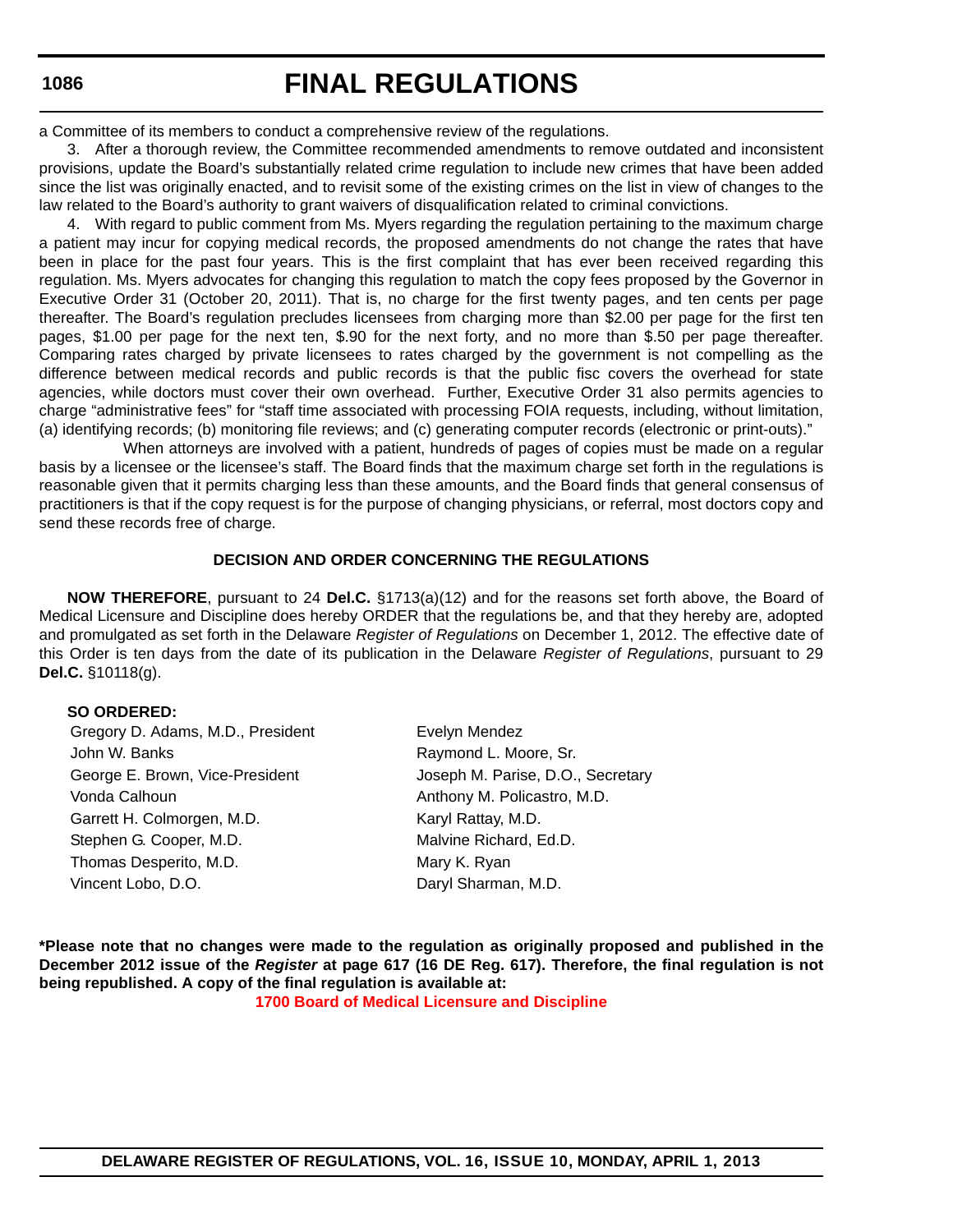a Committee of its members to conduct a comprehensive review of the regulations.

3. After a thorough review, the Committee recommended amendments to remove outdated and inconsistent provisions, update the Board's substantially related crime regulation to include new crimes that have been added since the list was originally enacted, and to revisit some of the existing crimes on the list in view of changes to the law related to the Board's authority to grant waivers of disqualification related to criminal convictions.

4. With regard to public comment from Ms. Myers regarding the regulation pertaining to the maximum charge a patient may incur for copying medical records, the proposed amendments do not change the rates that have been in place for the past four years. This is the first complaint that has ever been received regarding this regulation. Ms. Myers advocates for changing this regulation to match the copy fees proposed by the Governor in Executive Order 31 (October 20, 2011). That is, no charge for the first twenty pages, and ten cents per page thereafter. The Board's regulation precludes licensees from charging more than $2.00 per page for the first ten pages, $1.00 per page for the next ten, $.90 for the next forty, and no more than $.50 per page thereafter. Comparing rates charged by private licensees to rates charged by the government is not compelling as the difference between medical records and public records is that the public fisc covers the overhead for state agencies, while doctors must cover their own overhead. Further, Executive Order 31 also permits agencies to charge "administrative fees" for "staff time associated with processing FOIA requests, including, without limitation, (a) identifying records; (b) monitoring file reviews; and (c) generating computer records (electronic or print-outs)."

When attorneys are involved with a patient, hundreds of pages of copies must be made on a regular basis by a licensee or the licensee's staff. The Board finds that the maximum charge set forth in the regulations is reasonable given that it permits charging less than these amounts, and the Board finds that general consensus of practitioners is that if the copy request is for the purpose of changing physicians, or referral, most doctors copy and send these records free of charge.

**DECISION AND ORDER CONCERNING THE REGULATIONS**

**NOW THEREFORE**, pursuant to 24 **Del.C.** §1713(a)(12) and for the reasons set forth above, the Board of Medical Licensure and Discipline does hereby ORDER that the regulations be, and that they hereby are, adopted and promulgated as set forth in the Delaware *Register of Regulations* on December 1, 2012. The effective date of this Order is ten days from the date of its publication in the Delaware *Register of Regulations*, pursuant to 29 **Del.C.** §10118(g).

**SO ORDERED:**

Gregory D. Adams, M.D., President
John W. Banks
George E. Brown, Vice-President
Vonda Calhoun
Garrett H. Colmorgen, M.D.
Stephen G. Cooper, M.D.
Thomas Desperito, M.D.
Vincent Lobo, D.O.
Evelyn Mendez
Raymond L. Moore, Sr.
Joseph M. Parise, D.O., Secretary
Anthony M. Policastro, M.D.
Karyl Rattay, M.D.
Malvine Richard, Ed.D.
Mary K. Ryan
Daryl Sharman, M.D.

**\*Please note that no changes were made to the regulation as originally proposed and published in the December 2012 issue of the *Register* at page 617 (16 DE Reg. 617). Therefore, the final regulation is not being republished. A copy of the final regulation is available at:**

**1700 Board of Medical Licensure and Discipline**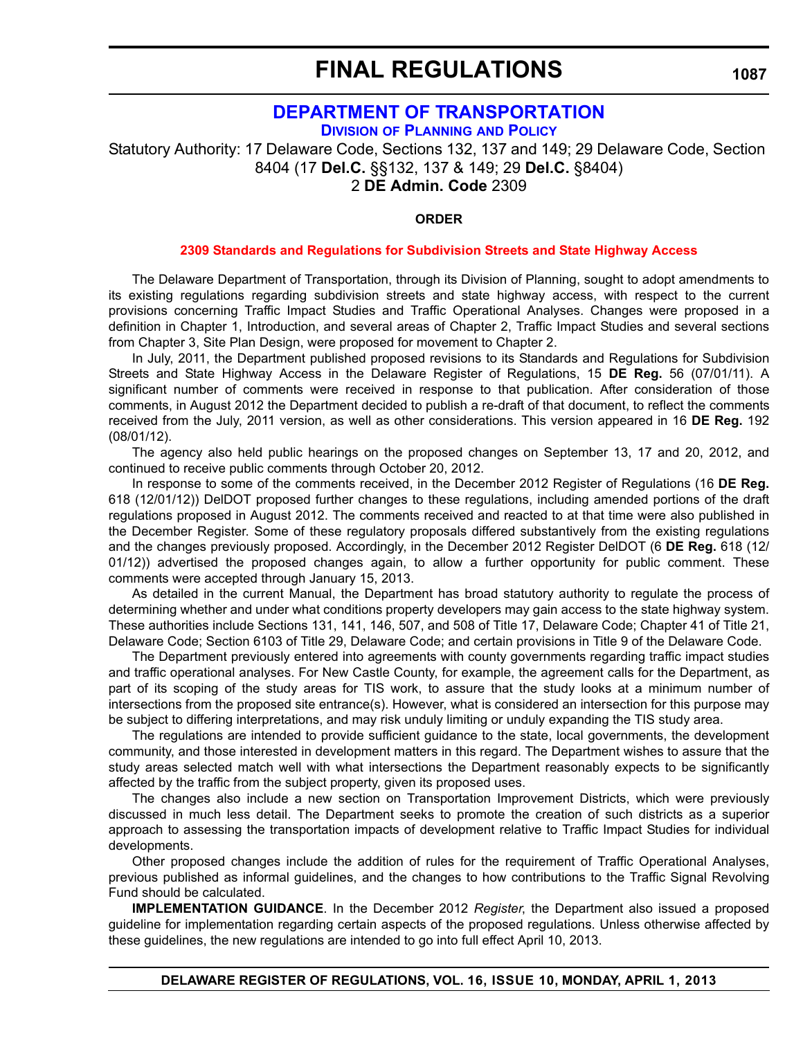# FINAL REGULATIONS

## DEPARTMENT OF TRANSPORTATION

### Division of Planning and Policy

Statutory Authority: 17 Delaware Code, Sections 132, 137 and 149; 29 Delaware Code, Section 8404 (17 **Del.C.** §§132, 137 & 149; 29 **Del.C.** §8404)
2 **DE Admin. Code** 2309

**ORDER**

**2309 Standards and Regulations for Subdivision Streets and State Highway Access**

The Delaware Department of Transportation, through its Division of Planning, sought to adopt amendments to its existing regulations regarding subdivision streets and state highway access, with respect to the current provisions concerning Traffic Impact Studies and Traffic Operational Analyses. Changes were proposed in a definition in Chapter 1, Introduction, and several areas of Chapter 2, Traffic Impact Studies and several sections from Chapter 3, Site Plan Design, were proposed for movement to Chapter 2.

In July, 2011, the Department published proposed revisions to its Standards and Regulations for Subdivision Streets and State Highway Access in the Delaware Register of Regulations, 15 **DE Reg.** 56 (07/01/11). A significant number of comments were received in response to that publication. After consideration of those comments, in August 2012 the Department decided to publish a re-draft of that document, to reflect the comments received from the July, 2011 version, as well as other considerations. This version appeared in 16 **DE Reg.** 192 (08/01/12).

The agency also held public hearings on the proposed changes on September 13, 17 and 20, 2012, and continued to receive public comments through October 20, 2012.

In response to some of the comments received, in the December 2012 Register of Regulations (16 **DE Reg.** 618 (12/01/12)) DelDOT proposed further changes to these regulations, including amended portions of the draft regulations proposed in August 2012. The comments received and reacted to at that time were also published in the December Register. Some of these regulatory proposals differed substantively from the existing regulations and the changes previously proposed. Accordingly, in the December 2012 Register DelDOT (6 **DE Reg.** 618 (12/01/12)) advertised the proposed changes again, to allow a further opportunity for public comment. These comments were accepted through January 15, 2013.

As detailed in the current Manual, the Department has broad statutory authority to regulate the process of determining whether and under what conditions property developers may gain access to the state highway system. These authorities include Sections 131, 141, 146, 507, and 508 of Title 17, Delaware Code; Chapter 41 of Title 21, Delaware Code; Section 6103 of Title 29, Delaware Code; and certain provisions in Title 9 of the Delaware Code.

The Department previously entered into agreements with county governments regarding traffic impact studies and traffic operational analyses. For New Castle County, for example, the agreement calls for the Department, as part of its scoping of the study areas for TIS work, to assure that the study looks at a minimum number of intersections from the proposed site entrance(s). However, what is considered an intersection for this purpose may be subject to differing interpretations, and may risk unduly limiting or unduly expanding the TIS study area.

The regulations are intended to provide sufficient guidance to the state, local governments, the development community, and those interested in development matters in this regard. The Department wishes to assure that the study areas selected match well with what intersections the Department reasonably expects to be significantly affected by the traffic from the subject property, given its proposed uses.

The changes also include a new section on Transportation Improvement Districts, which were previously discussed in much less detail. The Department seeks to promote the creation of such districts as a superior approach to assessing the transportation impacts of development relative to Traffic Impact Studies for individual developments.

Other proposed changes include the addition of rules for the requirement of Traffic Operational Analyses, previous published as informal guidelines, and the changes to how contributions to the Traffic Signal Revolving Fund should be calculated.

**IMPLEMENTATION GUIDANCE**. In the December 2012 *Register*, the Department also issued a proposed guideline for implementation regarding certain aspects of the proposed regulations. Unless otherwise affected by these guidelines, the new regulations are intended to go into full effect April 10, 2013.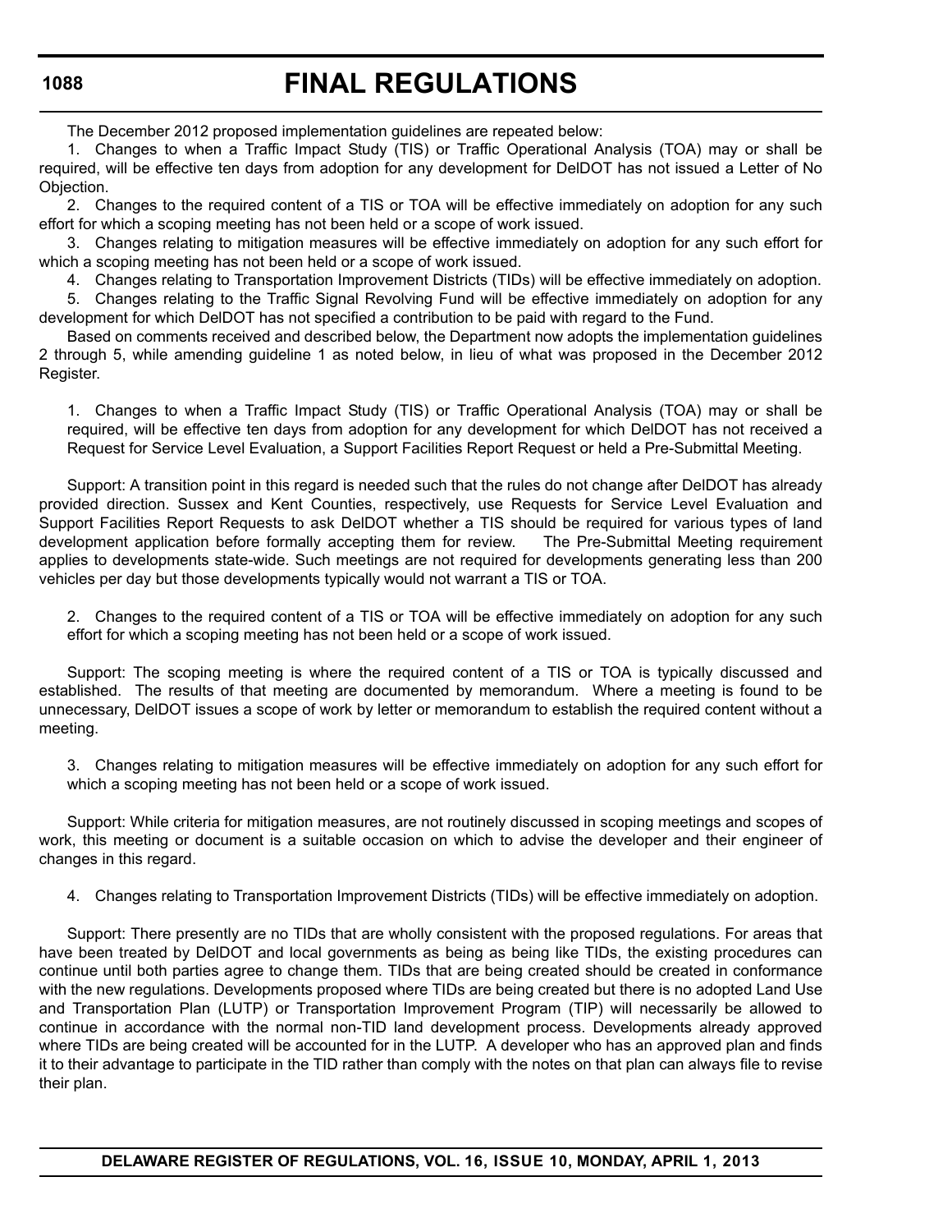The December 2012 proposed implementation guidelines are repeated below:

1. Changes to when a Traffic Impact Study (TIS) or Traffic Operational Analysis (TOA) may or shall be required, will be effective ten days from adoption for any development for DelDOT has not issued a Letter of No Objection.

2. Changes to the required content of a TIS or TOA will be effective immediately on adoption for any such effort for which a scoping meeting has not been held or a scope of work issued.

3. Changes relating to mitigation measures will be effective immediately on adoption for any such effort for which a scoping meeting has not been held or a scope of work issued.

4. Changes relating to Transportation Improvement Districts (TIDs) will be effective immediately on adoption.

5. Changes relating to the Traffic Signal Revolving Fund will be effective immediately on adoption for any development for which DelDOT has not specified a contribution to be paid with regard to the Fund.

Based on comments received and described below, the Department now adopts the implementation guidelines 2 through 5, while amending guideline 1 as noted below, in lieu of what was proposed in the December 2012 Register.

> 1. Changes to when a Traffic Impact Study (TIS) or Traffic Operational Analysis (TOA) may or shall be required, will be effective ten days from adoption for any development for which DelDOT has not received a Request for Service Level Evaluation, a Support Facilities Report Request or held a Pre-Submittal Meeting.

Support: A transition point in this regard is needed such that the rules do not change after DelDOT has already provided direction. Sussex and Kent Counties, respectively, use Requests for Service Level Evaluation and Support Facilities Report Requests to ask DelDOT whether a TIS should be required for various types of land development application before formally accepting them for review. The Pre-Submittal Meeting requirement applies to developments state-wide. Such meetings are not required for developments generating less than 200 vehicles per day but those developments typically would not warrant a TIS or TOA.

> 2. Changes to the required content of a TIS or TOA will be effective immediately on adoption for any such effort for which a scoping meeting has not been held or a scope of work issued.

Support: The scoping meeting is where the required content of a TIS or TOA is typically discussed and established. The results of that meeting are documented by memorandum. Where a meeting is found to be unnecessary, DelDOT issues a scope of work by letter or memorandum to establish the required content without a meeting.

> 3. Changes relating to mitigation measures will be effective immediately on adoption for any such effort for which a scoping meeting has not been held or a scope of work issued.

Support: While criteria for mitigation measures, are not routinely discussed in scoping meetings and scopes of work, this meeting or document is a suitable occasion on which to advise the developer and their engineer of changes in this regard.

> 4. Changes relating to Transportation Improvement Districts (TIDs) will be effective immediately on adoption.

Support: There presently are no TIDs that are wholly consistent with the proposed regulations. For areas that have been treated by DelDOT and local governments as being as being like TIDs, the existing procedures can continue until both parties agree to change them. TIDs that are being created should be created in conformance with the new regulations. Developments proposed where TIDs are being created but there is no adopted Land Use and Transportation Plan (LUTP) or Transportation Improvement Program (TIP) will necessarily be allowed to continue in accordance with the normal non-TID land development process. Developments already approved where TIDs are being created will be accounted for in the LUTP. A developer who has an approved plan and finds it to their advantage to participate in the TID rather than comply with the notes on that plan can always file to revise their plan.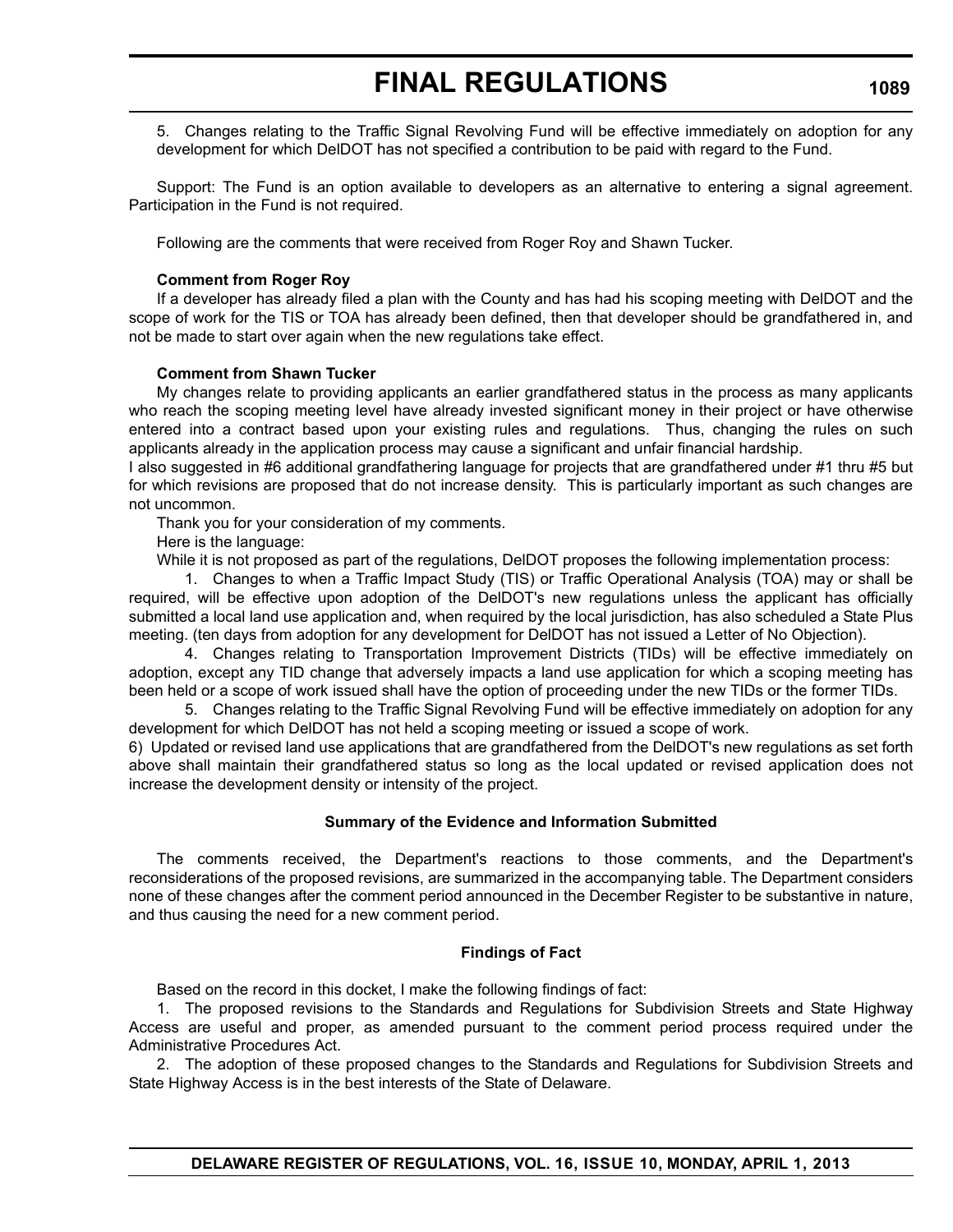5. Changes relating to the Traffic Signal Revolving Fund will be effective immediately on adoption for any development for which DelDOT has not specified a contribution to be paid with regard to the Fund.

Support: The Fund is an option available to developers as an alternative to entering a signal agreement. Participation in the Fund is not required.

Following are the comments that were received from Roger Roy and Shawn Tucker.

**Comment from Roger Roy**

If a developer has already filed a plan with the County and has had his scoping meeting with DelDOT and the scope of work for the TIS or TOA has already been defined, then that developer should be grandfathered in, and not be made to start over again when the new regulations take effect.

**Comment from Shawn Tucker**

My changes relate to providing applicants an earlier grandfathered status in the process as many applicants who reach the scoping meeting level have already invested significant money in their project or have otherwise entered into a contract based upon your existing rules and regulations. Thus, changing the rules on such applicants already in the application process may cause a significant and unfair financial hardship.

I also suggested in #6 additional grandfathering language for projects that are grandfathered under #1 thru #5 but for which revisions are proposed that do not increase density. This is particularly important as such changes are not uncommon.

Thank you for your consideration of my comments.

Here is the language:

While it is not proposed as part of the regulations, DelDOT proposes the following implementation process:

1. Changes to when a Traffic Impact Study (TIS) or Traffic Operational Analysis (TOA) may or shall be required, will be effective upon adoption of the DelDOT's new regulations unless the applicant has officially submitted a local land use application and, when required by the local jurisdiction, has also scheduled a State Plus meeting. (ten days from adoption for any development for DelDOT has not issued a Letter of No Objection).

4. Changes relating to Transportation Improvement Districts (TIDs) will be effective immediately on adoption, except any TID change that adversely impacts a land use application for which a scoping meeting has been held or a scope of work issued shall have the option of proceeding under the new TIDs or the former TIDs.

5. Changes relating to the Traffic Signal Revolving Fund will be effective immediately on adoption for any development for which DelDOT has not held a scoping meeting or issued a scope of work.

6) Updated or revised land use applications that are grandfathered from the DelDOT's new regulations as set forth above shall maintain their grandfathered status so long as the local updated or revised application does not increase the development density or intensity of the project.

### Summary of the Evidence and Information Submitted

The comments received, the Department's reactions to those comments, and the Department's reconsiderations of the proposed revisions, are summarized in the accompanying table. The Department considers none of these changes after the comment period announced in the December Register to be substantive in nature, and thus causing the need for a new comment period.

### Findings of Fact

Based on the record in this docket, I make the following findings of fact:

1. The proposed revisions to the Standards and Regulations for Subdivision Streets and State Highway Access are useful and proper, as amended pursuant to the comment period process required under the Administrative Procedures Act.

2. The adoption of these proposed changes to the Standards and Regulations for Subdivision Streets and State Highway Access is in the best interests of the State of Delaware.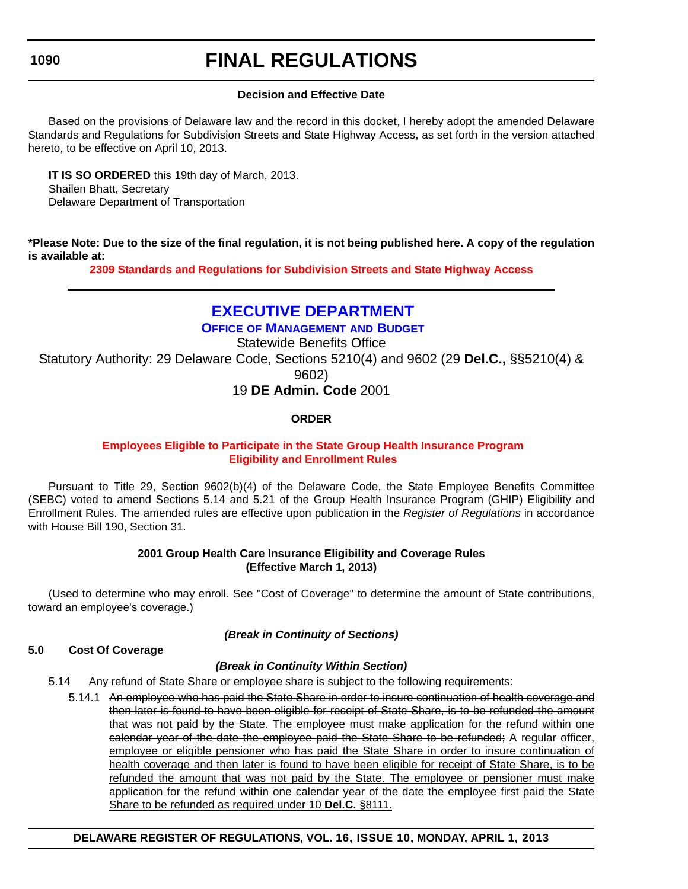**Decision and Effective Date**

Based on the provisions of Delaware law and the record in this docket, I hereby adopt the amended Delaware Standards and Regulations for Subdivision Streets and State Highway Access, as set forth in the version attached hereto, to be effective on April 10, 2013.

**IT IS SO ORDERED** this 19th day of March, 2013.
Shailen Bhatt, Secretary
Delaware Department of Transportation

**\*Please Note: Due to the size of the final regulation, it is not being published here. A copy of the regulation is available at:**

**2309 Standards and Regulations for Subdivision Streets and State Highway Access**

---

# EXECUTIVE DEPARTMENT

## OFFICE OF MANAGEMENT AND BUDGET

Statewide Benefits Office

Statutory Authority: 29 Delaware Code, Sections 5210(4) and 9602 (29 **Del.C.,** §§5210(4) & 9602)

19 **DE Admin. Code** 2001

**ORDER**

**Employees Eligible to Participate in the State Group Health Insurance Program Eligibility and Enrollment Rules**

Pursuant to Title 29, Section 9602(b)(4) of the Delaware Code, the State Employee Benefits Committee (SEBC) voted to amend Sections 5.14 and 5.21 of the Group Health Insurance Program (GHIP) Eligibility and Enrollment Rules. The amended rules are effective upon publication in the *Register of Regulations* in accordance with House Bill 190, Section 31.

**2001 Group Health Care Insurance Eligibility and Coverage Rules (Effective March 1, 2013)**

(Used to determine who may enroll. See "Cost of Coverage" to determine the amount of State contributions, toward an employee's coverage.)

***(Break in Continuity of Sections)***

**5.0 Cost Of Coverage**

***(Break in Continuity Within Section)***

5.14 Any refund of State Share or employee share is subject to the following requirements:

5.14.1 ~~An employee who has paid the State Share in order to insure continuation of health coverage and then later is found to have been eligible for receipt of State Share, is to be refunded the amount that was not paid by the State. The employee must make application for the refund within one calendar year of the date the employee paid the State Share to be refunded;~~ <u>A regular officer, employee or eligible pensioner who has paid the State Share in order to insure continuation of health coverage and then later is found to have been eligible for receipt of State Share, is to be refunded the amount that was not paid by the State. The employee or pensioner must make application for the refund within one calendar year of the date the employee first paid the State Share to be refunded as required under 10 **Del.C.** §8111.</u>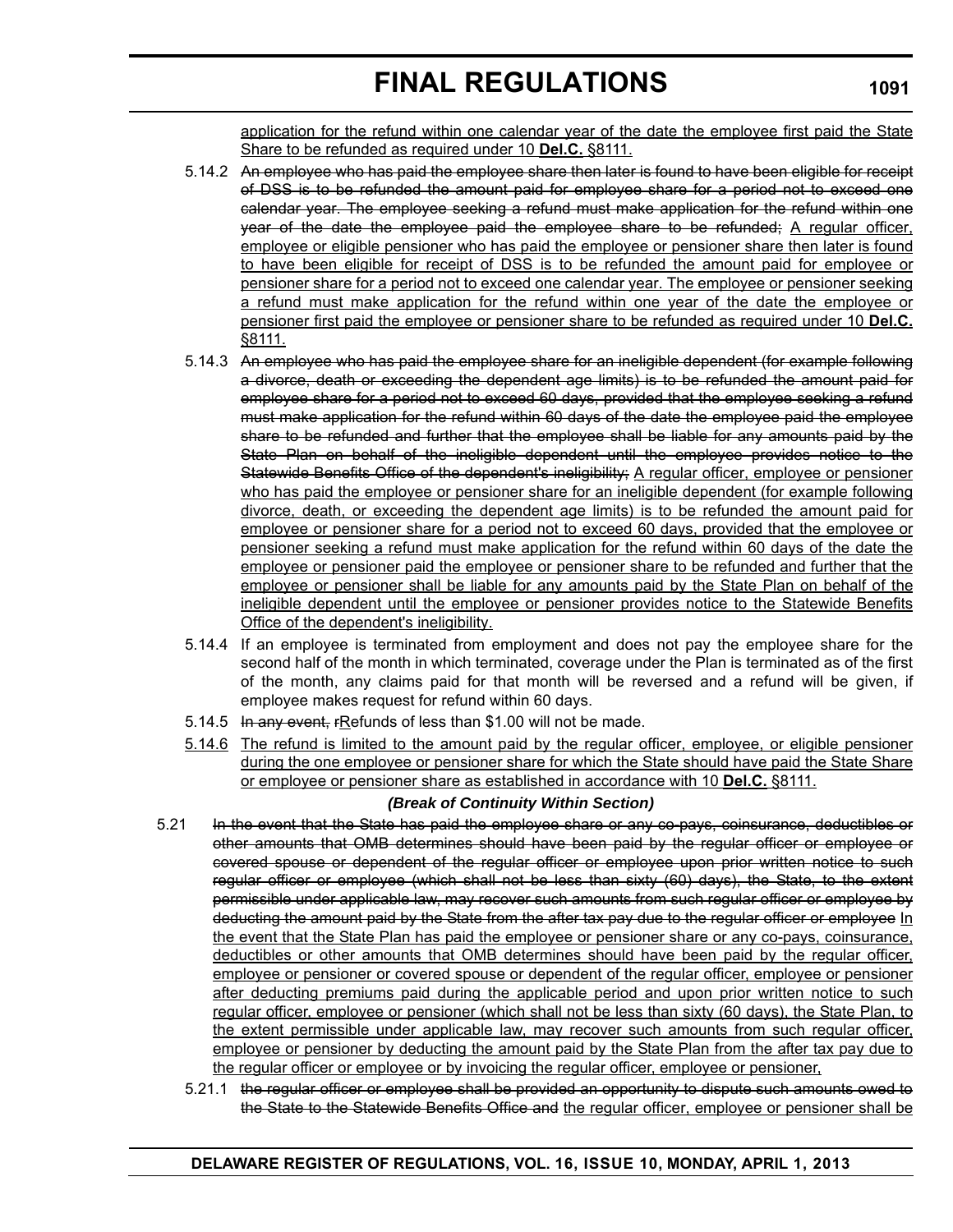application for the refund within one calendar year of the date the employee first paid the State Share to be refunded as required under 10 **Del.C.** §8111.

5.14.2 ~~An employee who has paid the employee share then later is found to have been eligible for receipt of DSS is to be refunded the amount paid for employee share for a period not to exceed one calendar year. The employee seeking a refund must make application for the refund within one year of the date the employee paid the employee share to be refunded;~~ A regular officer, employee or eligible pensioner who has paid the employee or pensioner share then later is found to have been eligible for receipt of DSS is to be refunded the amount paid for employee or pensioner share for a period not to exceed one calendar year. The employee or pensioner seeking a refund must make application for the refund within one year of the date the employee or pensioner first paid the employee or pensioner share to be refunded as required under 10 **Del.C.** §8111.

5.14.3 ~~An employee who has paid the employee share for an ineligible dependent (for example following a divorce, death or exceeding the dependent age limits) is to be refunded the amount paid for employee share for a period not to exceed 60 days, provided that the employee seeking a refund must make application for the refund within 60 days of the date the employee paid the employee share to be refunded and further that the employee shall be liable for any amounts paid by the State Plan on behalf of the ineligible dependent until the employee provides notice to the Statewide Benefits Office of the dependent's ineligibility;~~ A regular officer, employee or pensioner who has paid the employee or pensioner share for an ineligible dependent (for example following divorce, death, or exceeding the dependent age limits) is to be refunded the amount paid for employee or pensioner share for a period not to exceed 60 days, provided that the employee or pensioner seeking a refund must make application for the refund within 60 days of the date the employee or pensioner paid the employee or pensioner share to be refunded and further that the employee or pensioner shall be liable for any amounts paid by the State Plan on behalf of the ineligible dependent until the employee or pensioner provides notice to the Statewide Benefits Office of the dependent's ineligibility.

5.14.4 If an employee is terminated from employment and does not pay the employee share for the second half of the month in which terminated, coverage under the Plan is terminated as of the first of the month, any claims paid for that month will be reversed and a refund will be given, if employee makes request for refund within 60 days.

5.14.5 ~~In any event, r~~Refunds of less than $1.00 will not be made.

5.14.6 The refund is limited to the amount paid by the regular officer, employee, or eligible pensioner during the one employee or pensioner share for which the State should have paid the State Share or employee or pensioner share as established in accordance with 10 **Del.C.** §8111.

***(Break of Continuity Within Section)***

5.21 ~~In the event that the State has paid the employee share or any co-pays, coinsurance, deductibles or other amounts that OMB determines should have been paid by the regular officer or employee or covered spouse or dependent of the regular officer or employee upon prior written notice to such regular officer or employee (which shall not be less than sixty (60) days), the State, to the extent permissible under applicable law, may recover such amounts from such regular officer or employee by deducting the amount paid by the State from the after tax pay due to the regular officer or employee~~ In the event that the State Plan has paid the employee or pensioner share or any co-pays, coinsurance, deductibles or other amounts that OMB determines should have been paid by the regular officer, employee or pensioner or covered spouse or dependent of the regular officer, employee or pensioner after deducting premiums paid during the applicable period and upon prior written notice to such regular officer, employee or pensioner (which shall not be less than sixty (60 days), the State Plan, to the extent permissible under applicable law, may recover such amounts from such regular officer, employee or pensioner by deducting the amount paid by the State Plan from the after tax pay due to the regular officer or employee or by invoicing the regular officer, employee or pensioner,

5.21.1 ~~the regular officer or employee shall be provided an opportunity to dispute such amounts owed to the State to the Statewide Benefits Office and~~ the regular officer, employee or pensioner shall be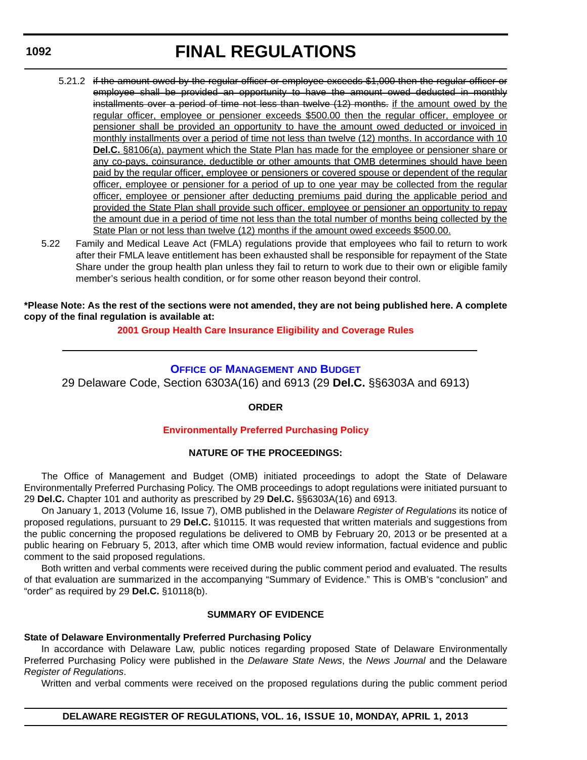5.21.2 ~~if the amount owed by the regular officer or employee exceeds $1,000 then the regular officer or employee shall be provided an opportunity to have the amount owed deducted in monthly installments over a period of time not less than twelve (12) months.~~ <u>if the amount owed by the regular officer, employee or pensioner exceeds $500.00 then the regular officer, employee or pensioner shall be provided an opportunity to have the amount owed deducted or invoiced in monthly installments over a period of time not less than twelve (12) months. In accordance with 10 **Del.C.** §8106(a), payment which the State Plan has made for the employee or pensioner share or any co-pays, coinsurance, deductible or other amounts that OMB determines should have been paid by the regular officer, employee or pensioners or covered spouse or dependent of the regular officer, employee or pensioner for a period of up to one year may be collected from the regular officer, employee or pensioner after deducting premiums paid during the applicable period and provided the State Plan shall provide such officer, employee or pensioner an opportunity to repay the amount due in a period of time not less than the total number of months being collected by the State Plan or not less than twelve (12) months if the amount owed exceeds $500.00.</u>

5.22 Family and Medical Leave Act (FMLA) regulations provide that employees who fail to return to work after their FMLA leave entitlement has been exhausted shall be responsible for repayment of the State Share under the group health plan unless they fail to return to work due to their own or eligible family member's serious health condition, or for some other reason beyond their control.

**\*Please Note: As the rest of the sections were not amended, they are not being published here. A complete copy of the final regulation is available at:**

**2001 Group Health Care Insurance Eligibility and Coverage Rules**

---

## Office of Management and Budget

29 Delaware Code, Section 6303A(16) and 6913 (29 **Del.C.** §§6303A and 6913)

**ORDER**

### Environmentally Preferred Purchasing Policy

**NATURE OF THE PROCEEDINGS:**

The Office of Management and Budget (OMB) initiated proceedings to adopt the State of Delaware Environmentally Preferred Purchasing Policy. The OMB proceedings to adopt regulations were initiated pursuant to 29 **Del.C.** Chapter 101 and authority as prescribed by 29 **Del.C.** §§6303A(16) and 6913.

On January 1, 2013 (Volume 16, Issue 7), OMB published in the Delaware *Register of Regulations* its notice of proposed regulations, pursuant to 29 **Del.C.** §10115. It was requested that written materials and suggestions from the public concerning the proposed regulations be delivered to OMB by February 20, 2013 or be presented at a public hearing on February 5, 2013, after which time OMB would review information, factual evidence and public comment to the said proposed regulations.

Both written and verbal comments were received during the public comment period and evaluated. The results of that evaluation are summarized in the accompanying "Summary of Evidence." This is OMB's "conclusion" and "order" as required by 29 **Del.C.** §10118(b).

**SUMMARY OF EVIDENCE**

**State of Delaware Environmentally Preferred Purchasing Policy**

In accordance with Delaware Law, public notices regarding proposed State of Delaware Environmentally Preferred Purchasing Policy were published in the *Delaware State News*, the *News Journal* and the Delaware *Register of Regulations*.

Written and verbal comments were received on the proposed regulations during the public comment period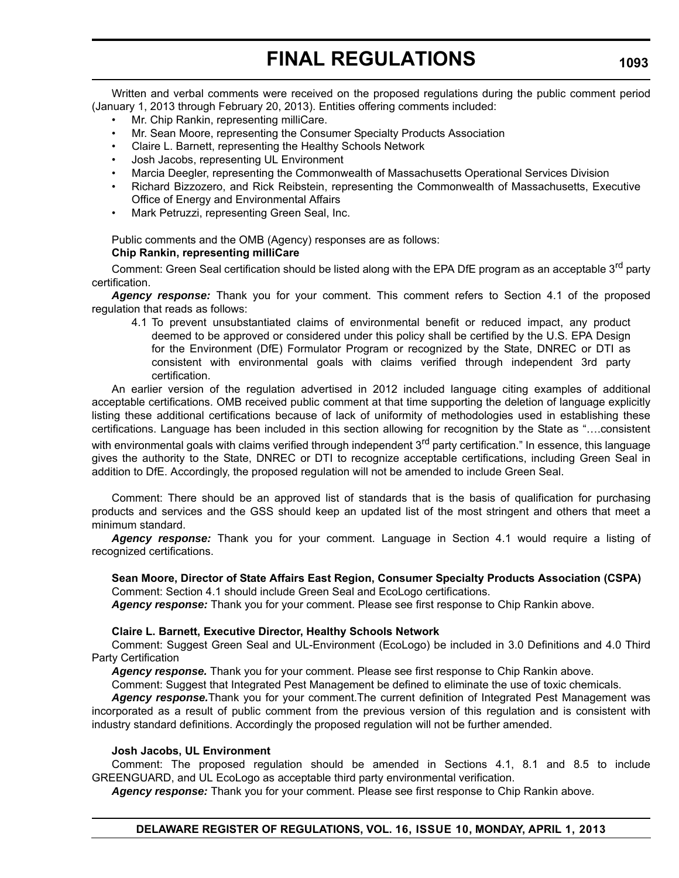Written and verbal comments were received on the proposed regulations during the public comment period (January 1, 2013 through February 20, 2013). Entities offering comments included:

- Mr. Chip Rankin, representing milliCare.
- Mr. Sean Moore, representing the Consumer Specialty Products Association
- Claire L. Barnett, representing the Healthy Schools Network
- Josh Jacobs, representing UL Environment
- Marcia Deegler, representing the Commonwealth of Massachusetts Operational Services Division
- Richard Bizzozero, and Rick Reibstein, representing the Commonwealth of Massachusetts, Executive Office of Energy and Environmental Affairs
- Mark Petruzzi, representing Green Seal, Inc.

Public comments and the OMB (Agency) responses are as follows:

**Chip Rankin, representing milliCare**

Comment: Green Seal certification should be listed along with the EPA DfE program as an acceptable 3rd party certification.

***Agency response:*** Thank you for your comment. This comment refers to Section 4.1 of the proposed regulation that reads as follows:

> 4.1 To prevent unsubstantiated claims of environmental benefit or reduced impact, any product deemed to be approved or considered under this policy shall be certified by the U.S. EPA Design for the Environment (DfE) Formulator Program or recognized by the State, DNREC or DTI as consistent with environmental goals with claims verified through independent 3rd party certification.

An earlier version of the regulation advertised in 2012 included language citing examples of additional acceptable certifications. OMB received public comment at that time supporting the deletion of language explicitly listing these additional certifications because of lack of uniformity of methodologies used in establishing these certifications. Language has been included in this section allowing for recognition by the State as "….consistent with environmental goals with claims verified through independent 3rd party certification." In essence, this language gives the authority to the State, DNREC or DTI to recognize acceptable certifications, including Green Seal in addition to DfE. Accordingly, the proposed regulation will not be amended to include Green Seal.

Comment: There should be an approved list of standards that is the basis of qualification for purchasing products and services and the GSS should keep an updated list of the most stringent and others that meet a minimum standard.

***Agency response:*** Thank you for your comment. Language in Section 4.1 would require a listing of recognized certifications.

**Sean Moore, Director of State Affairs East Region, Consumer Specialty Products Association (CSPA)**

Comment: Section 4.1 should include Green Seal and EcoLogo certifications.

***Agency response:*** Thank you for your comment. Please see first response to Chip Rankin above.

**Claire L. Barnett, Executive Director, Healthy Schools Network**

Comment: Suggest Green Seal and UL-Environment (EcoLogo) be included in 3.0 Definitions and 4.0 Third Party Certification

***Agency response.*** Thank you for your comment. Please see first response to Chip Rankin above.

Comment: Suggest that Integrated Pest Management be defined to eliminate the use of toxic chemicals.

***Agency response.***Thank you for your comment.The current definition of Integrated Pest Management was incorporated as a result of public comment from the previous version of this regulation and is consistent with industry standard definitions. Accordingly the proposed regulation will not be further amended.

**Josh Jacobs, UL Environment**

Comment: The proposed regulation should be amended in Sections 4.1, 8.1 and 8.5 to include GREENGUARD, and UL EcoLogo as acceptable third party environmental verification.

***Agency response:*** Thank you for your comment. Please see first response to Chip Rankin above.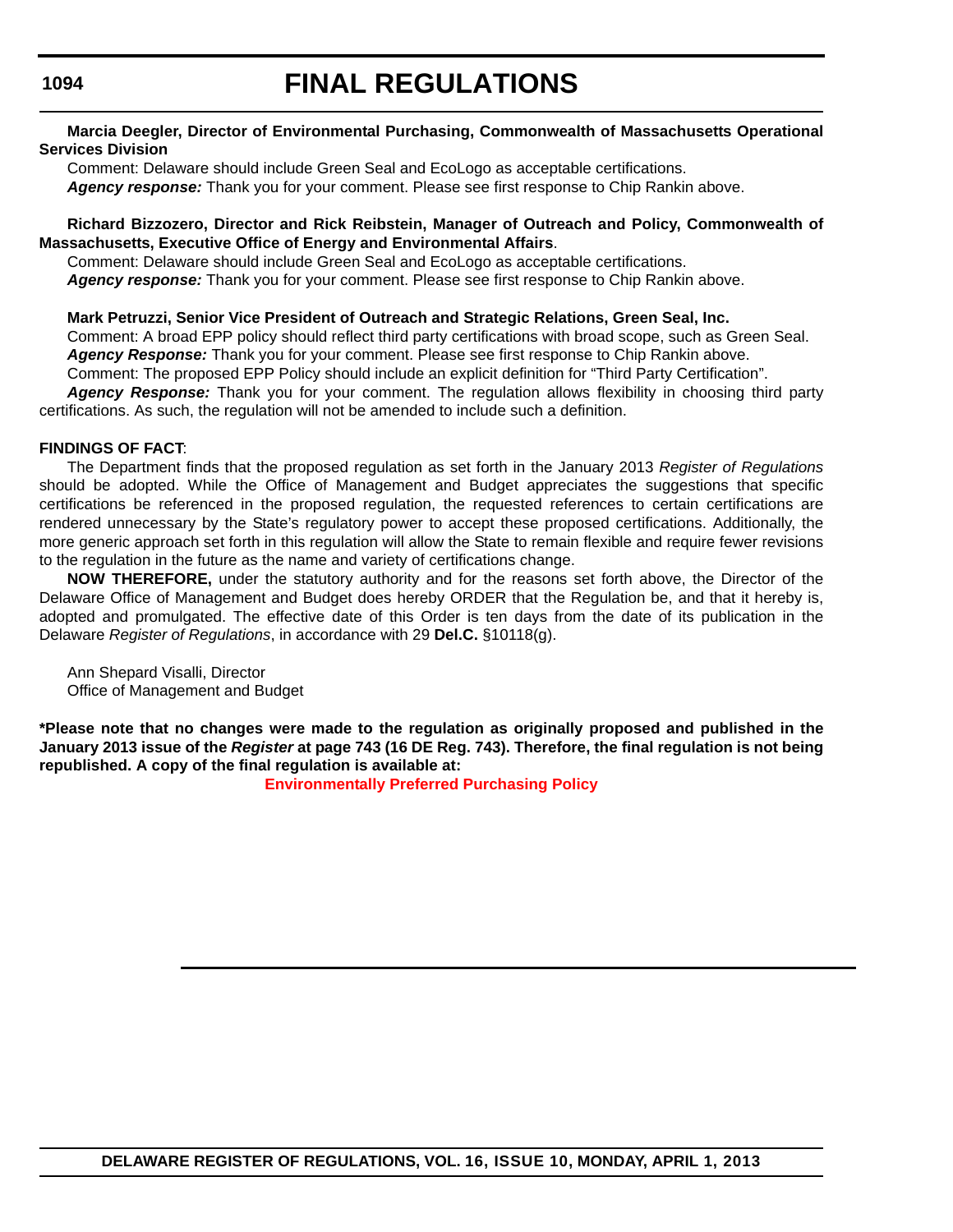**Marcia Deegler, Director of Environmental Purchasing, Commonwealth of Massachusetts Operational Services Division**

Comment: Delaware should include Green Seal and EcoLogo as acceptable certifications.

***Agency response:*** Thank you for your comment. Please see first response to Chip Rankin above.

**Richard Bizzozero, Director and Rick Reibstein, Manager of Outreach and Policy, Commonwealth of Massachusetts, Executive Office of Energy and Environmental Affairs**.

Comment: Delaware should include Green Seal and EcoLogo as acceptable certifications.

***Agency response:*** Thank you for your comment. Please see first response to Chip Rankin above.

**Mark Petruzzi, Senior Vice President of Outreach and Strategic Relations, Green Seal, Inc.**

Comment: A broad EPP policy should reflect third party certifications with broad scope, such as Green Seal.

***Agency Response:*** Thank you for your comment. Please see first response to Chip Rankin above.

Comment: The proposed EPP Policy should include an explicit definition for “Third Party Certification”.

***Agency Response:*** Thank you for your comment. The regulation allows flexibility in choosing third party certifications. As such, the regulation will not be amended to include such a definition.

**FINDINGS OF FACT**:

The Department finds that the proposed regulation as set forth in the January 2013 *Register of Regulations* should be adopted. While the Office of Management and Budget appreciates the suggestions that specific certifications be referenced in the proposed regulation, the requested references to certain certifications are rendered unnecessary by the State’s regulatory power to accept these proposed certifications. Additionally, the more generic approach set forth in this regulation will allow the State to remain flexible and require fewer revisions to the regulation in the future as the name and variety of certifications change.

**NOW THEREFORE,** under the statutory authority and for the reasons set forth above, the Director of the Delaware Office of Management and Budget does hereby ORDER that the Regulation be, and that it hereby is, adopted and promulgated. The effective date of this Order is ten days from the date of its publication in the Delaware *Register of Regulations*, in accordance with 29 **Del.C.** §10118(g).

Ann Shepard Visalli, Director
Office of Management and Budget

**\*Please note that no changes were made to the regulation as originally proposed and published in the January 2013 issue of the *Register* at page 743 (16 DE Reg. 743). Therefore, the final regulation is not being republished. A copy of the final regulation is available at:**

**Environmentally Preferred Purchasing Policy**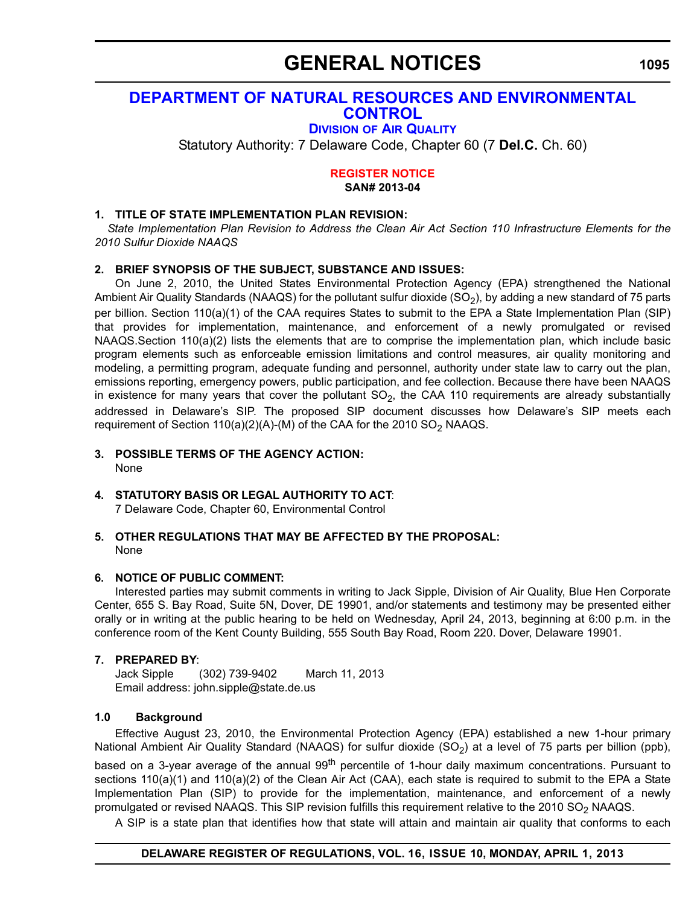# GENERAL NOTICES

## DEPARTMENT OF NATURAL RESOURCES AND ENVIRONMENTAL CONTROL

### DIVISION OF AIR QUALITY

Statutory Authority: 7 Delaware Code, Chapter 60 (7 **Del.C.** Ch. 60)

**REGISTER NOTICE**

**SAN# 2013-04**

**1. TITLE OF STATE IMPLEMENTATION PLAN REVISION:**

*State Implementation Plan Revision to Address the Clean Air Act Section 110 Infrastructure Elements for the 2010 Sulfur Dioxide NAAQS*

**2. BRIEF SYNOPSIS OF THE SUBJECT, SUBSTANCE AND ISSUES:**

On June 2, 2010, the United States Environmental Protection Agency (EPA) strengthened the National Ambient Air Quality Standards (NAAQS) for the pollutant sulfur dioxide ($SO_2$), by adding a new standard of 75 parts per billion. Section 110(a)(1) of the CAA requires States to submit to the EPA a State Implementation Plan (SIP) that provides for implementation, maintenance, and enforcement of a newly promulgated or revised NAAQS.Section 110(a)(2) lists the elements that are to comprise the implementation plan, which include basic program elements such as enforceable emission limitations and control measures, air quality monitoring and modeling, a permitting program, adequate funding and personnel, authority under state law to carry out the plan, emissions reporting, emergency powers, public participation, and fee collection. Because there have been NAAQS in existence for many years that cover the pollutant $SO_2$, the CAA 110 requirements are already substantially addressed in Delaware's SIP. The proposed SIP document discusses how Delaware's SIP meets each requirement of Section 110(a)(2)(A)-(M) of the CAA for the 2010 $SO_2$ NAAQS.

**3. POSSIBLE TERMS OF THE AGENCY ACTION:**

None

**4. STATUTORY BASIS OR LEGAL AUTHORITY TO ACT**:

7 Delaware Code, Chapter 60, Environmental Control

**5. OTHER REGULATIONS THAT MAY BE AFFECTED BY THE PROPOSAL:**

None

**6. NOTICE OF PUBLIC COMMENT:**

Interested parties may submit comments in writing to Jack Sipple, Division of Air Quality, Blue Hen Corporate Center, 655 S. Bay Road, Suite 5N, Dover, DE 19901, and/or statements and testimony may be presented either orally or in writing at the public hearing to be held on Wednesday, April 24, 2013, beginning at 6:00 p.m. in the conference room of the Kent County Building, 555 South Bay Road, Room 220. Dover, Delaware 19901.

**7. PREPARED BY**:

Jack Sipple (302) 739-9402 March 11, 2013

Email address: john.sipple@state.de.us

**1.0 Background**

Effective August 23, 2010, the Environmental Protection Agency (EPA) established a new 1-hour primary National Ambient Air Quality Standard (NAAQS) for sulfur dioxide ($SO_2$) at a level of 75 parts per billion (ppb), based on a 3-year average of the annual $99^{th}$ percentile of 1-hour daily maximum concentrations. Pursuant to sections 110(a)(1) and 110(a)(2) of the Clean Air Act (CAA), each state is required to submit to the EPA a State Implementation Plan (SIP) to provide for the implementation, maintenance, and enforcement of a newly promulgated or revised NAAQS. This SIP revision fulfills this requirement relative to the 2010 $SO_2$ NAAQS.

A SIP is a state plan that identifies how that state will attain and maintain air quality that conforms to each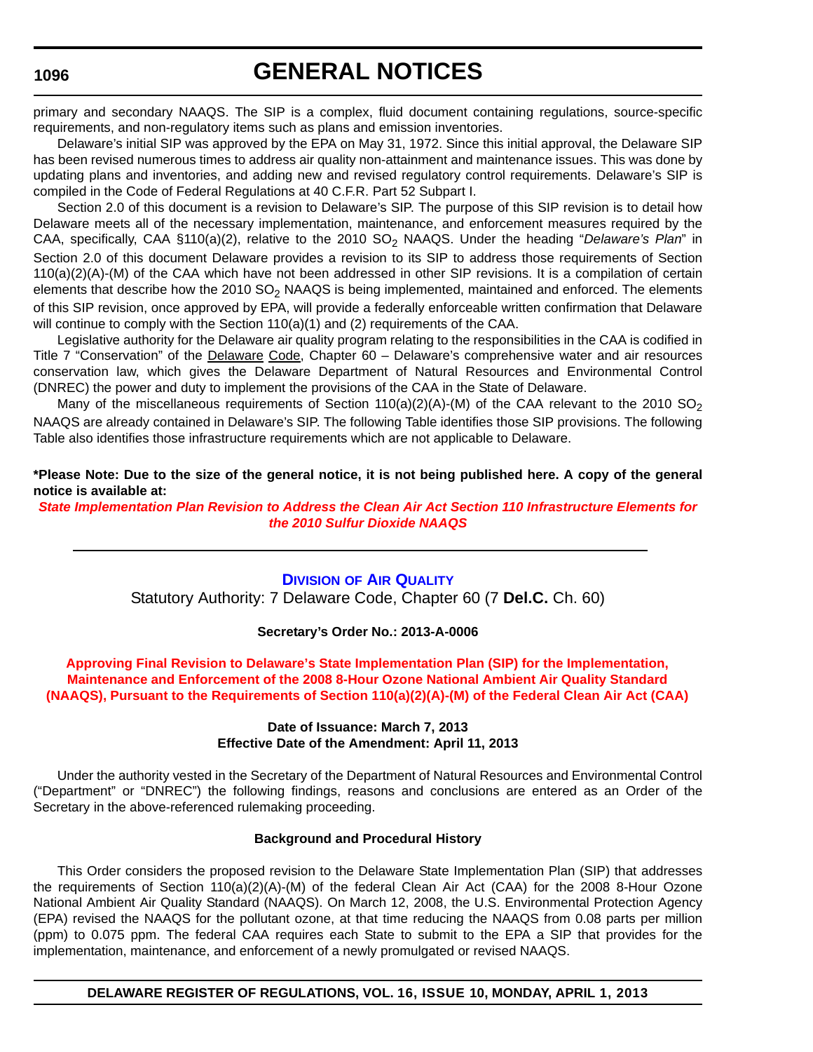primary and secondary NAAQS. The SIP is a complex, fluid document containing regulations, source-specific requirements, and non-regulatory items such as plans and emission inventories.

Delaware's initial SIP was approved by the EPA on May 31, 1972. Since this initial approval, the Delaware SIP has been revised numerous times to address air quality non-attainment and maintenance issues. This was done by updating plans and inventories, and adding new and revised regulatory control requirements. Delaware's SIP is compiled in the Code of Federal Regulations at 40 C.F.R. Part 52 Subpart I.

Section 2.0 of this document is a revision to Delaware's SIP. The purpose of this SIP revision is to detail how Delaware meets all of the necessary implementation, maintenance, and enforcement measures required by the CAA, specifically, CAA §110(a)(2), relative to the 2010 $SO_2$ NAAQS. Under the heading "*Delaware's Plan*" in Section 2.0 of this document Delaware provides a revision to its SIP to address those requirements of Section 110(a)(2)(A)-(M) of the CAA which have not been addressed in other SIP revisions. It is a compilation of certain elements that describe how the 2010 $SO_2$ NAAQS is being implemented, maintained and enforced. The elements of this SIP revision, once approved by EPA, will provide a federally enforceable written confirmation that Delaware will continue to comply with the Section 110(a)(1) and (2) requirements of the CAA.

Legislative authority for the Delaware air quality program relating to the responsibilities in the CAA is codified in Title 7 "Conservation" of the Delaware Code, Chapter 60 – Delaware's comprehensive water and air resources conservation law, which gives the Delaware Department of Natural Resources and Environmental Control (DNREC) the power and duty to implement the provisions of the CAA in the State of Delaware.

Many of the miscellaneous requirements of Section 110(a)(2)(A)-(M) of the CAA relevant to the 2010 $SO_2$ NAAQS are already contained in Delaware's SIP. The following Table identifies those SIP provisions. The following Table also identifies those infrastructure requirements which are not applicable to Delaware.

**\*Please Note: Due to the size of the general notice, it is not being published here. A copy of the general notice is available at:**

***State Implementation Plan Revision to Address the Clean Air Act Section 110 Infrastructure Elements for the 2010 Sulfur Dioxide NAAQS***

---

## DIVISION OF AIR QUALITY

Statutory Authority: 7 Delaware Code, Chapter 60 (7 **Del.C.** Ch. 60)

**Secretary's Order No.: 2013-A-0006**

### Approving Final Revision to Delaware's State Implementation Plan (SIP) for the Implementation, Maintenance and Enforcement of the 2008 8-Hour Ozone National Ambient Air Quality Standard (NAAQS), Pursuant to the Requirements of Section 110(a)(2)(A)-(M) of the Federal Clean Air Act (CAA)

**Date of Issuance: March 7, 2013**
**Effective Date of the Amendment: April 11, 2013**

Under the authority vested in the Secretary of the Department of Natural Resources and Environmental Control ("Department" or "DNREC") the following findings, reasons and conclusions are entered as an Order of the Secretary in the above-referenced rulemaking proceeding.

**Background and Procedural History**

This Order considers the proposed revision to the Delaware State Implementation Plan (SIP) that addresses the requirements of Section 110(a)(2)(A)-(M) of the federal Clean Air Act (CAA) for the 2008 8-Hour Ozone National Ambient Air Quality Standard (NAAQS). On March 12, 2008, the U.S. Environmental Protection Agency (EPA) revised the NAAQS for the pollutant ozone, at that time reducing the NAAQS from 0.08 parts per million (ppm) to 0.075 ppm. The federal CAA requires each State to submit to the EPA a SIP that provides for the implementation, maintenance, and enforcement of a newly promulgated or revised NAAQS.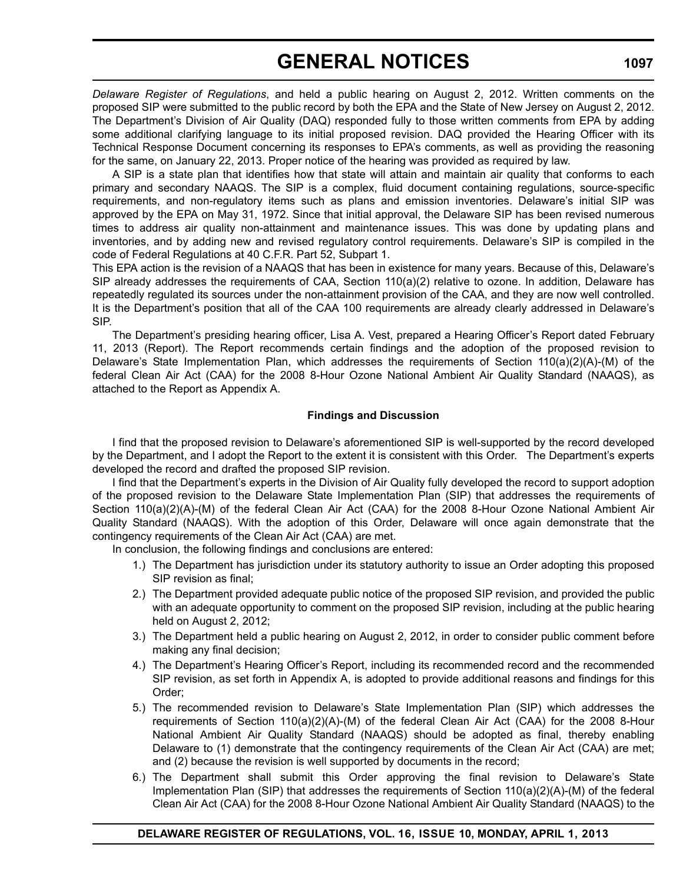*Delaware Register of Regulations*, and held a public hearing on August 2, 2012. Written comments on the proposed SIP were submitted to the public record by both the EPA and the State of New Jersey on August 2, 2012. The Department's Division of Air Quality (DAQ) responded fully to those written comments from EPA by adding some additional clarifying language to its initial proposed revision. DAQ provided the Hearing Officer with its Technical Response Document concerning its responses to EPA's comments, as well as providing the reasoning for the same, on January 22, 2013. Proper notice of the hearing was provided as required by law.

A SIP is a state plan that identifies how that state will attain and maintain air quality that conforms to each primary and secondary NAAQS. The SIP is a complex, fluid document containing regulations, source-specific requirements, and non-regulatory items such as plans and emission inventories. Delaware's initial SIP was approved by the EPA on May 31, 1972. Since that initial approval, the Delaware SIP has been revised numerous times to address air quality non-attainment and maintenance issues. This was done by updating plans and inventories, and by adding new and revised regulatory control requirements. Delaware's SIP is compiled in the code of Federal Regulations at 40 C.F.R. Part 52, Subpart 1.

This EPA action is the revision of a NAAQS that has been in existence for many years. Because of this, Delaware's SIP already addresses the requirements of CAA, Section 110(a)(2) relative to ozone. In addition, Delaware has repeatedly regulated its sources under the non-attainment provision of the CAA, and they are now well controlled. It is the Department's position that all of the CAA 100 requirements are already clearly addressed in Delaware's SIP.

The Department's presiding hearing officer, Lisa A. Vest, prepared a Hearing Officer's Report dated February 11, 2013 (Report). The Report recommends certain findings and the adoption of the proposed revision to Delaware's State Implementation Plan, which addresses the requirements of Section 110(a)(2)(A)-(M) of the federal Clean Air Act (CAA) for the 2008 8-Hour Ozone National Ambient Air Quality Standard (NAAQS), as attached to the Report as Appendix A.

**Findings and Discussion**

I find that the proposed revision to Delaware's aforementioned SIP is well-supported by the record developed by the Department, and I adopt the Report to the extent it is consistent with this Order. The Department's experts developed the record and drafted the proposed SIP revision.

I find that the Department's experts in the Division of Air Quality fully developed the record to support adoption of the proposed revision to the Delaware State Implementation Plan (SIP) that addresses the requirements of Section 110(a)(2)(A)-(M) of the federal Clean Air Act (CAA) for the 2008 8-Hour Ozone National Ambient Air Quality Standard (NAAQS). With the adoption of this Order, Delaware will once again demonstrate that the contingency requirements of the Clean Air Act (CAA) are met.

In conclusion, the following findings and conclusions are entered:

1.) The Department has jurisdiction under its statutory authority to issue an Order adopting this proposed SIP revision as final;

2.) The Department provided adequate public notice of the proposed SIP revision, and provided the public with an adequate opportunity to comment on the proposed SIP revision, including at the public hearing held on August 2, 2012;

3.) The Department held a public hearing on August 2, 2012, in order to consider public comment before making any final decision;

4.) The Department's Hearing Officer's Report, including its recommended record and the recommended SIP revision, as set forth in Appendix A, is adopted to provide additional reasons and findings for this Order;

5.) The recommended revision to Delaware's State Implementation Plan (SIP) which addresses the requirements of Section 110(a)(2)(A)-(M) of the federal Clean Air Act (CAA) for the 2008 8-Hour National Ambient Air Quality Standard (NAAQS) should be adopted as final, thereby enabling Delaware to (1) demonstrate that the contingency requirements of the Clean Air Act (CAA) are met; and (2) because the revision is well supported by documents in the record;

6.) The Department shall submit this Order approving the final revision to Delaware's State Implementation Plan (SIP) that addresses the requirements of Section 110(a)(2)(A)-(M) of the federal Clean Air Act (CAA) for the 2008 8-Hour Ozone National Ambient Air Quality Standard (NAAQS) to the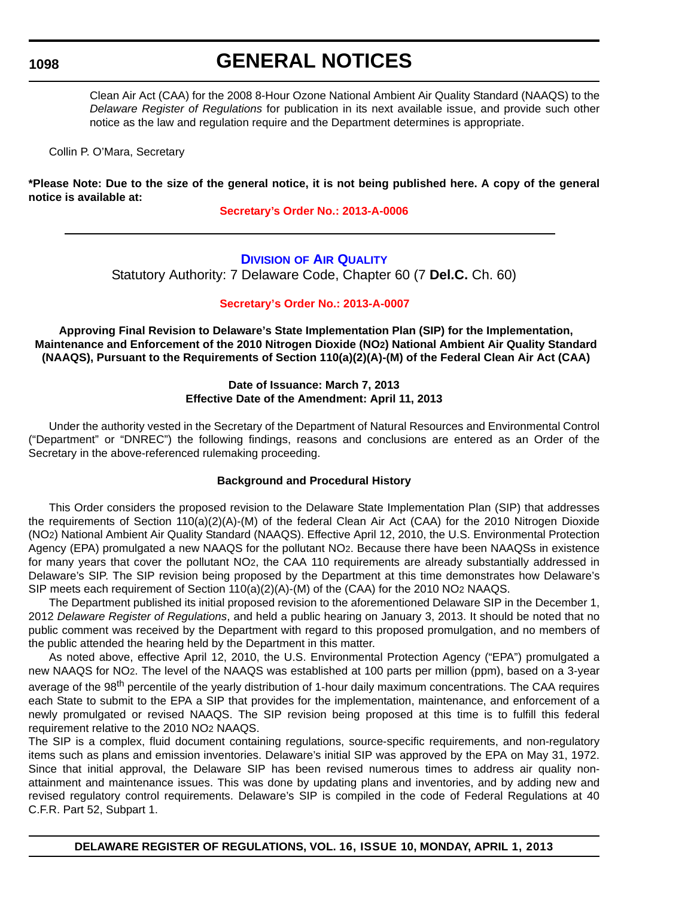Clean Air Act (CAA) for the 2008 8-Hour Ozone National Ambient Air Quality Standard (NAAQS) to the *Delaware Register of Regulations* for publication in its next available issue, and provide such other notice as the law and regulation require and the Department determines is appropriate.

Collin P. O'Mara, Secretary

**\*Please Note: Due to the size of the general notice, it is not being published here. A copy of the general notice is available at:**

**Secretary's Order No.: 2013-A-0006**

---

## Division of Air Quality

Statutory Authority: 7 Delaware Code, Chapter 60 (7 **Del.C.** Ch. 60)

**Secretary's Order No.: 2013-A-0007**

**Approving Final Revision to Delaware's State Implementation Plan (SIP) for the Implementation, Maintenance and Enforcement of the 2010 Nitrogen Dioxide ($NO_2$) National Ambient Air Quality Standard (NAAQS), Pursuant to the Requirements of Section 110(a)(2)(A)-(M) of the Federal Clean Air Act (CAA)**

**Date of Issuance: March 7, 2013**
**Effective Date of the Amendment: April 11, 2013**

Under the authority vested in the Secretary of the Department of Natural Resources and Environmental Control ("Department" or "DNREC") the following findings, reasons and conclusions are entered as an Order of the Secretary in the above-referenced rulemaking proceeding.

**Background and Procedural History**

This Order considers the proposed revision to the Delaware State Implementation Plan (SIP) that addresses the requirements of Section 110(a)(2)(A)-(M) of the federal Clean Air Act (CAA) for the 2010 Nitrogen Dioxide ($NO_2$) National Ambient Air Quality Standard (NAAQS). Effective April 12, 2010, the U.S. Environmental Protection Agency (EPA) promulgated a new NAAQS for the pollutant $NO_2$. Because there have been NAAQSs in existence for many years that cover the pollutant $NO_2$, the CAA 110 requirements are already substantially addressed in Delaware's SIP. The SIP revision being proposed by the Department at this time demonstrates how Delaware's SIP meets each requirement of Section 110(a)(2)(A)-(M) of the (CAA) for the 2010 $NO_2$ NAAQS.

The Department published its initial proposed revision to the aforementioned Delaware SIP in the December 1, 2012 *Delaware Register of Regulations*, and held a public hearing on January 3, 2013. It should be noted that no public comment was received by the Department with regard to this proposed promulgation, and no members of the public attended the hearing held by the Department in this matter.

As noted above, effective April 12, 2010, the U.S. Environmental Protection Agency ("EPA") promulgated a new NAAQS for $NO_2$. The level of the NAAQS was established at 100 parts per million (ppm), based on a 3-year average of the $98^{th}$ percentile of the yearly distribution of 1-hour daily maximum concentrations. The CAA requires each State to submit to the EPA a SIP that provides for the implementation, maintenance, and enforcement of a newly promulgated or revised NAAQS. The SIP revision being proposed at this time is to fulfill this federal requirement relative to the 2010 $NO_2$ NAAQS.

The SIP is a complex, fluid document containing regulations, source-specific requirements, and non-regulatory items such as plans and emission inventories. Delaware's initial SIP was approved by the EPA on May 31, 1972. Since that initial approval, the Delaware SIP has been revised numerous times to address air quality non-attainment and maintenance issues. This was done by updating plans and inventories, and by adding new and revised regulatory control requirements. Delaware's SIP is compiled in the code of Federal Regulations at 40 C.F.R. Part 52, Subpart 1.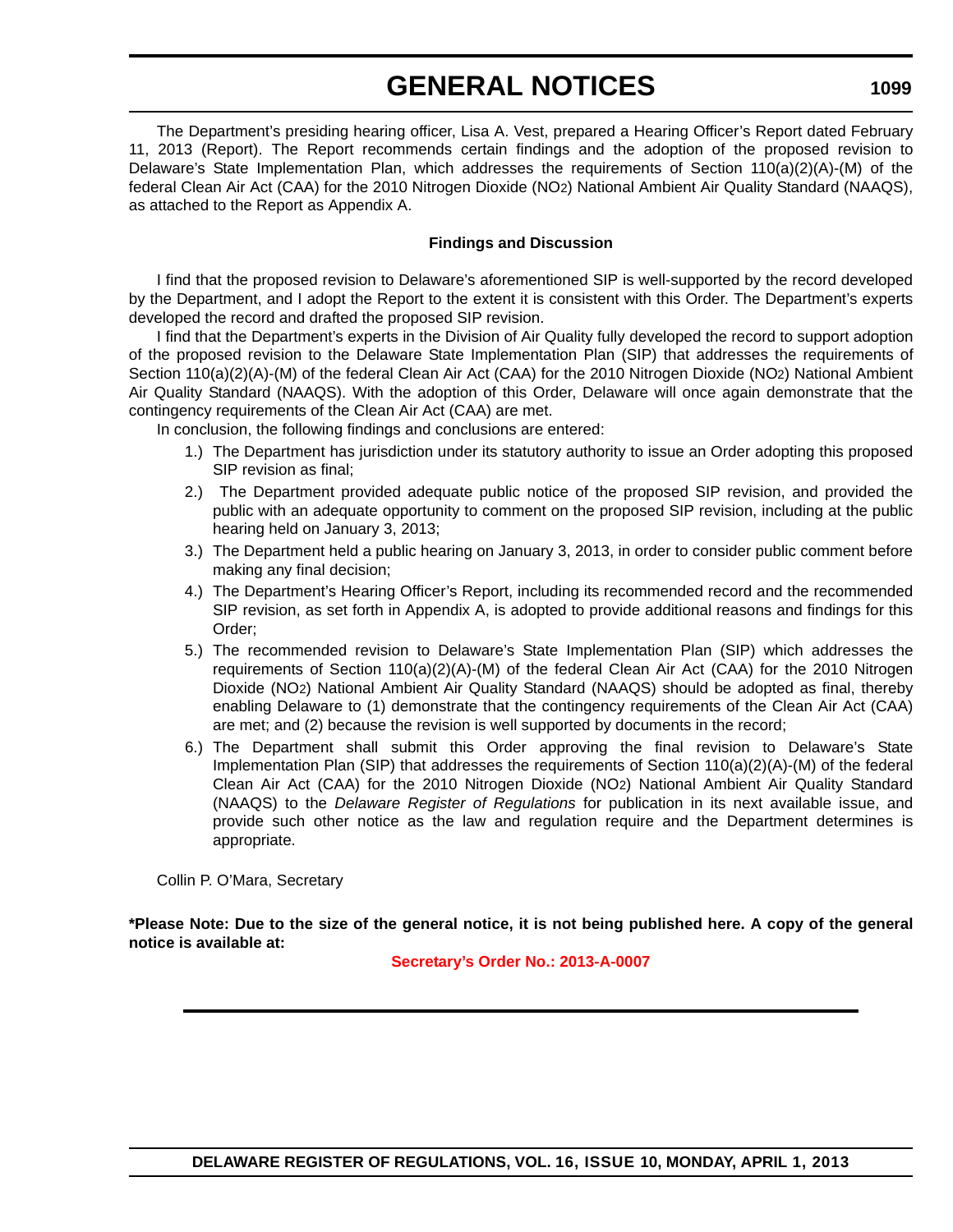The Department's presiding hearing officer, Lisa A. Vest, prepared a Hearing Officer's Report dated February 11, 2013 (Report). The Report recommends certain findings and the adoption of the proposed revision to Delaware's State Implementation Plan, which addresses the requirements of Section 110(a)(2)(A)-(M) of the federal Clean Air Act (CAA) for the 2010 Nitrogen Dioxide ($NO_2$) National Ambient Air Quality Standard (NAAQS), as attached to the Report as Appendix A.

**Findings and Discussion**

I find that the proposed revision to Delaware's aforementioned SIP is well-supported by the record developed by the Department, and I adopt the Report to the extent it is consistent with this Order. The Department's experts developed the record and drafted the proposed SIP revision.

I find that the Department's experts in the Division of Air Quality fully developed the record to support adoption of the proposed revision to the Delaware State Implementation Plan (SIP) that addresses the requirements of Section 110(a)(2)(A)-(M) of the federal Clean Air Act (CAA) for the 2010 Nitrogen Dioxide ($NO_2$) National Ambient Air Quality Standard (NAAQS). With the adoption of this Order, Delaware will once again demonstrate that the contingency requirements of the Clean Air Act (CAA) are met.

In conclusion, the following findings and conclusions are entered:

1.) The Department has jurisdiction under its statutory authority to issue an Order adopting this proposed SIP revision as final;

2.) The Department provided adequate public notice of the proposed SIP revision, and provided the public with an adequate opportunity to comment on the proposed SIP revision, including at the public hearing held on January 3, 2013;

3.) The Department held a public hearing on January 3, 2013, in order to consider public comment before making any final decision;

4.) The Department's Hearing Officer's Report, including its recommended record and the recommended SIP revision, as set forth in Appendix A, is adopted to provide additional reasons and findings for this Order;

5.) The recommended revision to Delaware's State Implementation Plan (SIP) which addresses the requirements of Section 110(a)(2)(A)-(M) of the federal Clean Air Act (CAA) for the 2010 Nitrogen Dioxide ($NO_2$) National Ambient Air Quality Standard (NAAQS) should be adopted as final, thereby enabling Delaware to (1) demonstrate that the contingency requirements of the Clean Air Act (CAA) are met; and (2) because the revision is well supported by documents in the record;

6.) The Department shall submit this Order approving the final revision to Delaware's State Implementation Plan (SIP) that addresses the requirements of Section 110(a)(2)(A)-(M) of the federal Clean Air Act (CAA) for the 2010 Nitrogen Dioxide ($NO_2$) National Ambient Air Quality Standard (NAAQS) to the *Delaware Register of Regulations* for publication in its next available issue, and provide such other notice as the law and regulation require and the Department determines is appropriate.

Collin P. O'Mara, Secretary

**\*Please Note: Due to the size of the general notice, it is not being published here. A copy of the general notice is available at:**

**Secretary's Order No.: 2013-A-0007**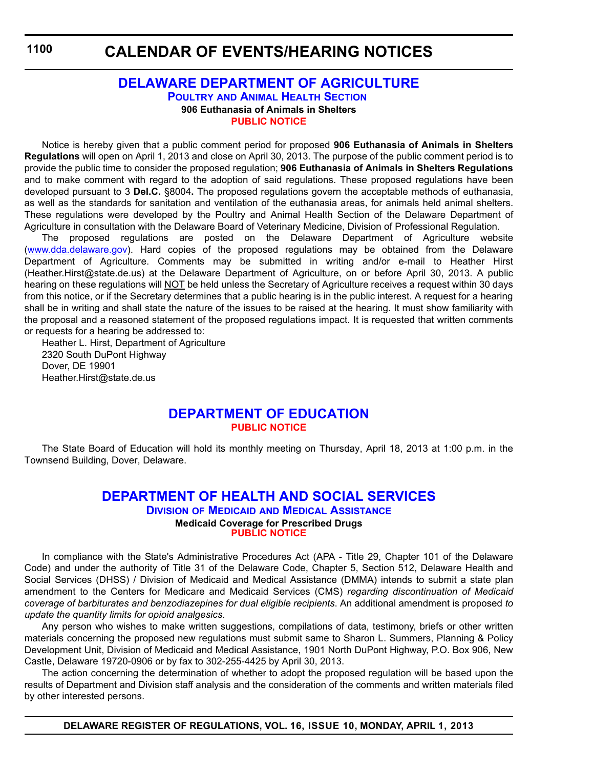# CALENDAR OF EVENTS/HEARING NOTICES

## DELAWARE DEPARTMENT OF AGRICULTURE

### Poultry and Animal Health Section

**906 Euthanasia of Animals in Shelters**

**PUBLIC NOTICE**

Notice is hereby given that a public comment period for proposed **906 Euthanasia of Animals in Shelters Regulations** will open on April 1, 2013 and close on April 30, 2013. The purpose of the public comment period is to provide the public time to consider the proposed regulation; **906 Euthanasia of Animals in Shelters Regulations** and to make comment with regard to the adoption of said regulations. These proposed regulations have been developed pursuant to 3 **Del.C.** §8004**.** The proposed regulations govern the acceptable methods of euthanasia, as well as the standards for sanitation and ventilation of the euthanasia areas, for animals held animal shelters. These regulations were developed by the Poultry and Animal Health Section of the Delaware Department of Agriculture in consultation with the Delaware Board of Veterinary Medicine, Division of Professional Regulation.

The proposed regulations are posted on the Delaware Department of Agriculture website (www.dda.delaware.gov). Hard copies of the proposed regulations may be obtained from the Delaware Department of Agriculture. Comments may be submitted in writing and/or e-mail to Heather Hirst (Heather.Hirst@state.de.us) at the Delaware Department of Agriculture, on or before April 30, 2013. A public hearing on these regulations will NOT be held unless the Secretary of Agriculture receives a request within 30 days from this notice, or if the Secretary determines that a public hearing is in the public interest. A request for a hearing shall be in writing and shall state the nature of the issues to be raised at the hearing. It must show familiarity with the proposal and a reasoned statement of the proposed regulations impact. It is requested that written comments or requests for a hearing be addressed to:

Heather L. Hirst, Department of Agriculture
2320 South DuPont Highway
Dover, DE 19901
Heather.Hirst@state.de.us

## DEPARTMENT OF EDUCATION

**PUBLIC NOTICE**

The State Board of Education will hold its monthly meeting on Thursday, April 18, 2013 at 1:00 p.m. in the Townsend Building, Dover, Delaware.

## DEPARTMENT OF HEALTH AND SOCIAL SERVICES

### Division of Medicaid and Medical Assistance

**Medicaid Coverage for Prescribed Drugs**

**PUBLIC NOTICE**

In compliance with the State's Administrative Procedures Act (APA - Title 29, Chapter 101 of the Delaware Code) and under the authority of Title 31 of the Delaware Code, Chapter 5, Section 512, Delaware Health and Social Services (DHSS) / Division of Medicaid and Medical Assistance (DMMA) intends to submit a state plan amendment to the Centers for Medicare and Medicaid Services (CMS) *regarding discontinuation of Medicaid coverage of barbiturates and benzodiazepines for dual eligible recipients*. An additional amendment is proposed *to update the quantity limits for opioid analgesics*.

Any person who wishes to make written suggestions, compilations of data, testimony, briefs or other written materials concerning the proposed new regulations must submit same to Sharon L. Summers, Planning & Policy Development Unit, Division of Medicaid and Medical Assistance, 1901 North DuPont Highway, P.O. Box 906, New Castle, Delaware 19720-0906 or by fax to 302-255-4425 by April 30, 2013.

The action concerning the determination of whether to adopt the proposed regulation will be based upon the results of Department and Division staff analysis and the consideration of the comments and written materials filed by other interested persons.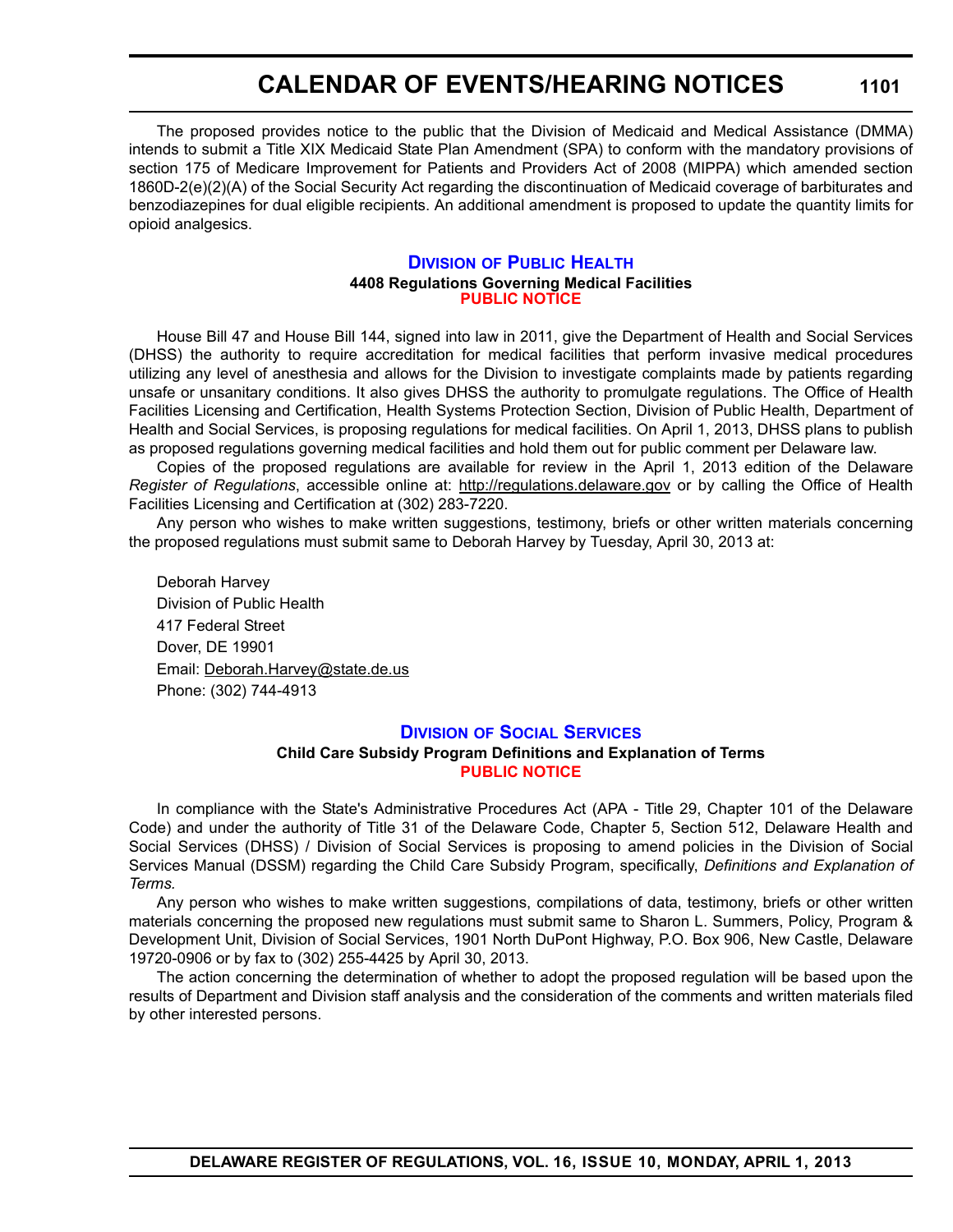The proposed provides notice to the public that the Division of Medicaid and Medical Assistance (DMMA) intends to submit a Title XIX Medicaid State Plan Amendment (SPA) to conform with the mandatory provisions of section 175 of Medicare Improvement for Patients and Providers Act of 2008 (MIPPA) which amended section 1860D-2(e)(2)(A) of the Social Security Act regarding the discontinuation of Medicaid coverage of barbiturates and benzodiazepines for dual eligible recipients. An additional amendment is proposed to update the quantity limits for opioid analgesics.

## Division of Public Health

**4408 Regulations Governing Medical Facilities**

**PUBLIC NOTICE**

House Bill 47 and House Bill 144, signed into law in 2011, give the Department of Health and Social Services (DHSS) the authority to require accreditation for medical facilities that perform invasive medical procedures utilizing any level of anesthesia and allows for the Division to investigate complaints made by patients regarding unsafe or unsanitary conditions. It also gives DHSS the authority to promulgate regulations. The Office of Health Facilities Licensing and Certification, Health Systems Protection Section, Division of Public Health, Department of Health and Social Services, is proposing regulations for medical facilities. On April 1, 2013, DHSS plans to publish as proposed regulations governing medical facilities and hold them out for public comment per Delaware law.

Copies of the proposed regulations are available for review in the April 1, 2013 edition of the Delaware *Register of Regulations*, accessible online at: http://regulations.delaware.gov or by calling the Office of Health Facilities Licensing and Certification at (302) 283-7220.

Any person who wishes to make written suggestions, testimony, briefs or other written materials concerning the proposed regulations must submit same to Deborah Harvey by Tuesday, April 30, 2013 at:

Deborah Harvey
Division of Public Health
417 Federal Street
Dover, DE 19901
Email: Deborah.Harvey@state.de.us
Phone: (302) 744-4913

## Division of Social Services

**Child Care Subsidy Program Definitions and Explanation of Terms**

**PUBLIC NOTICE**

In compliance with the State's Administrative Procedures Act (APA - Title 29, Chapter 101 of the Delaware Code) and under the authority of Title 31 of the Delaware Code, Chapter 5, Section 512, Delaware Health and Social Services (DHSS) / Division of Social Services is proposing to amend policies in the Division of Social Services Manual (DSSM) regarding the Child Care Subsidy Program, specifically, *Definitions and Explanation of Terms.*

Any person who wishes to make written suggestions, compilations of data, testimony, briefs or other written materials concerning the proposed new regulations must submit same to Sharon L. Summers, Policy, Program & Development Unit, Division of Social Services, 1901 North DuPont Highway, P.O. Box 906, New Castle, Delaware 19720-0906 or by fax to (302) 255-4425 by April 30, 2013.

The action concerning the determination of whether to adopt the proposed regulation will be based upon the results of Department and Division staff analysis and the consideration of the comments and written materials filed by other interested persons.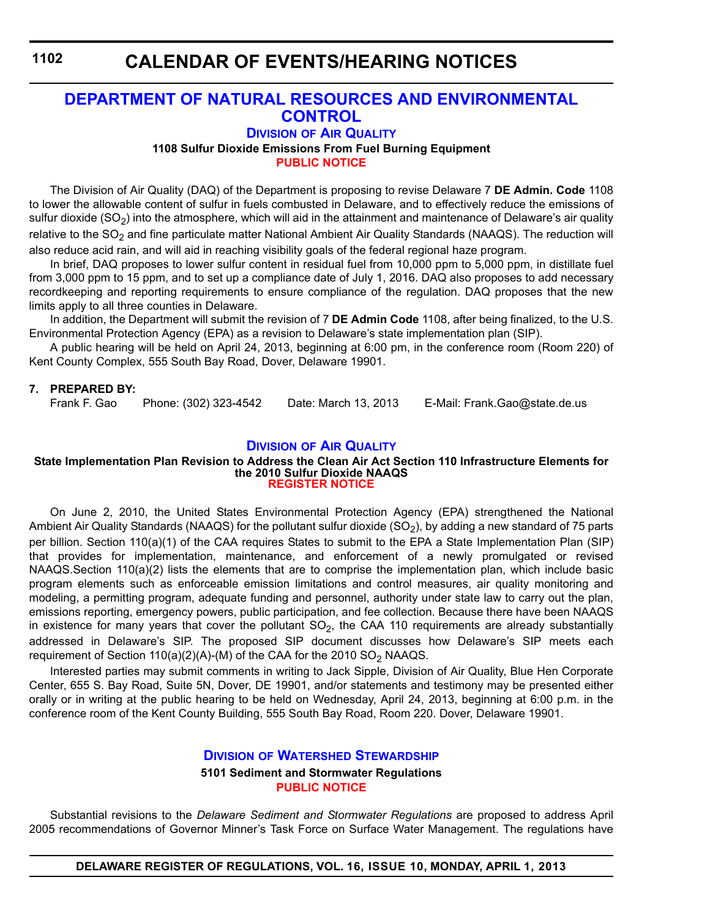# CALENDAR OF EVENTS/HEARING NOTICES

## DEPARTMENT OF NATURAL RESOURCES AND ENVIRONMENTAL CONTROL

### Division of Air Quality

**1108 Sulfur Dioxide Emissions From Fuel Burning Equipment**

**PUBLIC NOTICE**

The Division of Air Quality (DAQ) of the Department is proposing to revise Delaware 7 **DE Admin. Code** 1108 to lower the allowable content of sulfur in fuels combusted in Delaware, and to effectively reduce the emissions of sulfur dioxide ($SO_2$) into the atmosphere, which will aid in the attainment and maintenance of Delaware's air quality relative to the $SO_2$ and fine particulate matter National Ambient Air Quality Standards (NAAQS). The reduction will also reduce acid rain, and will aid in reaching visibility goals of the federal regional haze program.

In brief, DAQ proposes to lower sulfur content in residual fuel from 10,000 ppm to 5,000 ppm, in distillate fuel from 3,000 ppm to 15 ppm, and to set up a compliance date of July 1, 2016. DAQ also proposes to add necessary recordkeeping and reporting requirements to ensure compliance of the regulation. DAQ proposes that the new limits apply to all three counties in Delaware.

In addition, the Department will submit the revision of 7 **DE Admin Code** 1108, after being finalized, to the U.S. Environmental Protection Agency (EPA) as a revision to Delaware's state implementation plan (SIP).

A public hearing will be held on April 24, 2013, beginning at 6:00 pm, in the conference room (Room 220) of Kent County Complex, 555 South Bay Road, Dover, Delaware 19901.

**7. PREPARED BY:**

Frank F. Gao Phone: (302) 323-4542 Date: March 13, 2013 E-Mail: Frank.Gao@state.de.us

### Division of Air Quality

**State Implementation Plan Revision to Address the Clean Air Act Section 110 Infrastructure Elements for the 2010 Sulfur Dioxide NAAQS**

**REGISTER NOTICE**

On June 2, 2010, the United States Environmental Protection Agency (EPA) strengthened the National Ambient Air Quality Standards (NAAQS) for the pollutant sulfur dioxide ($SO_2$), by adding a new standard of 75 parts per billion. Section 110(a)(1) of the CAA requires States to submit to the EPA a State Implementation Plan (SIP) that provides for implementation, maintenance, and enforcement of a newly promulgated or revised NAAQS.Section 110(a)(2) lists the elements that are to comprise the implementation plan, which include basic program elements such as enforceable emission limitations and control measures, air quality monitoring and modeling, a permitting program, adequate funding and personnel, authority under state law to carry out the plan, emissions reporting, emergency powers, public participation, and fee collection. Because there have been NAAQS in existence for many years that cover the pollutant $SO_2$, the CAA 110 requirements are already substantially addressed in Delaware's SIP. The proposed SIP document discusses how Delaware's SIP meets each requirement of Section 110(a)(2)(A)-(M) of the CAA for the 2010 $SO_2$ NAAQS.

Interested parties may submit comments in writing to Jack Sipple, Division of Air Quality, Blue Hen Corporate Center, 655 S. Bay Road, Suite 5N, Dover, DE 19901, and/or statements and testimony may be presented either orally or in writing at the public hearing to be held on Wednesday, April 24, 2013, beginning at 6:00 p.m. in the conference room of the Kent County Building, 555 South Bay Road, Room 220. Dover, Delaware 19901.

### Division of Watershed Stewardship

**5101 Sediment and Stormwater Regulations**

**PUBLIC NOTICE**

Substantial revisions to the *Delaware Sediment and Stormwater Regulations* are proposed to address April 2005 recommendations of Governor Minner's Task Force on Surface Water Management. The regulations have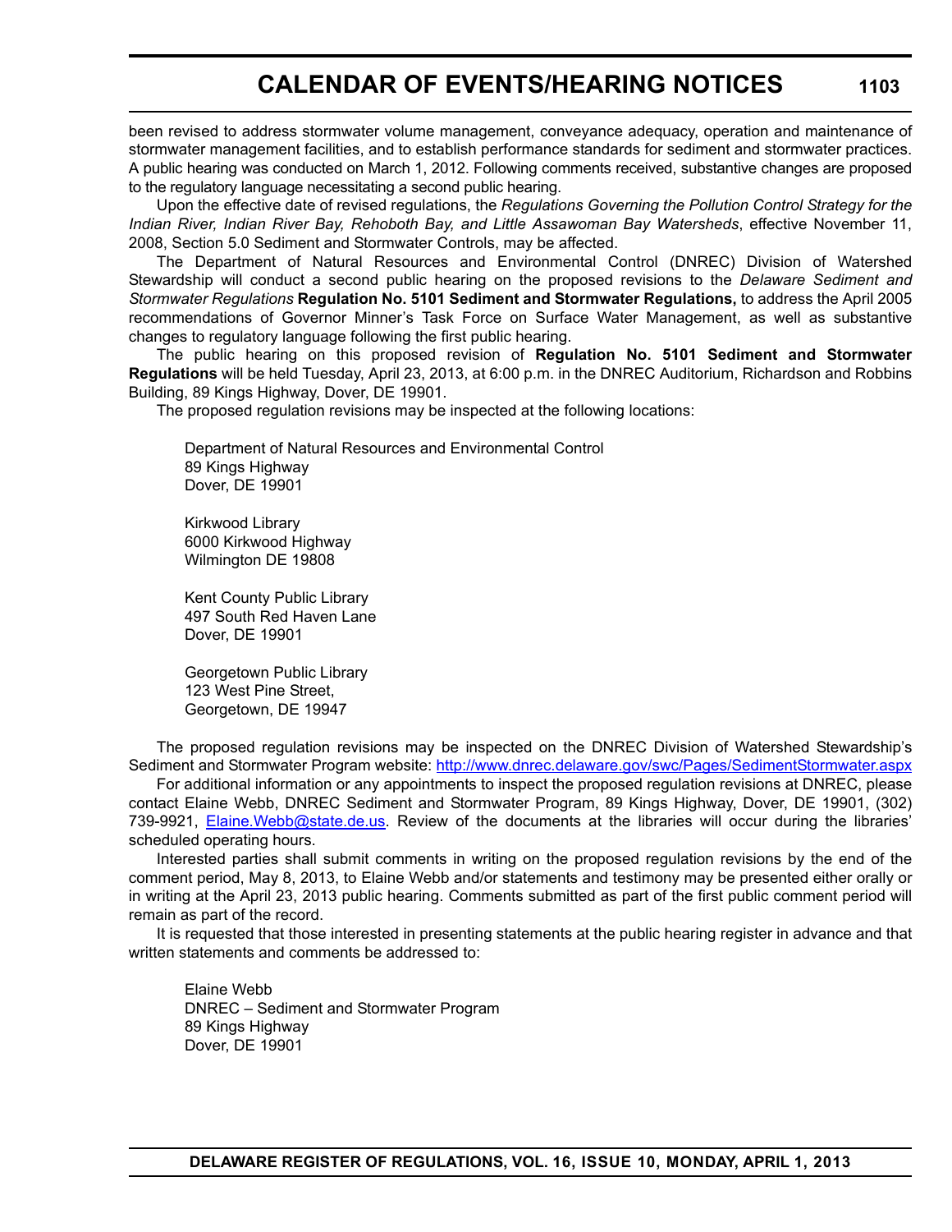been revised to address stormwater volume management, conveyance adequacy, operation and maintenance of stormwater management facilities, and to establish performance standards for sediment and stormwater practices. A public hearing was conducted on March 1, 2012. Following comments received, substantive changes are proposed to the regulatory language necessitating a second public hearing.

Upon the effective date of revised regulations, the *Regulations Governing the Pollution Control Strategy for the Indian River, Indian River Bay, Rehoboth Bay, and Little Assawoman Bay Watersheds*, effective November 11, 2008, Section 5.0 Sediment and Stormwater Controls, may be affected.

The Department of Natural Resources and Environmental Control (DNREC) Division of Watershed Stewardship will conduct a second public hearing on the proposed revisions to the *Delaware Sediment and Stormwater Regulations* **Regulation No. 5101 Sediment and Stormwater Regulations,** to address the April 2005 recommendations of Governor Minner's Task Force on Surface Water Management, as well as substantive changes to regulatory language following the first public hearing.

The public hearing on this proposed revision of **Regulation No. 5101 Sediment and Stormwater Regulations** will be held Tuesday, April 23, 2013, at 6:00 p.m. in the DNREC Auditorium, Richardson and Robbins Building, 89 Kings Highway, Dover, DE 19901.

The proposed regulation revisions may be inspected at the following locations:

Department of Natural Resources and Environmental Control
89 Kings Highway
Dover, DE 19901

Kirkwood Library
6000 Kirkwood Highway
Wilmington DE 19808

Kent County Public Library
497 South Red Haven Lane
Dover, DE 19901

Georgetown Public Library
123 West Pine Street,
Georgetown, DE 19947

The proposed regulation revisions may be inspected on the DNREC Division of Watershed Stewardship's Sediment and Stormwater Program website: http://www.dnrec.delaware.gov/swc/Pages/SedimentStormwater.aspx

For additional information or any appointments to inspect the proposed regulation revisions at DNREC, please contact Elaine Webb, DNREC Sediment and Stormwater Program, 89 Kings Highway, Dover, DE 19901, (302) 739-9921, Elaine.Webb@state.de.us. Review of the documents at the libraries will occur during the libraries' scheduled operating hours.

Interested parties shall submit comments in writing on the proposed regulation revisions by the end of the comment period, May 8, 2013, to Elaine Webb and/or statements and testimony may be presented either orally or in writing at the April 23, 2013 public hearing. Comments submitted as part of the first public comment period will remain as part of the record.

It is requested that those interested in presenting statements at the public hearing register in advance and that written statements and comments be addressed to:

Elaine Webb
DNREC – Sediment and Stormwater Program
89 Kings Highway
Dover, DE 19901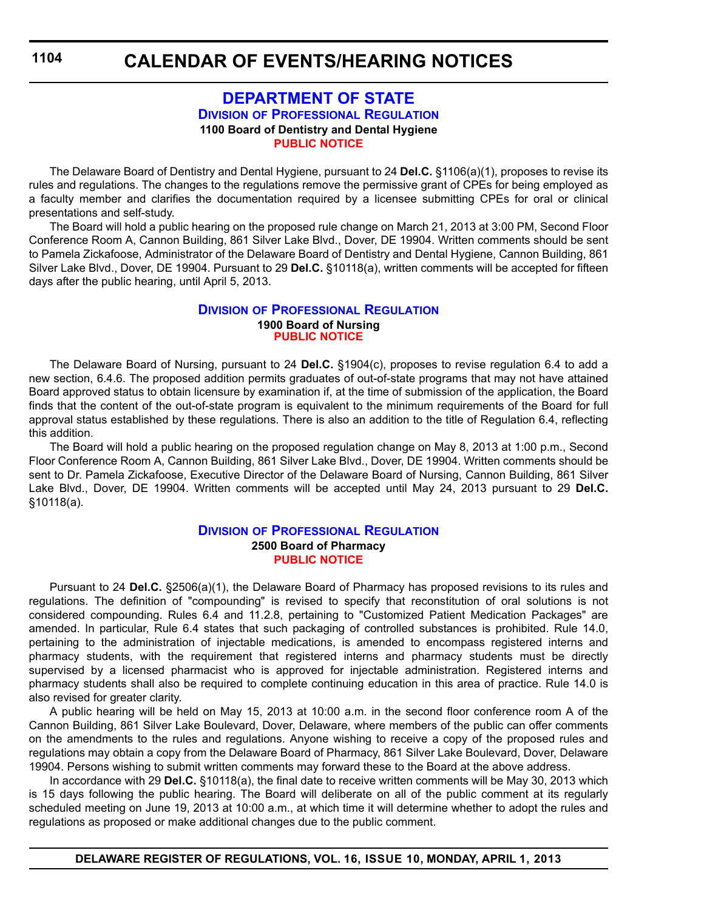# CALENDAR OF EVENTS/HEARING NOTICES

## DEPARTMENT OF STATE

### Division of Professional Regulation

**1100 Board of Dentistry and Dental Hygiene**

**PUBLIC NOTICE**

The Delaware Board of Dentistry and Dental Hygiene, pursuant to 24 **Del.C.** §1106(a)(1), proposes to revise its rules and regulations. The changes to the regulations remove the permissive grant of CPEs for being employed as a faculty member and clarifies the documentation required by a licensee submitting CPEs for oral or clinical presentations and self-study.

The Board will hold a public hearing on the proposed rule change on March 21, 2013 at 3:00 PM, Second Floor Conference Room A, Cannon Building, 861 Silver Lake Blvd., Dover, DE 19904. Written comments should be sent to Pamela Zickafoose, Administrator of the Delaware Board of Dentistry and Dental Hygiene, Cannon Building, 861 Silver Lake Blvd., Dover, DE 19904. Pursuant to 29 **Del.C.** §10118(a), written comments will be accepted for fifteen days after the public hearing, until April 5, 2013.

### Division of Professional Regulation

**1900 Board of Nursing**

**PUBLIC NOTICE**

The Delaware Board of Nursing, pursuant to 24 **Del.C.** §1904(c), proposes to revise regulation 6.4 to add a new section, 6.4.6. The proposed addition permits graduates of out-of-state programs that may not have attained Board approved status to obtain licensure by examination if, at the time of submission of the application, the Board finds that the content of the out-of-state program is equivalent to the minimum requirements of the Board for full approval status established by these regulations. There is also an addition to the title of Regulation 6.4, reflecting this addition.

The Board will hold a public hearing on the proposed regulation change on May 8, 2013 at 1:00 p.m., Second Floor Conference Room A, Cannon Building, 861 Silver Lake Blvd., Dover, DE 19904. Written comments should be sent to Dr. Pamela Zickafoose, Executive Director of the Delaware Board of Nursing, Cannon Building, 861 Silver Lake Blvd., Dover, DE 19904. Written comments will be accepted until May 24, 2013 pursuant to 29 **Del.C.** §10118(a).

### Division of Professional Regulation

**2500 Board of Pharmacy**

**PUBLIC NOTICE**

Pursuant to 24 **Del.C.** §2506(a)(1), the Delaware Board of Pharmacy has proposed revisions to its rules and regulations. The definition of "compounding" is revised to specify that reconstitution of oral solutions is not considered compounding. Rules 6.4 and 11.2.8, pertaining to "Customized Patient Medication Packages" are amended. In particular, Rule 6.4 states that such packaging of controlled substances is prohibited. Rule 14.0, pertaining to the administration of injectable medications, is amended to encompass registered interns and pharmacy students, with the requirement that registered interns and pharmacy students must be directly supervised by a licensed pharmacist who is approved for injectable administration. Registered interns and pharmacy students shall also be required to complete continuing education in this area of practice. Rule 14.0 is also revised for greater clarity.

A public hearing will be held on May 15, 2013 at 10:00 a.m. in the second floor conference room A of the Cannon Building, 861 Silver Lake Boulevard, Dover, Delaware, where members of the public can offer comments on the amendments to the rules and regulations. Anyone wishing to receive a copy of the proposed rules and regulations may obtain a copy from the Delaware Board of Pharmacy, 861 Silver Lake Boulevard, Dover, Delaware 19904. Persons wishing to submit written comments may forward these to the Board at the above address.

In accordance with 29 **Del.C.** §10118(a), the final date to receive written comments will be May 30, 2013 which is 15 days following the public hearing. The Board will deliberate on all of the public comment at its regularly scheduled meeting on June 19, 2013 at 10:00 a.m., at which time it will determine whether to adopt the rules and regulations as proposed or make additional changes due to the public comment.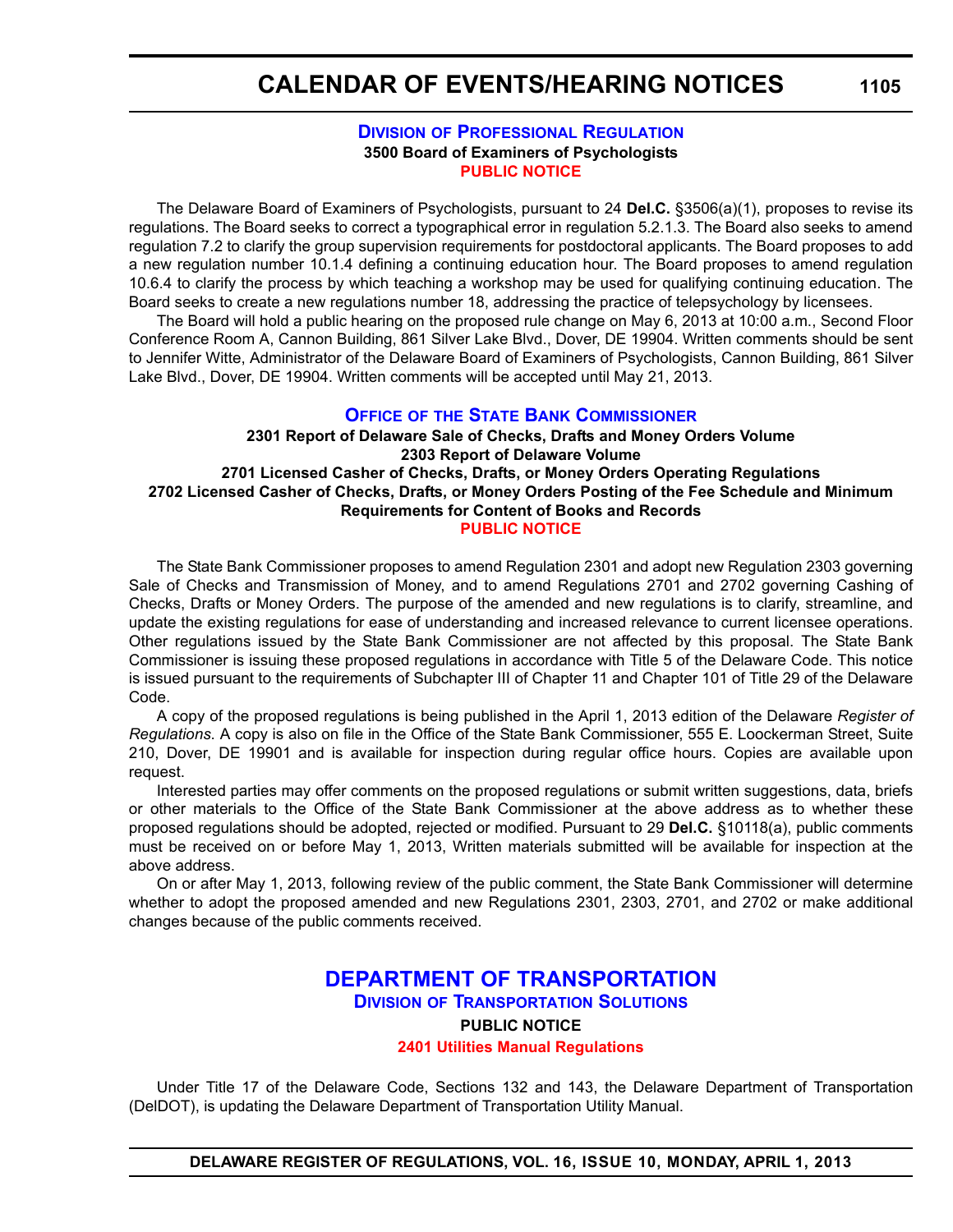## Division of Professional Regulation

**3500 Board of Examiners of Psychologists**

**PUBLIC NOTICE**

The Delaware Board of Examiners of Psychologists, pursuant to 24 **Del.C.** §3506(a)(1), proposes to revise its regulations. The Board seeks to correct a typographical error in regulation 5.2.1.3. The Board also seeks to amend regulation 7.2 to clarify the group supervision requirements for postdoctoral applicants. The Board proposes to add a new regulation number 10.1.4 defining a continuing education hour. The Board proposes to amend regulation 10.6.4 to clarify the process by which teaching a workshop may be used for qualifying continuing education. The Board seeks to create a new regulations number 18, addressing the practice of telepsychology by licensees.

The Board will hold a public hearing on the proposed rule change on May 6, 2013 at 10:00 a.m., Second Floor Conference Room A, Cannon Building, 861 Silver Lake Blvd., Dover, DE 19904. Written comments should be sent to Jennifer Witte, Administrator of the Delaware Board of Examiners of Psychologists, Cannon Building, 861 Silver Lake Blvd., Dover, DE 19904. Written comments will be accepted until May 21, 2013.

## Office of the State Bank Commissioner

**2301 Report of Delaware Sale of Checks, Drafts and Money Orders Volume**
**2303 Report of Delaware Volume**
**2701 Licensed Casher of Checks, Drafts, or Money Orders Operating Regulations**
**2702 Licensed Casher of Checks, Drafts, or Money Orders Posting of the Fee Schedule and Minimum Requirements for Content of Books and Records**

**PUBLIC NOTICE**

The State Bank Commissioner proposes to amend Regulation 2301 and adopt new Regulation 2303 governing Sale of Checks and Transmission of Money, and to amend Regulations 2701 and 2702 governing Cashing of Checks, Drafts or Money Orders. The purpose of the amended and new regulations is to clarify, streamline, and update the existing regulations for ease of understanding and increased relevance to current licensee operations. Other regulations issued by the State Bank Commissioner are not affected by this proposal. The State Bank Commissioner is issuing these proposed regulations in accordance with Title 5 of the Delaware Code. This notice is issued pursuant to the requirements of Subchapter III of Chapter 11 and Chapter 101 of Title 29 of the Delaware Code.

A copy of the proposed regulations is being published in the April 1, 2013 edition of the Delaware *Register of Regulations*. A copy is also on file in the Office of the State Bank Commissioner, 555 E. Loockerman Street, Suite 210, Dover, DE 19901 and is available for inspection during regular office hours. Copies are available upon request.

Interested parties may offer comments on the proposed regulations or submit written suggestions, data, briefs or other materials to the Office of the State Bank Commissioner at the above address as to whether these proposed regulations should be adopted, rejected or modified. Pursuant to 29 **Del.C.** §10118(a), public comments must be received on or before May 1, 2013, Written materials submitted will be available for inspection at the above address.

On or after May 1, 2013, following review of the public comment, the State Bank Commissioner will determine whether to adopt the proposed amended and new Regulations 2301, 2303, 2701, and 2702 or make additional changes because of the public comments received.

# DEPARTMENT OF TRANSPORTATION

## Division of Transportation Solutions

**PUBLIC NOTICE**

**2401 Utilities Manual Regulations**

Under Title 17 of the Delaware Code, Sections 132 and 143, the Delaware Department of Transportation (DelDOT), is updating the Delaware Department of Transportation Utility Manual.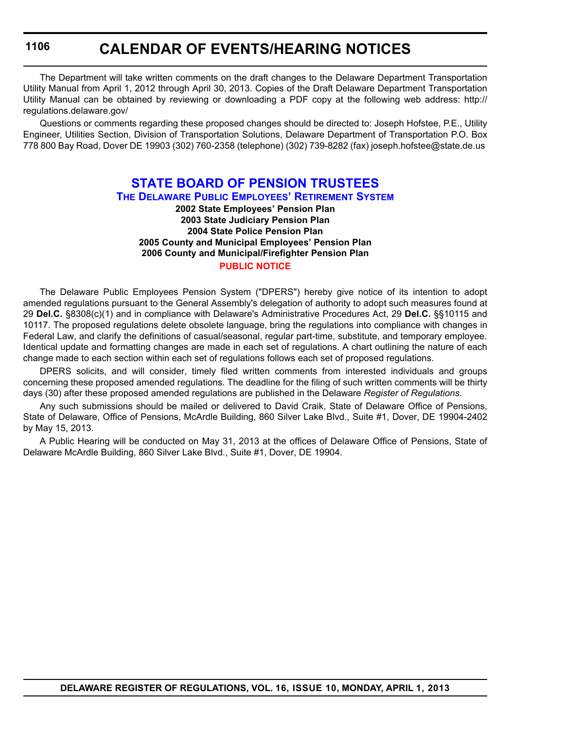The Department will take written comments on the draft changes to the Delaware Department Transportation Utility Manual from April 1, 2012 through April 30, 2013. Copies of the Draft Delaware Department Transportation Utility Manual can be obtained by reviewing or downloading a PDF copy at the following web address: http://regulations.delaware.gov/

Questions or comments regarding these proposed changes should be directed to: Joseph Hofstee, P.E., Utility Engineer, Utilities Section, Division of Transportation Solutions, Delaware Department of Transportation P.O. Box 778 800 Bay Road, Dover DE 19903 (302) 760-2358 (telephone) (302) 739-8282 (fax) joseph.hofstee@state.de.us

## STATE BOARD OF PENSION TRUSTEES

### The Delaware Public Employees' Retirement System

**2002 State Employees' Pension Plan**
**2003 State Judiciary Pension Plan**
**2004 State Police Pension Plan**
**2005 County and Municipal Employees' Pension Plan**
**2006 County and Municipal/Firefighter Pension Plan**

**PUBLIC NOTICE**

The Delaware Public Employees Pension System ("DPERS") hereby give notice of its intention to adopt amended regulations pursuant to the General Assembly's delegation of authority to adopt such measures found at 29 **Del.C.** §8308(c)(1) and in compliance with Delaware's Administrative Procedures Act, 29 **Del.C.** §§10115 and 10117. The proposed regulations delete obsolete language, bring the regulations into compliance with changes in Federal Law, and clarify the definitions of casual/seasonal, regular part-time, substitute, and temporary employee. Identical update and formatting changes are made in each set of regulations. A chart outlining the nature of each change made to each section within each set of regulations follows each set of proposed regulations.

DPERS solicits, and will consider, timely filed written comments from interested individuals and groups concerning these proposed amended regulations. The deadline for the filing of such written comments will be thirty days (30) after these proposed amended regulations are published in the Delaware *Register of Regulations*.

Any such submissions should be mailed or delivered to David Craik, State of Delaware Office of Pensions, State of Delaware, Office of Pensions, McArdle Building, 860 Silver Lake Blvd., Suite #1, Dover, DE 19904-2402 by May 15, 2013.

A Public Hearing will be conducted on May 31, 2013 at the offices of Delaware Office of Pensions, State of Delaware McArdle Building, 860 Silver Lake Blvd., Suite #1, Dover, DE 19904.